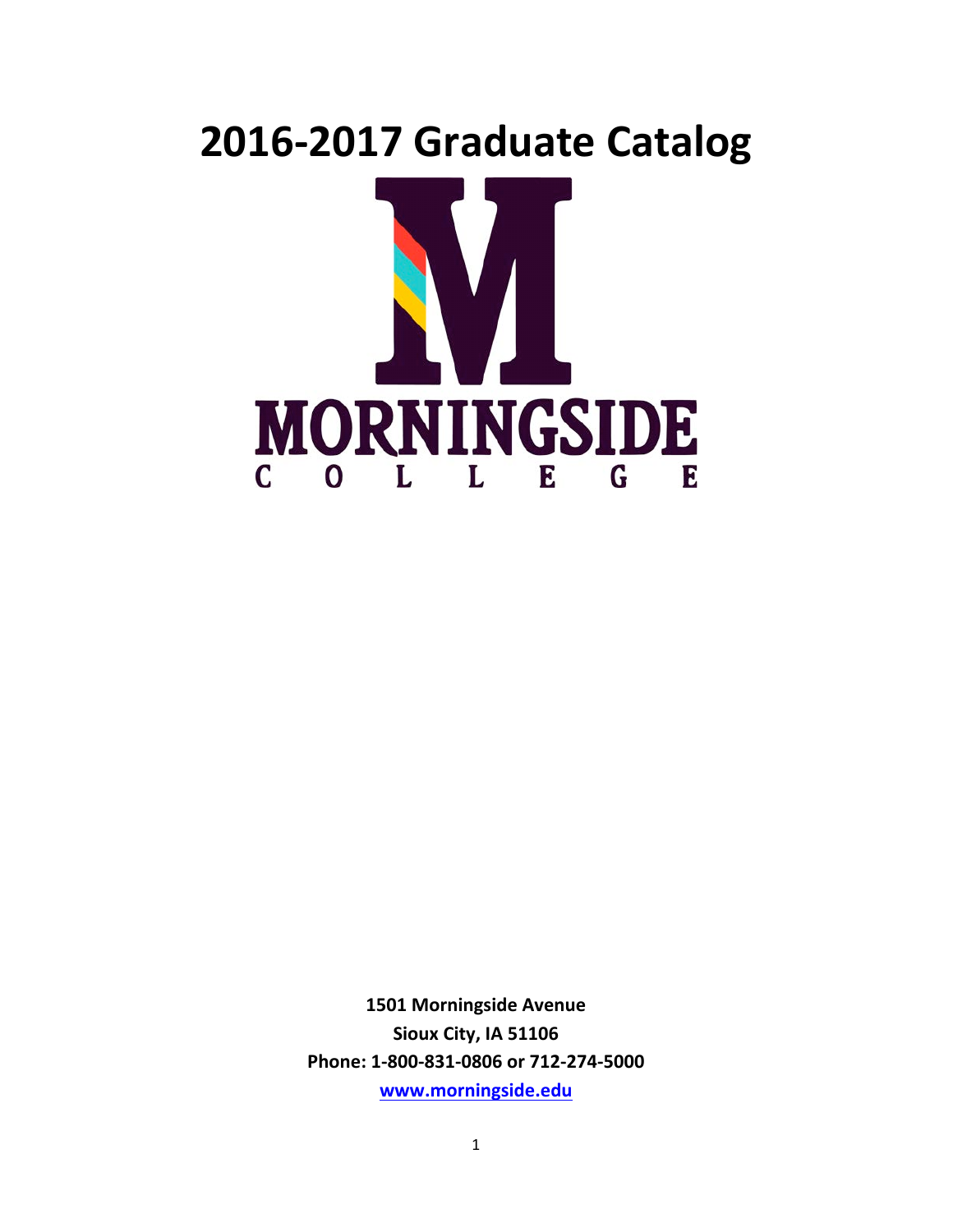# 2016-2017 Graduate Catalog

MORNINGSIDE
COLLEGE

**1501 Morningside Avenue**
**Sioux City, IA 51106**
**Phone: 1-800-831-0806 or 712-274-5000**
**www.morningside.edu**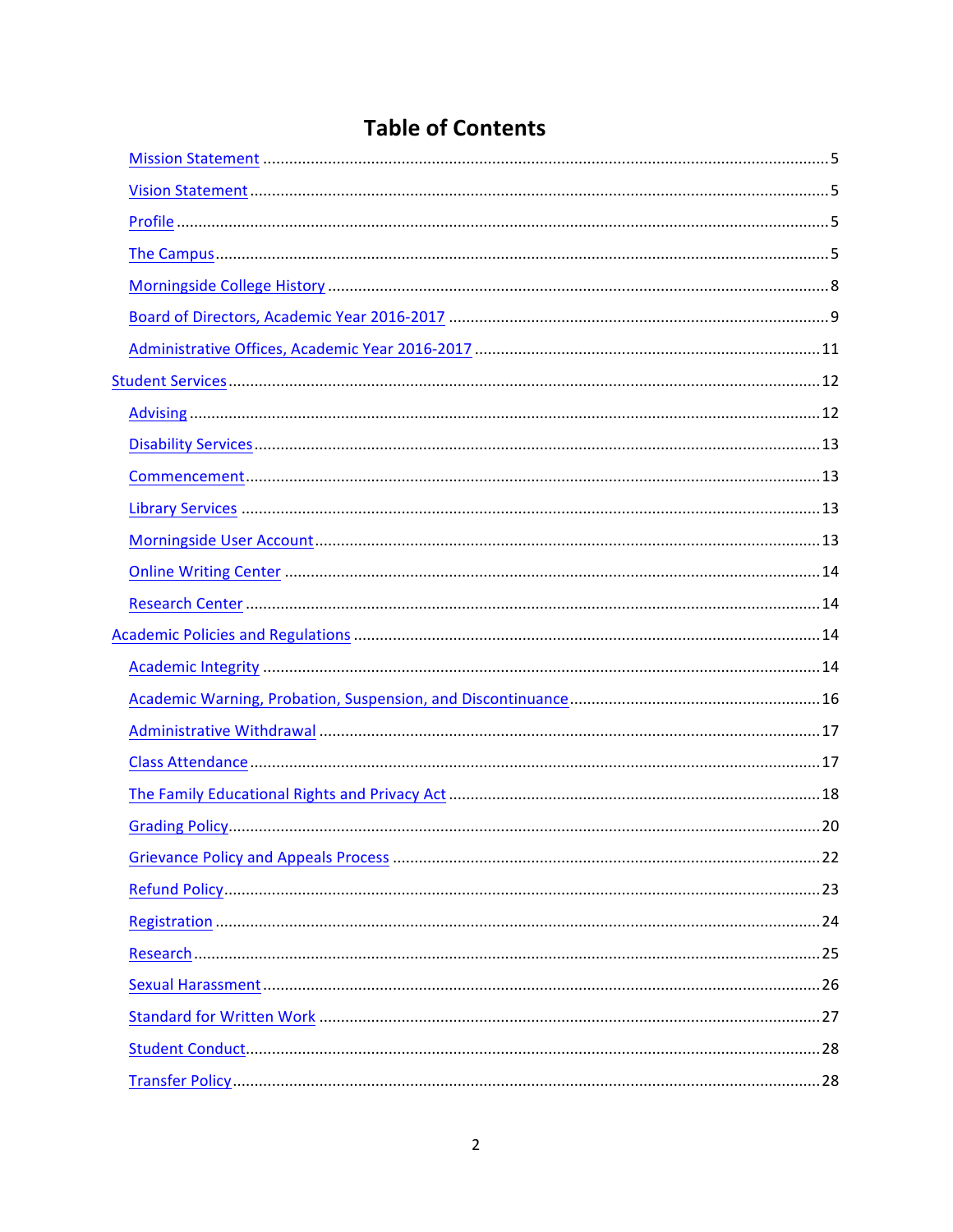# Table of Contents

- Mission Statement ..... 5
- Vision Statement ..... 5
- Profile ..... 5
- The Campus ..... 5
- Morningside College History ..... 8
- Board of Directors, Academic Year 2016-2017 ..... 9
- Administrative Offices, Academic Year 2016-2017 ..... 11

Student Services ..... 12

- Advising ..... 12
- Disability Services ..... 13
- Commencement ..... 13
- Library Services ..... 13
- Morningside User Account ..... 13
- Online Writing Center ..... 14
- Research Center ..... 14

Academic Policies and Regulations ..... 14

- Academic Integrity ..... 14
- Academic Warning, Probation, Suspension, and Discontinuance ..... 16
- Administrative Withdrawal ..... 17
- Class Attendance ..... 17
- The Family Educational Rights and Privacy Act ..... 18
- Grading Policy ..... 20
- Grievance Policy and Appeals Process ..... 22
- Refund Policy ..... 23
- Registration ..... 24
- Research ..... 25
- Sexual Harassment ..... 26
- Standard for Written Work ..... 27
- Student Conduct ..... 28
- Transfer Policy ..... 28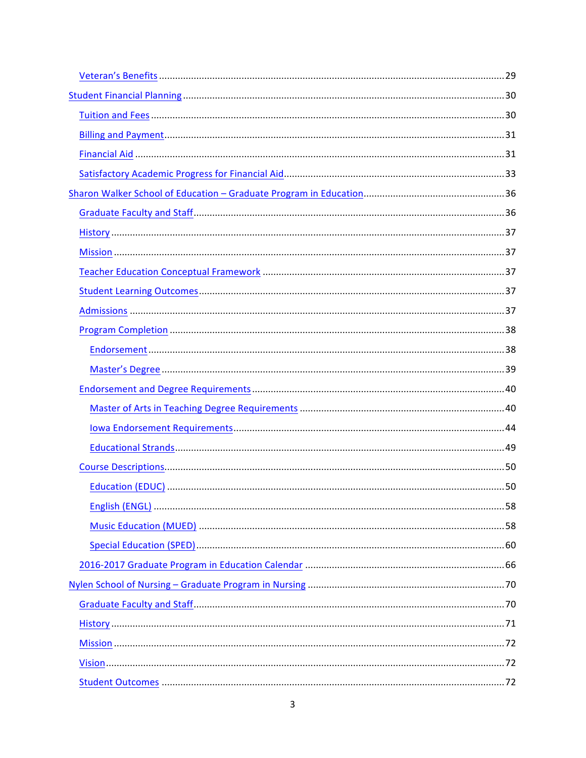- Veteran's Benefits ........ 29
- Student Financial Planning ........ 30
  - Tuition and Fees ........ 30
  - Billing and Payment ........ 31
  - Financial Aid ........ 31
  - Satisfactory Academic Progress for Financial Aid ........ 33
- Sharon Walker School of Education – Graduate Program in Education ........ 36
  - Graduate Faculty and Staff ........ 36
  - History ........ 37
  - Mission ........ 37
  - Teacher Education Conceptual Framework ........ 37
  - Student Learning Outcomes ........ 37
  - Admissions ........ 37
  - Program Completion ........ 38
    - Endorsement ........ 38
    - Master's Degree ........ 39
  - Endorsement and Degree Requirements ........ 40
    - Master of Arts in Teaching Degree Requirements ........ 40
    - Iowa Endorsement Requirements ........ 44
    - Educational Strands ........ 49
  - Course Descriptions ........ 50
    - Education (EDUC) ........ 50
    - English (ENGL) ........ 58
    - Music Education (MUED) ........ 58
    - Special Education (SPED) ........ 60
  - 2016-2017 Graduate Program in Education Calendar ........ 66
- Nylen School of Nursing – Graduate Program in Nursing ........ 70
  - Graduate Faculty and Staff ........ 70
  - History ........ 71
  - Mission ........ 72
  - Vision ........ 72
  - Student Outcomes ........ 72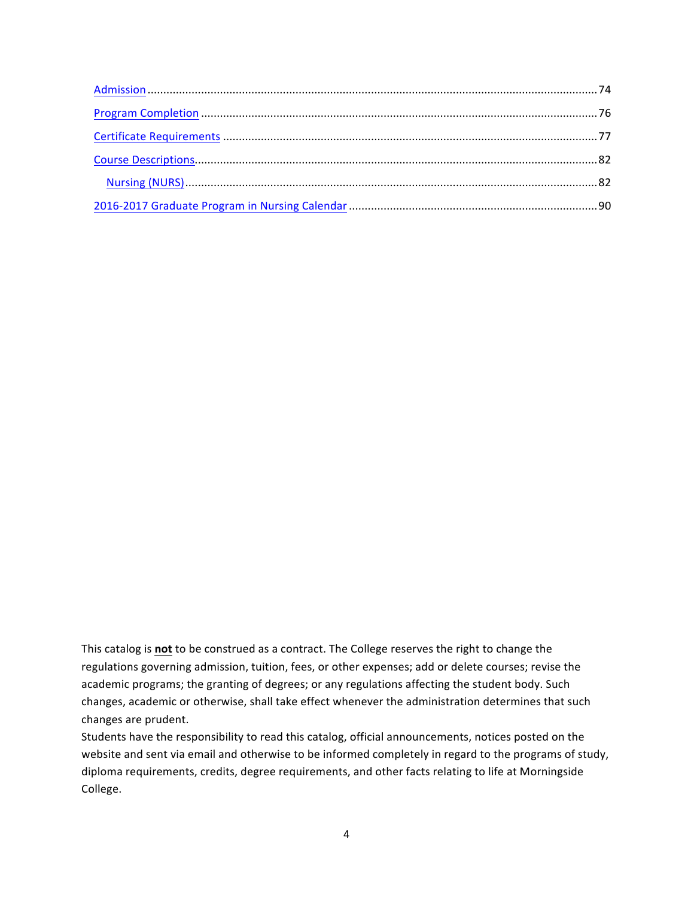Admission ............................................................................................................................................74

Program Completion ............................................................................................................................76

Certificate Requirements .....................................................................................................................77

Course Descriptions..............................................................................................................................82

  Nursing (NURS)..................................................................................................................................82

2016-2017 Graduate Program in Nursing Calendar ..............................................................................90

This catalog is **not** to be construed as a contract. The College reserves the right to change the regulations governing admission, tuition, fees, or other expenses; add or delete courses; revise the academic programs; the granting of degrees; or any regulations affecting the student body. Such changes, academic or otherwise, shall take effect whenever the administration determines that such changes are prudent.

Students have the responsibility to read this catalog, official announcements, notices posted on the website and sent via email and otherwise to be informed completely in regard to the programs of study, diploma requirements, credits, degree requirements, and other facts relating to life at Morningside College.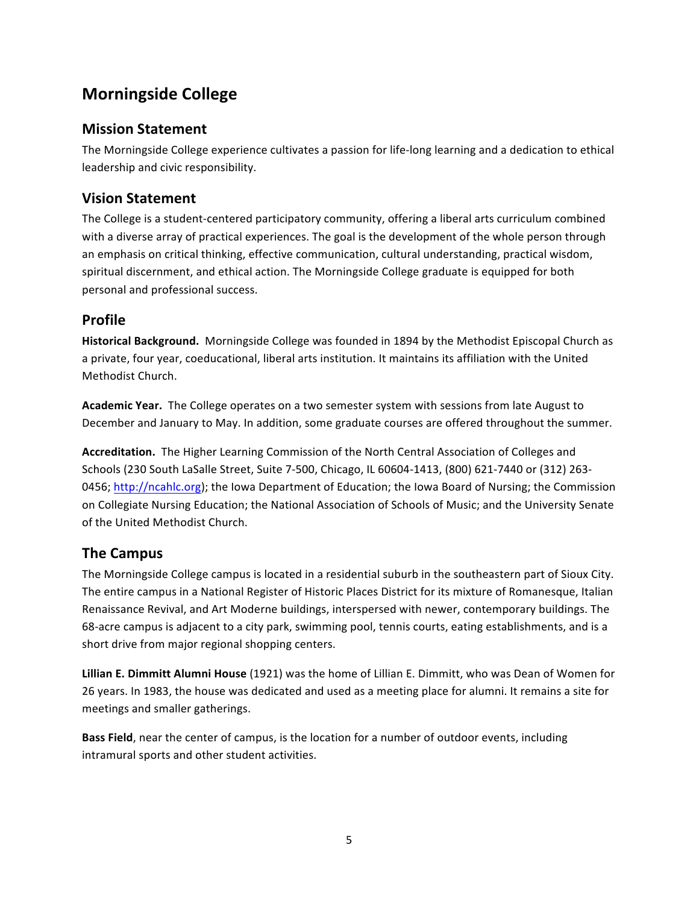# Morningside College

## Mission Statement

The Morningside College experience cultivates a passion for life-long learning and a dedication to ethical leadership and civic responsibility.

## Vision Statement

The College is a student-centered participatory community, offering a liberal arts curriculum combined with a diverse array of practical experiences. The goal is the development of the whole person through an emphasis on critical thinking, effective communication, cultural understanding, practical wisdom, spiritual discernment, and ethical action. The Morningside College graduate is equipped for both personal and professional success.

## Profile

**Historical Background.** Morningside College was founded in 1894 by the Methodist Episcopal Church as a private, four year, coeducational, liberal arts institution. It maintains its affiliation with the United Methodist Church.

**Academic Year.** The College operates on a two semester system with sessions from late August to December and January to May. In addition, some graduate courses are offered throughout the summer.

**Accreditation.** The Higher Learning Commission of the North Central Association of Colleges and Schools (230 South LaSalle Street, Suite 7-500, Chicago, IL 60604-1413, (800) 621-7440 or (312) 263-0456; [http://ncahlc.org](http://ncahlc.org)); the Iowa Department of Education; the Iowa Board of Nursing; the Commission on Collegiate Nursing Education; the National Association of Schools of Music; and the University Senate of the United Methodist Church.

## The Campus

The Morningside College campus is located in a residential suburb in the southeastern part of Sioux City. The entire campus in a National Register of Historic Places District for its mixture of Romanesque, Italian Renaissance Revival, and Art Moderne buildings, interspersed with newer, contemporary buildings. The 68-acre campus is adjacent to a city park, swimming pool, tennis courts, eating establishments, and is a short drive from major regional shopping centers.

**Lillian E. Dimmitt Alumni House** (1921) was the home of Lillian E. Dimmitt, who was Dean of Women for 26 years. In 1983, the house was dedicated and used as a meeting place for alumni. It remains a site for meetings and smaller gatherings.

**Bass Field**, near the center of campus, is the location for a number of outdoor events, including intramural sports and other student activities.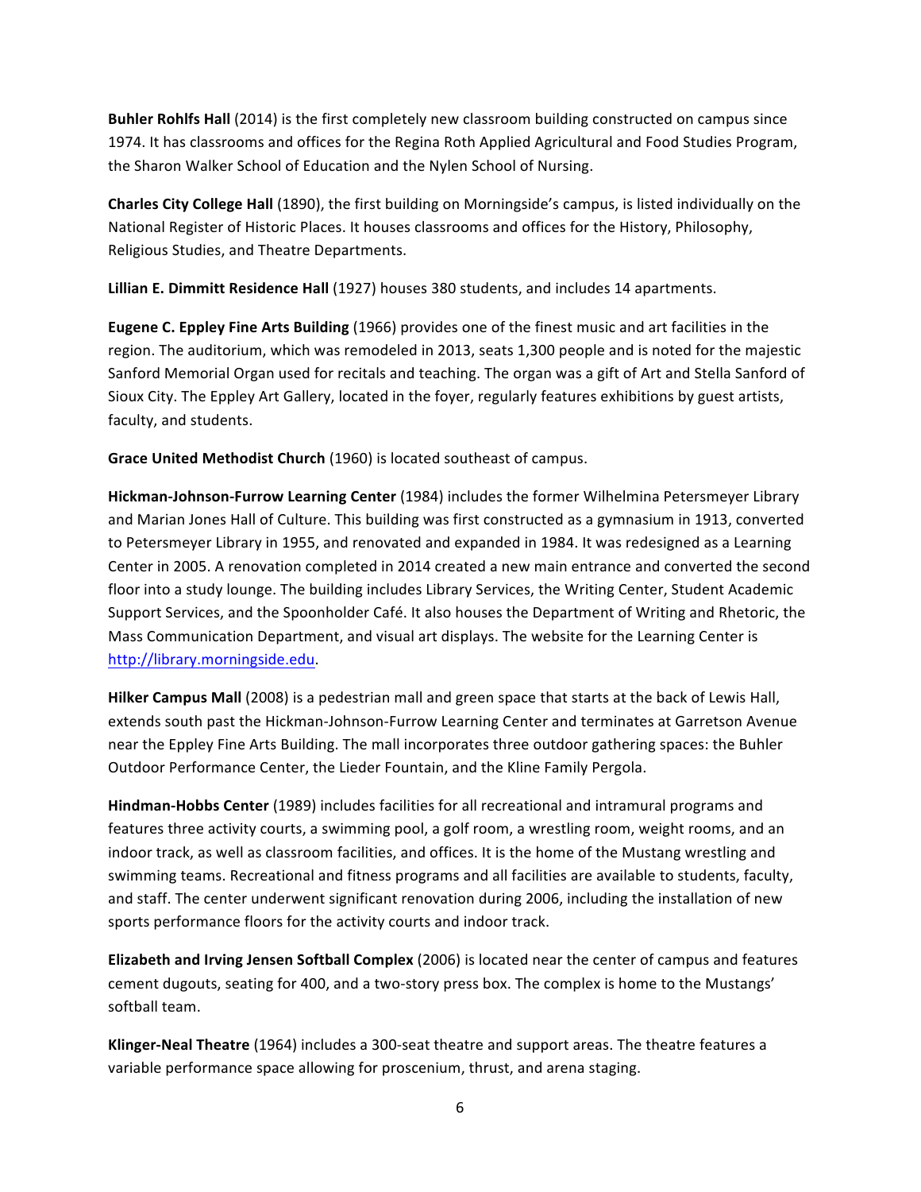**Buhler Rohlfs Hall** (2014) is the first completely new classroom building constructed on campus since 1974. It has classrooms and offices for the Regina Roth Applied Agricultural and Food Studies Program, the Sharon Walker School of Education and the Nylen School of Nursing.

**Charles City College Hall** (1890), the first building on Morningside's campus, is listed individually on the National Register of Historic Places. It houses classrooms and offices for the History, Philosophy, Religious Studies, and Theatre Departments.

**Lillian E. Dimmitt Residence Hall** (1927) houses 380 students, and includes 14 apartments.

**Eugene C. Eppley Fine Arts Building** (1966) provides one of the finest music and art facilities in the region. The auditorium, which was remodeled in 2013, seats 1,300 people and is noted for the majestic Sanford Memorial Organ used for recitals and teaching. The organ was a gift of Art and Stella Sanford of Sioux City. The Eppley Art Gallery, located in the foyer, regularly features exhibitions by guest artists, faculty, and students.

**Grace United Methodist Church** (1960) is located southeast of campus.

**Hickman-Johnson-Furrow Learning Center** (1984) includes the former Wilhelmina Petersmeyer Library and Marian Jones Hall of Culture. This building was first constructed as a gymnasium in 1913, converted to Petersmeyer Library in 1955, and renovated and expanded in 1984. It was redesigned as a Learning Center in 2005. A renovation completed in 2014 created a new main entrance and converted the second floor into a study lounge. The building includes Library Services, the Writing Center, Student Academic Support Services, and the Spoonholder Café. It also houses the Department of Writing and Rhetoric, the Mass Communication Department, and visual art displays. The website for the Learning Center is http://library.morningside.edu.

**Hilker Campus Mall** (2008) is a pedestrian mall and green space that starts at the back of Lewis Hall, extends south past the Hickman-Johnson-Furrow Learning Center and terminates at Garretson Avenue near the Eppley Fine Arts Building. The mall incorporates three outdoor gathering spaces: the Buhler Outdoor Performance Center, the Lieder Fountain, and the Kline Family Pergola.

**Hindman-Hobbs Center** (1989) includes facilities for all recreational and intramural programs and features three activity courts, a swimming pool, a golf room, a wrestling room, weight rooms, and an indoor track, as well as classroom facilities, and offices. It is the home of the Mustang wrestling and swimming teams. Recreational and fitness programs and all facilities are available to students, faculty, and staff. The center underwent significant renovation during 2006, including the installation of new sports performance floors for the activity courts and indoor track.

**Elizabeth and Irving Jensen Softball Complex** (2006) is located near the center of campus and features cement dugouts, seating for 400, and a two-story press box. The complex is home to the Mustangs' softball team.

**Klinger-Neal Theatre** (1964) includes a 300-seat theatre and support areas. The theatre features a variable performance space allowing for proscenium, thrust, and arena staging.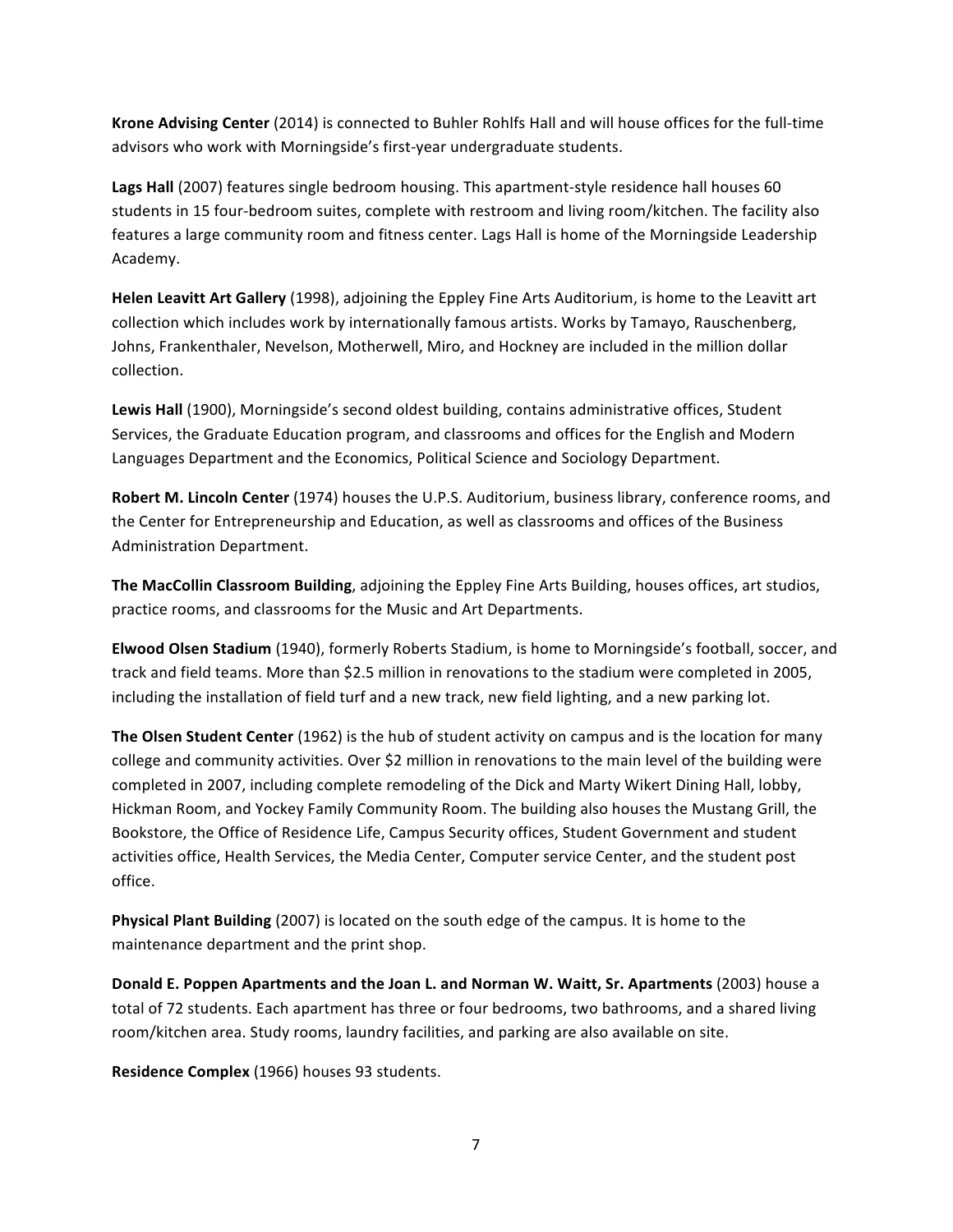**Krone Advising Center** (2014) is connected to Buhler Rohlfs Hall and will house offices for the full-time advisors who work with Morningside's first-year undergraduate students.

**Lags Hall** (2007) features single bedroom housing. This apartment-style residence hall houses 60 students in 15 four-bedroom suites, complete with restroom and living room/kitchen. The facility also features a large community room and fitness center. Lags Hall is home of the Morningside Leadership Academy.

**Helen Leavitt Art Gallery** (1998), adjoining the Eppley Fine Arts Auditorium, is home to the Leavitt art collection which includes work by internationally famous artists. Works by Tamayo, Rauschenberg, Johns, Frankenthaler, Nevelson, Motherwell, Miro, and Hockney are included in the million dollar collection.

**Lewis Hall** (1900), Morningside's second oldest building, contains administrative offices, Student Services, the Graduate Education program, and classrooms and offices for the English and Modern Languages Department and the Economics, Political Science and Sociology Department.

**Robert M. Lincoln Center** (1974) houses the U.P.S. Auditorium, business library, conference rooms, and the Center for Entrepreneurship and Education, as well as classrooms and offices of the Business Administration Department.

**The MacCollin Classroom Building**, adjoining the Eppley Fine Arts Building, houses offices, art studios, practice rooms, and classrooms for the Music and Art Departments.

**Elwood Olsen Stadium** (1940), formerly Roberts Stadium, is home to Morningside's football, soccer, and track and field teams. More than $2.5 million in renovations to the stadium were completed in 2005, including the installation of field turf and a new track, new field lighting, and a new parking lot.

**The Olsen Student Center** (1962) is the hub of student activity on campus and is the location for many college and community activities. Over $2 million in renovations to the main level of the building were completed in 2007, including complete remodeling of the Dick and Marty Wikert Dining Hall, lobby, Hickman Room, and Yockey Family Community Room. The building also houses the Mustang Grill, the Bookstore, the Office of Residence Life, Campus Security offices, Student Government and student activities office, Health Services, the Media Center, Computer service Center, and the student post office.

**Physical Plant Building** (2007) is located on the south edge of the campus. It is home to the maintenance department and the print shop.

**Donald E. Poppen Apartments and the Joan L. and Norman W. Waitt, Sr. Apartments** (2003) house a total of 72 students. Each apartment has three or four bedrooms, two bathrooms, and a shared living room/kitchen area. Study rooms, laundry facilities, and parking are also available on site.

**Residence Complex** (1966) houses 93 students.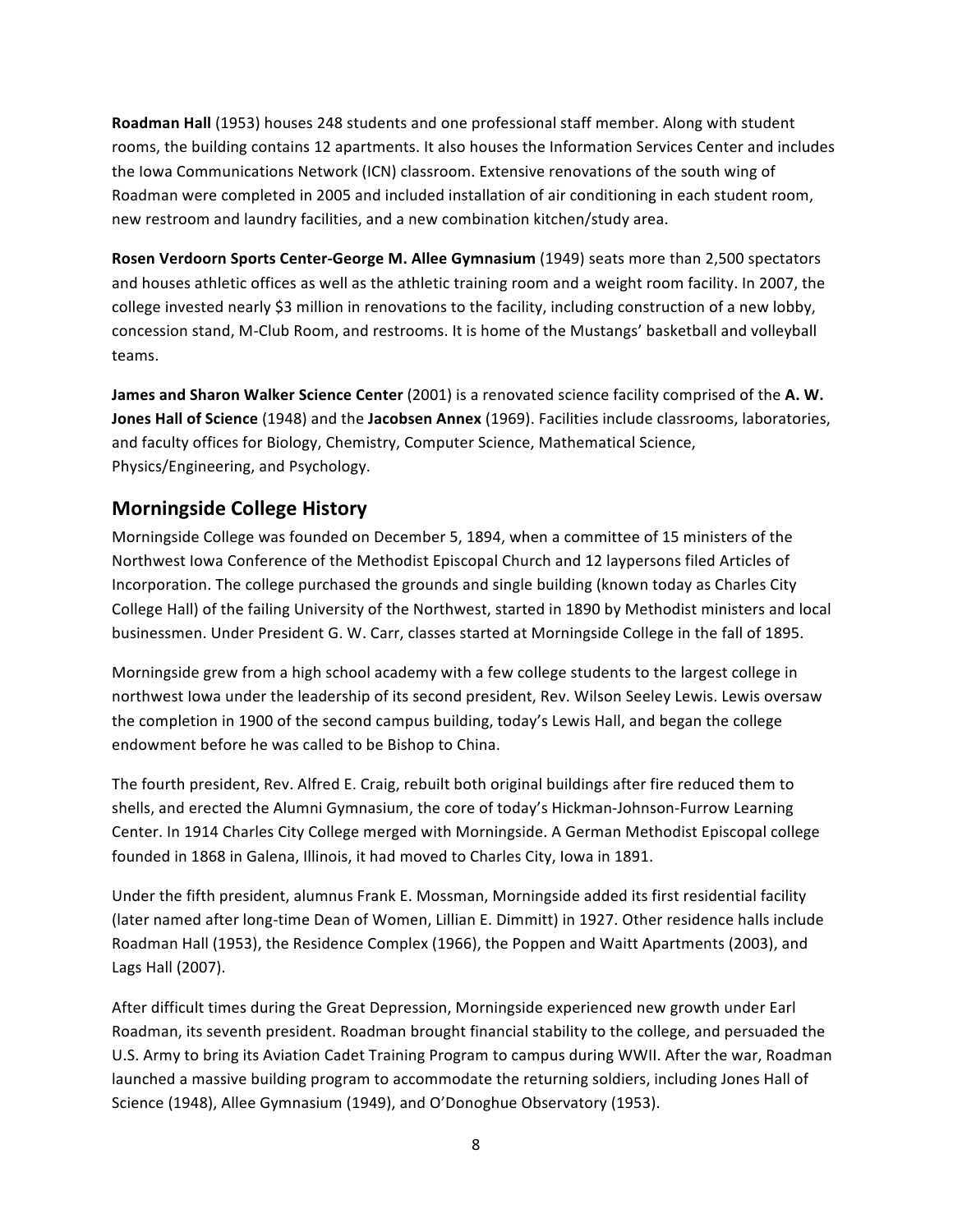**Roadman Hall** (1953) houses 248 students and one professional staff member. Along with student rooms, the building contains 12 apartments. It also houses the Information Services Center and includes the Iowa Communications Network (ICN) classroom. Extensive renovations of the south wing of Roadman were completed in 2005 and included installation of air conditioning in each student room, new restroom and laundry facilities, and a new combination kitchen/study area.

**Rosen Verdoorn Sports Center-George M. Allee Gymnasium** (1949) seats more than 2,500 spectators and houses athletic offices as well as the athletic training room and a weight room facility. In 2007, the college invested nearly $3 million in renovations to the facility, including construction of a new lobby, concession stand, M-Club Room, and restrooms. It is home of the Mustangs' basketball and volleyball teams.

**James and Sharon Walker Science Center** (2001) is a renovated science facility comprised of the **A. W. Jones Hall of Science** (1948) and the **Jacobsen Annex** (1969). Facilities include classrooms, laboratories, and faculty offices for Biology, Chemistry, Computer Science, Mathematical Science, Physics/Engineering, and Psychology.

## Morningside College History

Morningside College was founded on December 5, 1894, when a committee of 15 ministers of the Northwest Iowa Conference of the Methodist Episcopal Church and 12 laypersons filed Articles of Incorporation. The college purchased the grounds and single building (known today as Charles City College Hall) of the failing University of the Northwest, started in 1890 by Methodist ministers and local businessmen. Under President G. W. Carr, classes started at Morningside College in the fall of 1895.

Morningside grew from a high school academy with a few college students to the largest college in northwest Iowa under the leadership of its second president, Rev. Wilson Seeley Lewis. Lewis oversaw the completion in 1900 of the second campus building, today's Lewis Hall, and began the college endowment before he was called to be Bishop to China.

The fourth president, Rev. Alfred E. Craig, rebuilt both original buildings after fire reduced them to shells, and erected the Alumni Gymnasium, the core of today's Hickman-Johnson-Furrow Learning Center. In 1914 Charles City College merged with Morningside. A German Methodist Episcopal college founded in 1868 in Galena, Illinois, it had moved to Charles City, Iowa in 1891.

Under the fifth president, alumnus Frank E. Mossman, Morningside added its first residential facility (later named after long-time Dean of Women, Lillian E. Dimmitt) in 1927. Other residence halls include Roadman Hall (1953), the Residence Complex (1966), the Poppen and Waitt Apartments (2003), and Lags Hall (2007).

After difficult times during the Great Depression, Morningside experienced new growth under Earl Roadman, its seventh president. Roadman brought financial stability to the college, and persuaded the U.S. Army to bring its Aviation Cadet Training Program to campus during WWII. After the war, Roadman launched a massive building program to accommodate the returning soldiers, including Jones Hall of Science (1948), Allee Gymnasium (1949), and O'Donoghue Observatory (1953).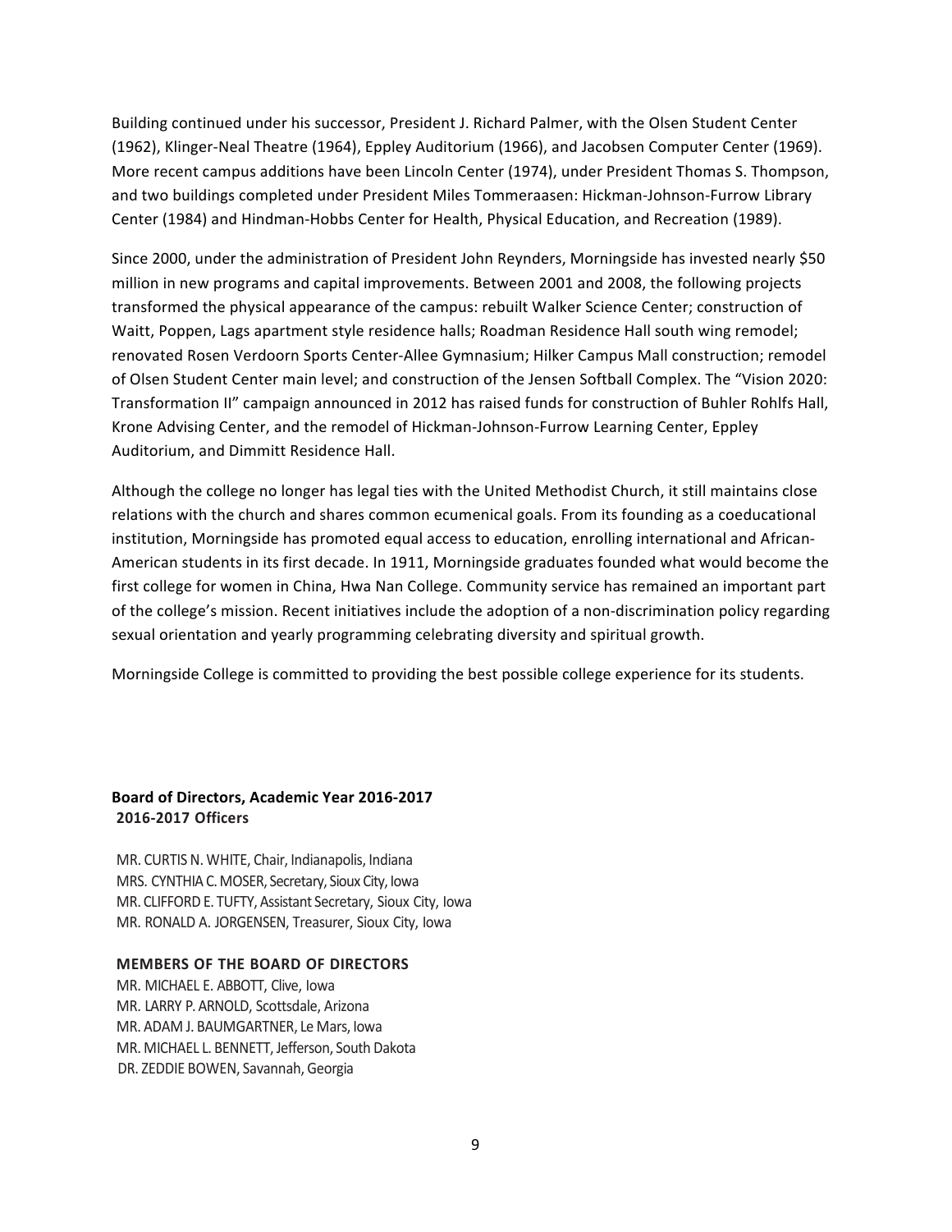Building continued under his successor, President J. Richard Palmer, with the Olsen Student Center (1962), Klinger-Neal Theatre (1964), Eppley Auditorium (1966), and Jacobsen Computer Center (1969). More recent campus additions have been Lincoln Center (1974), under President Thomas S. Thompson, and two buildings completed under President Miles Tommeraasen: Hickman-Johnson-Furrow Library Center (1984) and Hindman-Hobbs Center for Health, Physical Education, and Recreation (1989).

Since 2000, under the administration of President John Reynders, Morningside has invested nearly $50 million in new programs and capital improvements. Between 2001 and 2008, the following projects transformed the physical appearance of the campus: rebuilt Walker Science Center; construction of Waitt, Poppen, Lags apartment style residence halls; Roadman Residence Hall south wing remodel; renovated Rosen Verdoorn Sports Center-Allee Gymnasium; Hilker Campus Mall construction; remodel of Olsen Student Center main level; and construction of the Jensen Softball Complex. The "Vision 2020: Transformation II" campaign announced in 2012 has raised funds for construction of Buhler Rohlfs Hall, Krone Advising Center, and the remodel of Hickman-Johnson-Furrow Learning Center, Eppley Auditorium, and Dimmitt Residence Hall.

Although the college no longer has legal ties with the United Methodist Church, it still maintains close relations with the church and shares common ecumenical goals. From its founding as a coeducational institution, Morningside has promoted equal access to education, enrolling international and African-American students in its first decade. In 1911, Morningside graduates founded what would become the first college for women in China, Hwa Nan College. Community service has remained an important part of the college's mission. Recent initiatives include the adoption of a non-discrimination policy regarding sexual orientation and yearly programming celebrating diversity and spiritual growth.

Morningside College is committed to providing the best possible college experience for its students.

**Board of Directors, Academic Year 2016-2017**
**2016-2017 Officers**

MR. CURTIS N. WHITE, Chair, Indianapolis, Indiana
MRS. CYNTHIA C. MOSER, Secretary, Sioux City, Iowa
MR. CLIFFORD E. TUFTY, Assistant Secretary, Sioux City, Iowa
MR. RONALD A. JORGENSEN, Treasurer, Sioux City, Iowa

**MEMBERS OF THE BOARD OF DIRECTORS**

MR. MICHAEL E. ABBOTT, Clive, Iowa
MR. LARRY P. ARNOLD, Scottsdale, Arizona
MR. ADAM J. BAUMGARTNER, Le Mars, Iowa
MR. MICHAEL L. BENNETT, Jefferson, South Dakota
DR. ZEDDIE BOWEN, Savannah, Georgia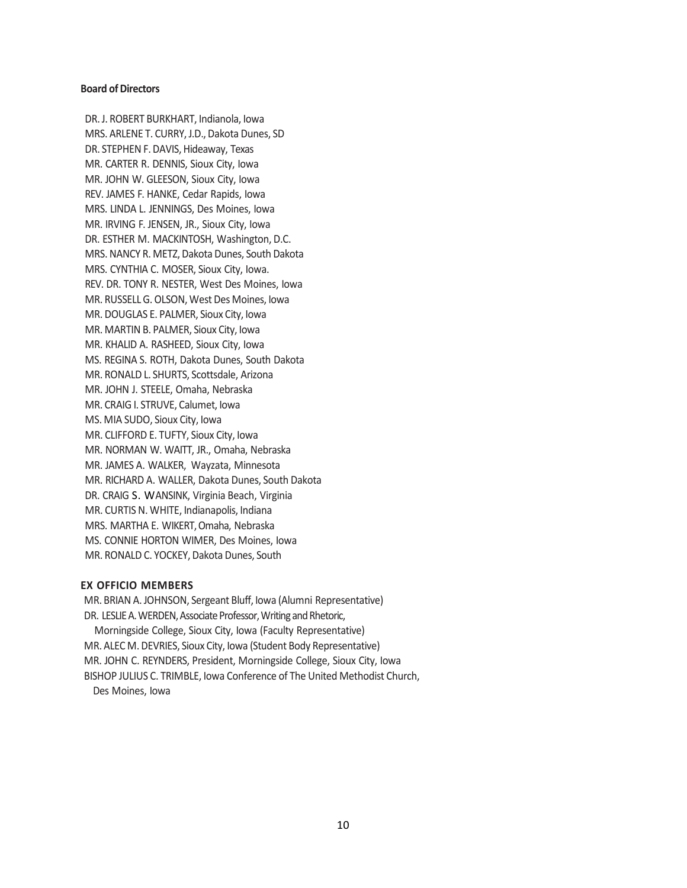**Board of Directors**

DR. J. ROBERT BURKHART, Indianola, Iowa
MRS. ARLENE T. CURRY, J.D., Dakota Dunes, SD
DR. STEPHEN F. DAVIS, Hideaway, Texas
MR. CARTER R. DENNIS, Sioux City, Iowa
MR. JOHN W. GLEESON, Sioux City, Iowa
REV. JAMES F. HANKE, Cedar Rapids, Iowa
MRS. LINDA L. JENNINGS, Des Moines, Iowa
MR. IRVING F. JENSEN, JR., Sioux City, Iowa
DR. ESTHER M. MACKINTOSH, Washington, D.C.
MRS. NANCY R. METZ, Dakota Dunes, South Dakota
MRS. CYNTHIA C. MOSER, Sioux City, Iowa.
REV. DR. TONY R. NESTER, West Des Moines, Iowa
MR. RUSSELL G. OLSON, West Des Moines, Iowa
MR. DOUGLAS E. PALMER, Sioux City, Iowa
MR. MARTIN B. PALMER, Sioux City, Iowa
MR. KHALID A. RASHEED, Sioux City, Iowa
MS. REGINA S. ROTH, Dakota Dunes, South Dakota
MR. RONALD L. SHURTS, Scottsdale, Arizona
MR. JOHN J. STEELE, Omaha, Nebraska
MR. CRAIG I. STRUVE, Calumet, Iowa
MS. MIA SUDO, Sioux City, Iowa
MR. CLIFFORD E. TUFTY, Sioux City, Iowa
MR. NORMAN W. WAITT, JR., Omaha, Nebraska
MR. JAMES A. WALKER, Wayzata, Minnesota
MR. RICHARD A. WALLER, Dakota Dunes, South Dakota
DR. CRAIG S. WANSINK, Virginia Beach, Virginia
MR. CURTIS N. WHITE, Indianapolis, Indiana
MRS. MARTHA E. WIKERT, Omaha, Nebraska
MS. CONNIE HORTON WIMER, Des Moines, Iowa
MR. RONALD C. YOCKEY, Dakota Dunes, South

**EX OFFICIO MEMBERS**

MR. BRIAN A. JOHNSON, Sergeant Bluff, Iowa (Alumni Representative)
DR. LESLIE A. WERDEN, Associate Professor, Writing and Rhetoric,
Morningside College, Sioux City, Iowa (Faculty Representative)
MR. ALEC M. DEVRIES, Sioux City, Iowa (Student Body Representative)
MR. JOHN C. REYNDERS, President, Morningside College, Sioux City, Iowa
BISHOP JULIUS C. TRIMBLE, Iowa Conference of The United Methodist Church,
Des Moines, Iowa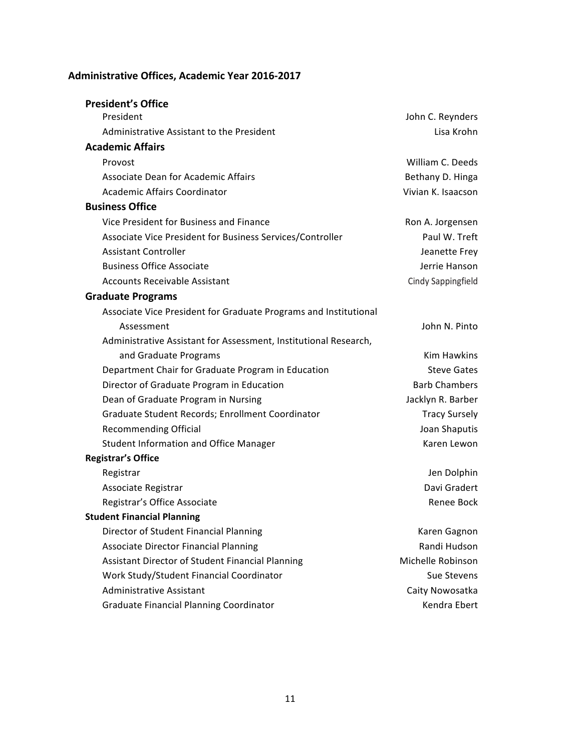## Administrative Offices, Academic Year 2016-2017

### President's Office

| | |
|---|---|
| President | John C. Reynders |
| Administrative Assistant to the President | Lisa Krohn |

### Academic Affairs

| | |
|---|---|
| Provost | William C. Deeds |
| Associate Dean for Academic Affairs | Bethany D. Hinga |
| Academic Affairs Coordinator | Vivian K. Isaacson |

### Business Office

| | |
|---|---|
| Vice President for Business and Finance | Ron A. Jorgensen |
| Associate Vice President for Business Services/Controller | Paul W. Treft |
| Assistant Controller | Jeanette Frey |
| Business Office Associate | Jerrie Hanson |
| Accounts Receivable Assistant | Cindy Sappingfield |

### Graduate Programs

| | |
|---|---|
| Associate Vice President for Graduate Programs and Institutional Assessment | John N. Pinto |
| Administrative Assistant for Assessment, Institutional Research, and Graduate Programs | Kim Hawkins |
| Department Chair for Graduate Program in Education | Steve Gates |
| Director of Graduate Program in Education | Barb Chambers |
| Dean of Graduate Program in Nursing | Jacklyn R. Barber |
| Graduate Student Records; Enrollment Coordinator | Tracy Sursely |
| Recommending Official | Joan Shaputis |
| Student Information and Office Manager | Karen Lewon |

### Registrar's Office

| | |
|---|---|
| Registrar | Jen Dolphin |
| Associate Registrar | Davi Gradert |
| Registrar's Office Associate | Renee Bock |

### Student Financial Planning

| | |
|---|---|
| Director of Student Financial Planning | Karen Gagnon |
| Associate Director Financial Planning | Randi Hudson |
| Assistant Director of Student Financial Planning | Michelle Robinson |
| Work Study/Student Financial Coordinator | Sue Stevens |
| Administrative Assistant | Caity Nowosatka |
| Graduate Financial Planning Coordinator | Kendra Ebert |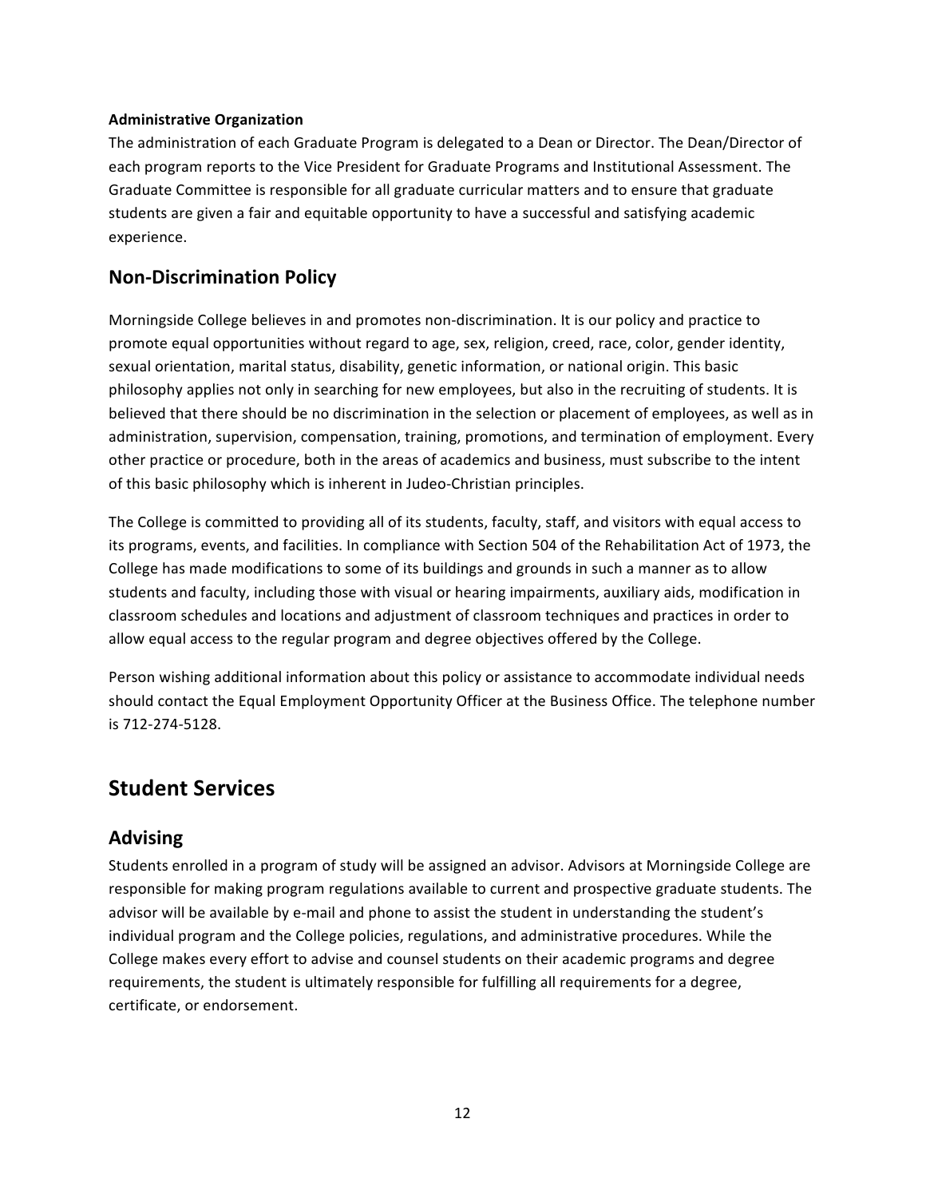**Administrative Organization**

The administration of each Graduate Program is delegated to a Dean or Director. The Dean/Director of each program reports to the Vice President for Graduate Programs and Institutional Assessment. The Graduate Committee is responsible for all graduate curricular matters and to ensure that graduate students are given a fair and equitable opportunity to have a successful and satisfying academic experience.

## Non-Discrimination Policy

Morningside College believes in and promotes non-discrimination. It is our policy and practice to promote equal opportunities without regard to age, sex, religion, creed, race, color, gender identity, sexual orientation, marital status, disability, genetic information, or national origin. This basic philosophy applies not only in searching for new employees, but also in the recruiting of students. It is believed that there should be no discrimination in the selection or placement of employees, as well as in administration, supervision, compensation, training, promotions, and termination of employment. Every other practice or procedure, both in the areas of academics and business, must subscribe to the intent of this basic philosophy which is inherent in Judeo-Christian principles.

The College is committed to providing all of its students, faculty, staff, and visitors with equal access to its programs, events, and facilities. In compliance with Section 504 of the Rehabilitation Act of 1973, the College has made modifications to some of its buildings and grounds in such a manner as to allow students and faculty, including those with visual or hearing impairments, auxiliary aids, modification in classroom schedules and locations and adjustment of classroom techniques and practices in order to allow equal access to the regular program and degree objectives offered by the College.

Person wishing additional information about this policy or assistance to accommodate individual needs should contact the Equal Employment Opportunity Officer at the Business Office. The telephone number is 712-274-5128.

# Student Services

## Advising

Students enrolled in a program of study will be assigned an advisor. Advisors at Morningside College are responsible for making program regulations available to current and prospective graduate students. The advisor will be available by e-mail and phone to assist the student in understanding the student's individual program and the College policies, regulations, and administrative procedures. While the College makes every effort to advise and counsel students on their academic programs and degree requirements, the student is ultimately responsible for fulfilling all requirements for a degree, certificate, or endorsement.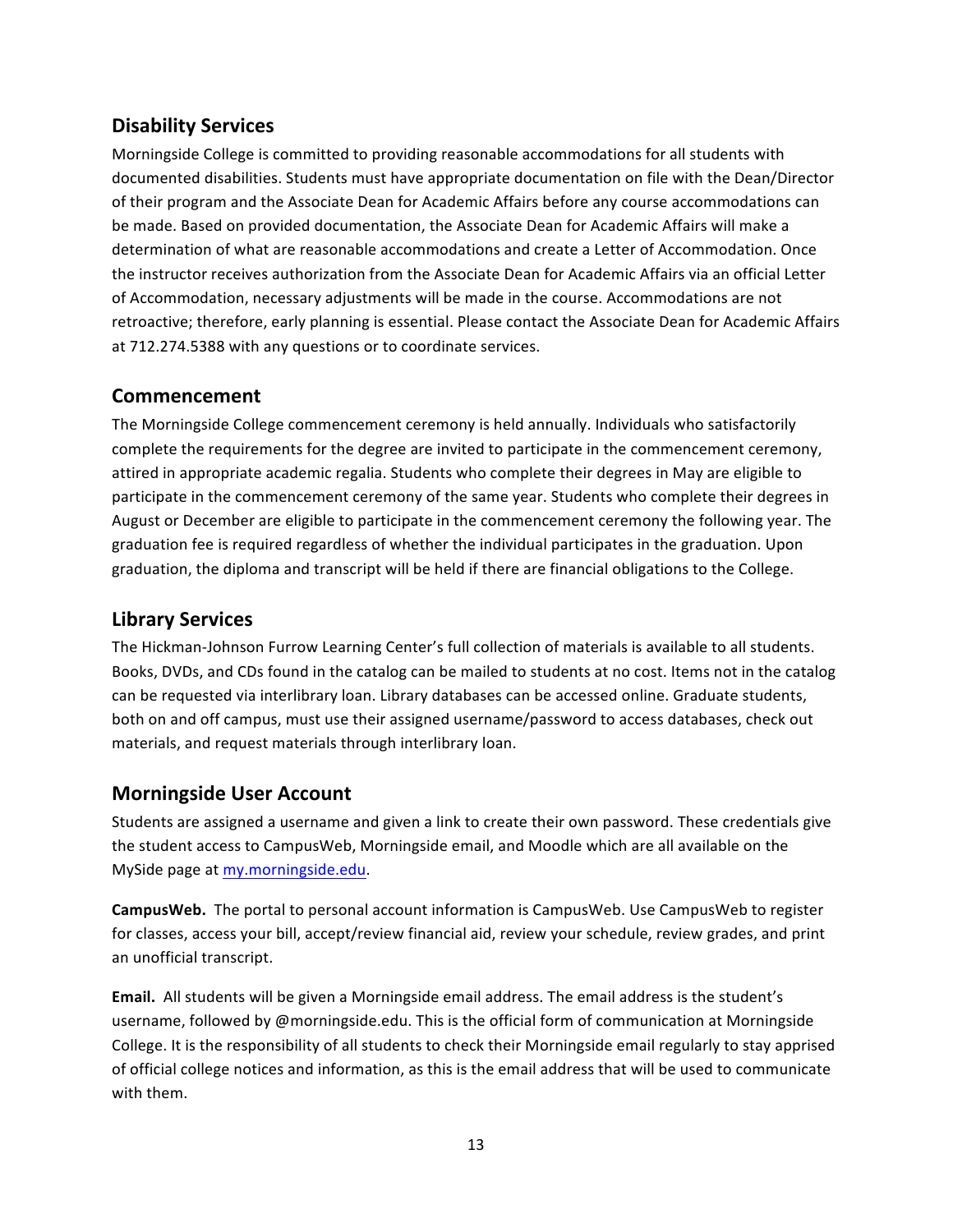## Disability Services

Morningside College is committed to providing reasonable accommodations for all students with documented disabilities. Students must have appropriate documentation on file with the Dean/Director of their program and the Associate Dean for Academic Affairs before any course accommodations can be made. Based on provided documentation, the Associate Dean for Academic Affairs will make a determination of what are reasonable accommodations and create a Letter of Accommodation. Once the instructor receives authorization from the Associate Dean for Academic Affairs via an official Letter of Accommodation, necessary adjustments will be made in the course. Accommodations are not retroactive; therefore, early planning is essential. Please contact the Associate Dean for Academic Affairs at 712.274.5388 with any questions or to coordinate services.

## Commencement

The Morningside College commencement ceremony is held annually. Individuals who satisfactorily complete the requirements for the degree are invited to participate in the commencement ceremony, attired in appropriate academic regalia. Students who complete their degrees in May are eligible to participate in the commencement ceremony of the same year. Students who complete their degrees in August or December are eligible to participate in the commencement ceremony the following year. The graduation fee is required regardless of whether the individual participates in the graduation. Upon graduation, the diploma and transcript will be held if there are financial obligations to the College.

## Library Services

The Hickman-Johnson Furrow Learning Center's full collection of materials is available to all students. Books, DVDs, and CDs found in the catalog can be mailed to students at no cost. Items not in the catalog can be requested via interlibrary loan. Library databases can be accessed online. Graduate students, both on and off campus, must use their assigned username/password to access databases, check out materials, and request materials through interlibrary loan.

## Morningside User Account

Students are assigned a username and given a link to create their own password. These credentials give the student access to CampusWeb, Morningside email, and Moodle which are all available on the MySide page at [my.morningside.edu](http://my.morningside.edu).

**CampusWeb.** The portal to personal account information is CampusWeb. Use CampusWeb to register for classes, access your bill, accept/review financial aid, review your schedule, review grades, and print an unofficial transcript.

**Email.** All students will be given a Morningside email address. The email address is the student's username, followed by @morningside.edu. This is the official form of communication at Morningside College. It is the responsibility of all students to check their Morningside email regularly to stay apprised of official college notices and information, as this is the email address that will be used to communicate with them.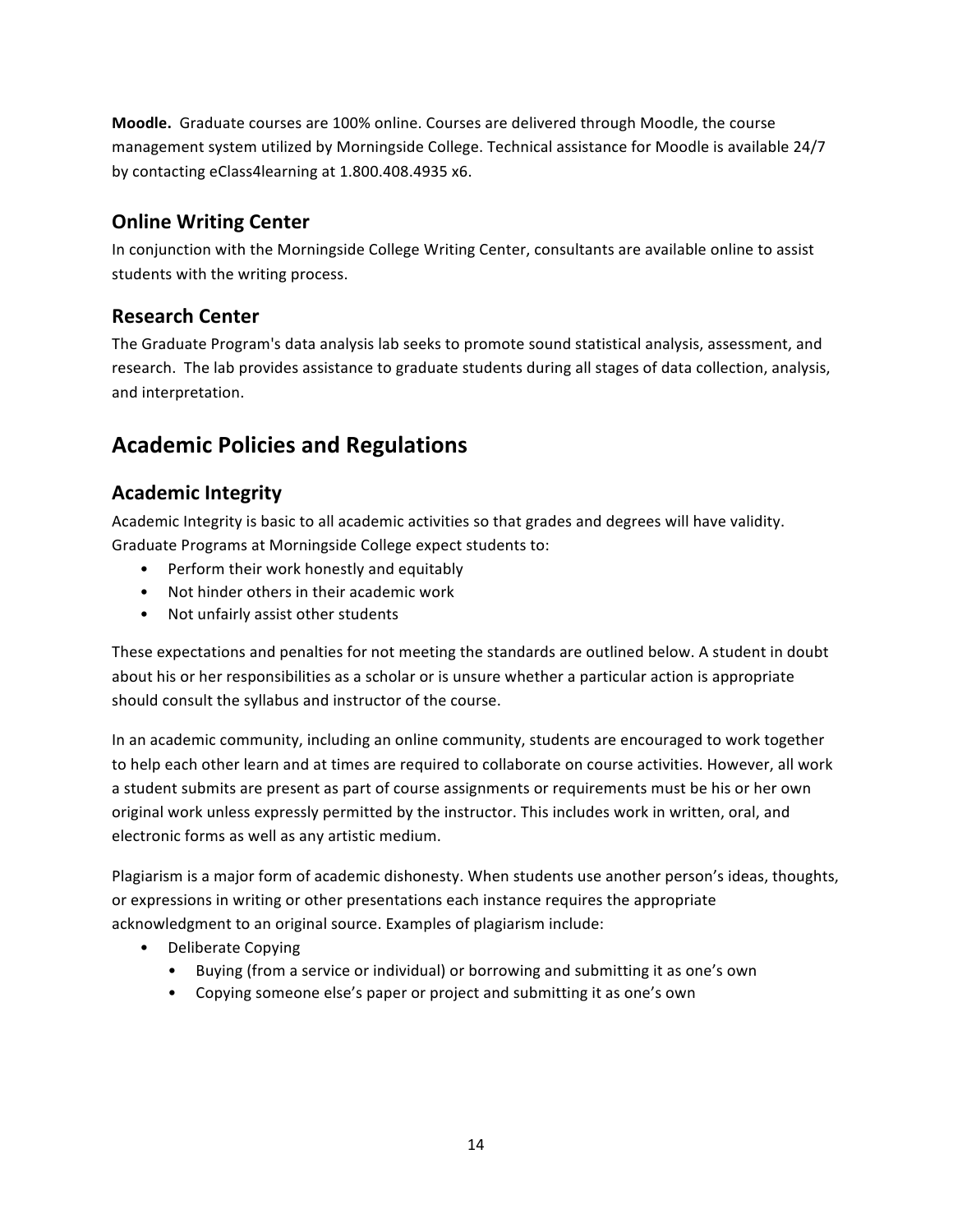**Moodle.** Graduate courses are 100% online. Courses are delivered through Moodle, the course management system utilized by Morningside College. Technical assistance for Moodle is available 24/7 by contacting eClass4learning at 1.800.408.4935 x6.

### Online Writing Center

In conjunction with the Morningside College Writing Center, consultants are available online to assist students with the writing process.

### Research Center

The Graduate Program's data analysis lab seeks to promote sound statistical analysis, assessment, and research. The lab provides assistance to graduate students during all stages of data collection, analysis, and interpretation.

## Academic Policies and Regulations

### Academic Integrity

Academic Integrity is basic to all academic activities so that grades and degrees will have validity. Graduate Programs at Morningside College expect students to:

- Perform their work honestly and equitably
- Not hinder others in their academic work
- Not unfairly assist other students

These expectations and penalties for not meeting the standards are outlined below. A student in doubt about his or her responsibilities as a scholar or is unsure whether a particular action is appropriate should consult the syllabus and instructor of the course.

In an academic community, including an online community, students are encouraged to work together to help each other learn and at times are required to collaborate on course activities. However, all work a student submits are present as part of course assignments or requirements must be his or her own original work unless expressly permitted by the instructor. This includes work in written, oral, and electronic forms as well as any artistic medium.

Plagiarism is a major form of academic dishonesty. When students use another person's ideas, thoughts, or expressions in writing or other presentations each instance requires the appropriate acknowledgment to an original source. Examples of plagiarism include:

- Deliberate Copying
    - Buying (from a service or individual) or borrowing and submitting it as one's own
    - Copying someone else's paper or project and submitting it as one's own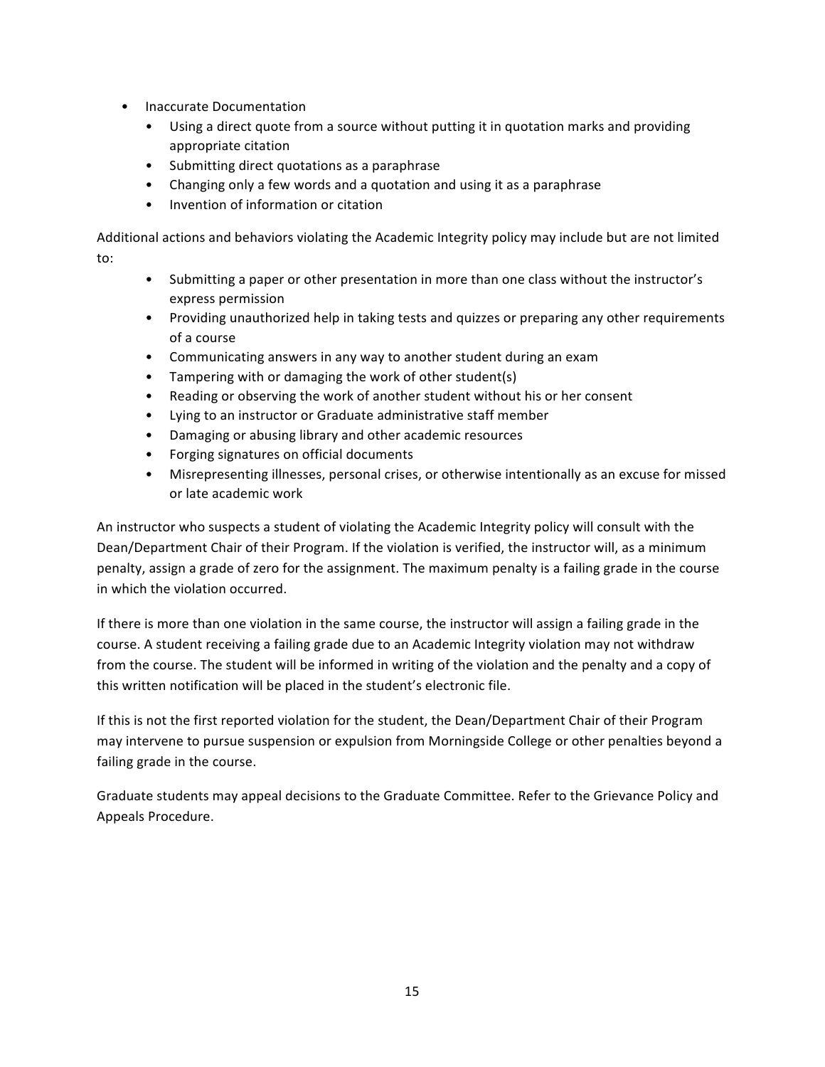- Inaccurate Documentation
  - Using a direct quote from a source without putting it in quotation marks and providing appropriate citation
  - Submitting direct quotations as a paraphrase
  - Changing only a few words and a quotation and using it as a paraphrase
  - Invention of information or citation

Additional actions and behaviors violating the Academic Integrity policy may include but are not limited to:

- Submitting a paper or other presentation in more than one class without the instructor's express permission
- Providing unauthorized help in taking tests and quizzes or preparing any other requirements of a course
- Communicating answers in any way to another student during an exam
- Tampering with or damaging the work of other student(s)
- Reading or observing the work of another student without his or her consent
- Lying to an instructor or Graduate administrative staff member
- Damaging or abusing library and other academic resources
- Forging signatures on official documents
- Misrepresenting illnesses, personal crises, or otherwise intentionally as an excuse for missed or late academic work

An instructor who suspects a student of violating the Academic Integrity policy will consult with the Dean/Department Chair of their Program. If the violation is verified, the instructor will, as a minimum penalty, assign a grade of zero for the assignment. The maximum penalty is a failing grade in the course in which the violation occurred.

If there is more than one violation in the same course, the instructor will assign a failing grade in the course. A student receiving a failing grade due to an Academic Integrity violation may not withdraw from the course. The student will be informed in writing of the violation and the penalty and a copy of this written notification will be placed in the student's electronic file.

If this is not the first reported violation for the student, the Dean/Department Chair of their Program may intervene to pursue suspension or expulsion from Morningside College or other penalties beyond a failing grade in the course.

Graduate students may appeal decisions to the Graduate Committee. Refer to the Grievance Policy and Appeals Procedure.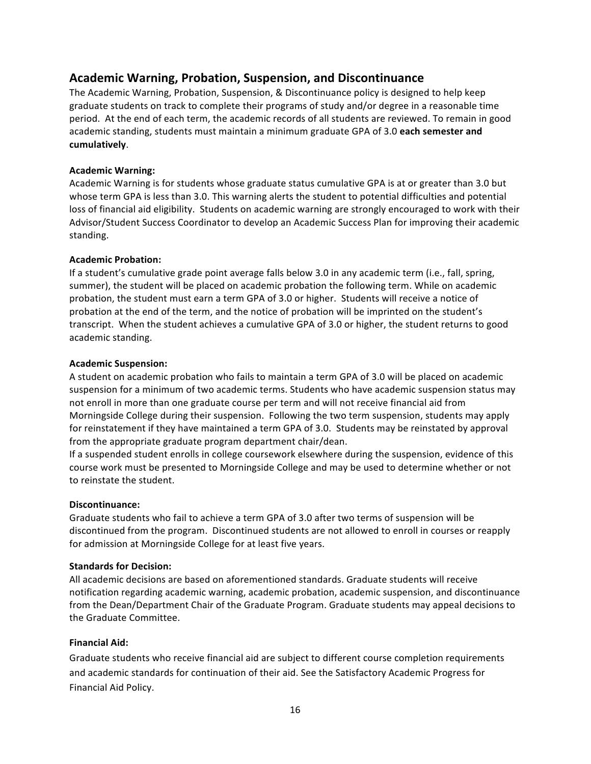## Academic Warning, Probation, Suspension, and Discontinuance

The Academic Warning, Probation, Suspension, & Discontinuance policy is designed to help keep graduate students on track to complete their programs of study and/or degree in a reasonable time period. At the end of each term, the academic records of all students are reviewed. To remain in good academic standing, students must maintain a minimum graduate GPA of 3.0 **each semester and cumulatively**.

**Academic Warning:**

Academic Warning is for students whose graduate status cumulative GPA is at or greater than 3.0 but whose term GPA is less than 3.0. This warning alerts the student to potential difficulties and potential loss of financial aid eligibility. Students on academic warning are strongly encouraged to work with their Advisor/Student Success Coordinator to develop an Academic Success Plan for improving their academic standing.

**Academic Probation:**

If a student's cumulative grade point average falls below 3.0 in any academic term (i.e., fall, spring, summer), the student will be placed on academic probation the following term. While on academic probation, the student must earn a term GPA of 3.0 or higher. Students will receive a notice of probation at the end of the term, and the notice of probation will be imprinted on the student's transcript. When the student achieves a cumulative GPA of 3.0 or higher, the student returns to good academic standing.

**Academic Suspension:**

A student on academic probation who fails to maintain a term GPA of 3.0 will be placed on academic suspension for a minimum of two academic terms. Students who have academic suspension status may not enroll in more than one graduate course per term and will not receive financial aid from Morningside College during their suspension. Following the two term suspension, students may apply for reinstatement if they have maintained a term GPA of 3.0. Students may be reinstated by approval from the appropriate graduate program department chair/dean.

If a suspended student enrolls in college coursework elsewhere during the suspension, evidence of this course work must be presented to Morningside College and may be used to determine whether or not to reinstate the student.

**Discontinuance:**

Graduate students who fail to achieve a term GPA of 3.0 after two terms of suspension will be discontinued from the program. Discontinued students are not allowed to enroll in courses or reapply for admission at Morningside College for at least five years.

**Standards for Decision:**

All academic decisions are based on aforementioned standards. Graduate students will receive notification regarding academic warning, academic probation, academic suspension, and discontinuance from the Dean/Department Chair of the Graduate Program. Graduate students may appeal decisions to the Graduate Committee.

**Financial Aid:**

Graduate students who receive financial aid are subject to different course completion requirements and academic standards for continuation of their aid. See the Satisfactory Academic Progress for Financial Aid Policy.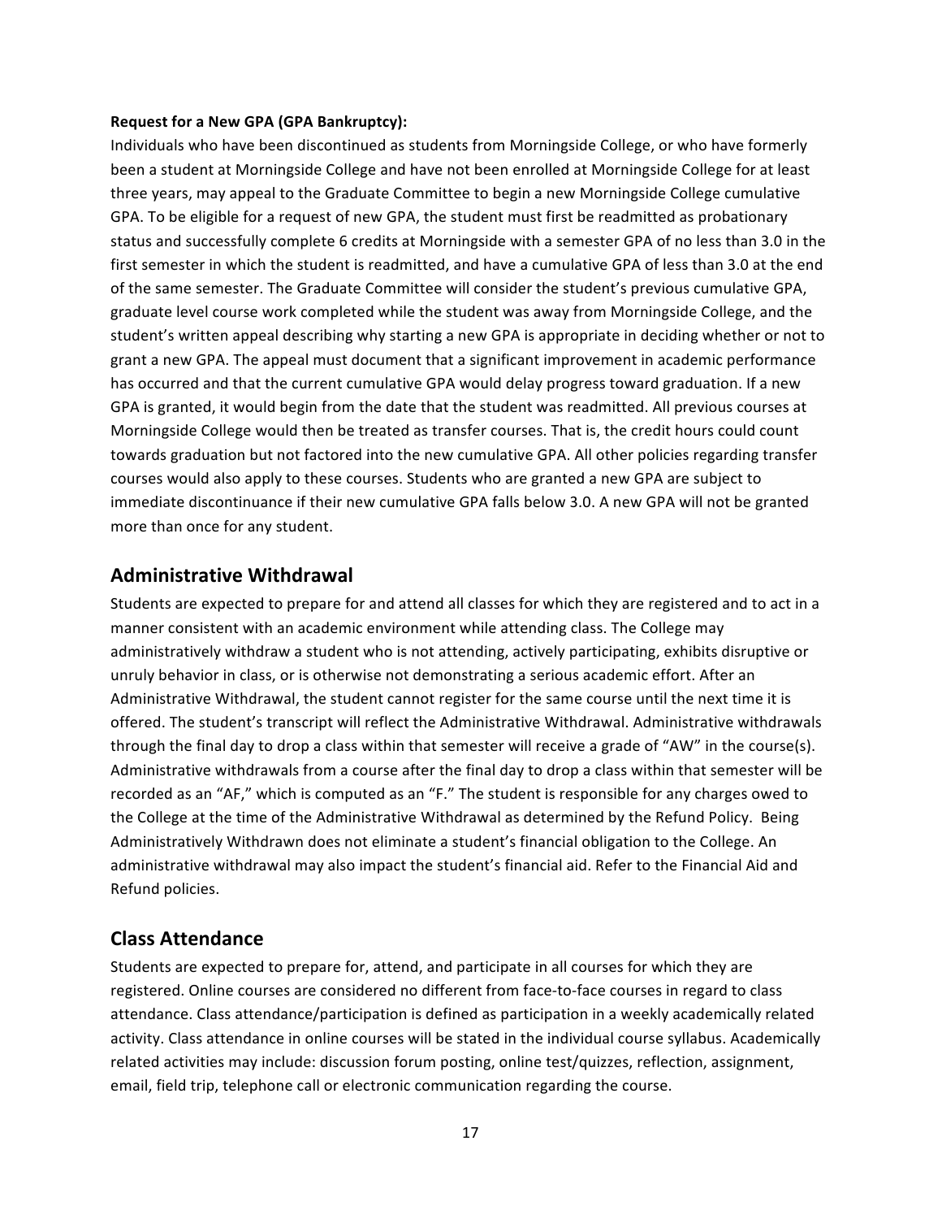**Request for a New GPA (GPA Bankruptcy):**

Individuals who have been discontinued as students from Morningside College, or who have formerly been a student at Morningside College and have not been enrolled at Morningside College for at least three years, may appeal to the Graduate Committee to begin a new Morningside College cumulative GPA. To be eligible for a request of new GPA, the student must first be readmitted as probationary status and successfully complete 6 credits at Morningside with a semester GPA of no less than 3.0 in the first semester in which the student is readmitted, and have a cumulative GPA of less than 3.0 at the end of the same semester. The Graduate Committee will consider the student's previous cumulative GPA, graduate level course work completed while the student was away from Morningside College, and the student's written appeal describing why starting a new GPA is appropriate in deciding whether or not to grant a new GPA. The appeal must document that a significant improvement in academic performance has occurred and that the current cumulative GPA would delay progress toward graduation. If a new GPA is granted, it would begin from the date that the student was readmitted. All previous courses at Morningside College would then be treated as transfer courses. That is, the credit hours could count towards graduation but not factored into the new cumulative GPA. All other policies regarding transfer courses would also apply to these courses. Students who are granted a new GPA are subject to immediate discontinuance if their new cumulative GPA falls below 3.0. A new GPA will not be granted more than once for any student.

## Administrative Withdrawal

Students are expected to prepare for and attend all classes for which they are registered and to act in a manner consistent with an academic environment while attending class. The College may administratively withdraw a student who is not attending, actively participating, exhibits disruptive or unruly behavior in class, or is otherwise not demonstrating a serious academic effort. After an Administrative Withdrawal, the student cannot register for the same course until the next time it is offered. The student's transcript will reflect the Administrative Withdrawal. Administrative withdrawals through the final day to drop a class within that semester will receive a grade of "AW" in the course(s). Administrative withdrawals from a course after the final day to drop a class within that semester will be recorded as an "AF," which is computed as an "F." The student is responsible for any charges owed to the College at the time of the Administrative Withdrawal as determined by the Refund Policy. Being Administratively Withdrawn does not eliminate a student's financial obligation to the College. An administrative withdrawal may also impact the student's financial aid. Refer to the Financial Aid and Refund policies.

## Class Attendance

Students are expected to prepare for, attend, and participate in all courses for which they are registered. Online courses are considered no different from face-to-face courses in regard to class attendance. Class attendance/participation is defined as participation in a weekly academically related activity. Class attendance in online courses will be stated in the individual course syllabus. Academically related activities may include: discussion forum posting, online test/quizzes, reflection, assignment, email, field trip, telephone call or electronic communication regarding the course.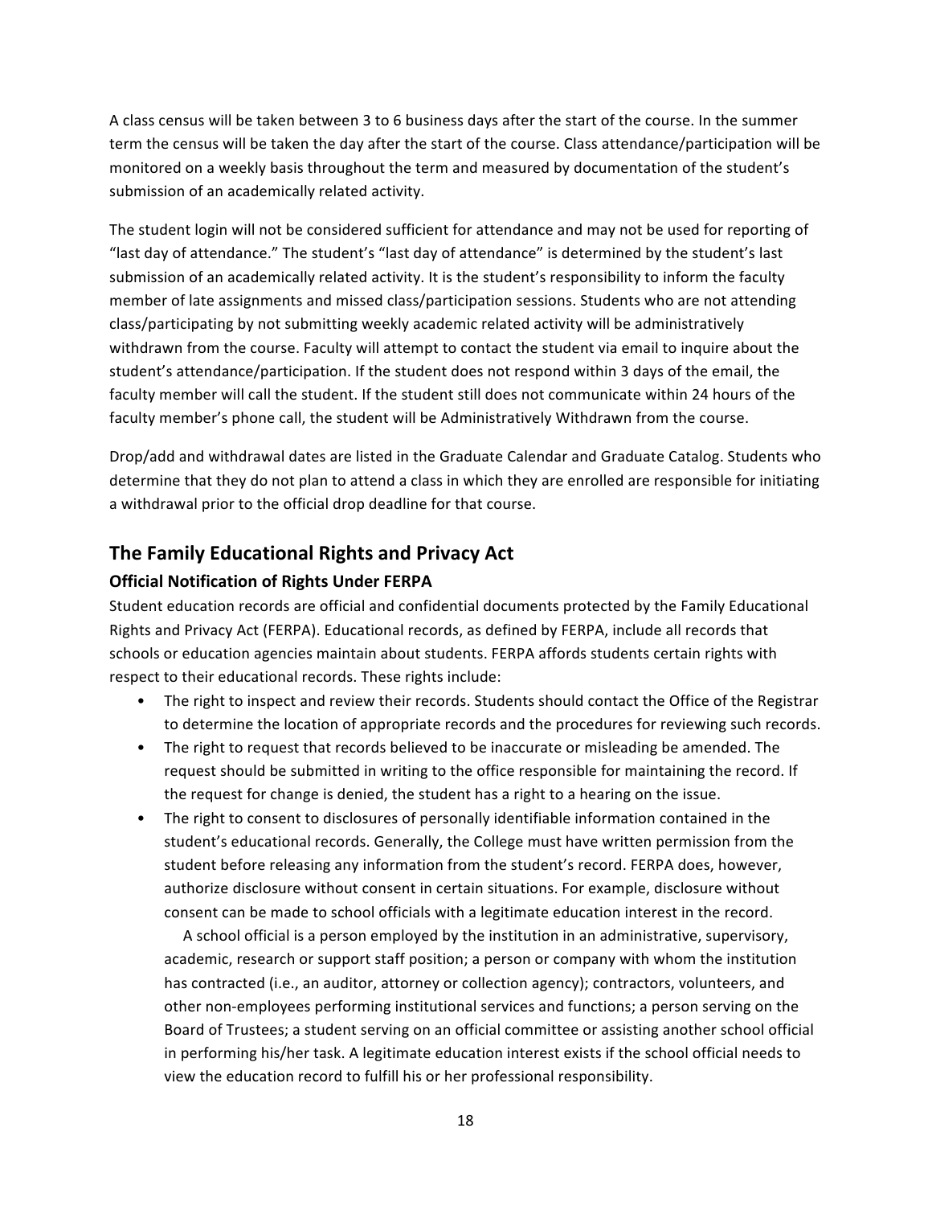A class census will be taken between 3 to 6 business days after the start of the course. In the summer term the census will be taken the day after the start of the course. Class attendance/participation will be monitored on a weekly basis throughout the term and measured by documentation of the student's submission of an academically related activity.

The student login will not be considered sufficient for attendance and may not be used for reporting of "last day of attendance." The student's "last day of attendance" is determined by the student's last submission of an academically related activity. It is the student's responsibility to inform the faculty member of late assignments and missed class/participation sessions. Students who are not attending class/participating by not submitting weekly academic related activity will be administratively withdrawn from the course. Faculty will attempt to contact the student via email to inquire about the student's attendance/participation. If the student does not respond within 3 days of the email, the faculty member will call the student. If the student still does not communicate within 24 hours of the faculty member's phone call, the student will be Administratively Withdrawn from the course.

Drop/add and withdrawal dates are listed in the Graduate Calendar and Graduate Catalog. Students who determine that they do not plan to attend a class in which they are enrolled are responsible for initiating a withdrawal prior to the official drop deadline for that course.

## The Family Educational Rights and Privacy Act

### Official Notification of Rights Under FERPA

Student education records are official and confidential documents protected by the Family Educational Rights and Privacy Act (FERPA). Educational records, as defined by FERPA, include all records that schools or education agencies maintain about students. FERPA affords students certain rights with respect to their educational records. These rights include:

- The right to inspect and review their records. Students should contact the Office of the Registrar to determine the location of appropriate records and the procedures for reviewing such records.
- The right to request that records believed to be inaccurate or misleading be amended. The request should be submitted in writing to the office responsible for maintaining the record. If the request for change is denied, the student has a right to a hearing on the issue.
- The right to consent to disclosures of personally identifiable information contained in the student's educational records. Generally, the College must have written permission from the student before releasing any information from the student's record. FERPA does, however, authorize disclosure without consent in certain situations. For example, disclosure without consent can be made to school officials with a legitimate education interest in the record.

  A school official is a person employed by the institution in an administrative, supervisory, academic, research or support staff position; a person or company with whom the institution has contracted (i.e., an auditor, attorney or collection agency); contractors, volunteers, and other non-employees performing institutional services and functions; a person serving on the Board of Trustees; a student serving on an official committee or assisting another school official in performing his/her task. A legitimate education interest exists if the school official needs to view the education record to fulfill his or her professional responsibility.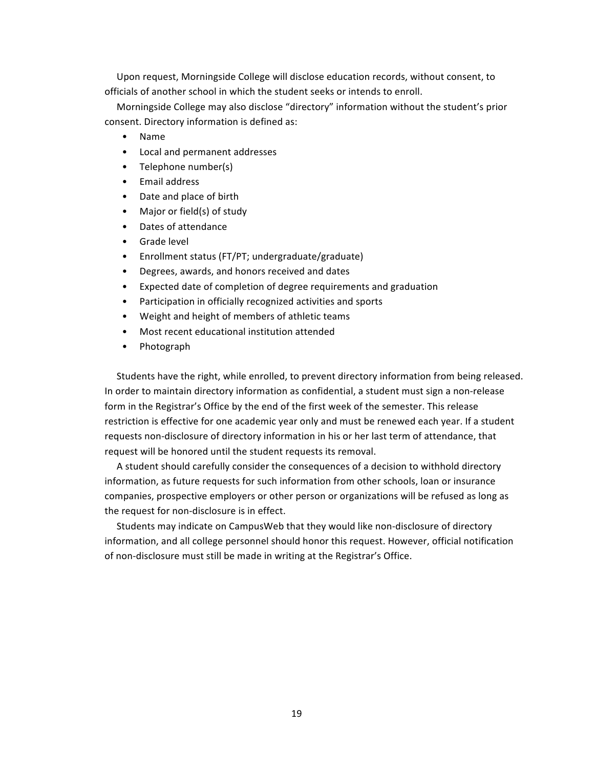Upon request, Morningside College will disclose education records, without consent, to officials of another school in which the student seeks or intends to enroll.

Morningside College may also disclose “directory” information without the student’s prior consent. Directory information is defined as:

- Name
- Local and permanent addresses
- Telephone number(s)
- Email address
- Date and place of birth
- Major or field(s) of study
- Dates of attendance
- Grade level
- Enrollment status (FT/PT; undergraduate/graduate)
- Degrees, awards, and honors received and dates
- Expected date of completion of degree requirements and graduation
- Participation in officially recognized activities and sports
- Weight and height of members of athletic teams
- Most recent educational institution attended
- Photograph

Students have the right, while enrolled, to prevent directory information from being released. In order to maintain directory information as confidential, a student must sign a non-release form in the Registrar’s Office by the end of the first week of the semester. This release restriction is effective for one academic year only and must be renewed each year. If a student requests non-disclosure of directory information in his or her last term of attendance, that request will be honored until the student requests its removal.

A student should carefully consider the consequences of a decision to withhold directory information, as future requests for such information from other schools, loan or insurance companies, prospective employers or other person or organizations will be refused as long as the request for non-disclosure is in effect.

Students may indicate on CampusWeb that they would like non-disclosure of directory information, and all college personnel should honor this request. However, official notification of non-disclosure must still be made in writing at the Registrar’s Office.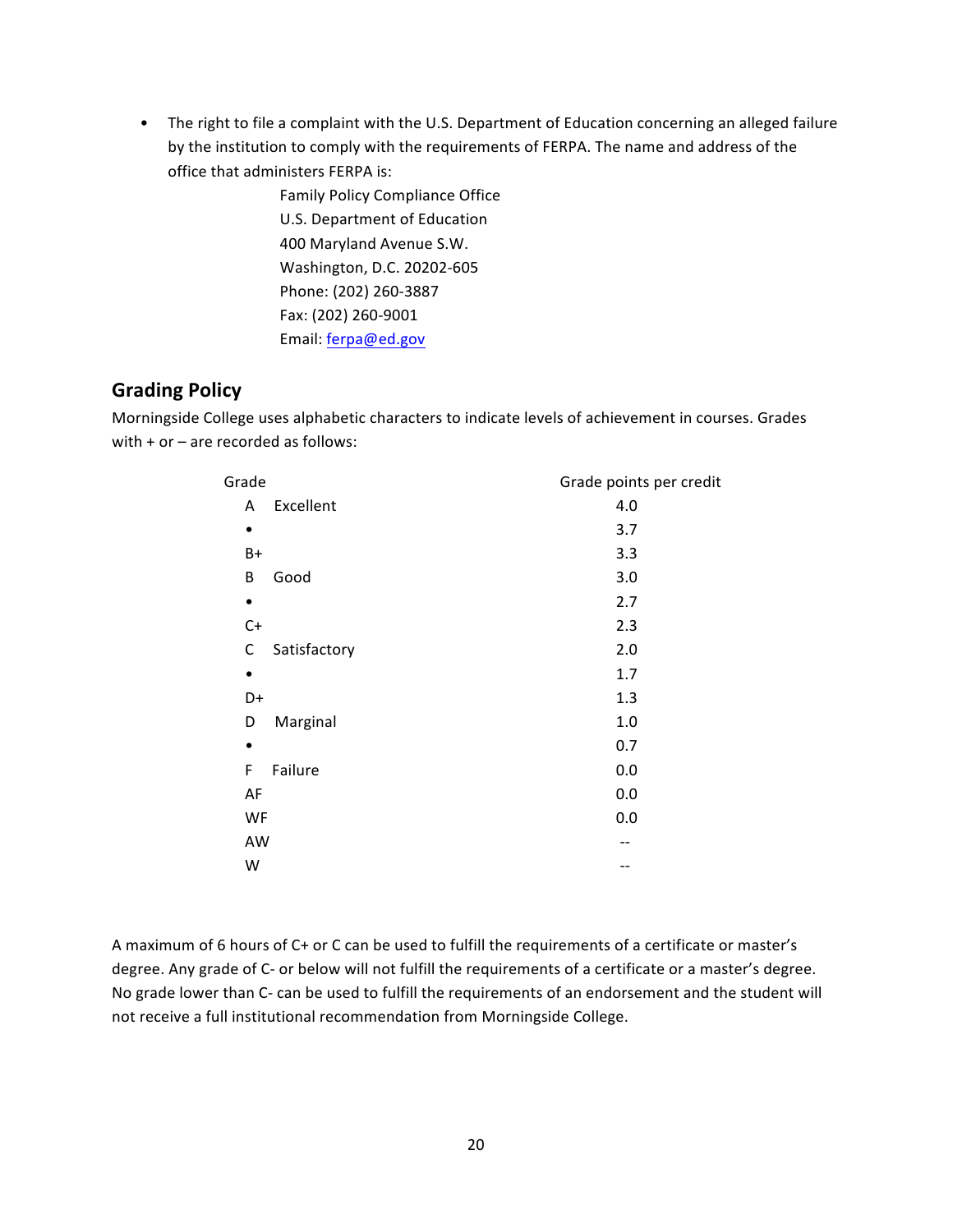- The right to file a complaint with the U.S. Department of Education concerning an alleged failure by the institution to comply with the requirements of FERPA. The name and address of the office that administers FERPA is:

  Family Policy Compliance Office
  U.S. Department of Education
  400 Maryland Avenue S.W.
  Washington, D.C. 20202-605
  Phone: (202) 260-3887
  Fax: (202) 260-9001
  Email: ferpa@ed.gov

## Grading Policy

Morningside College uses alphabetic characters to indicate levels of achievement in courses. Grades with + or – are recorded as follows:

| Grade | Grade points per credit |
|---|---|
| A Excellent | 4.0 |
| • | 3.7 |
| B+ | 3.3 |
| B Good | 3.0 |
| • | 2.7 |
| C+ | 2.3 |
| C Satisfactory | 2.0 |
| • | 1.7 |
| D+ | 1.3 |
| D Marginal | 1.0 |
| • | 0.7 |
| F Failure | 0.0 |
| AF | 0.0 |
| WF | 0.0 |
| AW | -- |
| W | -- |

A maximum of 6 hours of C+ or C can be used to fulfill the requirements of a certificate or master's degree. Any grade of C- or below will not fulfill the requirements of a certificate or a master's degree. No grade lower than C- can be used to fulfill the requirements of an endorsement and the student will not receive a full institutional recommendation from Morningside College.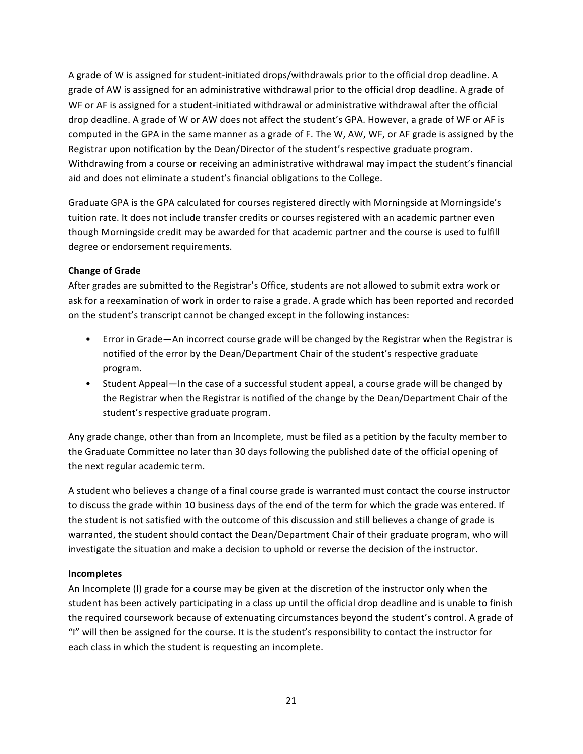A grade of W is assigned for student-initiated drops/withdrawals prior to the official drop deadline. A grade of AW is assigned for an administrative withdrawal prior to the official drop deadline. A grade of WF or AF is assigned for a student-initiated withdrawal or administrative withdrawal after the official drop deadline. A grade of W or AW does not affect the student's GPA. However, a grade of WF or AF is computed in the GPA in the same manner as a grade of F. The W, AW, WF, or AF grade is assigned by the Registrar upon notification by the Dean/Director of the student's respective graduate program. Withdrawing from a course or receiving an administrative withdrawal may impact the student's financial aid and does not eliminate a student's financial obligations to the College.

Graduate GPA is the GPA calculated for courses registered directly with Morningside at Morningside's tuition rate. It does not include transfer credits or courses registered with an academic partner even though Morningside credit may be awarded for that academic partner and the course is used to fulfill degree or endorsement requirements.

**Change of Grade**

After grades are submitted to the Registrar's Office, students are not allowed to submit extra work or ask for a reexamination of work in order to raise a grade. A grade which has been reported and recorded on the student's transcript cannot be changed except in the following instances:

- Error in Grade—An incorrect course grade will be changed by the Registrar when the Registrar is notified of the error by the Dean/Department Chair of the student's respective graduate program.
- Student Appeal—In the case of a successful student appeal, a course grade will be changed by the Registrar when the Registrar is notified of the change by the Dean/Department Chair of the student's respective graduate program.

Any grade change, other than from an Incomplete, must be filed as a petition by the faculty member to the Graduate Committee no later than 30 days following the published date of the official opening of the next regular academic term.

A student who believes a change of a final course grade is warranted must contact the course instructor to discuss the grade within 10 business days of the end of the term for which the grade was entered. If the student is not satisfied with the outcome of this discussion and still believes a change of grade is warranted, the student should contact the Dean/Department Chair of their graduate program, who will investigate the situation and make a decision to uphold or reverse the decision of the instructor.

**Incompletes**

An Incomplete (I) grade for a course may be given at the discretion of the instructor only when the student has been actively participating in a class up until the official drop deadline and is unable to finish the required coursework because of extenuating circumstances beyond the student's control. A grade of "I" will then be assigned for the course. It is the student's responsibility to contact the instructor for each class in which the student is requesting an incomplete.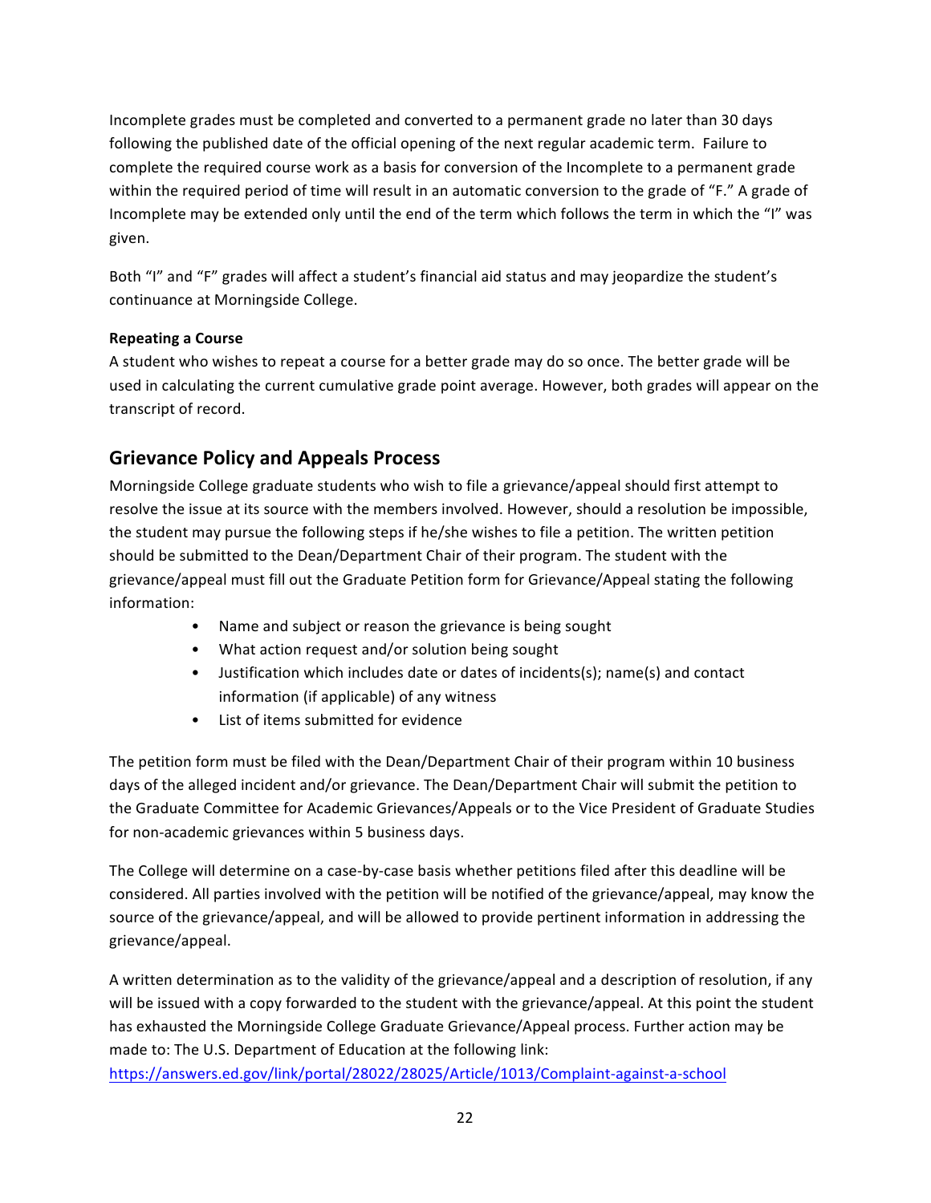Incomplete grades must be completed and converted to a permanent grade no later than 30 days following the published date of the official opening of the next regular academic term. Failure to complete the required course work as a basis for conversion of the Incomplete to a permanent grade within the required period of time will result in an automatic conversion to the grade of "F." A grade of Incomplete may be extended only until the end of the term which follows the term in which the "I" was given.

Both "I" and "F" grades will affect a student's financial aid status and may jeopardize the student's continuance at Morningside College.

**Repeating a Course**

A student who wishes to repeat a course for a better grade may do so once. The better grade will be used in calculating the current cumulative grade point average. However, both grades will appear on the transcript of record.

## Grievance Policy and Appeals Process

Morningside College graduate students who wish to file a grievance/appeal should first attempt to resolve the issue at its source with the members involved. However, should a resolution be impossible, the student may pursue the following steps if he/she wishes to file a petition. The written petition should be submitted to the Dean/Department Chair of their program. The student with the grievance/appeal must fill out the Graduate Petition form for Grievance/Appeal stating the following information:

- Name and subject or reason the grievance is being sought
- What action request and/or solution being sought
- Justification which includes date or dates of incidents(s); name(s) and contact information (if applicable) of any witness
- List of items submitted for evidence

The petition form must be filed with the Dean/Department Chair of their program within 10 business days of the alleged incident and/or grievance. The Dean/Department Chair will submit the petition to the Graduate Committee for Academic Grievances/Appeals or to the Vice President of Graduate Studies for non-academic grievances within 5 business days.

The College will determine on a case-by-case basis whether petitions filed after this deadline will be considered. All parties involved with the petition will be notified of the grievance/appeal, may know the source of the grievance/appeal, and will be allowed to provide pertinent information in addressing the grievance/appeal.

A written determination as to the validity of the grievance/appeal and a description of resolution, if any will be issued with a copy forwarded to the student with the grievance/appeal. At this point the student has exhausted the Morningside College Graduate Grievance/Appeal process. Further action may be made to: The U.S. Department of Education at the following link: https://answers.ed.gov/link/portal/28022/28025/Article/1013/Complaint-against-a-school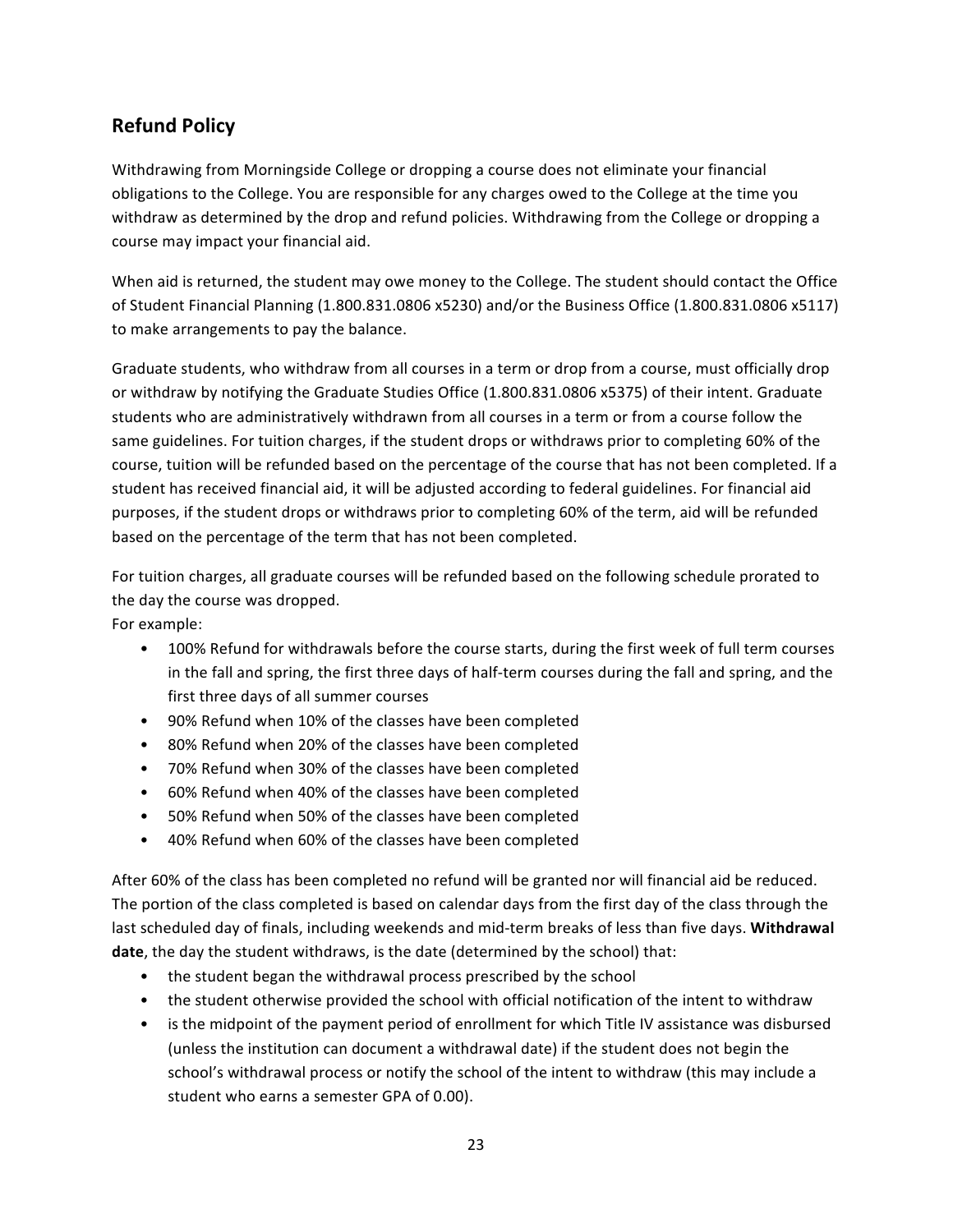## Refund Policy

Withdrawing from Morningside College or dropping a course does not eliminate your financial obligations to the College. You are responsible for any charges owed to the College at the time you withdraw as determined by the drop and refund policies. Withdrawing from the College or dropping a course may impact your financial aid.

When aid is returned, the student may owe money to the College. The student should contact the Office of Student Financial Planning (1.800.831.0806 x5230) and/or the Business Office (1.800.831.0806 x5117) to make arrangements to pay the balance.

Graduate students, who withdraw from all courses in a term or drop from a course, must officially drop or withdraw by notifying the Graduate Studies Office (1.800.831.0806 x5375) of their intent. Graduate students who are administratively withdrawn from all courses in a term or from a course follow the same guidelines. For tuition charges, if the student drops or withdraws prior to completing 60% of the course, tuition will be refunded based on the percentage of the course that has not been completed. If a student has received financial aid, it will be adjusted according to federal guidelines. For financial aid purposes, if the student drops or withdraws prior to completing 60% of the term, aid will be refunded based on the percentage of the term that has not been completed.

For tuition charges, all graduate courses will be refunded based on the following schedule prorated to the day the course was dropped.
For example:

- 100% Refund for withdrawals before the course starts, during the first week of full term courses in the fall and spring, the first three days of half-term courses during the fall and spring, and the first three days of all summer courses
- 90% Refund when 10% of the classes have been completed
- 80% Refund when 20% of the classes have been completed
- 70% Refund when 30% of the classes have been completed
- 60% Refund when 40% of the classes have been completed
- 50% Refund when 50% of the classes have been completed
- 40% Refund when 60% of the classes have been completed

After 60% of the class has been completed no refund will be granted nor will financial aid be reduced. The portion of the class completed is based on calendar days from the first day of the class through the last scheduled day of finals, including weekends and mid-term breaks of less than five days. **Withdrawal date**, the day the student withdraws, is the date (determined by the school) that:

- the student began the withdrawal process prescribed by the school
- the student otherwise provided the school with official notification of the intent to withdraw
- is the midpoint of the payment period of enrollment for which Title IV assistance was disbursed (unless the institution can document a withdrawal date) if the student does not begin the school's withdrawal process or notify the school of the intent to withdraw (this may include a student who earns a semester GPA of 0.00).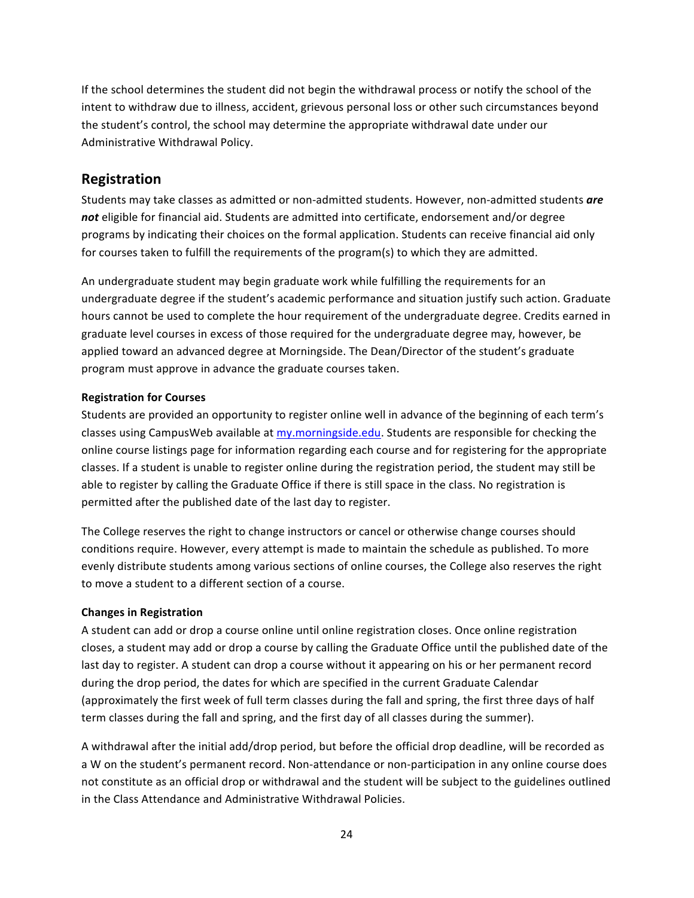If the school determines the student did not begin the withdrawal process or notify the school of the intent to withdraw due to illness, accident, grievous personal loss or other such circumstances beyond the student's control, the school may determine the appropriate withdrawal date under our Administrative Withdrawal Policy.

## Registration

Students may take classes as admitted or non-admitted students. However, non-admitted students ***are not*** eligible for financial aid. Students are admitted into certificate, endorsement and/or degree programs by indicating their choices on the formal application. Students can receive financial aid only for courses taken to fulfill the requirements of the program(s) to which they are admitted.

An undergraduate student may begin graduate work while fulfilling the requirements for an undergraduate degree if the student's academic performance and situation justify such action. Graduate hours cannot be used to complete the hour requirement of the undergraduate degree. Credits earned in graduate level courses in excess of those required for the undergraduate degree may, however, be applied toward an advanced degree at Morningside. The Dean/Director of the student's graduate program must approve in advance the graduate courses taken.

**Registration for Courses**

Students are provided an opportunity to register online well in advance of the beginning of each term's classes using CampusWeb available at [my.morningside.edu](my.morningside.edu). Students are responsible for checking the online course listings page for information regarding each course and for registering for the appropriate classes. If a student is unable to register online during the registration period, the student may still be able to register by calling the Graduate Office if there is still space in the class. No registration is permitted after the published date of the last day to register.

The College reserves the right to change instructors or cancel or otherwise change courses should conditions require. However, every attempt is made to maintain the schedule as published. To more evenly distribute students among various sections of online courses, the College also reserves the right to move a student to a different section of a course.

**Changes in Registration**

A student can add or drop a course online until online registration closes. Once online registration closes, a student may add or drop a course by calling the Graduate Office until the published date of the last day to register. A student can drop a course without it appearing on his or her permanent record during the drop period, the dates for which are specified in the current Graduate Calendar (approximately the first week of full term classes during the fall and spring, the first three days of half term classes during the fall and spring, and the first day of all classes during the summer).

A withdrawal after the initial add/drop period, but before the official drop deadline, will be recorded as a W on the student's permanent record. Non-attendance or non-participation in any online course does not constitute as an official drop or withdrawal and the student will be subject to the guidelines outlined in the Class Attendance and Administrative Withdrawal Policies.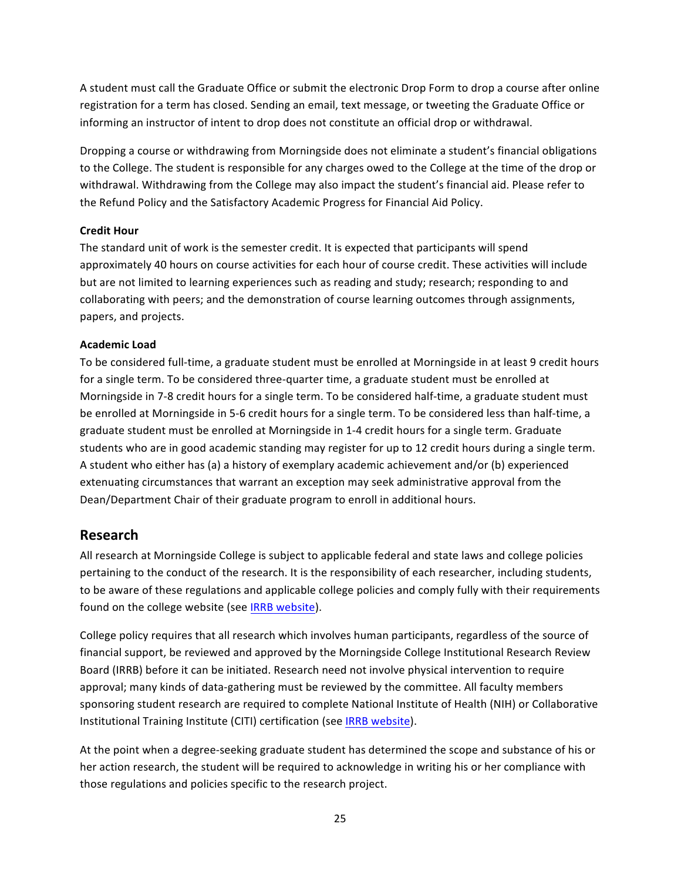A student must call the Graduate Office or submit the electronic Drop Form to drop a course after online registration for a term has closed. Sending an email, text message, or tweeting the Graduate Office or informing an instructor of intent to drop does not constitute an official drop or withdrawal.

Dropping a course or withdrawing from Morningside does not eliminate a student's financial obligations to the College. The student is responsible for any charges owed to the College at the time of the drop or withdrawal. Withdrawing from the College may also impact the student's financial aid. Please refer to the Refund Policy and the Satisfactory Academic Progress for Financial Aid Policy.

**Credit Hour**

The standard unit of work is the semester credit. It is expected that participants will spend approximately 40 hours on course activities for each hour of course credit. These activities will include but are not limited to learning experiences such as reading and study; research; responding to and collaborating with peers; and the demonstration of course learning outcomes through assignments, papers, and projects.

**Academic Load**

To be considered full-time, a graduate student must be enrolled at Morningside in at least 9 credit hours for a single term. To be considered three-quarter time, a graduate student must be enrolled at Morningside in 7-8 credit hours for a single term. To be considered half-time, a graduate student must be enrolled at Morningside in 5-6 credit hours for a single term. To be considered less than half-time, a graduate student must be enrolled at Morningside in 1-4 credit hours for a single term. Graduate students who are in good academic standing may register for up to 12 credit hours during a single term. A student who either has (a) a history of exemplary academic achievement and/or (b) experienced extenuating circumstances that warrant an exception may seek administrative approval from the Dean/Department Chair of their graduate program to enroll in additional hours.

## Research

All research at Morningside College is subject to applicable federal and state laws and college policies pertaining to the conduct of the research. It is the responsibility of each researcher, including students, to be aware of these regulations and applicable college policies and comply fully with their requirements found on the college website (see IRRB website).

College policy requires that all research which involves human participants, regardless of the source of financial support, be reviewed and approved by the Morningside College Institutional Research Review Board (IRRB) before it can be initiated. Research need not involve physical intervention to require approval; many kinds of data-gathering must be reviewed by the committee. All faculty members sponsoring student research are required to complete National Institute of Health (NIH) or Collaborative Institutional Training Institute (CITI) certification (see IRRB website).

At the point when a degree-seeking graduate student has determined the scope and substance of his or her action research, the student will be required to acknowledge in writing his or her compliance with those regulations and policies specific to the research project.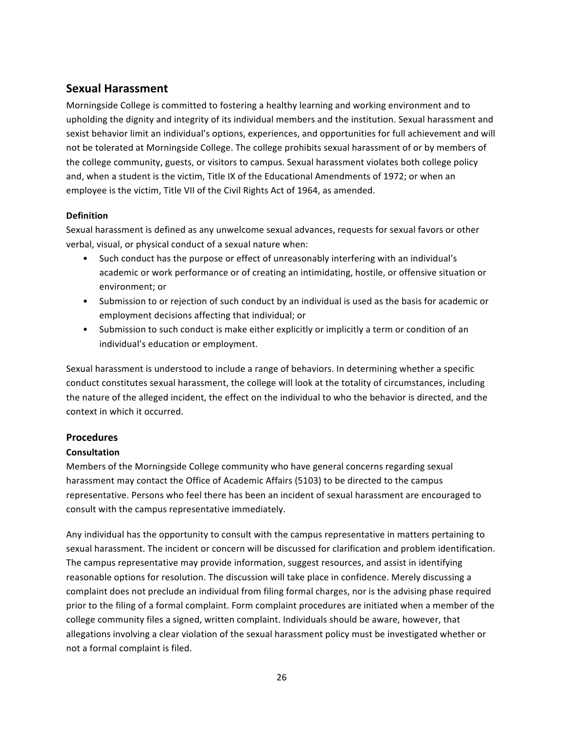## Sexual Harassment

Morningside College is committed to fostering a healthy learning and working environment and to upholding the dignity and integrity of its individual members and the institution. Sexual harassment and sexist behavior limit an individual's options, experiences, and opportunities for full achievement and will not be tolerated at Morningside College. The college prohibits sexual harassment of or by members of the college community, guests, or visitors to campus. Sexual harassment violates both college policy and, when a student is the victim, Title IX of the Educational Amendments of 1972; or when an employee is the victim, Title VII of the Civil Rights Act of 1964, as amended.

### Definition

Sexual harassment is defined as any unwelcome sexual advances, requests for sexual favors or other verbal, visual, or physical conduct of a sexual nature when:

- Such conduct has the purpose or effect of unreasonably interfering with an individual's academic or work performance or of creating an intimidating, hostile, or offensive situation or environment; or
- Submission to or rejection of such conduct by an individual is used as the basis for academic or employment decisions affecting that individual; or
- Submission to such conduct is make either explicitly or implicitly a term or condition of an individual's education or employment.

Sexual harassment is understood to include a range of behaviors. In determining whether a specific conduct constitutes sexual harassment, the college will look at the totality of circumstances, including the nature of the alleged incident, the effect on the individual to who the behavior is directed, and the context in which it occurred.

## Procedures

### Consultation

Members of the Morningside College community who have general concerns regarding sexual harassment may contact the Office of Academic Affairs (5103) to be directed to the campus representative. Persons who feel there has been an incident of sexual harassment are encouraged to consult with the campus representative immediately.

Any individual has the opportunity to consult with the campus representative in matters pertaining to sexual harassment. The incident or concern will be discussed for clarification and problem identification. The campus representative may provide information, suggest resources, and assist in identifying reasonable options for resolution. The discussion will take place in confidence. Merely discussing a complaint does not preclude an individual from filing formal charges, nor is the advising phase required prior to the filing of a formal complaint. Form complaint procedures are initiated when a member of the college community files a signed, written complaint. Individuals should be aware, however, that allegations involving a clear violation of the sexual harassment policy must be investigated whether or not a formal complaint is filed.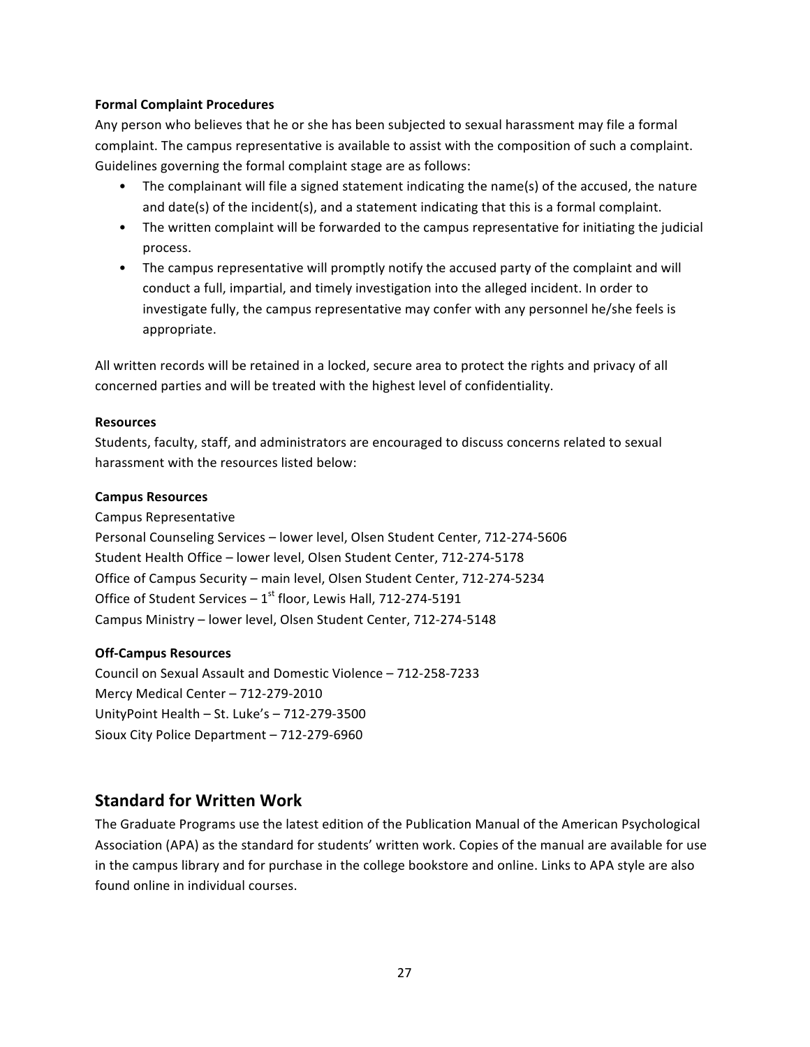**Formal Complaint Procedures**

Any person who believes that he or she has been subjected to sexual harassment may file a formal complaint. The campus representative is available to assist with the composition of such a complaint. Guidelines governing the formal complaint stage are as follows:

- The complainant will file a signed statement indicating the name(s) of the accused, the nature and date(s) of the incident(s), and a statement indicating that this is a formal complaint.
- The written complaint will be forwarded to the campus representative for initiating the judicial process.
- The campus representative will promptly notify the accused party of the complaint and will conduct a full, impartial, and timely investigation into the alleged incident. In order to investigate fully, the campus representative may confer with any personnel he/she feels is appropriate.

All written records will be retained in a locked, secure area to protect the rights and privacy of all concerned parties and will be treated with the highest level of confidentiality.

**Resources**

Students, faculty, staff, and administrators are encouraged to discuss concerns related to sexual harassment with the resources listed below:

**Campus Resources**

Campus Representative
Personal Counseling Services – lower level, Olsen Student Center, 712-274-5606
Student Health Office – lower level, Olsen Student Center, 712-274-5178
Office of Campus Security – main level, Olsen Student Center, 712-274-5234
Office of Student Services – 1st floor, Lewis Hall, 712-274-5191
Campus Ministry – lower level, Olsen Student Center, 712-274-5148

**Off-Campus Resources**

Council on Sexual Assault and Domestic Violence – 712-258-7233
Mercy Medical Center – 712-279-2010
UnityPoint Health – St. Luke's – 712-279-3500
Sioux City Police Department – 712-279-6960

## Standard for Written Work

The Graduate Programs use the latest edition of the Publication Manual of the American Psychological Association (APA) as the standard for students' written work. Copies of the manual are available for use in the campus library and for purchase in the college bookstore and online. Links to APA style are also found online in individual courses.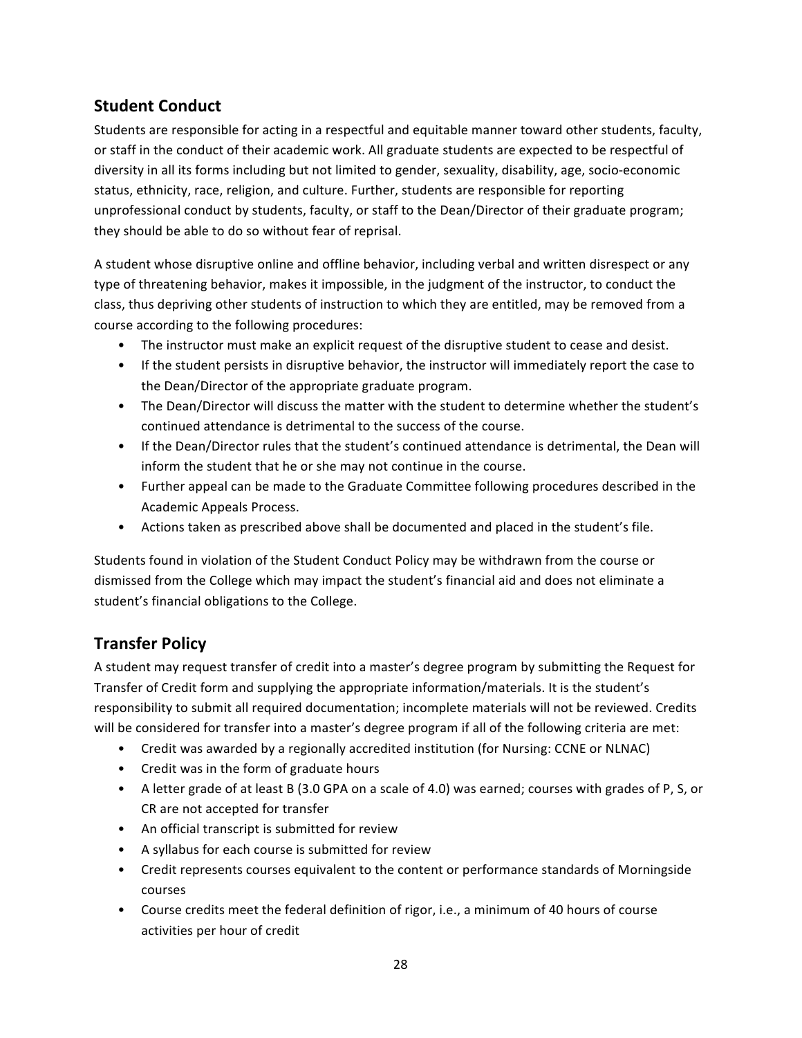## Student Conduct

Students are responsible for acting in a respectful and equitable manner toward other students, faculty, or staff in the conduct of their academic work. All graduate students are expected to be respectful of diversity in all its forms including but not limited to gender, sexuality, disability, age, socio-economic status, ethnicity, race, religion, and culture. Further, students are responsible for reporting unprofessional conduct by students, faculty, or staff to the Dean/Director of their graduate program; they should be able to do so without fear of reprisal.

A student whose disruptive online and offline behavior, including verbal and written disrespect or any type of threatening behavior, makes it impossible, in the judgment of the instructor, to conduct the class, thus depriving other students of instruction to which they are entitled, may be removed from a course according to the following procedures:

- The instructor must make an explicit request of the disruptive student to cease and desist.
- If the student persists in disruptive behavior, the instructor will immediately report the case to the Dean/Director of the appropriate graduate program.
- The Dean/Director will discuss the matter with the student to determine whether the student's continued attendance is detrimental to the success of the course.
- If the Dean/Director rules that the student's continued attendance is detrimental, the Dean will inform the student that he or she may not continue in the course.
- Further appeal can be made to the Graduate Committee following procedures described in the Academic Appeals Process.
- Actions taken as prescribed above shall be documented and placed in the student's file.

Students found in violation of the Student Conduct Policy may be withdrawn from the course or dismissed from the College which may impact the student's financial aid and does not eliminate a student's financial obligations to the College.

## Transfer Policy

A student may request transfer of credit into a master's degree program by submitting the Request for Transfer of Credit form and supplying the appropriate information/materials. It is the student's responsibility to submit all required documentation; incomplete materials will not be reviewed. Credits will be considered for transfer into a master's degree program if all of the following criteria are met:

- Credit was awarded by a regionally accredited institution (for Nursing: CCNE or NLNAC)
- Credit was in the form of graduate hours
- A letter grade of at least B (3.0 GPA on a scale of 4.0) was earned; courses with grades of P, S, or CR are not accepted for transfer
- An official transcript is submitted for review
- A syllabus for each course is submitted for review
- Credit represents courses equivalent to the content or performance standards of Morningside courses
- Course credits meet the federal definition of rigor, i.e., a minimum of 40 hours of course activities per hour of credit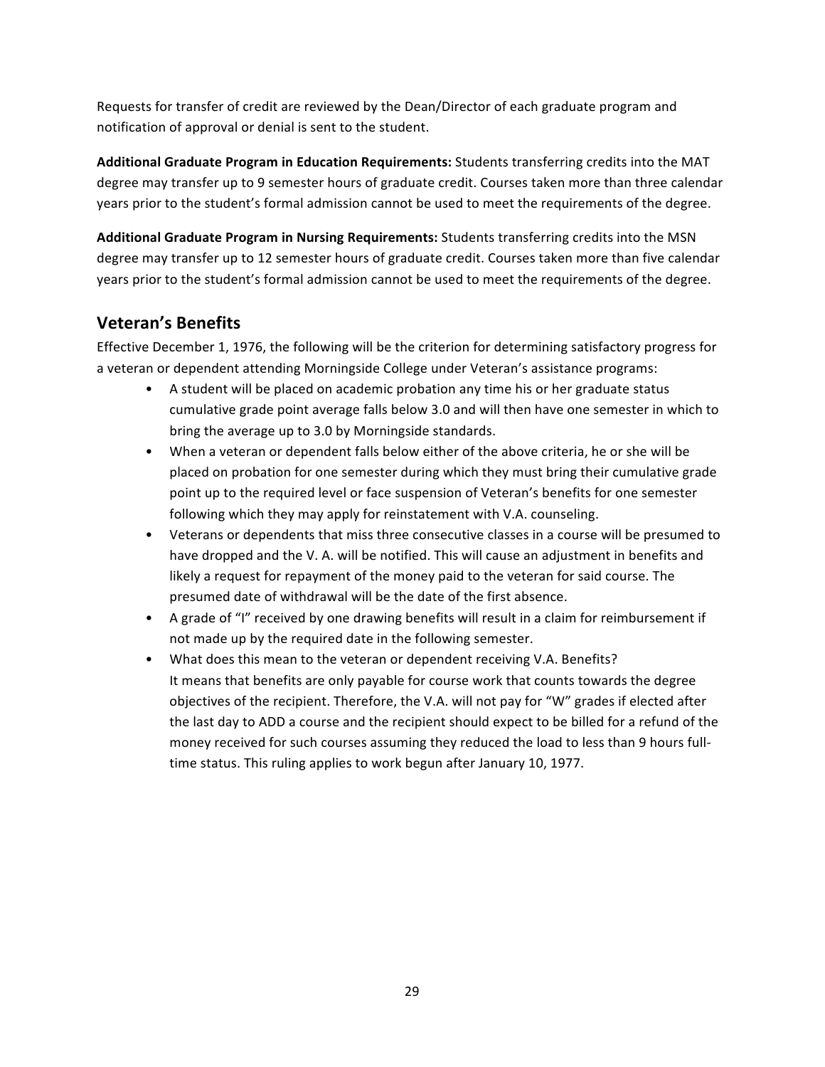Requests for transfer of credit are reviewed by the Dean/Director of each graduate program and notification of approval or denial is sent to the student.

**Additional Graduate Program in Education Requirements:** Students transferring credits into the MAT degree may transfer up to 9 semester hours of graduate credit. Courses taken more than three calendar years prior to the student's formal admission cannot be used to meet the requirements of the degree.

**Additional Graduate Program in Nursing Requirements:** Students transferring credits into the MSN degree may transfer up to 12 semester hours of graduate credit. Courses taken more than five calendar years prior to the student's formal admission cannot be used to meet the requirements of the degree.

## Veteran's Benefits

Effective December 1, 1976, the following will be the criterion for determining satisfactory progress for a veteran or dependent attending Morningside College under Veteran's assistance programs:

- A student will be placed on academic probation any time his or her graduate status cumulative grade point average falls below 3.0 and will then have one semester in which to bring the average up to 3.0 by Morningside standards.
- When a veteran or dependent falls below either of the above criteria, he or she will be placed on probation for one semester during which they must bring their cumulative grade point up to the required level or face suspension of Veteran's benefits for one semester following which they may apply for reinstatement with V.A. counseling.
- Veterans or dependents that miss three consecutive classes in a course will be presumed to have dropped and the V. A. will be notified. This will cause an adjustment in benefits and likely a request for repayment of the money paid to the veteran for said course. The presumed date of withdrawal will be the date of the first absence.
- A grade of "I" received by one drawing benefits will result in a claim for reimbursement if not made up by the required date in the following semester.
- What does this mean to the veteran or dependent receiving V.A. Benefits?
  It means that benefits are only payable for course work that counts towards the degree objectives of the recipient. Therefore, the V.A. will not pay for "W" grades if elected after the last day to ADD a course and the recipient should expect to be billed for a refund of the money received for such courses assuming they reduced the load to less than 9 hours full-time status. This ruling applies to work begun after January 10, 1977.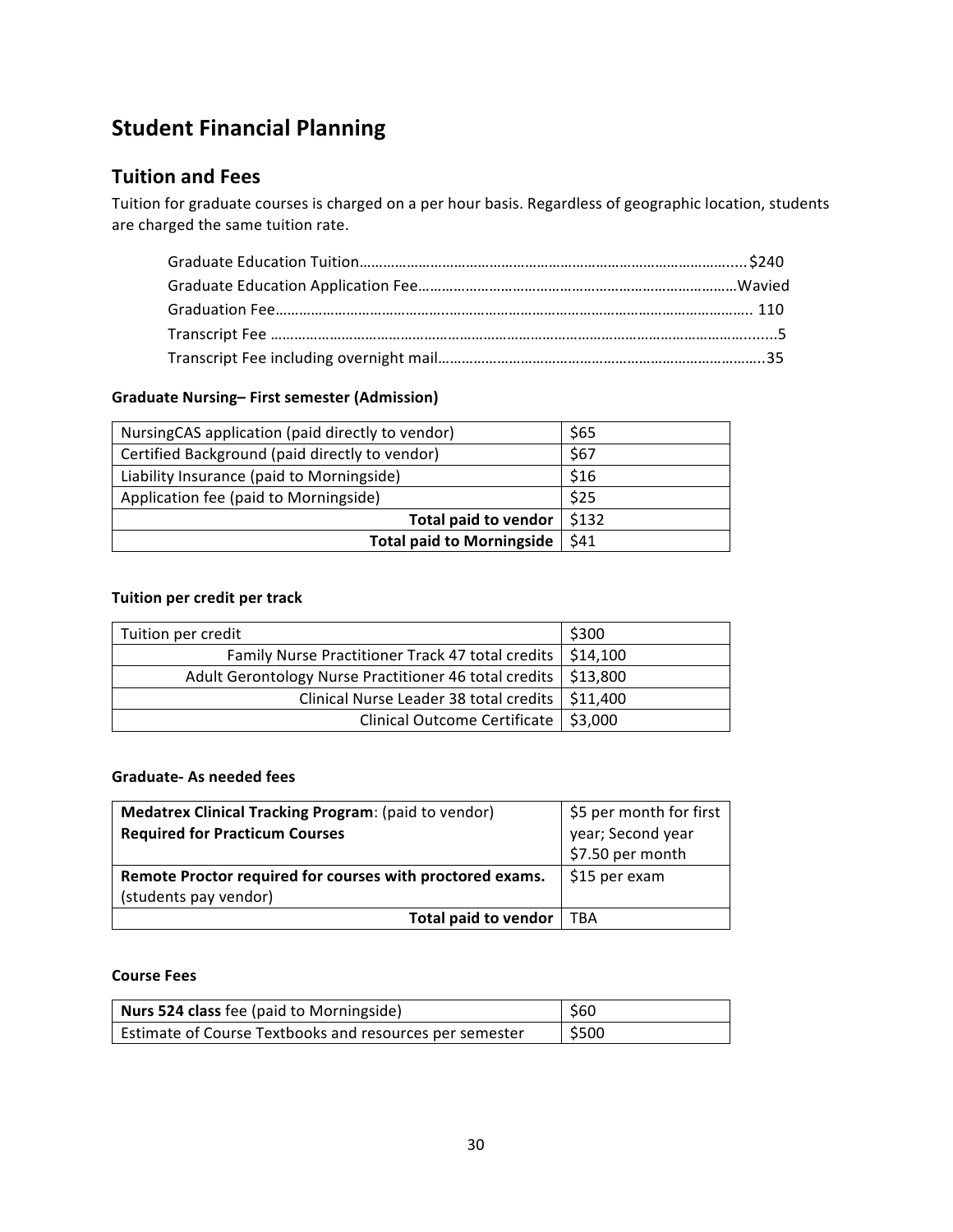# Student Financial Planning

## Tuition and Fees

Tuition for graduate courses is charged on a per hour basis. Regardless of geographic location, students are charged the same tuition rate.

Graduate Education Tuition………………………………………………………………………………….....$240
Graduate Education Application Fee……………………………………………………………………Wavied
Graduation Fee…………………………………..……………………………………………………………….. 110
Transcript Fee ………………………………………………………………………………………………….......5
Transcript Fee including overnight mail……………………………………………………………………..35

### Graduate Nursing– First semester (Admission)

| | |
|---|---|
| NursingCAS application (paid directly to vendor) | $65 |
| Certified Background (paid directly to vendor) | $67 |
| Liability Insurance (paid to Morningside) | $16 |
| Application fee (paid to Morningside) | $25 |
| **Total paid to vendor** | $132 |
| **Total paid to Morningside** | $41 |

### Tuition per credit per track

| | |
|---|---|
| Tuition per credit | $300 |
| Family Nurse Practitioner Track 47 total credits | $14,100 |
| Adult Gerontology Nurse Practitioner 46 total credits | $13,800 |
| Clinical Nurse Leader 38 total credits | $11,400 |
| Clinical Outcome Certificate | $3,000 |

### Graduate- As needed fees

| | |
|---|---|
| **Medatrex Clinical Tracking Program**: (paid to vendor) **Required for Practicum Courses** | $5 per month for first year; Second year $7.50 per month |
| **Remote Proctor required for courses with proctored exams.** (students pay vendor) | $15 per exam |
| **Total paid to vendor** | TBA |

### Course Fees

| | |
|---|---|
| **Nurs 524 class** fee (paid to Morningside) | $60 |
| Estimate of Course Textbooks and resources per semester | $500 |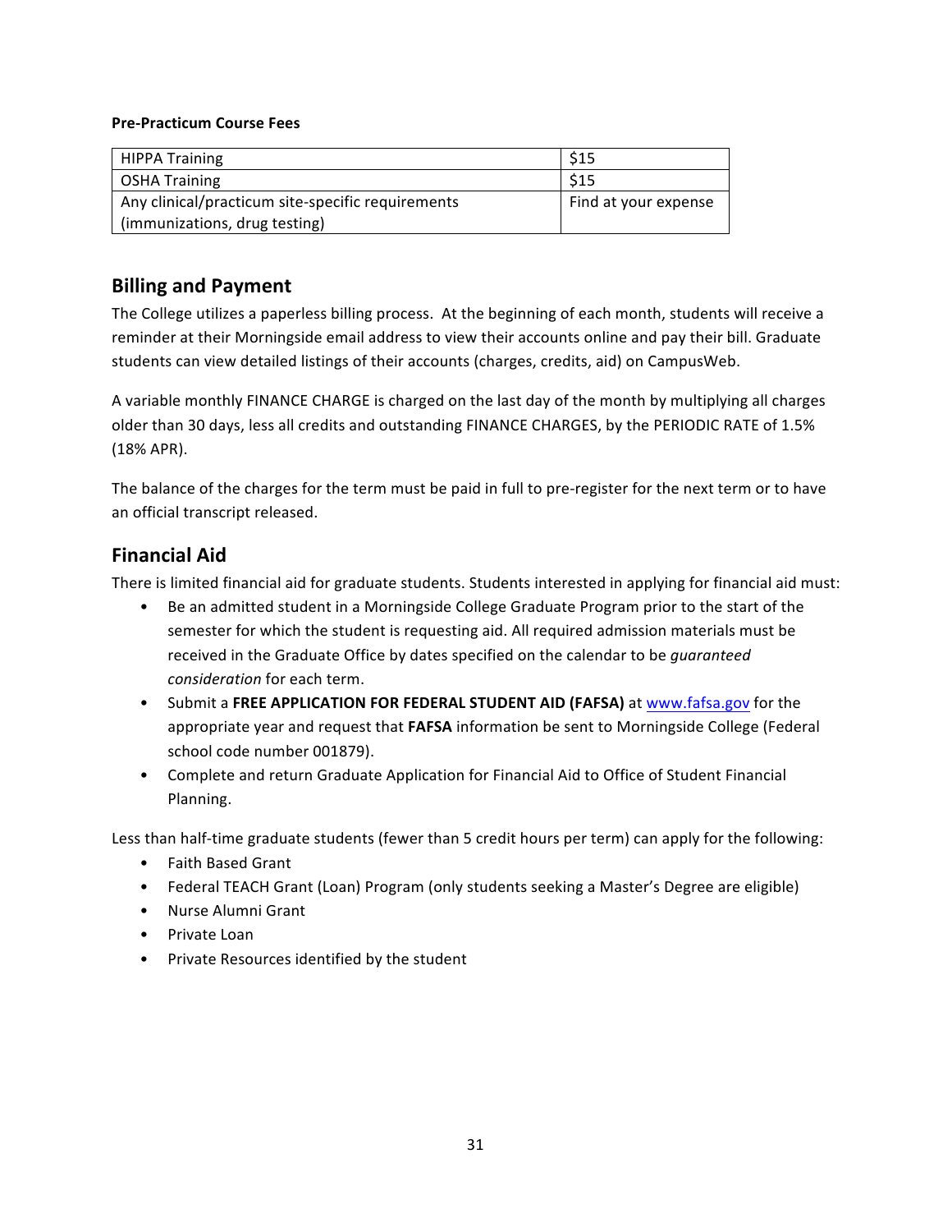**Pre-Practicum Course Fees**

| | |
|---|---|
| HIPPA Training | $15 |
| OSHA Training | $15 |
| Any clinical/practicum site-specific requirements (immunizations, drug testing) | Find at your expense |

## Billing and Payment

The College utilizes a paperless billing process. At the beginning of each month, students will receive a reminder at their Morningside email address to view their accounts online and pay their bill. Graduate students can view detailed listings of their accounts (charges, credits, aid) on CampusWeb.

A variable monthly FINANCE CHARGE is charged on the last day of the month by multiplying all charges older than 30 days, less all credits and outstanding FINANCE CHARGES, by the PERIODIC RATE of 1.5% (18% APR).

The balance of the charges for the term must be paid in full to pre-register for the next term or to have an official transcript released.

## Financial Aid

There is limited financial aid for graduate students. Students interested in applying for financial aid must:

- Be an admitted student in a Morningside College Graduate Program prior to the start of the semester for which the student is requesting aid. All required admission materials must be received in the Graduate Office by dates specified on the calendar to be *guaranteed consideration* for each term.
- Submit a **FREE APPLICATION FOR FEDERAL STUDENT AID (FAFSA)** at www.fafsa.gov for the appropriate year and request that **FAFSA** information be sent to Morningside College (Federal school code number 001879).
- Complete and return Graduate Application for Financial Aid to Office of Student Financial Planning.

Less than half-time graduate students (fewer than 5 credit hours per term) can apply for the following:

- Faith Based Grant
- Federal TEACH Grant (Loan) Program (only students seeking a Master's Degree are eligible)
- Nurse Alumni Grant
- Private Loan
- Private Resources identified by the student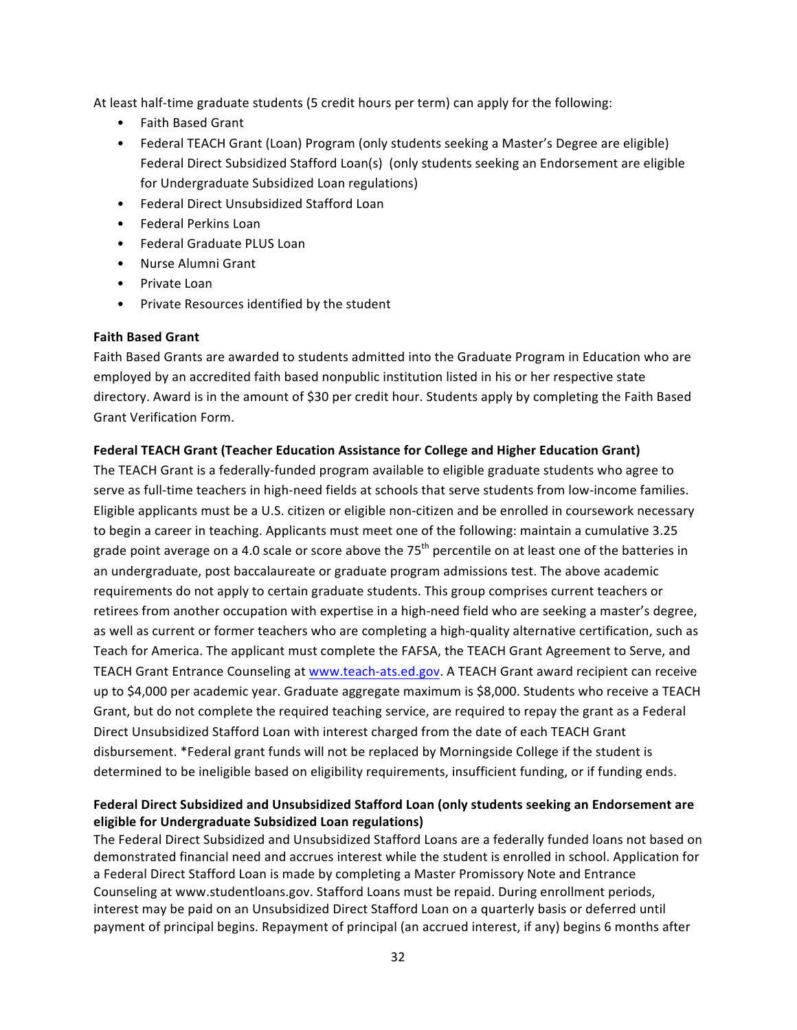At least half-time graduate students (5 credit hours per term) can apply for the following:

- Faith Based Grant
- Federal TEACH Grant (Loan) Program (only students seeking a Master's Degree are eligible) Federal Direct Subsidized Stafford Loan(s) (only students seeking an Endorsement are eligible for Undergraduate Subsidized Loan regulations)
- Federal Direct Unsubsidized Stafford Loan
- Federal Perkins Loan
- Federal Graduate PLUS Loan
- Nurse Alumni Grant
- Private Loan
- Private Resources identified by the student

**Faith Based Grant**

Faith Based Grants are awarded to students admitted into the Graduate Program in Education who are employed by an accredited faith based nonpublic institution listed in his or her respective state directory. Award is in the amount of $30 per credit hour. Students apply by completing the Faith Based Grant Verification Form.

**Federal TEACH Grant (Teacher Education Assistance for College and Higher Education Grant)**

The TEACH Grant is a federally-funded program available to eligible graduate students who agree to serve as full-time teachers in high-need fields at schools that serve students from low-income families. Eligible applicants must be a U.S. citizen or eligible non-citizen and be enrolled in coursework necessary to begin a career in teaching. Applicants must meet one of the following: maintain a cumulative 3.25 grade point average on a 4.0 scale or score above the 75th percentile on at least one of the batteries in an undergraduate, post baccalaureate or graduate program admissions test. The above academic requirements do not apply to certain graduate students. This group comprises current teachers or retirees from another occupation with expertise in a high-need field who are seeking a master's degree, as well as current or former teachers who are completing a high-quality alternative certification, such as Teach for America. The applicant must complete the FAFSA, the TEACH Grant Agreement to Serve, and TEACH Grant Entrance Counseling at www.teach-ats.ed.gov. A TEACH Grant award recipient can receive up to $4,000 per academic year. Graduate aggregate maximum is $8,000. Students who receive a TEACH Grant, but do not complete the required teaching service, are required to repay the grant as a Federal Direct Unsubsidized Stafford Loan with interest charged from the date of each TEACH Grant disbursement. *Federal grant funds will not be replaced by Morningside College if the student is determined to be ineligible based on eligibility requirements, insufficient funding, or if funding ends.

**Federal Direct Subsidized and Unsubsidized Stafford Loan (only students seeking an Endorsement are eligible for Undergraduate Subsidized Loan regulations)**

The Federal Direct Subsidized and Unsubsidized Stafford Loans are a federally funded loans not based on demonstrated financial need and accrues interest while the student is enrolled in school. Application for a Federal Direct Stafford Loan is made by completing a Master Promissory Note and Entrance Counseling at www.studentloans.gov. Stafford Loans must be repaid. During enrollment periods, interest may be paid on an Unsubsidized Direct Stafford Loan on a quarterly basis or deferred until payment of principal begins. Repayment of principal (an accrued interest, if any) begins 6 months after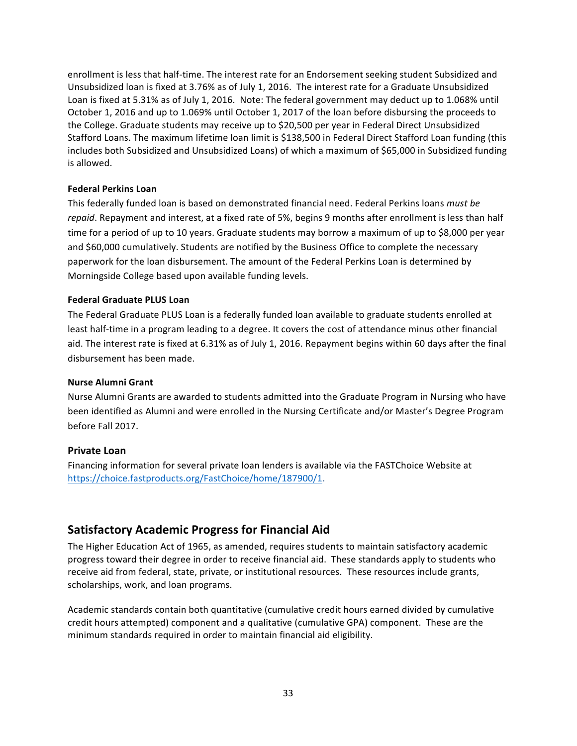enrollment is less that half-time. The interest rate for an Endorsement seeking student Subsidized and Unsubsidized loan is fixed at 3.76% as of July 1, 2016. The interest rate for a Graduate Unsubsidized Loan is fixed at 5.31% as of July 1, 2016. Note: The federal government may deduct up to 1.068% until October 1, 2016 and up to 1.069% until October 1, 2017 of the loan before disbursing the proceeds to the College. Graduate students may receive up to $20,500 per year in Federal Direct Unsubsidized Stafford Loans. The maximum lifetime loan limit is $138,500 in Federal Direct Stafford Loan funding (this includes both Subsidized and Unsubsidized Loans) of which a maximum of $65,000 in Subsidized funding is allowed.

**Federal Perkins Loan**

This federally funded loan is based on demonstrated financial need. Federal Perkins loans *must be repaid*. Repayment and interest, at a fixed rate of 5%, begins 9 months after enrollment is less than half time for a period of up to 10 years. Graduate students may borrow a maximum of up to $8,000 per year and $60,000 cumulatively. Students are notified by the Business Office to complete the necessary paperwork for the loan disbursement. The amount of the Federal Perkins Loan is determined by Morningside College based upon available funding levels.

**Federal Graduate PLUS Loan**

The Federal Graduate PLUS Loan is a federally funded loan available to graduate students enrolled at least half-time in a program leading to a degree. It covers the cost of attendance minus other financial aid. The interest rate is fixed at 6.31% as of July 1, 2016. Repayment begins within 60 days after the final disbursement has been made.

**Nurse Alumni Grant**

Nurse Alumni Grants are awarded to students admitted into the Graduate Program in Nursing who have been identified as Alumni and were enrolled in the Nursing Certificate and/or Master's Degree Program before Fall 2017.

### Private Loan

Financing information for several private loan lenders is available via the FASTChoice Website at https://choice.fastproducts.org/FastChoice/home/187900/1.

## Satisfactory Academic Progress for Financial Aid

The Higher Education Act of 1965, as amended, requires students to maintain satisfactory academic progress toward their degree in order to receive financial aid. These standards apply to students who receive aid from federal, state, private, or institutional resources. These resources include grants, scholarships, work, and loan programs.

Academic standards contain both quantitative (cumulative credit hours earned divided by cumulative credit hours attempted) component and a qualitative (cumulative GPA) component. These are the minimum standards required in order to maintain financial aid eligibility.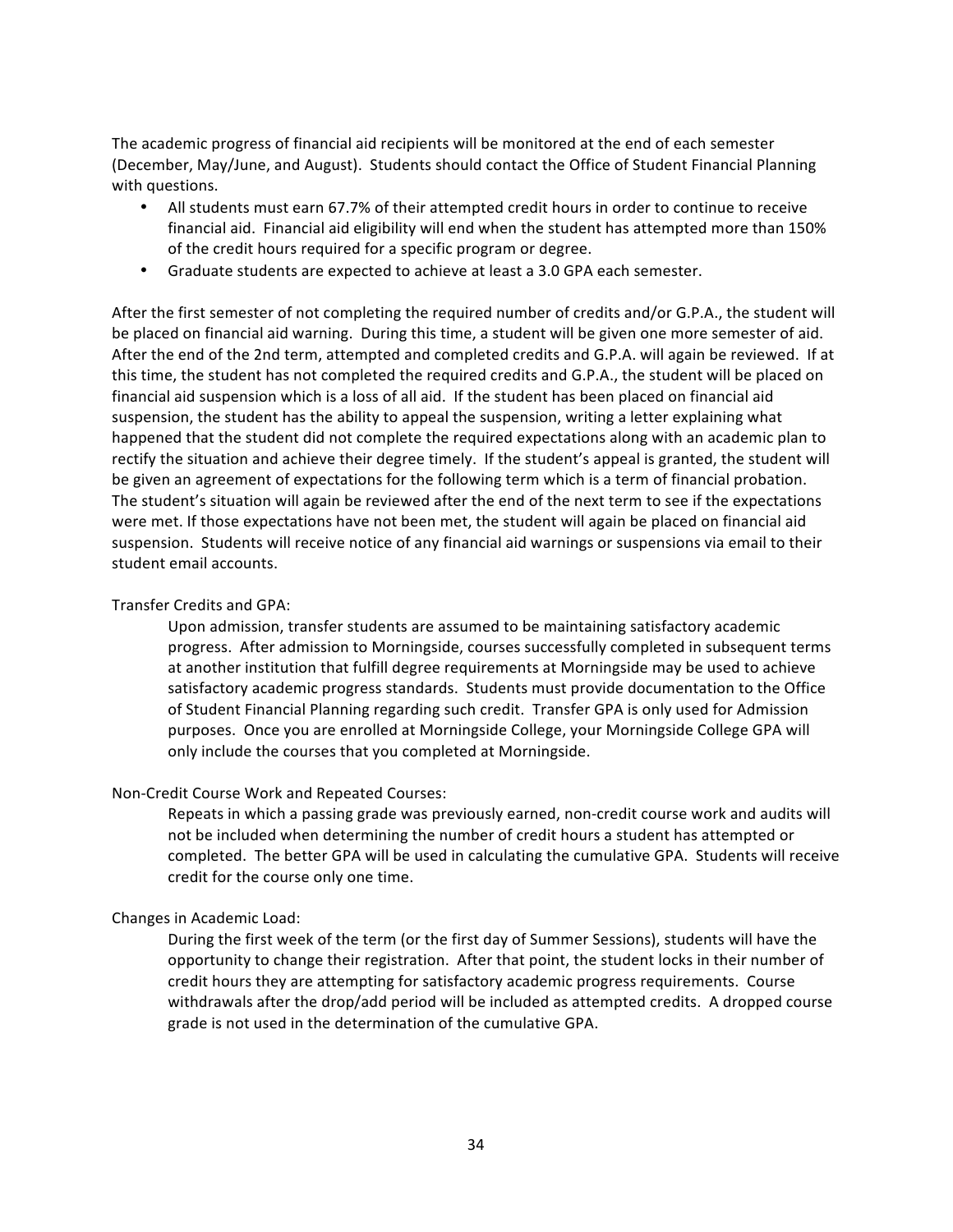The academic progress of financial aid recipients will be monitored at the end of each semester (December, May/June, and August). Students should contact the Office of Student Financial Planning with questions.

- All students must earn 67.7% of their attempted credit hours in order to continue to receive financial aid. Financial aid eligibility will end when the student has attempted more than 150% of the credit hours required for a specific program or degree.
- Graduate students are expected to achieve at least a 3.0 GPA each semester.

After the first semester of not completing the required number of credits and/or G.P.A., the student will be placed on financial aid warning. During this time, a student will be given one more semester of aid. After the end of the 2nd term, attempted and completed credits and G.P.A. will again be reviewed. If at this time, the student has not completed the required credits and G.P.A., the student will be placed on financial aid suspension which is a loss of all aid. If the student has been placed on financial aid suspension, the student has the ability to appeal the suspension, writing a letter explaining what happened that the student did not complete the required expectations along with an academic plan to rectify the situation and achieve their degree timely. If the student's appeal is granted, the student will be given an agreement of expectations for the following term which is a term of financial probation. The student's situation will again be reviewed after the end of the next term to see if the expectations were met. If those expectations have not been met, the student will again be placed on financial aid suspension. Students will receive notice of any financial aid warnings or suspensions via email to their student email accounts.

Transfer Credits and GPA:

Upon admission, transfer students are assumed to be maintaining satisfactory academic progress. After admission to Morningside, courses successfully completed in subsequent terms at another institution that fulfill degree requirements at Morningside may be used to achieve satisfactory academic progress standards. Students must provide documentation to the Office of Student Financial Planning regarding such credit. Transfer GPA is only used for Admission purposes. Once you are enrolled at Morningside College, your Morningside College GPA will only include the courses that you completed at Morningside.

Non-Credit Course Work and Repeated Courses:

Repeats in which a passing grade was previously earned, non-credit course work and audits will not be included when determining the number of credit hours a student has attempted or completed. The better GPA will be used in calculating the cumulative GPA. Students will receive credit for the course only one time.

Changes in Academic Load:

During the first week of the term (or the first day of Summer Sessions), students will have the opportunity to change their registration. After that point, the student locks in their number of credit hours they are attempting for satisfactory academic progress requirements. Course withdrawals after the drop/add period will be included as attempted credits. A dropped course grade is not used in the determination of the cumulative GPA.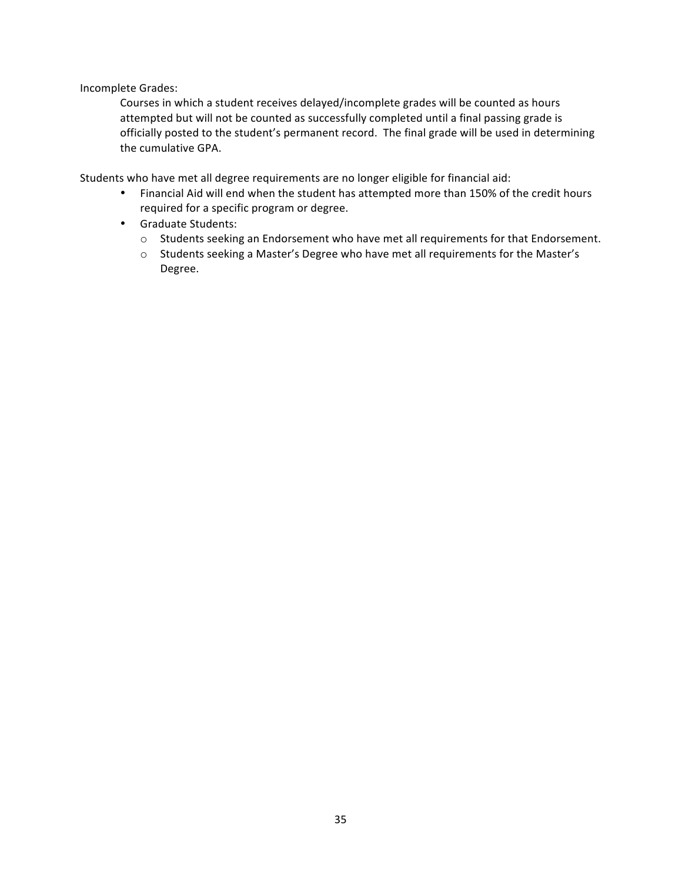Incomplete Grades:

Courses in which a student receives delayed/incomplete grades will be counted as hours attempted but will not be counted as successfully completed until a final passing grade is officially posted to the student's permanent record. The final grade will be used in determining the cumulative GPA.

Students who have met all degree requirements are no longer eligible for financial aid:

- Financial Aid will end when the student has attempted more than 150% of the credit hours required for a specific program or degree.
- Graduate Students:
  - Students seeking an Endorsement who have met all requirements for that Endorsement.
  - Students seeking a Master's Degree who have met all requirements for the Master's Degree.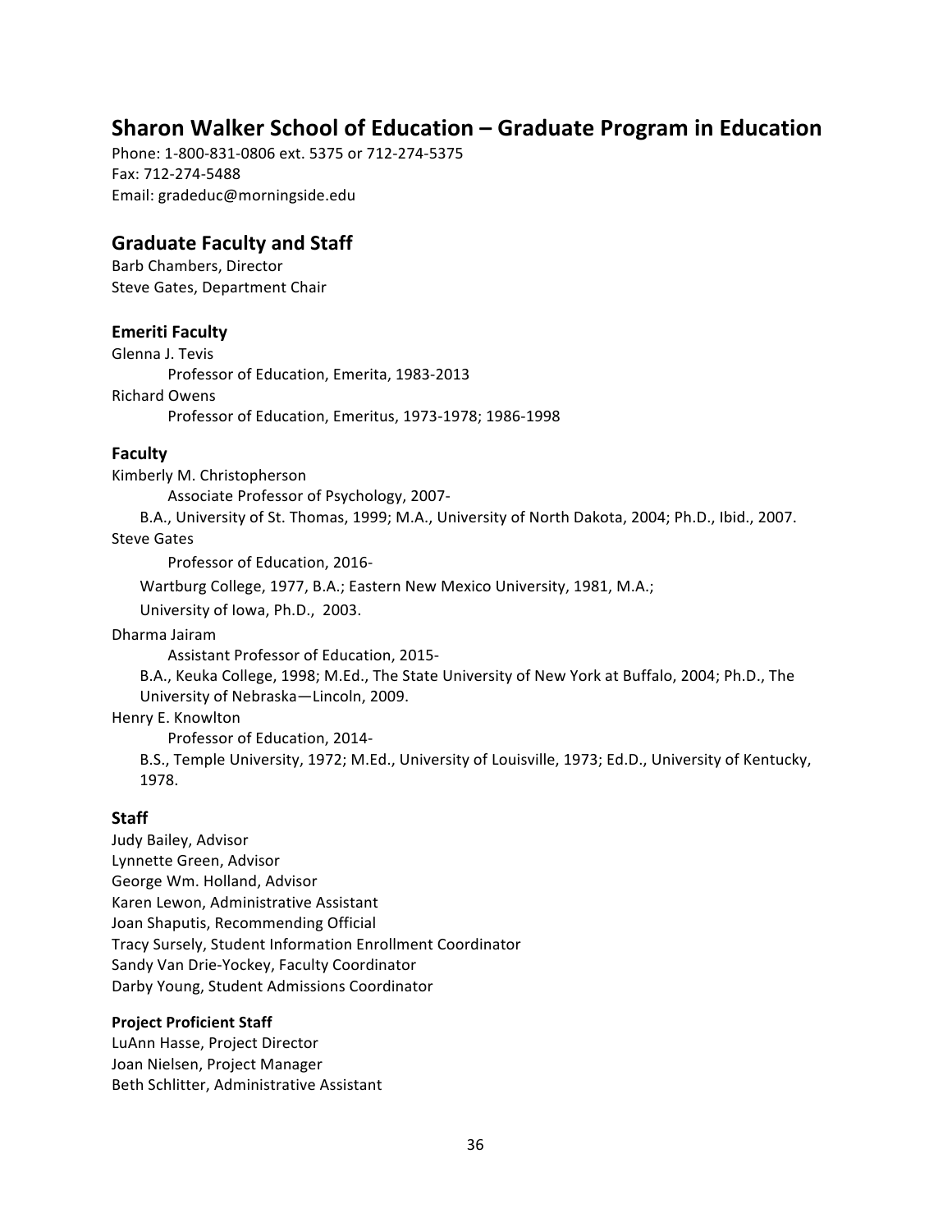## Sharon Walker School of Education – Graduate Program in Education

Phone: 1-800-831-0806 ext. 5375 or 712-274-5375
Fax: 712-274-5488
Email: gradeduc@morningside.edu

## Graduate Faculty and Staff

Barb Chambers, Director
Steve Gates, Department Chair

### Emeriti Faculty

Glenna J. Tevis
Professor of Education, Emerita, 1983-2013

Richard Owens
Professor of Education, Emeritus, 1973-1978; 1986-1998

### Faculty

Kimberly M. Christopherson
Associate Professor of Psychology, 2007-
B.A., University of St. Thomas, 1999; M.A., University of North Dakota, 2004; Ph.D., Ibid., 2007.

Steve Gates
Professor of Education, 2016-
Wartburg College, 1977, B.A.; Eastern New Mexico University, 1981, M.A.;
University of Iowa, Ph.D., 2003.

Dharma Jairam
Assistant Professor of Education, 2015-
B.A., Keuka College, 1998; M.Ed., The State University of New York at Buffalo, 2004; Ph.D., The University of Nebraska—Lincoln, 2009.

Henry E. Knowlton
Professor of Education, 2014-
B.S., Temple University, 1972; M.Ed., University of Louisville, 1973; Ed.D., University of Kentucky, 1978.

### Staff

Judy Bailey, Advisor
Lynnette Green, Advisor
George Wm. Holland, Advisor
Karen Lewon, Administrative Assistant
Joan Shaputis, Recommending Official
Tracy Sursely, Student Information Enrollment Coordinator
Sandy Van Drie-Yockey, Faculty Coordinator
Darby Young, Student Admissions Coordinator

#### Project Proficient Staff

LuAnn Hasse, Project Director
Joan Nielsen, Project Manager
Beth Schlitter, Administrative Assistant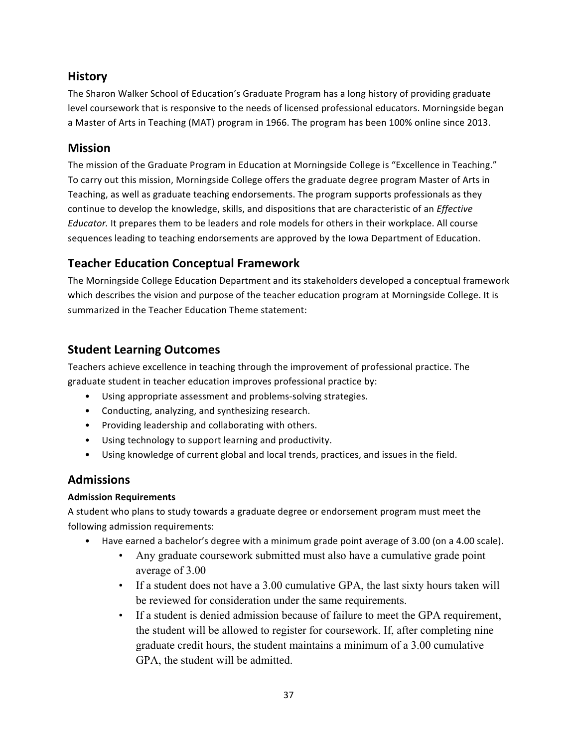## History

The Sharon Walker School of Education's Graduate Program has a long history of providing graduate level coursework that is responsive to the needs of licensed professional educators. Morningside began a Master of Arts in Teaching (MAT) program in 1966. The program has been 100% online since 2013.

## Mission

The mission of the Graduate Program in Education at Morningside College is "Excellence in Teaching." To carry out this mission, Morningside College offers the graduate degree program Master of Arts in Teaching, as well as graduate teaching endorsements. The program supports professionals as they continue to develop the knowledge, skills, and dispositions that are characteristic of an *Effective Educator.* It prepares them to be leaders and role models for others in their workplace. All course sequences leading to teaching endorsements are approved by the Iowa Department of Education.

## Teacher Education Conceptual Framework

The Morningside College Education Department and its stakeholders developed a conceptual framework which describes the vision and purpose of the teacher education program at Morningside College. It is summarized in the Teacher Education Theme statement:

## Student Learning Outcomes

Teachers achieve excellence in teaching through the improvement of professional practice. The graduate student in teacher education improves professional practice by:

- Using appropriate assessment and problems-solving strategies.
- Conducting, analyzing, and synthesizing research.
- Providing leadership and collaborating with others.
- Using technology to support learning and productivity.
- Using knowledge of current global and local trends, practices, and issues in the field.

## Admissions

### Admission Requirements

A student who plans to study towards a graduate degree or endorsement program must meet the following admission requirements:

- Have earned a bachelor's degree with a minimum grade point average of 3.00 (on a 4.00 scale).
  - Any graduate coursework submitted must also have a cumulative grade point average of 3.00
  - If a student does not have a 3.00 cumulative GPA, the last sixty hours taken will be reviewed for consideration under the same requirements.
  - If a student is denied admission because of failure to meet the GPA requirement, the student will be allowed to register for coursework. If, after completing nine graduate credit hours, the student maintains a minimum of a 3.00 cumulative GPA, the student will be admitted.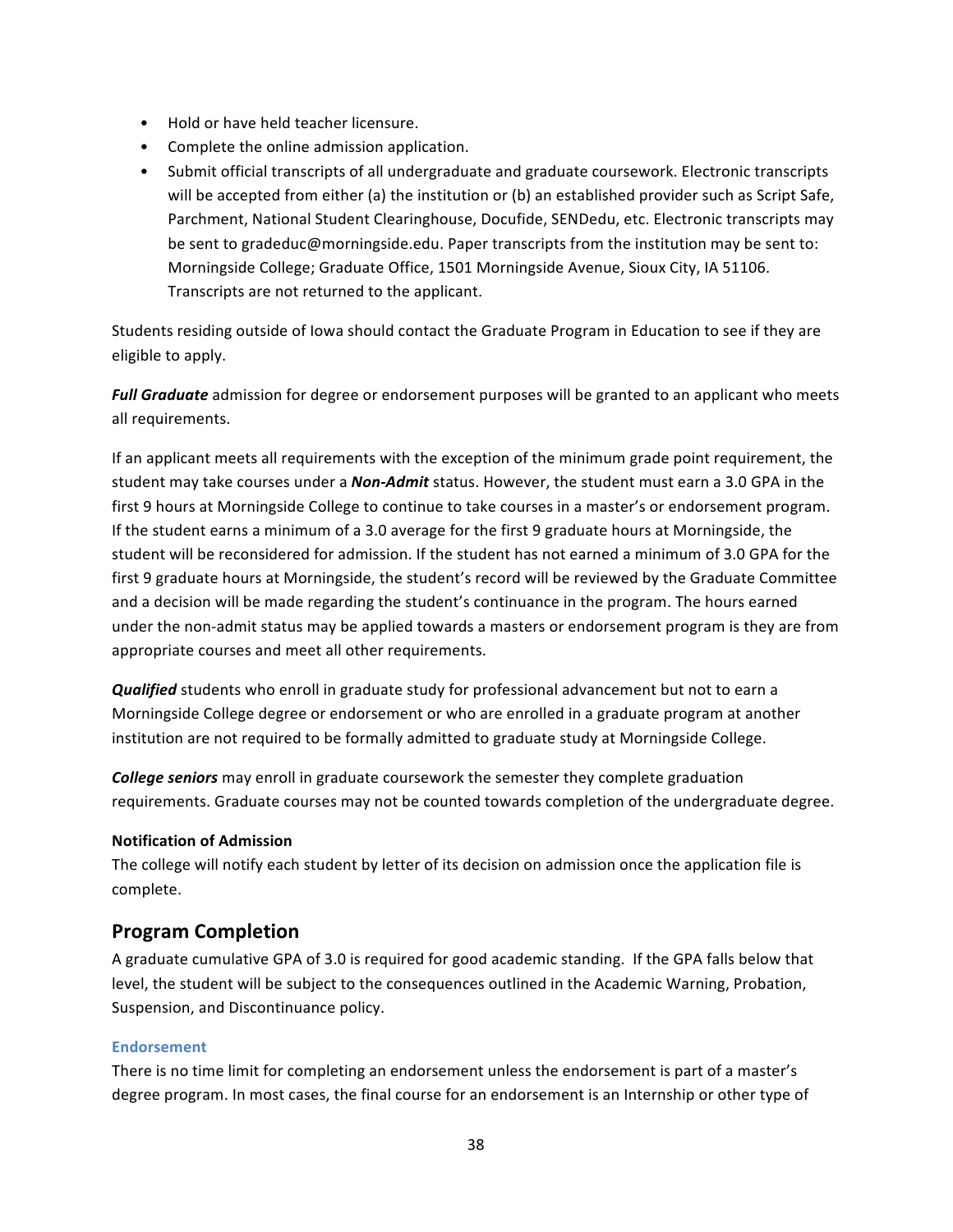- Hold or have held teacher licensure.
- Complete the online admission application.
- Submit official transcripts of all undergraduate and graduate coursework. Electronic transcripts will be accepted from either (a) the institution or (b) an established provider such as Script Safe, Parchment, National Student Clearinghouse, Docufide, SENDedu, etc. Electronic transcripts may be sent to gradeduc@morningside.edu. Paper transcripts from the institution may be sent to: Morningside College; Graduate Office, 1501 Morningside Avenue, Sioux City, IA 51106. Transcripts are not returned to the applicant.

Students residing outside of Iowa should contact the Graduate Program in Education to see if they are eligible to apply.

***Full Graduate*** admission for degree or endorsement purposes will be granted to an applicant who meets all requirements.

If an applicant meets all requirements with the exception of the minimum grade point requirement, the student may take courses under a ***Non-Admit*** status. However, the student must earn a 3.0 GPA in the first 9 hours at Morningside College to continue to take courses in a master's or endorsement program. If the student earns a minimum of a 3.0 average for the first 9 graduate hours at Morningside, the student will be reconsidered for admission. If the student has not earned a minimum of 3.0 GPA for the first 9 graduate hours at Morningside, the student's record will be reviewed by the Graduate Committee and a decision will be made regarding the student's continuance in the program. The hours earned under the non-admit status may be applied towards a masters or endorsement program is they are from appropriate courses and meet all other requirements.

***Qualified*** students who enroll in graduate study for professional advancement but not to earn a Morningside College degree or endorsement or who are enrolled in a graduate program at another institution are not required to be formally admitted to graduate study at Morningside College.

***College seniors*** may enroll in graduate coursework the semester they complete graduation requirements. Graduate courses may not be counted towards completion of the undergraduate degree.

**Notification of Admission**

The college will notify each student by letter of its decision on admission once the application file is complete.

## Program Completion

A graduate cumulative GPA of 3.0 is required for good academic standing. If the GPA falls below that level, the student will be subject to the consequences outlined in the Academic Warning, Probation, Suspension, and Discontinuance policy.

### Endorsement

There is no time limit for completing an endorsement unless the endorsement is part of a master's degree program. In most cases, the final course for an endorsement is an Internship or other type of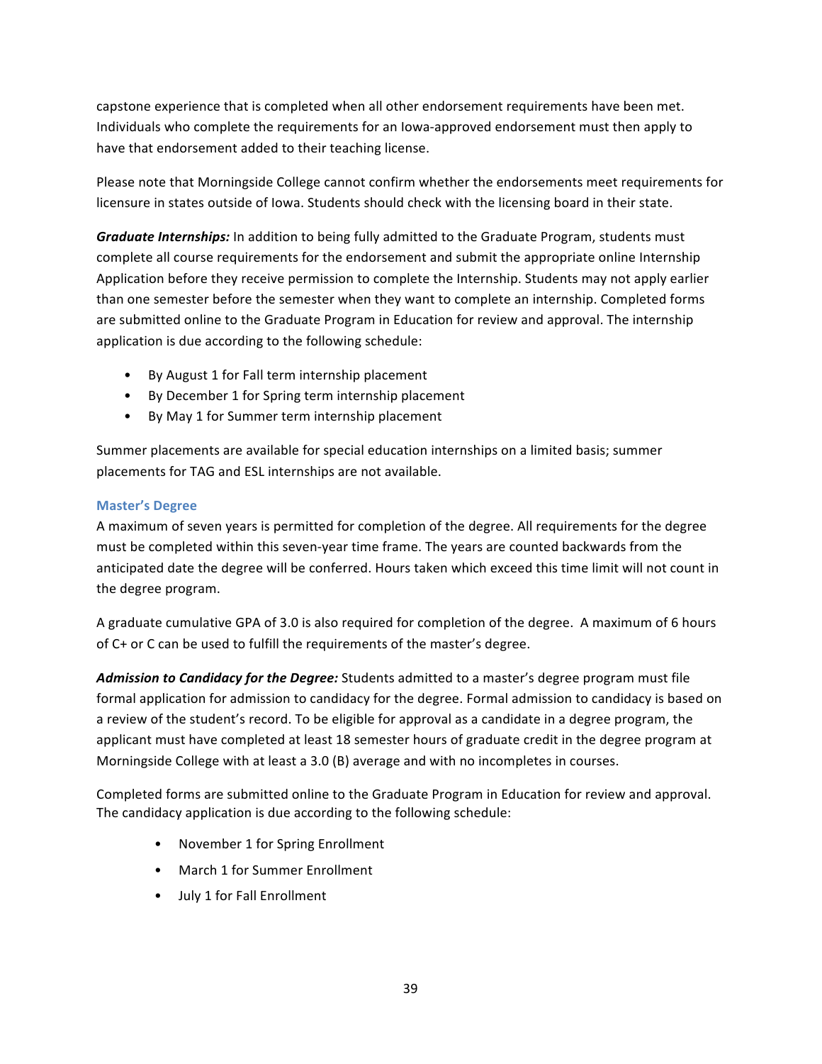capstone experience that is completed when all other endorsement requirements have been met. Individuals who complete the requirements for an Iowa-approved endorsement must then apply to have that endorsement added to their teaching license.

Please note that Morningside College cannot confirm whether the endorsements meet requirements for licensure in states outside of Iowa. Students should check with the licensing board in their state.

***Graduate Internships:*** In addition to being fully admitted to the Graduate Program, students must complete all course requirements for the endorsement and submit the appropriate online Internship Application before they receive permission to complete the Internship. Students may not apply earlier than one semester before the semester when they want to complete an internship. Completed forms are submitted online to the Graduate Program in Education for review and approval. The internship application is due according to the following schedule:

- By August 1 for Fall term internship placement
- By December 1 for Spring term internship placement
- By May 1 for Summer term internship placement

Summer placements are available for special education internships on a limited basis; summer placements for TAG and ESL internships are not available.

### Master's Degree

A maximum of seven years is permitted for completion of the degree. All requirements for the degree must be completed within this seven-year time frame. The years are counted backwards from the anticipated date the degree will be conferred. Hours taken which exceed this time limit will not count in the degree program.

A graduate cumulative GPA of 3.0 is also required for completion of the degree. A maximum of 6 hours of C+ or C can be used to fulfill the requirements of the master's degree.

***Admission to Candidacy for the Degree:*** Students admitted to a master's degree program must file formal application for admission to candidacy for the degree. Formal admission to candidacy is based on a review of the student's record. To be eligible for approval as a candidate in a degree program, the applicant must have completed at least 18 semester hours of graduate credit in the degree program at Morningside College with at least a 3.0 (B) average and with no incompletes in courses.

Completed forms are submitted online to the Graduate Program in Education for review and approval. The candidacy application is due according to the following schedule:

- November 1 for Spring Enrollment
- March 1 for Summer Enrollment
- July 1 for Fall Enrollment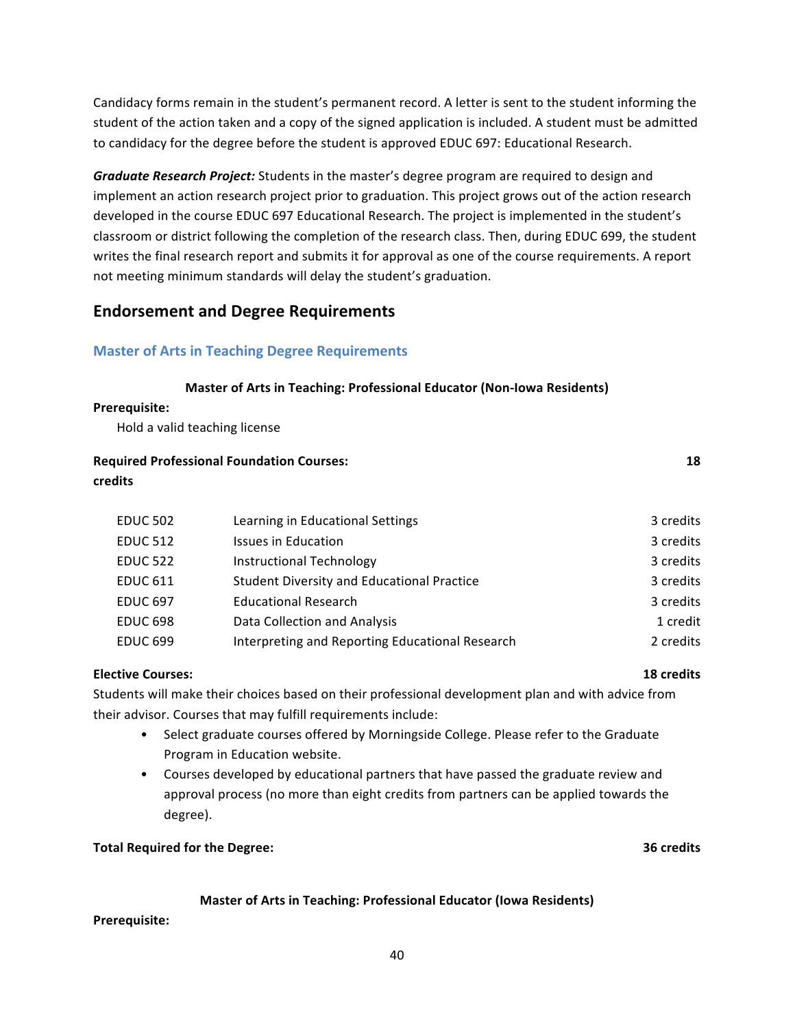Candidacy forms remain in the student's permanent record. A letter is sent to the student informing the student of the action taken and a copy of the signed application is included. A student must be admitted to candidacy for the degree before the student is approved EDUC 697: Educational Research.

***Graduate Research Project:*** Students in the master's degree program are required to design and implement an action research project prior to graduation. This project grows out of the action research developed in the course EDUC 697 Educational Research. The project is implemented in the student's classroom or district following the completion of the research class. Then, during EDUC 699, the student writes the final research report and submits it for approval as one of the course requirements. A report not meeting minimum standards will delay the student's graduation.

## Endorsement and Degree Requirements

### Master of Arts in Teaching Degree Requirements

**Master of Arts in Teaching: Professional Educator (Non-Iowa Residents)**

**Prerequisite:**

Hold a valid teaching license

**Required Professional Foundation Courses: 18 credits**

| | | |
|---|---|---|
| EDUC 502 | Learning in Educational Settings | 3 credits |
| EDUC 512 | Issues in Education | 3 credits |
| EDUC 522 | Instructional Technology | 3 credits |
| EDUC 611 | Student Diversity and Educational Practice | 3 credits |
| EDUC 697 | Educational Research | 3 credits |
| EDUC 698 | Data Collection and Analysis | 1 credit |
| EDUC 699 | Interpreting and Reporting Educational Research | 2 credits |

**Elective Courses: 18 credits**

Students will make their choices based on their professional development plan and with advice from their advisor. Courses that may fulfill requirements include:

- Select graduate courses offered by Morningside College. Please refer to the Graduate Program in Education website.
- Courses developed by educational partners that have passed the graduate review and approval process (no more than eight credits from partners can be applied towards the degree).

**Total Required for the Degree: 36 credits**

**Master of Arts in Teaching: Professional Educator (Iowa Residents)**

**Prerequisite:**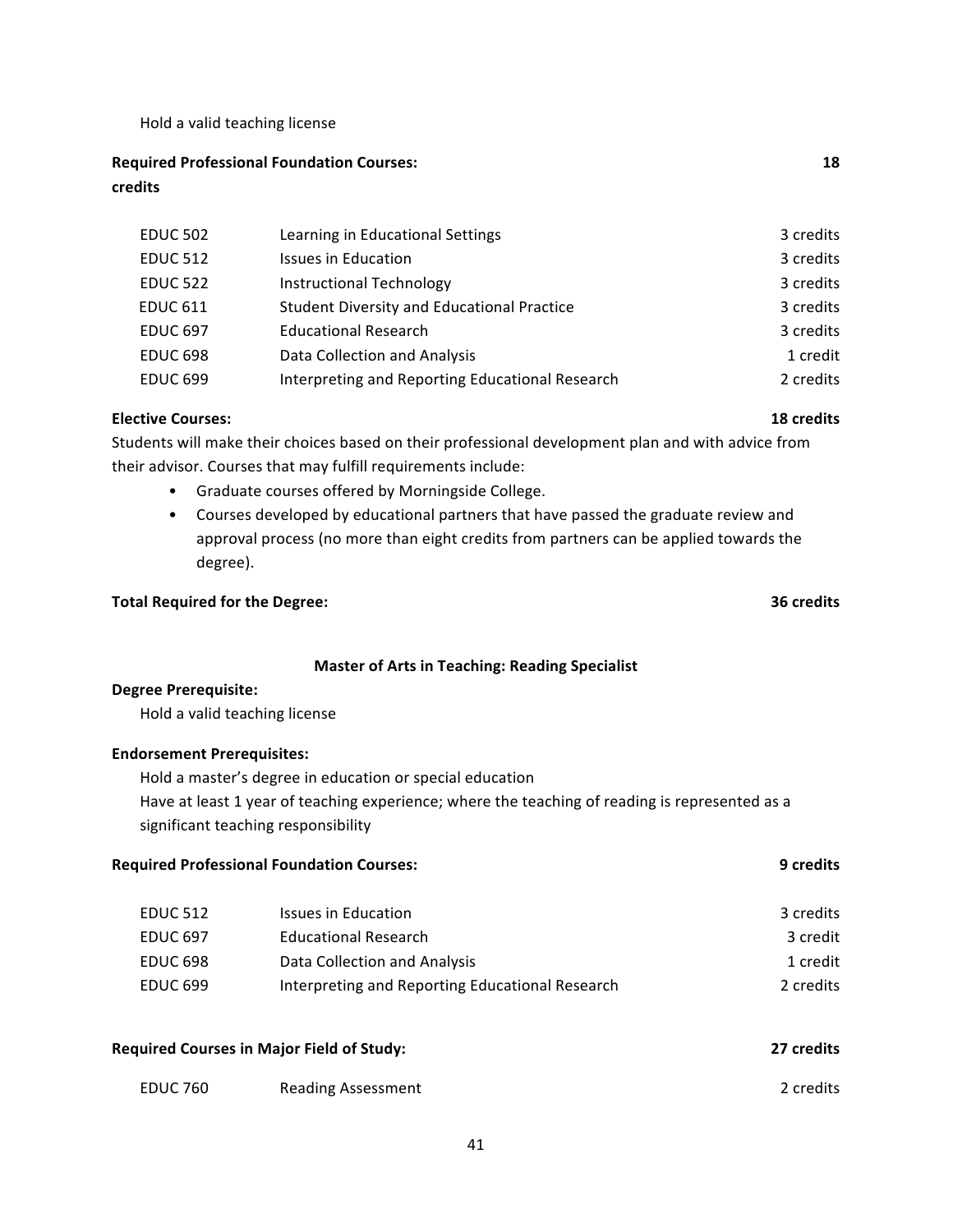Hold a valid teaching license

**Required Professional Foundation Courses:** **18 credits**

| | | |
|---|---|---|
| EDUC 502 | Learning in Educational Settings | 3 credits |
| EDUC 512 | Issues in Education | 3 credits |
| EDUC 522 | Instructional Technology | 3 credits |
| EDUC 611 | Student Diversity and Educational Practice | 3 credits |
| EDUC 697 | Educational Research | 3 credits |
| EDUC 698 | Data Collection and Analysis | 1 credit |
| EDUC 699 | Interpreting and Reporting Educational Research | 2 credits |

**Elective Courses:** **18 credits**

Students will make their choices based on their professional development plan and with advice from their advisor. Courses that may fulfill requirements include:

- Graduate courses offered by Morningside College.
- Courses developed by educational partners that have passed the graduate review and approval process (no more than eight credits from partners can be applied towards the degree).

**Total Required for the Degree:** **36 credits**

### Master of Arts in Teaching: Reading Specialist

**Degree Prerequisite:**

Hold a valid teaching license

**Endorsement Prerequisites:**

Hold a master's degree in education or special education

Have at least 1 year of teaching experience; where the teaching of reading is represented as a significant teaching responsibility

**Required Professional Foundation Courses:** **9 credits**

| | | |
|---|---|---|
| EDUC 512 | Issues in Education | 3 credits |
| EDUC 697 | Educational Research | 3 credit |
| EDUC 698 | Data Collection and Analysis | 1 credit |
| EDUC 699 | Interpreting and Reporting Educational Research | 2 credits |

**Required Courses in Major Field of Study:** **27 credits**

| | | |
|---|---|---|
| EDUC 760 | Reading Assessment | 2 credits |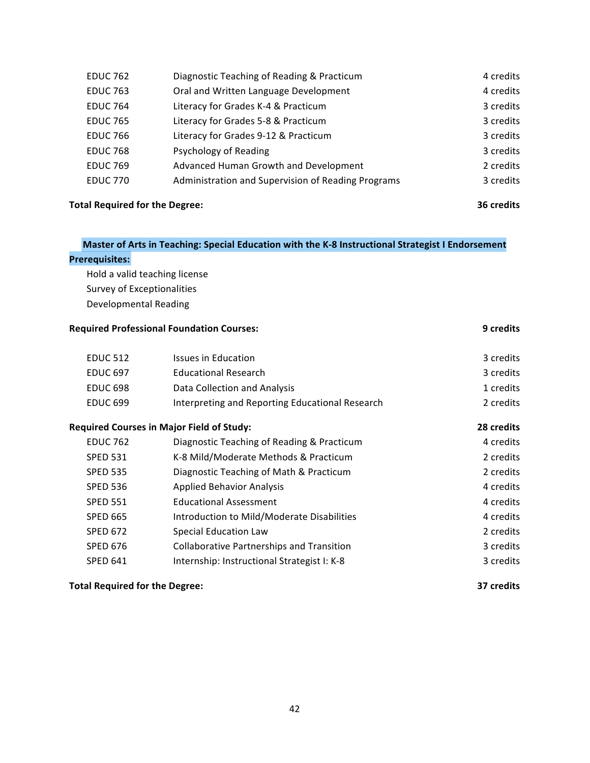| | | |
|---|---|---|
| EDUC 762 | Diagnostic Teaching of Reading & Practicum | 4 credits |
| EDUC 763 | Oral and Written Language Development | 4 credits |
| EDUC 764 | Literacy for Grades K-4 & Practicum | 3 credits |
| EDUC 765 | Literacy for Grades 5-8 & Practicum | 3 credits |
| EDUC 766 | Literacy for Grades 9-12 & Practicum | 3 credits |
| EDUC 768 | Psychology of Reading | 3 credits |
| EDUC 769 | Advanced Human Growth and Development | 2 credits |
| EDUC 770 | Administration and Supervision of Reading Programs | 3 credits |

**Total Required for the Degree:** **36 credits**

**Master of Arts in Teaching: Special Education with the K-8 Instructional Strategist I Endorsement**

**Prerequisites:**

Hold a valid teaching license
Survey of Exceptionalities
Developmental Reading

**Required Professional Foundation Courses:** **9 credits**

| | | |
|---|---|---|
| EDUC 512 | Issues in Education | 3 credits |
| EDUC 697 | Educational Research | 3 credits |
| EDUC 698 | Data Collection and Analysis | 1 credits |
| EDUC 699 | Interpreting and Reporting Educational Research | 2 credits |

**Required Courses in Major Field of Study:** **28 credits**

| | | |
|---|---|---|
| EDUC 762 | Diagnostic Teaching of Reading & Practicum | 4 credits |
| SPED 531 | K-8 Mild/Moderate Methods & Practicum | 2 credits |
| SPED 535 | Diagnostic Teaching of Math & Practicum | 2 credits |
| SPED 536 | Applied Behavior Analysis | 4 credits |
| SPED 551 | Educational Assessment | 4 credits |
| SPED 665 | Introduction to Mild/Moderate Disabilities | 4 credits |
| SPED 672 | Special Education Law | 2 credits |
| SPED 676 | Collaborative Partnerships and Transition | 3 credits |
| SPED 641 | Internship: Instructional Strategist I: K-8 | 3 credits |

**Total Required for the Degree:** **37 credits**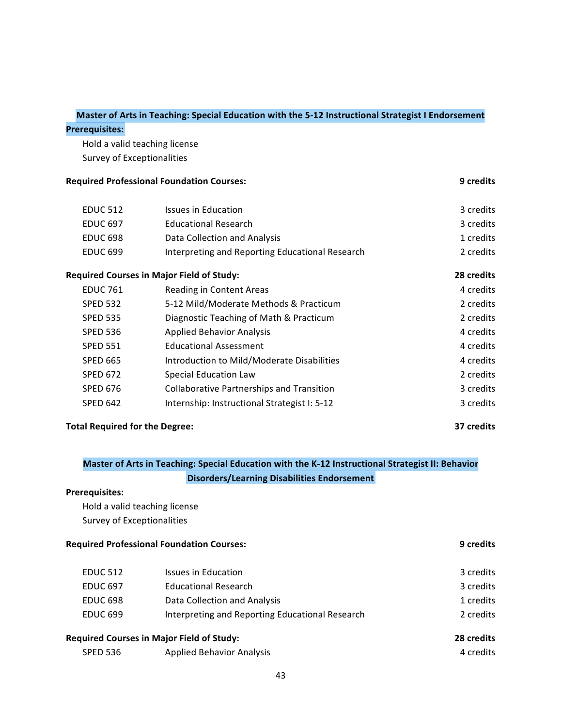## Master of Arts in Teaching: Special Education with the 5-12 Instructional Strategist I Endorsement

**Prerequisites:**

Hold a valid teaching license
Survey of Exceptionalities

| **Required Professional Foundation Courses:** | | **9 credits** |
|---|---|---|
| EDUC 512 | Issues in Education | 3 credits |
| EDUC 697 | Educational Research | 3 credits |
| EDUC 698 | Data Collection and Analysis | 1 credits |
| EDUC 699 | Interpreting and Reporting Educational Research | 2 credits |
| **Required Courses in Major Field of Study:** | | **28 credits** |
| EDUC 761 | Reading in Content Areas | 4 credits |
| SPED 532 | 5-12 Mild/Moderate Methods & Practicum | 2 credits |
| SPED 535 | Diagnostic Teaching of Math & Practicum | 2 credits |
| SPED 536 | Applied Behavior Analysis | 4 credits |
| SPED 551 | Educational Assessment | 4 credits |
| SPED 665 | Introduction to Mild/Moderate Disabilities | 4 credits |
| SPED 672 | Special Education Law | 2 credits |
| SPED 676 | Collaborative Partnerships and Transition | 3 credits |
| SPED 642 | Internship: Instructional Strategist I: 5-12 | 3 credits |
| **Total Required for the Degree:** | | **37 credits** |

## Master of Arts in Teaching: Special Education with the K-12 Instructional Strategist II: Behavior Disorders/Learning Disabilities Endorsement

**Prerequisites:**

Hold a valid teaching license
Survey of Exceptionalities

| **Required Professional Foundation Courses:** | | **9 credits** |
|---|---|---|
| EDUC 512 | Issues in Education | 3 credits |
| EDUC 697 | Educational Research | 3 credits |
| EDUC 698 | Data Collection and Analysis | 1 credits |
| EDUC 699 | Interpreting and Reporting Educational Research | 2 credits |
| **Required Courses in Major Field of Study:** | | **28 credits** |
| SPED 536 | Applied Behavior Analysis | 4 credits |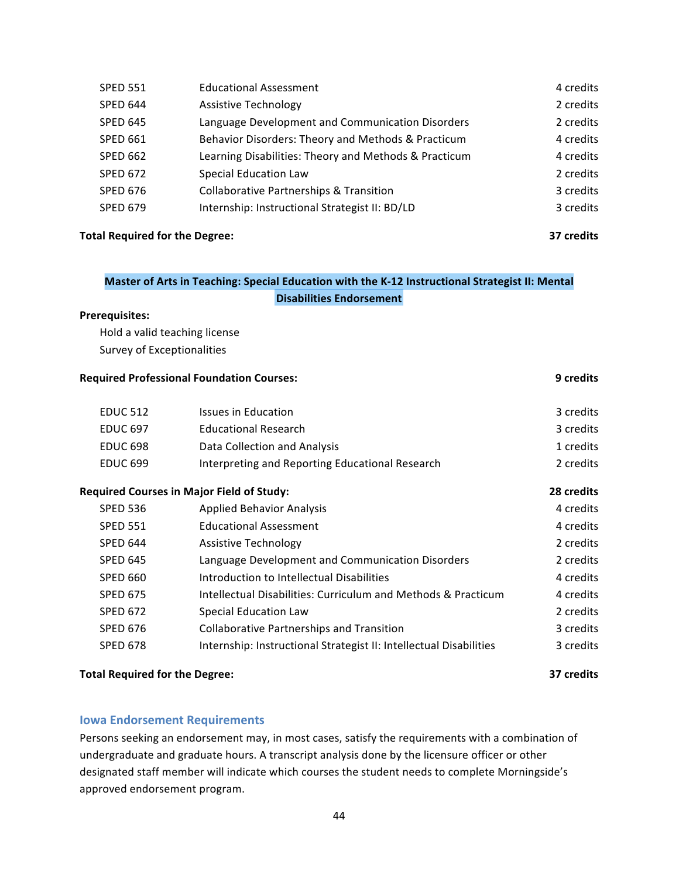| | | |
|---|---|---|
| SPED 551 | Educational Assessment | 4 credits |
| SPED 644 | Assistive Technology | 2 credits |
| SPED 645 | Language Development and Communication Disorders | 2 credits |
| SPED 661 | Behavior Disorders: Theory and Methods & Practicum | 4 credits |
| SPED 662 | Learning Disabilities: Theory and Methods & Practicum | 4 credits |
| SPED 672 | Special Education Law | 2 credits |
| SPED 676 | Collaborative Partnerships & Transition | 3 credits |
| SPED 679 | Internship: Instructional Strategist II: BD/LD | 3 credits |

**Total Required for the Degree:** **37 credits**

### Master of Arts in Teaching: Special Education with the K-12 Instructional Strategist II: Mental Disabilities Endorsement

**Prerequisites:**

Hold a valid teaching license
Survey of Exceptionalities

**Required Professional Foundation Courses:** **9 credits**

| | | |
|---|---|---|
| EDUC 512 | Issues in Education | 3 credits |
| EDUC 697 | Educational Research | 3 credits |
| EDUC 698 | Data Collection and Analysis | 1 credits |
| EDUC 699 | Interpreting and Reporting Educational Research | 2 credits |

**Required Courses in Major Field of Study:** **28 credits**

| | | |
|---|---|---|
| SPED 536 | Applied Behavior Analysis | 4 credits |
| SPED 551 | Educational Assessment | 4 credits |
| SPED 644 | Assistive Technology | 2 credits |
| SPED 645 | Language Development and Communication Disorders | 2 credits |
| SPED 660 | Introduction to Intellectual Disabilities | 4 credits |
| SPED 675 | Intellectual Disabilities: Curriculum and Methods & Practicum | 4 credits |
| SPED 672 | Special Education Law | 2 credits |
| SPED 676 | Collaborative Partnerships and Transition | 3 credits |
| SPED 678 | Internship: Instructional Strategist II: Intellectual Disabilities | 3 credits |

**Total Required for the Degree:** **37 credits**

## Iowa Endorsement Requirements

Persons seeking an endorsement may, in most cases, satisfy the requirements with a combination of undergraduate and graduate hours. A transcript analysis done by the licensure officer or other designated staff member will indicate which courses the student needs to complete Morningside's approved endorsement program.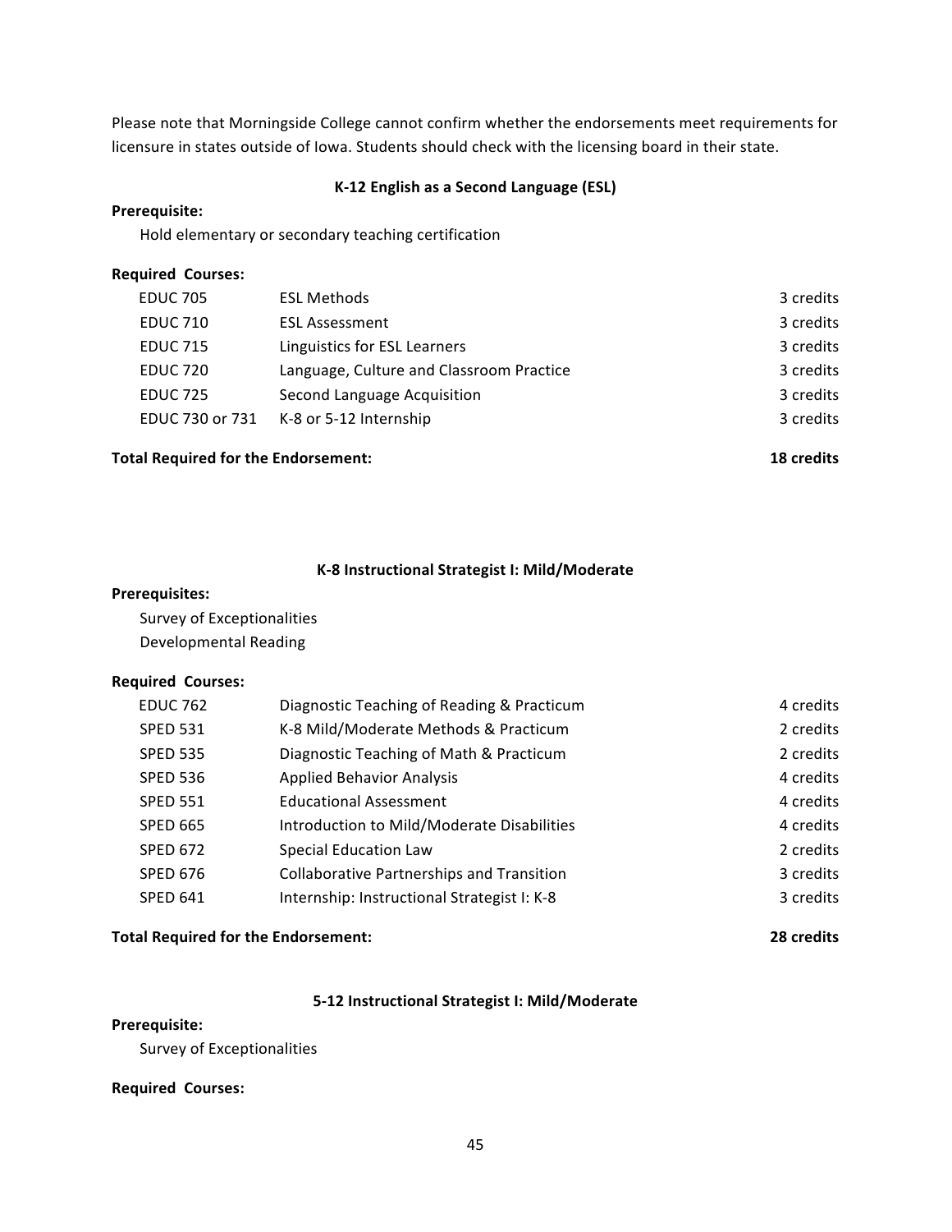Please note that Morningside College cannot confirm whether the endorsements meet requirements for licensure in states outside of Iowa. Students should check with the licensing board in their state.

### K-12 English as a Second Language (ESL)

**Prerequisite:**

Hold elementary or secondary teaching certification

**Required Courses:**

| | | |
|---|---|---|
| EDUC 705 | ESL Methods | 3 credits |
| EDUC 710 | ESL Assessment | 3 credits |
| EDUC 715 | Linguistics for ESL Learners | 3 credits |
| EDUC 720 | Language, Culture and Classroom Practice | 3 credits |
| EDUC 725 | Second Language Acquisition | 3 credits |
| EDUC 730 or 731 | K-8 or 5-12 Internship | 3 credits |

**Total Required for the Endorsement: 18 credits**

### K-8 Instructional Strategist I: Mild/Moderate

**Prerequisites:**

Survey of Exceptionalities
Developmental Reading

**Required Courses:**

| | | |
|---|---|---|
| EDUC 762 | Diagnostic Teaching of Reading & Practicum | 4 credits |
| SPED 531 | K-8 Mild/Moderate Methods & Practicum | 2 credits |
| SPED 535 | Diagnostic Teaching of Math & Practicum | 2 credits |
| SPED 536 | Applied Behavior Analysis | 4 credits |
| SPED 551 | Educational Assessment | 4 credits |
| SPED 665 | Introduction to Mild/Moderate Disabilities | 4 credits |
| SPED 672 | Special Education Law | 2 credits |
| SPED 676 | Collaborative Partnerships and Transition | 3 credits |
| SPED 641 | Internship: Instructional Strategist I: K-8 | 3 credits |

**Total Required for the Endorsement: 28 credits**

### 5-12 Instructional Strategist I: Mild/Moderate

**Prerequisite:**

Survey of Exceptionalities

**Required Courses:**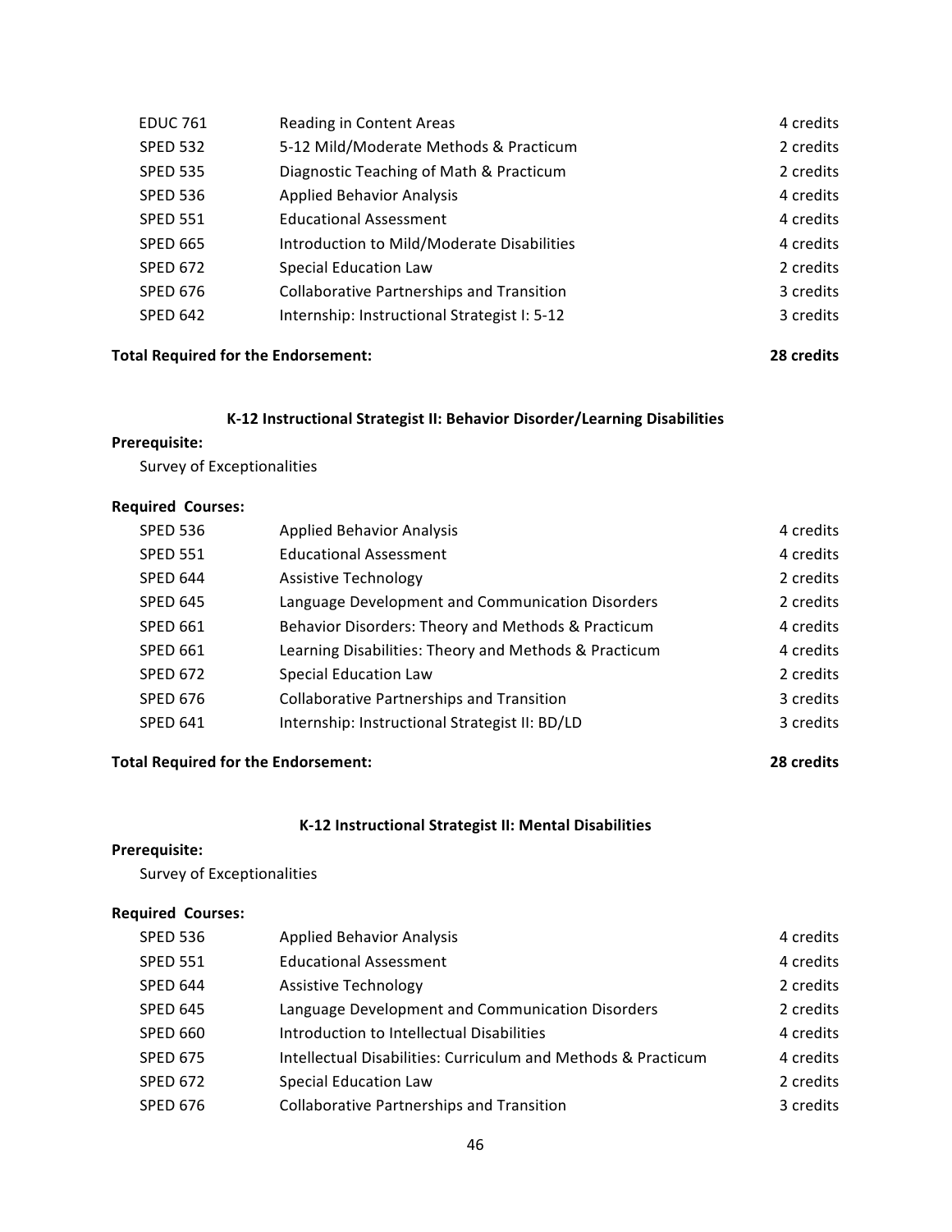| | | |
|---|---|---|
| EDUC 761 | Reading in Content Areas | 4 credits |
| SPED 532 | 5-12 Mild/Moderate Methods & Practicum | 2 credits |
| SPED 535 | Diagnostic Teaching of Math & Practicum | 2 credits |
| SPED 536 | Applied Behavior Analysis | 4 credits |
| SPED 551 | Educational Assessment | 4 credits |
| SPED 665 | Introduction to Mild/Moderate Disabilities | 4 credits |
| SPED 672 | Special Education Law | 2 credits |
| SPED 676 | Collaborative Partnerships and Transition | 3 credits |
| SPED 642 | Internship: Instructional Strategist I: 5-12 | 3 credits |

**Total Required for the Endorsement: 28 credits**

### K-12 Instructional Strategist II: Behavior Disorder/Learning Disabilities

**Prerequisite:**

Survey of Exceptionalities

**Required Courses:**

| | | |
|---|---|---|
| SPED 536 | Applied Behavior Analysis | 4 credits |
| SPED 551 | Educational Assessment | 4 credits |
| SPED 644 | Assistive Technology | 2 credits |
| SPED 645 | Language Development and Communication Disorders | 2 credits |
| SPED 661 | Behavior Disorders: Theory and Methods & Practicum | 4 credits |
| SPED 661 | Learning Disabilities: Theory and Methods & Practicum | 4 credits |
| SPED 672 | Special Education Law | 2 credits |
| SPED 676 | Collaborative Partnerships and Transition | 3 credits |
| SPED 641 | Internship: Instructional Strategist II: BD/LD | 3 credits |

**Total Required for the Endorsement: 28 credits**

### K-12 Instructional Strategist II: Mental Disabilities

**Prerequisite:**

Survey of Exceptionalities

**Required Courses:**

| | | |
|---|---|---|
| SPED 536 | Applied Behavior Analysis | 4 credits |
| SPED 551 | Educational Assessment | 4 credits |
| SPED 644 | Assistive Technology | 2 credits |
| SPED 645 | Language Development and Communication Disorders | 2 credits |
| SPED 660 | Introduction to Intellectual Disabilities | 4 credits |
| SPED 675 | Intellectual Disabilities: Curriculum and Methods & Practicum | 4 credits |
| SPED 672 | Special Education Law | 2 credits |
| SPED 676 | Collaborative Partnerships and Transition | 3 credits |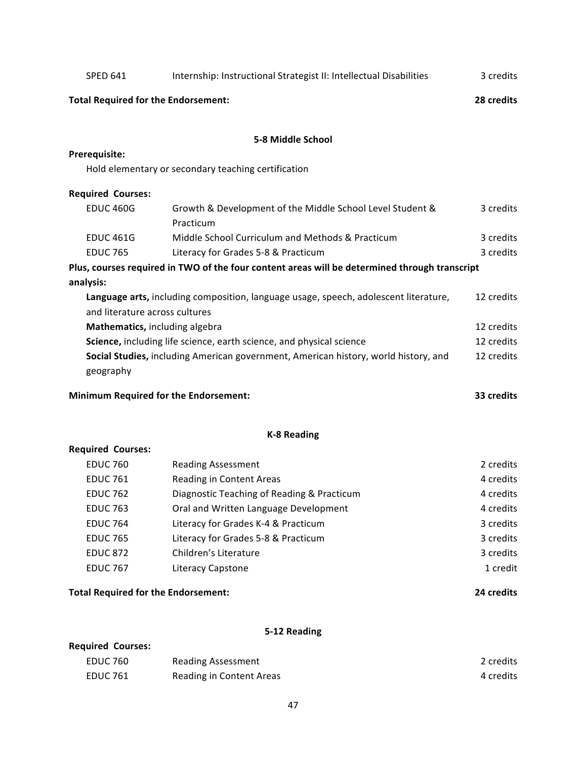| | | |
|---|---|---|
| SPED 641 | Internship: Instructional Strategist II: Intellectual Disabilities | 3 credits |

**Total Required for the Endorsement: 28 credits**

### 5-8 Middle School

**Prerequisite:**

Hold elementary or secondary teaching certification

**Required Courses:**

| | | |
|---|---|---|
| EDUC 460G | Growth & Development of the Middle School Level Student & Practicum | 3 credits |
| EDUC 461G | Middle School Curriculum and Methods & Practicum | 3 credits |
| EDUC 765 | Literacy for Grades 5-8 & Practicum | 3 credits |

**Plus, courses required in TWO of the four content areas will be determined through transcript analysis:**

| | |
|---|---|
| **Language arts,** including composition, language usage, speech, adolescent literature, and literature across cultures | 12 credits |
| **Mathematics,** including algebra | 12 credits |
| **Science,** including life science, earth science, and physical science | 12 credits |
| **Social Studies,** including American government, American history, world history, and geography | 12 credits |

**Minimum Required for the Endorsement: 33 credits**

### K-8 Reading

**Required Courses:**

| | | |
|---|---|---|
| EDUC 760 | Reading Assessment | 2 credits |
| EDUC 761 | Reading in Content Areas | 4 credits |
| EDUC 762 | Diagnostic Teaching of Reading & Practicum | 4 credits |
| EDUC 763 | Oral and Written Language Development | 4 credits |
| EDUC 764 | Literacy for Grades K-4 & Practicum | 3 credits |
| EDUC 765 | Literacy for Grades 5-8 & Practicum | 3 credits |
| EDUC 872 | Children's Literature | 3 credits |
| EDUC 767 | Literacy Capstone | 1 credit |

**Total Required for the Endorsement: 24 credits**

### 5-12 Reading

**Required Courses:**

| | | |
|---|---|---|
| EDUC 760 | Reading Assessment | 2 credits |
| EDUC 761 | Reading in Content Areas | 4 credits |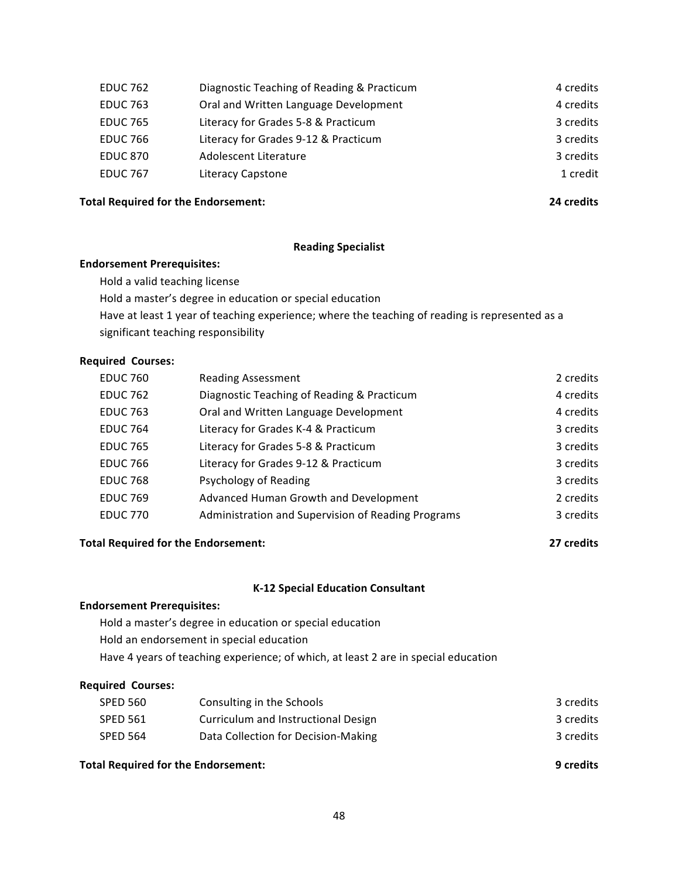| | | |
|---|---|---|
| EDUC 762 | Diagnostic Teaching of Reading & Practicum | 4 credits |
| EDUC 763 | Oral and Written Language Development | 4 credits |
| EDUC 765 | Literacy for Grades 5-8 & Practicum | 3 credits |
| EDUC 766 | Literacy for Grades 9-12 & Practicum | 3 credits |
| EDUC 870 | Adolescent Literature | 3 credits |
| EDUC 767 | Literacy Capstone | 1 credit |

**Total Required for the Endorsement:** **24 credits**

### Reading Specialist

**Endorsement Prerequisites:**

Hold a valid teaching license
Hold a master's degree in education or special education
Have at least 1 year of teaching experience; where the teaching of reading is represented as a significant teaching responsibility

**Required Courses:**

| | | |
|---|---|---|
| EDUC 760 | Reading Assessment | 2 credits |
| EDUC 762 | Diagnostic Teaching of Reading & Practicum | 4 credits |
| EDUC 763 | Oral and Written Language Development | 4 credits |
| EDUC 764 | Literacy for Grades K-4 & Practicum | 3 credits |
| EDUC 765 | Literacy for Grades 5-8 & Practicum | 3 credits |
| EDUC 766 | Literacy for Grades 9-12 & Practicum | 3 credits |
| EDUC 768 | Psychology of Reading | 3 credits |
| EDUC 769 | Advanced Human Growth and Development | 2 credits |
| EDUC 770 | Administration and Supervision of Reading Programs | 3 credits |

**Total Required for the Endorsement:** **27 credits**

### K-12 Special Education Consultant

**Endorsement Prerequisites:**

Hold a master's degree in education or special education
Hold an endorsement in special education
Have 4 years of teaching experience; of which, at least 2 are in special education

**Required Courses:**

| | | |
|---|---|---|
| SPED 560 | Consulting in the Schools | 3 credits |
| SPED 561 | Curriculum and Instructional Design | 3 credits |
| SPED 564 | Data Collection for Decision-Making | 3 credits |

**Total Required for the Endorsement:** **9 credits**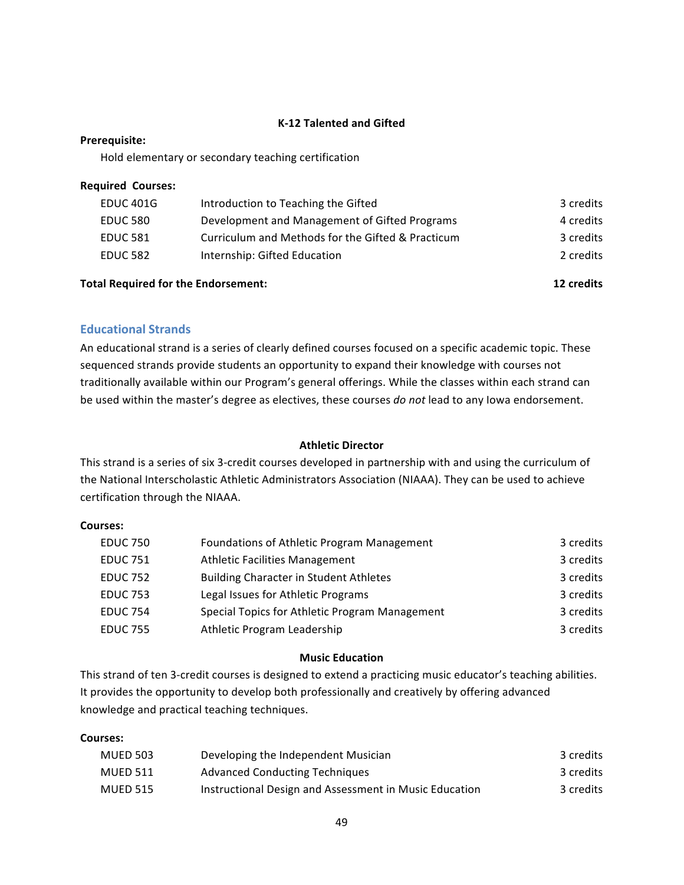### K-12 Talented and Gifted

**Prerequisite:**

Hold elementary or secondary teaching certification

**Required Courses:**

| | | |
|---|---|---|
| EDUC 401G | Introduction to Teaching the Gifted | 3 credits |
| EDUC 580 | Development and Management of Gifted Programs | 4 credits |
| EDUC 581 | Curriculum and Methods for the Gifted & Practicum | 3 credits |
| EDUC 582 | Internship: Gifted Education | 2 credits |
| **Total Required for the Endorsement:** | | **12 credits** |

## Educational Strands

An educational strand is a series of clearly defined courses focused on a specific academic topic. These sequenced strands provide students an opportunity to expand their knowledge with courses not traditionally available within our Program's general offerings. While the classes within each strand can be used within the master's degree as electives, these courses *do not* lead to any Iowa endorsement.

### Athletic Director

This strand is a series of six 3-credit courses developed in partnership with and using the curriculum of the National Interscholastic Athletic Administrators Association (NIAAA). They can be used to achieve certification through the NIAAA.

**Courses:**

| | | |
|---|---|---|
| EDUC 750 | Foundations of Athletic Program Management | 3 credits |
| EDUC 751 | Athletic Facilities Management | 3 credits |
| EDUC 752 | Building Character in Student Athletes | 3 credits |
| EDUC 753 | Legal Issues for Athletic Programs | 3 credits |
| EDUC 754 | Special Topics for Athletic Program Management | 3 credits |
| EDUC 755 | Athletic Program Leadership | 3 credits |

### Music Education

This strand of ten 3-credit courses is designed to extend a practicing music educator's teaching abilities. It provides the opportunity to develop both professionally and creatively by offering advanced knowledge and practical teaching techniques.

**Courses:**

| | | |
|---|---|---|
| MUED 503 | Developing the Independent Musician | 3 credits |
| MUED 511 | Advanced Conducting Techniques | 3 credits |
| MUED 515 | Instructional Design and Assessment in Music Education | 3 credits |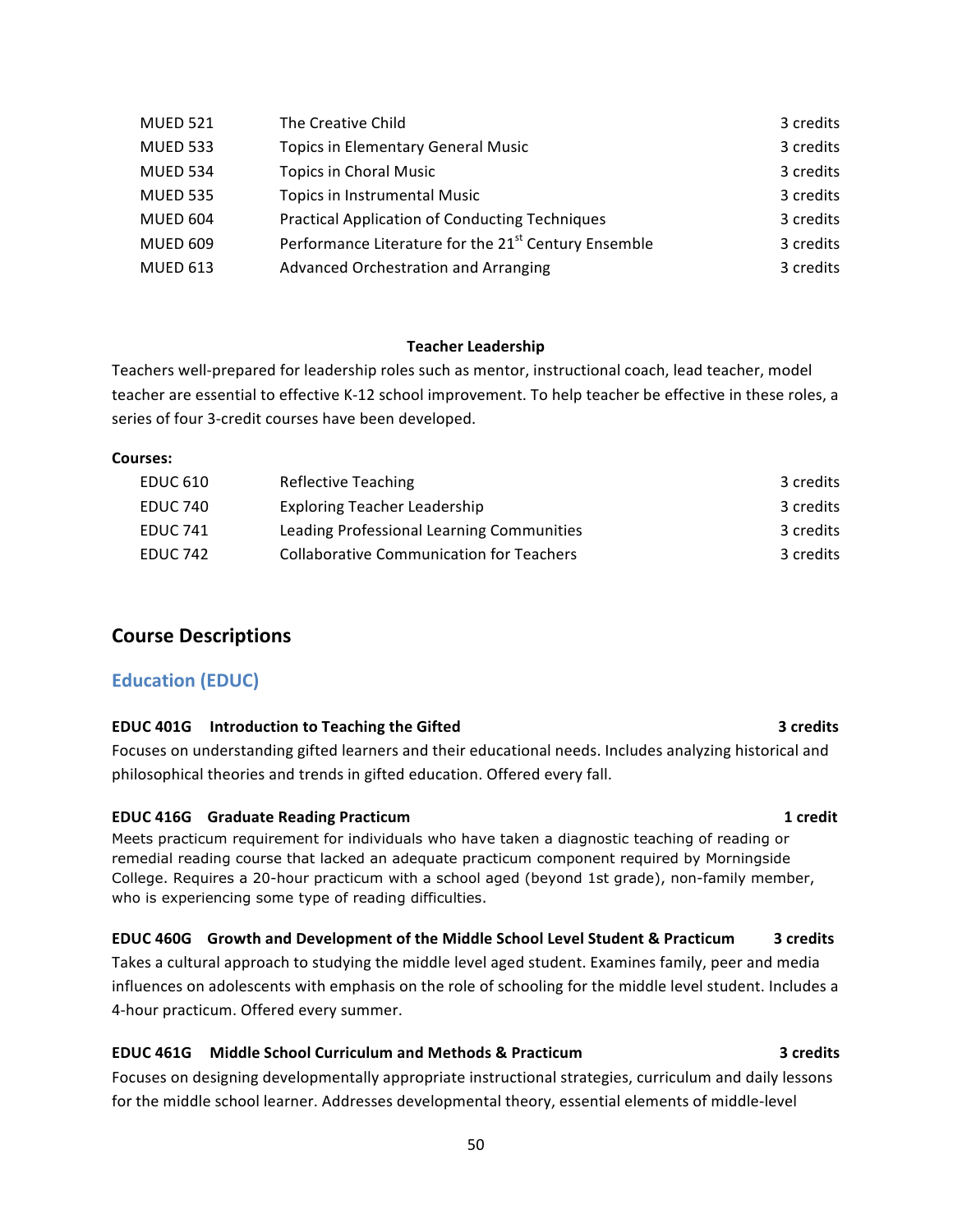| | | |
|---|---|---|
| MUED 521 | The Creative Child | 3 credits |
| MUED 533 | Topics in Elementary General Music | 3 credits |
| MUED 534 | Topics in Choral Music | 3 credits |
| MUED 535 | Topics in Instrumental Music | 3 credits |
| MUED 604 | Practical Application of Conducting Techniques | 3 credits |
| MUED 609 | Performance Literature for the 21st Century Ensemble | 3 credits |
| MUED 613 | Advanced Orchestration and Arranging | 3 credits |

**Teacher Leadership**

Teachers well-prepared for leadership roles such as mentor, instructional coach, lead teacher, model teacher are essential to effective K-12 school improvement. To help teacher be effective in these roles, a series of four 3-credit courses have been developed.

**Courses:**

| | | |
|---|---|---|
| EDUC 610 | Reflective Teaching | 3 credits |
| EDUC 740 | Exploring Teacher Leadership | 3 credits |
| EDUC 741 | Leading Professional Learning Communities | 3 credits |
| EDUC 742 | Collaborative Communication for Teachers | 3 credits |

## Course Descriptions

### Education (EDUC)

**EDUC 401G Introduction to Teaching the Gifted 3 credits**

Focuses on understanding gifted learners and their educational needs. Includes analyzing historical and philosophical theories and trends in gifted education. Offered every fall.

**EDUC 416G Graduate Reading Practicum 1 credit**

Meets practicum requirement for individuals who have taken a diagnostic teaching of reading or remedial reading course that lacked an adequate practicum component required by Morningside College. Requires a 20-hour practicum with a school aged (beyond 1st grade), non-family member, who is experiencing some type of reading difficulties.

**EDUC 460G Growth and Development of the Middle School Level Student & Practicum 3 credits**

Takes a cultural approach to studying the middle level aged student. Examines family, peer and media influences on adolescents with emphasis on the role of schooling for the middle level student. Includes a 4-hour practicum. Offered every summer.

**EDUC 461G Middle School Curriculum and Methods & Practicum 3 credits**

Focuses on designing developmentally appropriate instructional strategies, curriculum and daily lessons for the middle school learner. Addresses developmental theory, essential elements of middle-level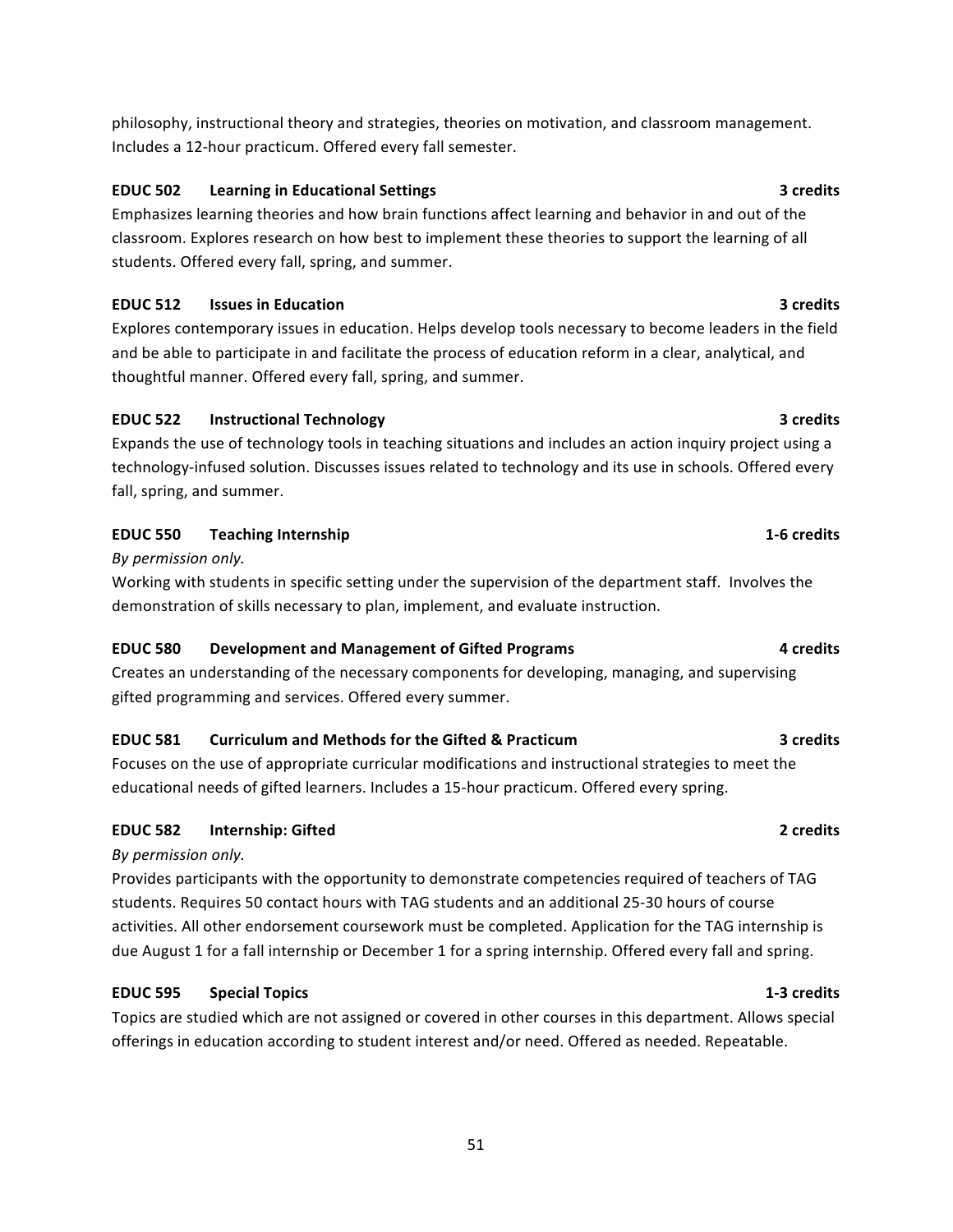philosophy, instructional theory and strategies, theories on motivation, and classroom management. Includes a 12-hour practicum. Offered every fall semester.

**EDUC 502 Learning in Educational Settings 3 credits**

Emphasizes learning theories and how brain functions affect learning and behavior in and out of the classroom. Explores research on how best to implement these theories to support the learning of all students. Offered every fall, spring, and summer.

**EDUC 512 Issues in Education 3 credits**

Explores contemporary issues in education. Helps develop tools necessary to become leaders in the field and be able to participate in and facilitate the process of education reform in a clear, analytical, and thoughtful manner. Offered every fall, spring, and summer.

**EDUC 522 Instructional Technology 3 credits**

Expands the use of technology tools in teaching situations and includes an action inquiry project using a technology-infused solution. Discusses issues related to technology and its use in schools. Offered every fall, spring, and summer.

**EDUC 550 Teaching Internship 1-6 credits**

*By permission only.*

Working with students in specific setting under the supervision of the department staff. Involves the demonstration of skills necessary to plan, implement, and evaluate instruction.

**EDUC 580 Development and Management of Gifted Programs 4 credits**

Creates an understanding of the necessary components for developing, managing, and supervising gifted programming and services. Offered every summer.

**EDUC 581 Curriculum and Methods for the Gifted & Practicum 3 credits**

Focuses on the use of appropriate curricular modifications and instructional strategies to meet the educational needs of gifted learners. Includes a 15-hour practicum. Offered every spring.

**EDUC 582 Internship: Gifted 2 credits**

*By permission only.*

Provides participants with the opportunity to demonstrate competencies required of teachers of TAG students. Requires 50 contact hours with TAG students and an additional 25-30 hours of course activities. All other endorsement coursework must be completed. Application for the TAG internship is due August 1 for a fall internship or December 1 for a spring internship. Offered every fall and spring.

**EDUC 595 Special Topics 1-3 credits**

Topics are studied which are not assigned or covered in other courses in this department. Allows special offerings in education according to student interest and/or need. Offered as needed. Repeatable.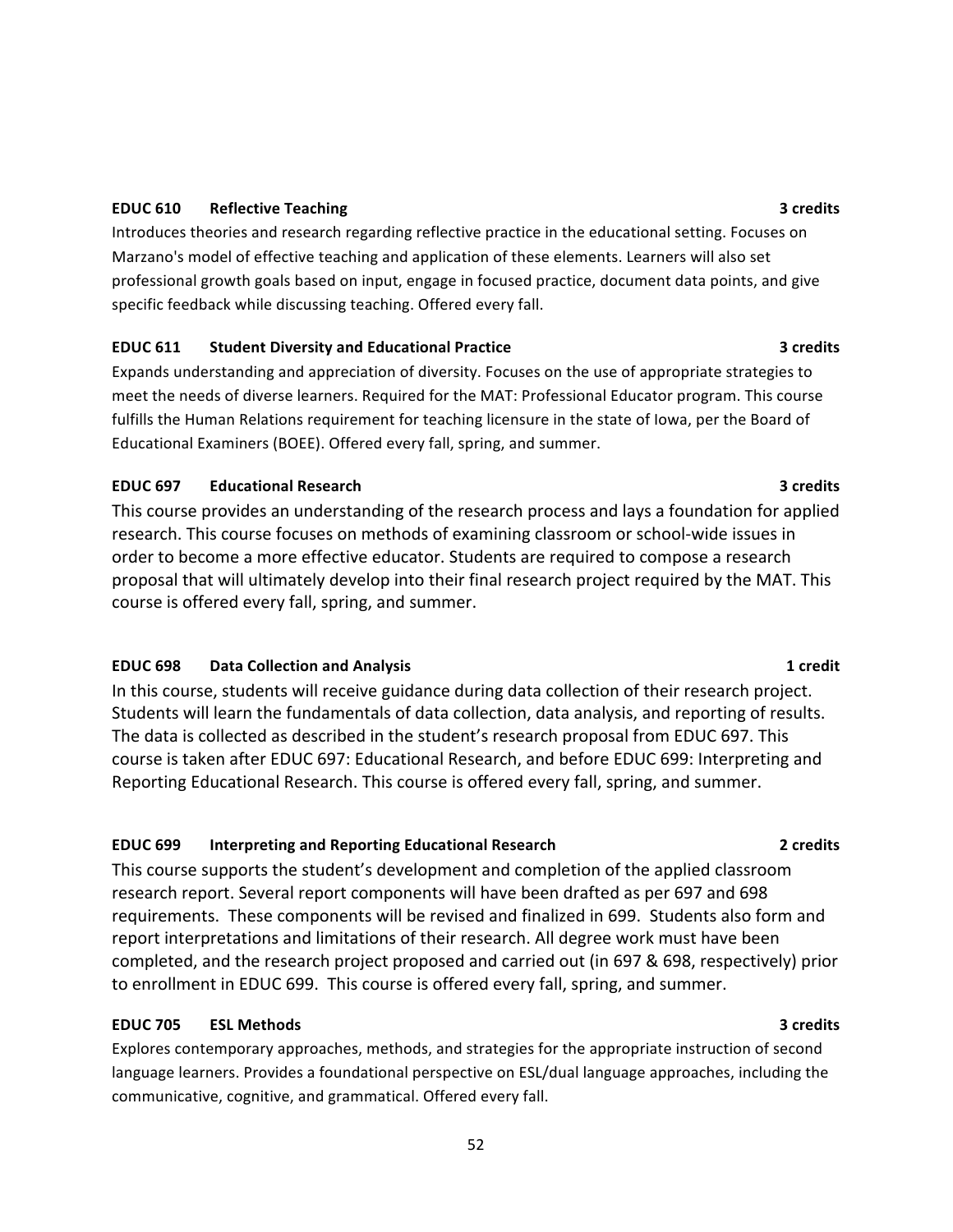**EDUC 610 Reflective Teaching** **3 credits**

Introduces theories and research regarding reflective practice in the educational setting. Focuses on Marzano's model of effective teaching and application of these elements. Learners will also set professional growth goals based on input, engage in focused practice, document data points, and give specific feedback while discussing teaching. Offered every fall.

**EDUC 611 Student Diversity and Educational Practice** **3 credits**

Expands understanding and appreciation of diversity. Focuses on the use of appropriate strategies to meet the needs of diverse learners. Required for the MAT: Professional Educator program. This course fulfills the Human Relations requirement for teaching licensure in the state of Iowa, per the Board of Educational Examiners (BOEE). Offered every fall, spring, and summer.

**EDUC 697 Educational Research** **3 credits**

This course provides an understanding of the research process and lays a foundation for applied research. This course focuses on methods of examining classroom or school-wide issues in order to become a more effective educator. Students are required to compose a research proposal that will ultimately develop into their final research project required by the MAT. This course is offered every fall, spring, and summer.

**EDUC 698 Data Collection and Analysis** **1 credit**

In this course, students will receive guidance during data collection of their research project. Students will learn the fundamentals of data collection, data analysis, and reporting of results. The data is collected as described in the student's research proposal from EDUC 697. This course is taken after EDUC 697: Educational Research, and before EDUC 699: Interpreting and Reporting Educational Research. This course is offered every fall, spring, and summer.

**EDUC 699 Interpreting and Reporting Educational Research** **2 credits**

This course supports the student's development and completion of the applied classroom research report. Several report components will have been drafted as per 697 and 698 requirements. These components will be revised and finalized in 699. Students also form and report interpretations and limitations of their research. All degree work must have been completed, and the research project proposed and carried out (in 697 & 698, respectively) prior to enrollment in EDUC 699. This course is offered every fall, spring, and summer.

**EDUC 705 ESL Methods** **3 credits**

Explores contemporary approaches, methods, and strategies for the appropriate instruction of second language learners. Provides a foundational perspective on ESL/dual language approaches, including the communicative, cognitive, and grammatical. Offered every fall.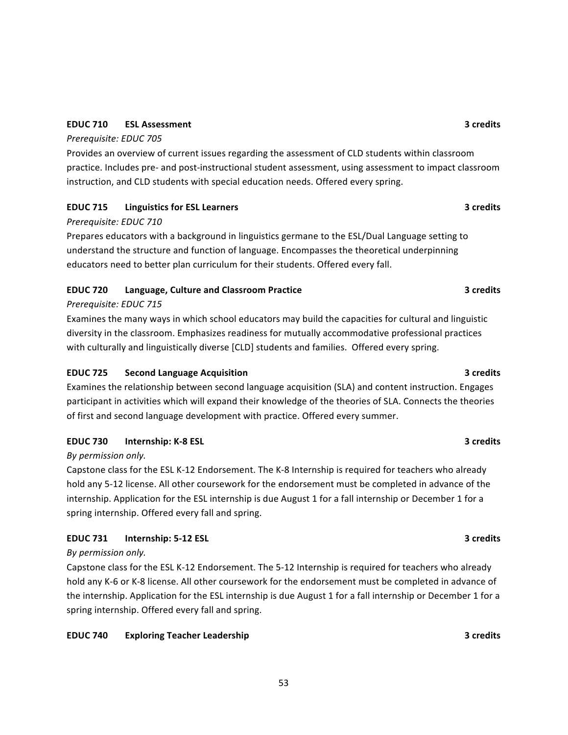**EDUC 710 ESL Assessment 3 credits**

*Prerequisite: EDUC 705*

Provides an overview of current issues regarding the assessment of CLD students within classroom practice. Includes pre- and post-instructional student assessment, using assessment to impact classroom instruction, and CLD students with special education needs. Offered every spring.

**EDUC 715 Linguistics for ESL Learners 3 credits**

*Prerequisite: EDUC 710*

Prepares educators with a background in linguistics germane to the ESL/Dual Language setting to understand the structure and function of language. Encompasses the theoretical underpinning educators need to better plan curriculum for their students. Offered every fall.

**EDUC 720 Language, Culture and Classroom Practice 3 credits**

*Prerequisite: EDUC 715*

Examines the many ways in which school educators may build the capacities for cultural and linguistic diversity in the classroom. Emphasizes readiness for mutually accommodative professional practices with culturally and linguistically diverse [CLD] students and families. Offered every spring.

**EDUC 725 Second Language Acquisition 3 credits**

Examines the relationship between second language acquisition (SLA) and content instruction. Engages participant in activities which will expand their knowledge of the theories of SLA. Connects the theories of first and second language development with practice. Offered every summer.

**EDUC 730 Internship: K-8 ESL 3 credits**

*By permission only.*

Capstone class for the ESL K-12 Endorsement. The K-8 Internship is required for teachers who already hold any 5-12 license. All other coursework for the endorsement must be completed in advance of the internship. Application for the ESL internship is due August 1 for a fall internship or December 1 for a spring internship. Offered every fall and spring.

**EDUC 731 Internship: 5-12 ESL 3 credits**

*By permission only.*

Capstone class for the ESL K-12 Endorsement. The 5-12 Internship is required for teachers who already hold any K-6 or K-8 license. All other coursework for the endorsement must be completed in advance of the internship. Application for the ESL internship is due August 1 for a fall internship or December 1 for a spring internship. Offered every fall and spring.

**EDUC 740 Exploring Teacher Leadership 3 credits**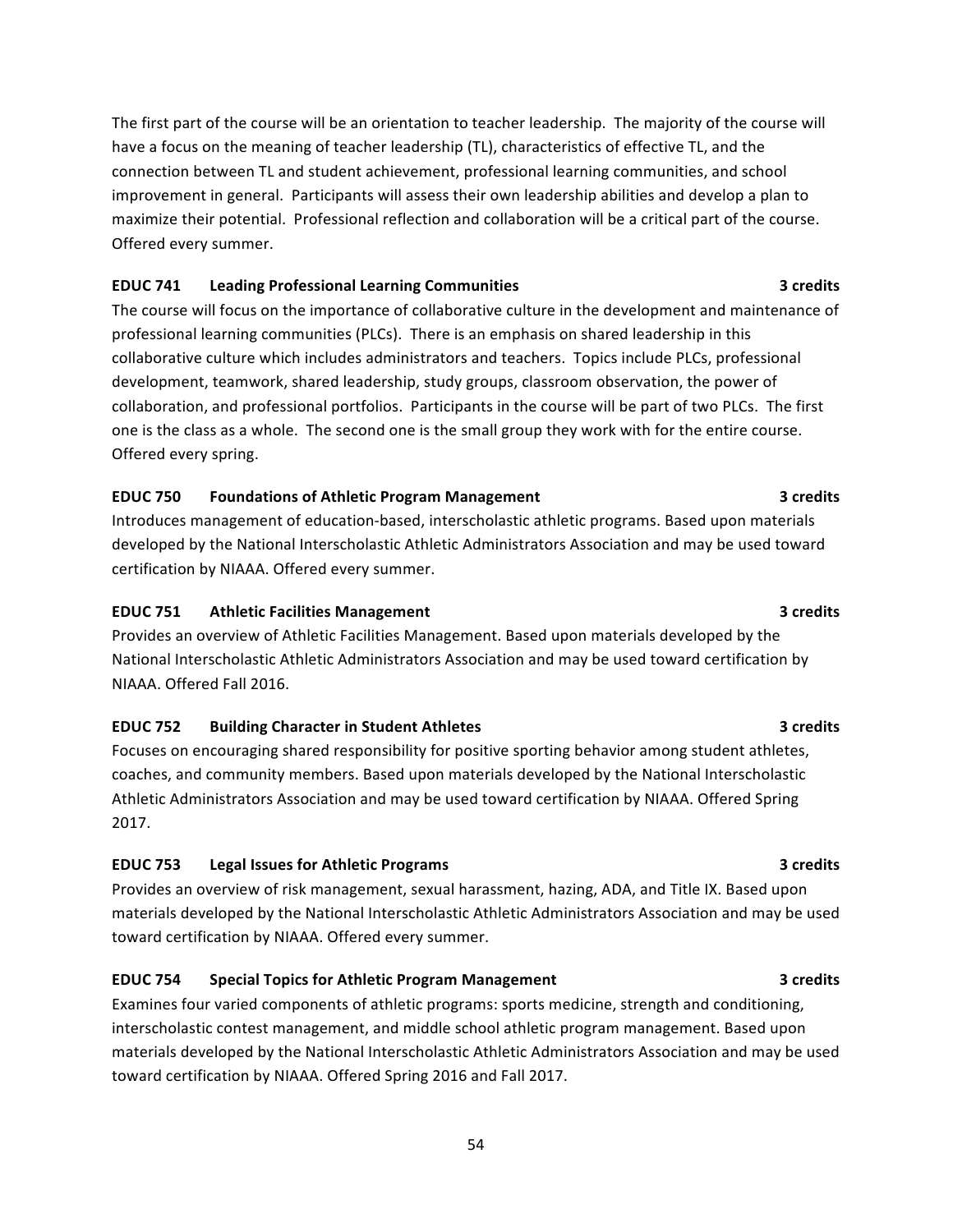The first part of the course will be an orientation to teacher leadership. The majority of the course will have a focus on the meaning of teacher leadership (TL), characteristics of effective TL, and the connection between TL and student achievement, professional learning communities, and school improvement in general. Participants will assess their own leadership abilities and develop a plan to maximize their potential. Professional reflection and collaboration will be a critical part of the course. Offered every summer.

**EDUC 741 Leading Professional Learning Communities — 3 credits**

The course will focus on the importance of collaborative culture in the development and maintenance of professional learning communities (PLCs). There is an emphasis on shared leadership in this collaborative culture which includes administrators and teachers. Topics include PLCs, professional development, teamwork, shared leadership, study groups, classroom observation, the power of collaboration, and professional portfolios. Participants in the course will be part of two PLCs. The first one is the class as a whole. The second one is the small group they work with for the entire course. Offered every spring.

**EDUC 750 Foundations of Athletic Program Management — 3 credits**

Introduces management of education-based, interscholastic athletic programs. Based upon materials developed by the National Interscholastic Athletic Administrators Association and may be used toward certification by NIAAA. Offered every summer.

**EDUC 751 Athletic Facilities Management — 3 credits**

Provides an overview of Athletic Facilities Management. Based upon materials developed by the National Interscholastic Athletic Administrators Association and may be used toward certification by NIAAA. Offered Fall 2016.

**EDUC 752 Building Character in Student Athletes — 3 credits**

Focuses on encouraging shared responsibility for positive sporting behavior among student athletes, coaches, and community members. Based upon materials developed by the National Interscholastic Athletic Administrators Association and may be used toward certification by NIAAA. Offered Spring 2017.

**EDUC 753 Legal Issues for Athletic Programs — 3 credits**

Provides an overview of risk management, sexual harassment, hazing, ADA, and Title IX. Based upon materials developed by the National Interscholastic Athletic Administrators Association and may be used toward certification by NIAAA. Offered every summer.

**EDUC 754 Special Topics for Athletic Program Management — 3 credits**

Examines four varied components of athletic programs: sports medicine, strength and conditioning, interscholastic contest management, and middle school athletic program management. Based upon materials developed by the National Interscholastic Athletic Administrators Association and may be used toward certification by NIAAA. Offered Spring 2016 and Fall 2017.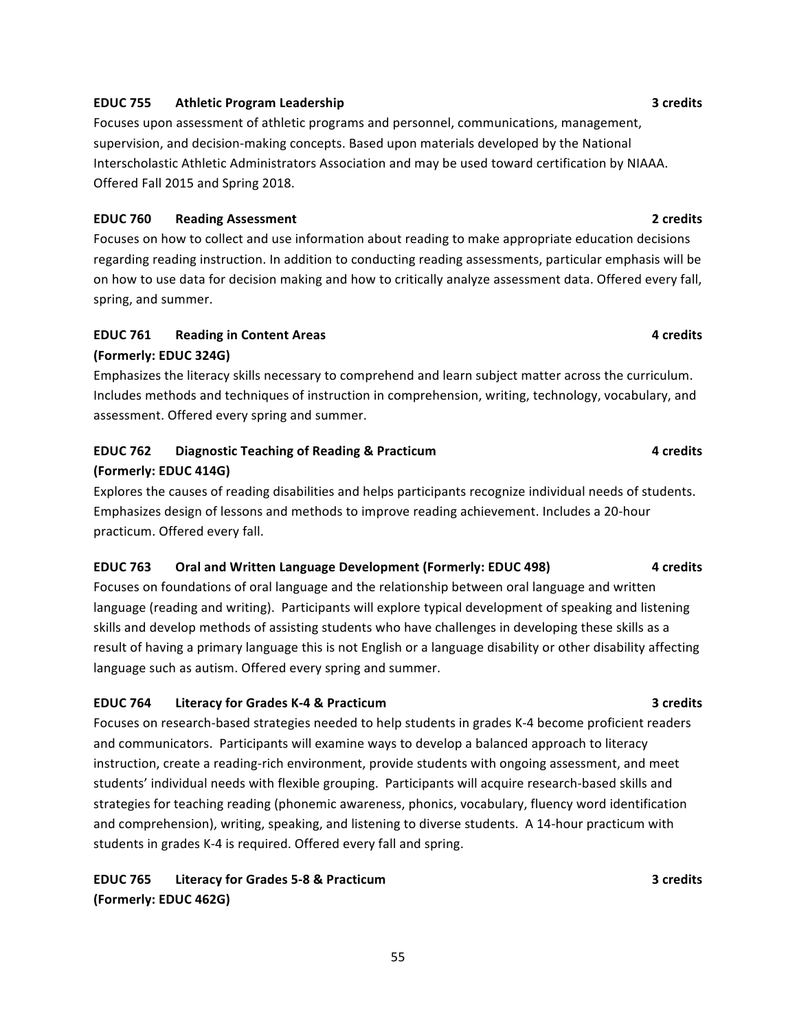**EDUC 755 Athletic Program Leadership** **3 credits**

Focuses upon assessment of athletic programs and personnel, communications, management, supervision, and decision-making concepts. Based upon materials developed by the National Interscholastic Athletic Administrators Association and may be used toward certification by NIAAA. Offered Fall 2015 and Spring 2018.

**EDUC 760 Reading Assessment** **2 credits**

Focuses on how to collect and use information about reading to make appropriate education decisions regarding reading instruction. In addition to conducting reading assessments, particular emphasis will be on how to use data for decision making and how to critically analyze assessment data. Offered every fall, spring, and summer.

**EDUC 761 Reading in Content Areas** **4 credits**
**(Formerly: EDUC 324G)**

Emphasizes the literacy skills necessary to comprehend and learn subject matter across the curriculum. Includes methods and techniques of instruction in comprehension, writing, technology, vocabulary, and assessment. Offered every spring and summer.

**EDUC 762 Diagnostic Teaching of Reading & Practicum** **4 credits**
**(Formerly: EDUC 414G)**

Explores the causes of reading disabilities and helps participants recognize individual needs of students. Emphasizes design of lessons and methods to improve reading achievement. Includes a 20-hour practicum. Offered every fall.

**EDUC 763 Oral and Written Language Development (Formerly: EDUC 498)** **4 credits**

Focuses on foundations of oral language and the relationship between oral language and written language (reading and writing). Participants will explore typical development of speaking and listening skills and develop methods of assisting students who have challenges in developing these skills as a result of having a primary language this is not English or a language disability or other disability affecting language such as autism. Offered every spring and summer.

**EDUC 764 Literacy for Grades K-4 & Practicum** **3 credits**

Focuses on research-based strategies needed to help students in grades K-4 become proficient readers and communicators. Participants will examine ways to develop a balanced approach to literacy instruction, create a reading-rich environment, provide students with ongoing assessment, and meet students' individual needs with flexible grouping. Participants will acquire research-based skills and strategies for teaching reading (phonemic awareness, phonics, vocabulary, fluency word identification and comprehension), writing, speaking, and listening to diverse students. A 14-hour practicum with students in grades K-4 is required. Offered every fall and spring.

**EDUC 765 Literacy for Grades 5-8 & Practicum** **3 credits**
**(Formerly: EDUC 462G)**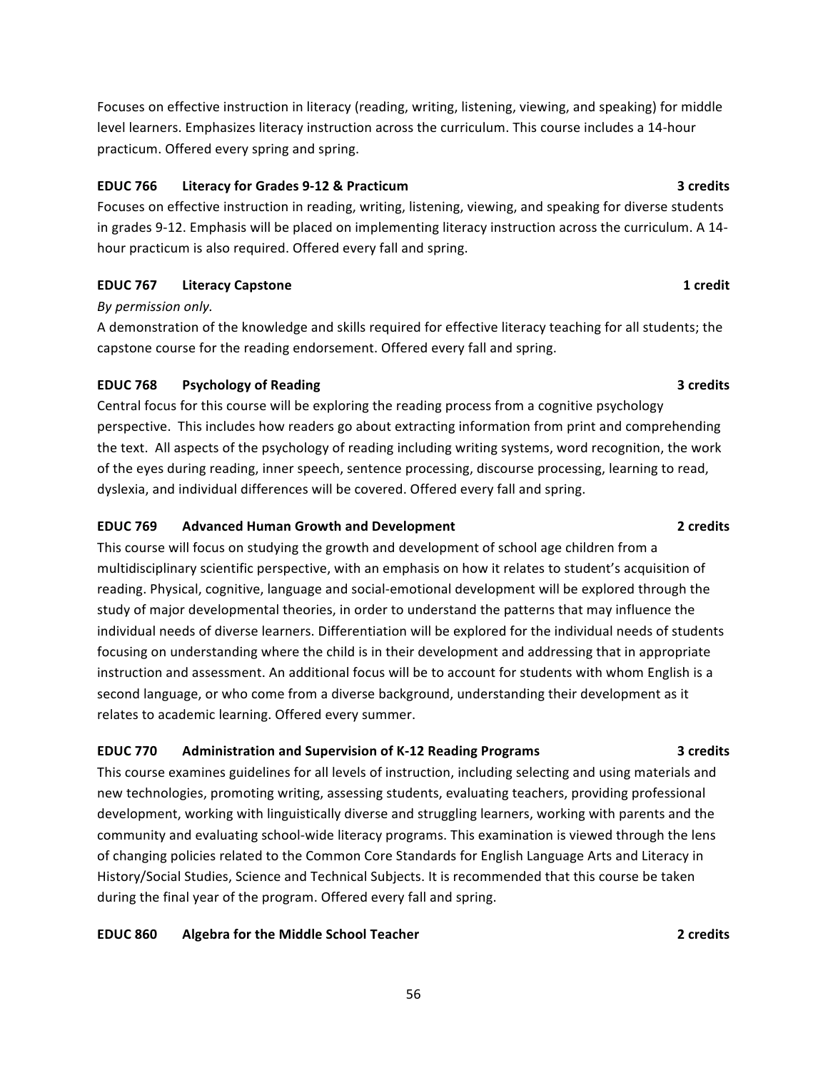Focuses on effective instruction in literacy (reading, writing, listening, viewing, and speaking) for middle level learners. Emphasizes literacy instruction across the curriculum. This course includes a 14-hour practicum. Offered every spring and spring.

**EDUC 766 Literacy for Grades 9-12 & Practicum 3 credits**

Focuses on effective instruction in reading, writing, listening, viewing, and speaking for diverse students in grades 9-12. Emphasis will be placed on implementing literacy instruction across the curriculum. A 14-hour practicum is also required. Offered every fall and spring.

**EDUC 767 Literacy Capstone 1 credit**

*By permission only.*

A demonstration of the knowledge and skills required for effective literacy teaching for all students; the capstone course for the reading endorsement. Offered every fall and spring.

**EDUC 768 Psychology of Reading 3 credits**

Central focus for this course will be exploring the reading process from a cognitive psychology perspective. This includes how readers go about extracting information from print and comprehending the text. All aspects of the psychology of reading including writing systems, word recognition, the work of the eyes during reading, inner speech, sentence processing, discourse processing, learning to read, dyslexia, and individual differences will be covered. Offered every fall and spring.

**EDUC 769 Advanced Human Growth and Development 2 credits**

This course will focus on studying the growth and development of school age children from a multidisciplinary scientific perspective, with an emphasis on how it relates to student's acquisition of reading. Physical, cognitive, language and social-emotional development will be explored through the study of major developmental theories, in order to understand the patterns that may influence the individual needs of diverse learners. Differentiation will be explored for the individual needs of students focusing on understanding where the child is in their development and addressing that in appropriate instruction and assessment. An additional focus will be to account for students with whom English is a second language, or who come from a diverse background, understanding their development as it relates to academic learning. Offered every summer.

**EDUC 770 Administration and Supervision of K-12 Reading Programs 3 credits**

This course examines guidelines for all levels of instruction, including selecting and using materials and new technologies, promoting writing, assessing students, evaluating teachers, providing professional development, working with linguistically diverse and struggling learners, working with parents and the community and evaluating school-wide literacy programs. This examination is viewed through the lens of changing policies related to the Common Core Standards for English Language Arts and Literacy in History/Social Studies, Science and Technical Subjects. It is recommended that this course be taken during the final year of the program. Offered every fall and spring.

**EDUC 860 Algebra for the Middle School Teacher 2 credits**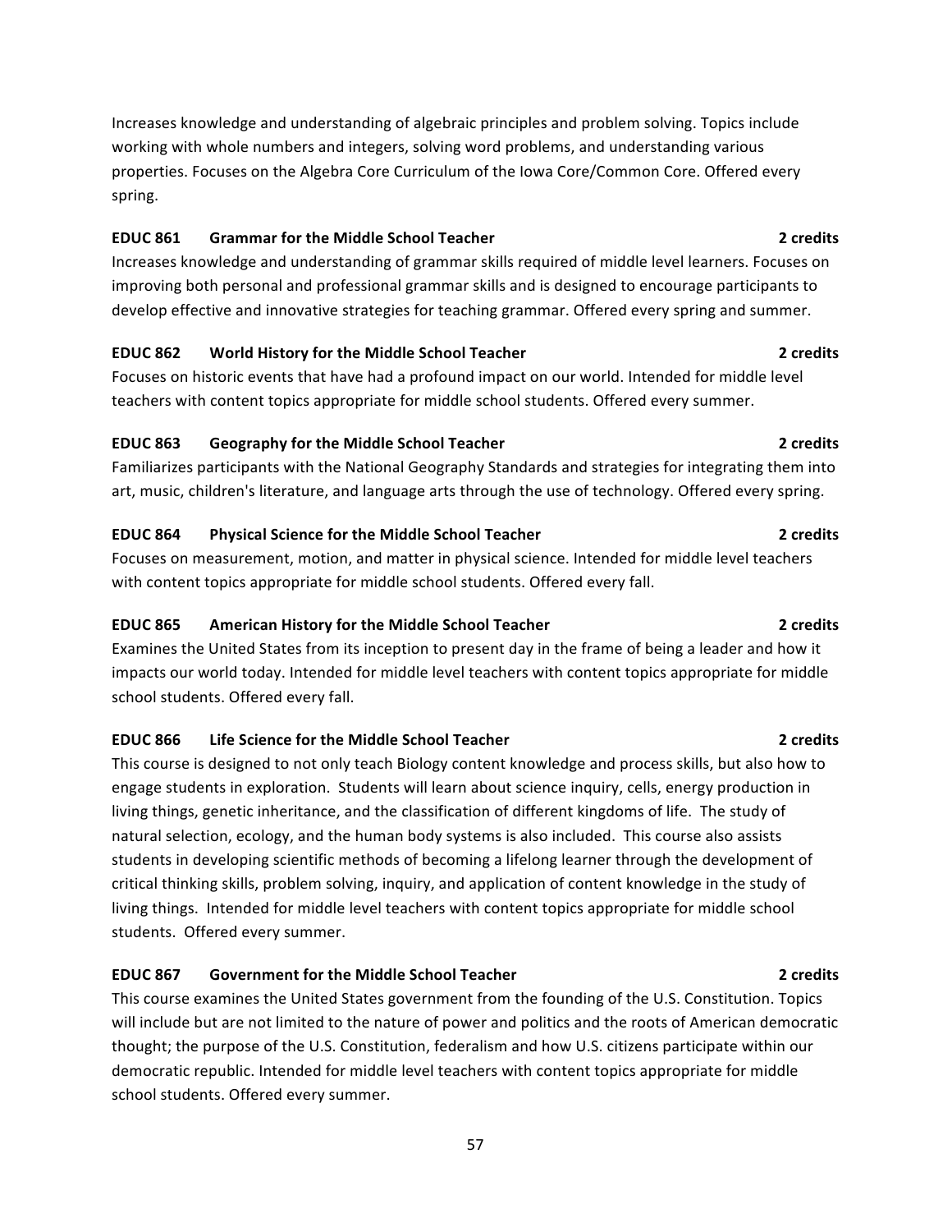Increases knowledge and understanding of algebraic principles and problem solving. Topics include working with whole numbers and integers, solving word problems, and understanding various properties. Focuses on the Algebra Core Curriculum of the Iowa Core/Common Core. Offered every spring.

**EDUC 861 Grammar for the Middle School Teacher 2 credits**

Increases knowledge and understanding of grammar skills required of middle level learners. Focuses on improving both personal and professional grammar skills and is designed to encourage participants to develop effective and innovative strategies for teaching grammar. Offered every spring and summer.

**EDUC 862 World History for the Middle School Teacher 2 credits**

Focuses on historic events that have had a profound impact on our world. Intended for middle level teachers with content topics appropriate for middle school students. Offered every summer.

**EDUC 863 Geography for the Middle School Teacher 2 credits**

Familiarizes participants with the National Geography Standards and strategies for integrating them into art, music, children's literature, and language arts through the use of technology. Offered every spring.

**EDUC 864 Physical Science for the Middle School Teacher 2 credits**

Focuses on measurement, motion, and matter in physical science. Intended for middle level teachers with content topics appropriate for middle school students. Offered every fall.

**EDUC 865 American History for the Middle School Teacher 2 credits**

Examines the United States from its inception to present day in the frame of being a leader and how it impacts our world today. Intended for middle level teachers with content topics appropriate for middle school students. Offered every fall.

**EDUC 866 Life Science for the Middle School Teacher 2 credits**

This course is designed to not only teach Biology content knowledge and process skills, but also how to engage students in exploration. Students will learn about science inquiry, cells, energy production in living things, genetic inheritance, and the classification of different kingdoms of life. The study of natural selection, ecology, and the human body systems is also included. This course also assists students in developing scientific methods of becoming a lifelong learner through the development of critical thinking skills, problem solving, inquiry, and application of content knowledge in the study of living things. Intended for middle level teachers with content topics appropriate for middle school students. Offered every summer.

**EDUC 867 Government for the Middle School Teacher 2 credits**

This course examines the United States government from the founding of the U.S. Constitution. Topics will include but are not limited to the nature of power and politics and the roots of American democratic thought; the purpose of the U.S. Constitution, federalism and how U.S. citizens participate within our democratic republic. Intended for middle level teachers with content topics appropriate for middle school students. Offered every summer.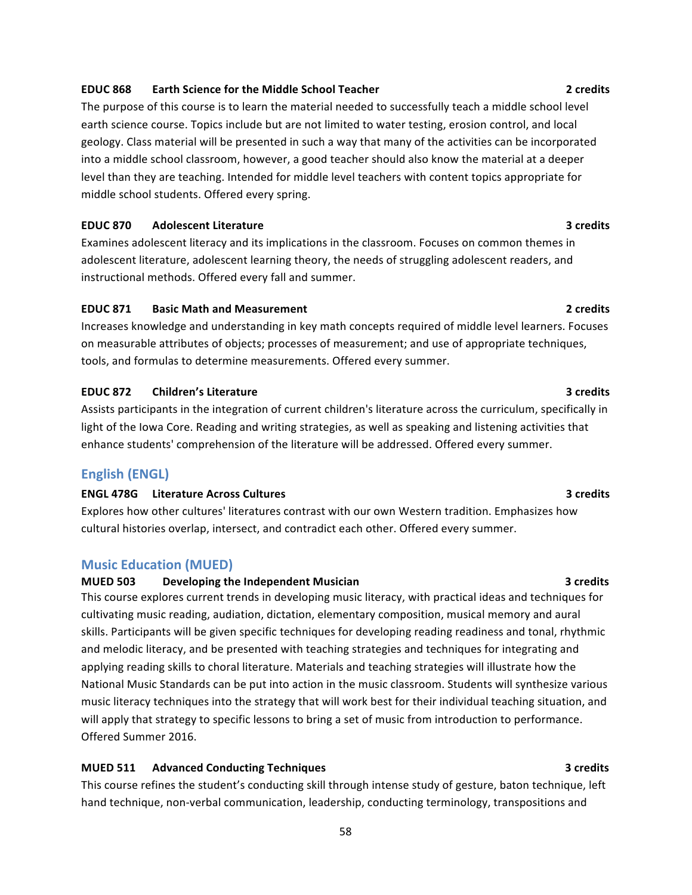**EDUC 868 Earth Science for the Middle School Teacher 2 credits**

The purpose of this course is to learn the material needed to successfully teach a middle school level earth science course. Topics include but are not limited to water testing, erosion control, and local geology. Class material will be presented in such a way that many of the activities can be incorporated into a middle school classroom, however, a good teacher should also know the material at a deeper level than they are teaching. Intended for middle level teachers with content topics appropriate for middle school students. Offered every spring.

**EDUC 870 Adolescent Literature 3 credits**

Examines adolescent literacy and its implications in the classroom. Focuses on common themes in adolescent literature, adolescent learning theory, the needs of struggling adolescent readers, and instructional methods. Offered every fall and summer.

**EDUC 871 Basic Math and Measurement 2 credits**

Increases knowledge and understanding in key math concepts required of middle level learners. Focuses on measurable attributes of objects; processes of measurement; and use of appropriate techniques, tools, and formulas to determine measurements. Offered every summer.

**EDUC 872 Children's Literature 3 credits**

Assists participants in the integration of current children's literature across the curriculum, specifically in light of the Iowa Core. Reading and writing strategies, as well as speaking and listening activities that enhance students' comprehension of the literature will be addressed. Offered every summer.

## English (ENGL)

**ENGL 478G Literature Across Cultures 3 credits**

Explores how other cultures' literatures contrast with our own Western tradition. Emphasizes how cultural histories overlap, intersect, and contradict each other. Offered every summer.

## Music Education (MUED)

**MUED 503 Developing the Independent Musician 3 credits**

This course explores current trends in developing music literacy, with practical ideas and techniques for cultivating music reading, audiation, dictation, elementary composition, musical memory and aural skills. Participants will be given specific techniques for developing reading readiness and tonal, rhythmic and melodic literacy, and be presented with teaching strategies and techniques for integrating and applying reading skills to choral literature. Materials and teaching strategies will illustrate how the National Music Standards can be put into action in the music classroom. Students will synthesize various music literacy techniques into the strategy that will work best for their individual teaching situation, and will apply that strategy to specific lessons to bring a set of music from introduction to performance. Offered Summer 2016.

**MUED 511 Advanced Conducting Techniques 3 credits**

This course refines the student's conducting skill through intense study of gesture, baton technique, left hand technique, non-verbal communication, leadership, conducting terminology, transpositions and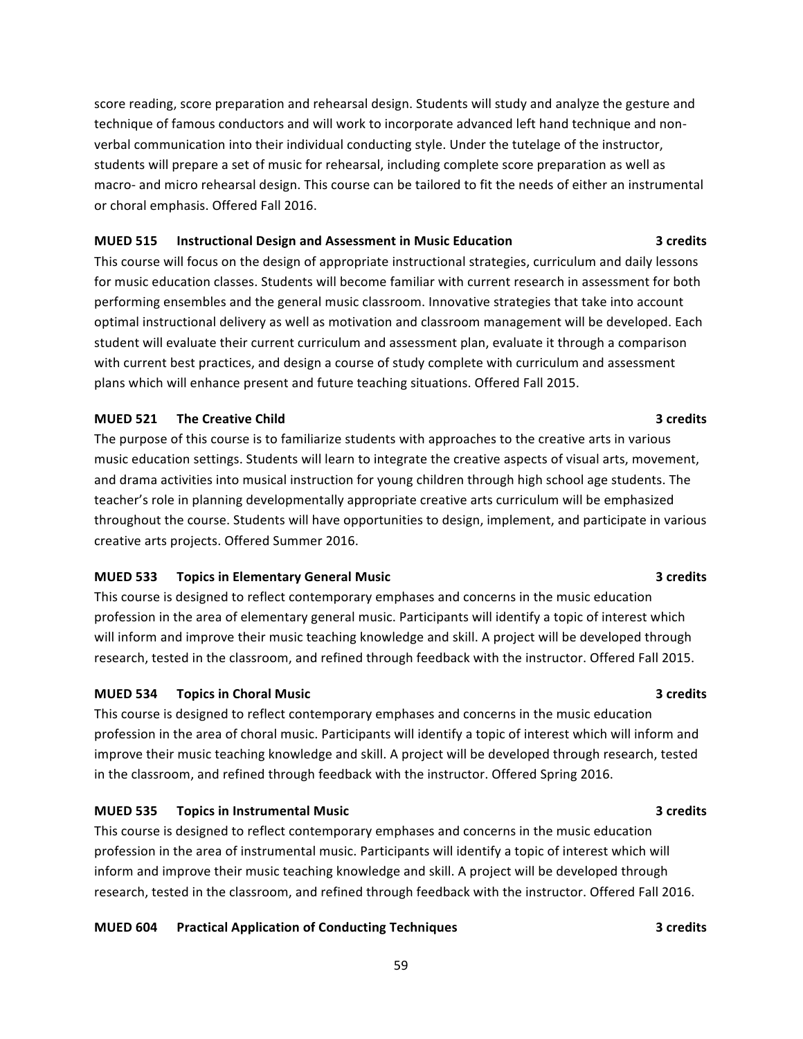score reading, score preparation and rehearsal design. Students will study and analyze the gesture and technique of famous conductors and will work to incorporate advanced left hand technique and non-verbal communication into their individual conducting style. Under the tutelage of the instructor, students will prepare a set of music for rehearsal, including complete score preparation as well as macro- and micro rehearsal design. This course can be tailored to fit the needs of either an instrumental or choral emphasis. Offered Fall 2016.

**MUED 515 Instructional Design and Assessment in Music Education 3 credits**

This course will focus on the design of appropriate instructional strategies, curriculum and daily lessons for music education classes. Students will become familiar with current research in assessment for both performing ensembles and the general music classroom. Innovative strategies that take into account optimal instructional delivery as well as motivation and classroom management will be developed. Each student will evaluate their current curriculum and assessment plan, evaluate it through a comparison with current best practices, and design a course of study complete with curriculum and assessment plans which will enhance present and future teaching situations. Offered Fall 2015.

**MUED 521 The Creative Child 3 credits**

The purpose of this course is to familiarize students with approaches to the creative arts in various music education settings. Students will learn to integrate the creative aspects of visual arts, movement, and drama activities into musical instruction for young children through high school age students. The teacher's role in planning developmentally appropriate creative arts curriculum will be emphasized throughout the course. Students will have opportunities to design, implement, and participate in various creative arts projects. Offered Summer 2016.

**MUED 533 Topics in Elementary General Music 3 credits**

This course is designed to reflect contemporary emphases and concerns in the music education profession in the area of elementary general music. Participants will identify a topic of interest which will inform and improve their music teaching knowledge and skill. A project will be developed through research, tested in the classroom, and refined through feedback with the instructor. Offered Fall 2015.

**MUED 534 Topics in Choral Music 3 credits**

This course is designed to reflect contemporary emphases and concerns in the music education profession in the area of choral music. Participants will identify a topic of interest which will inform and improve their music teaching knowledge and skill. A project will be developed through research, tested in the classroom, and refined through feedback with the instructor. Offered Spring 2016.

**MUED 535 Topics in Instrumental Music 3 credits**

This course is designed to reflect contemporary emphases and concerns in the music education profession in the area of instrumental music. Participants will identify a topic of interest which will inform and improve their music teaching knowledge and skill. A project will be developed through research, tested in the classroom, and refined through feedback with the instructor. Offered Fall 2016.

**MUED 604 Practical Application of Conducting Techniques 3 credits**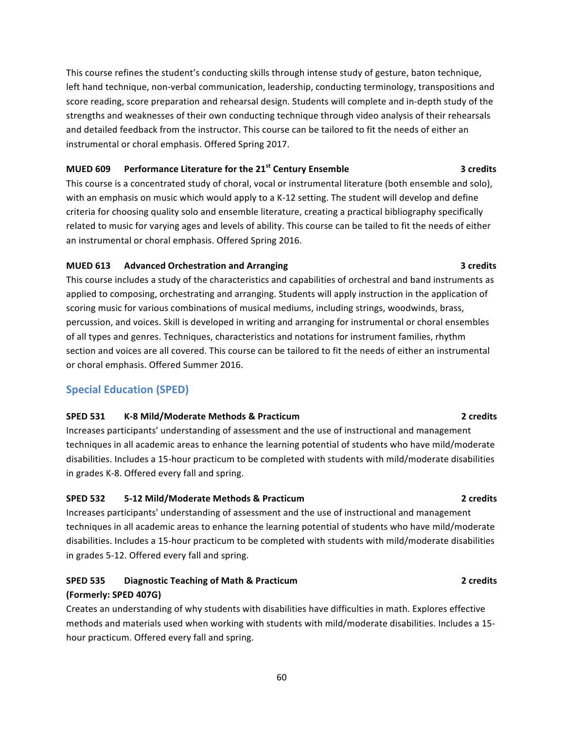This course refines the student's conducting skills through intense study of gesture, baton technique, left hand technique, non-verbal communication, leadership, conducting terminology, transpositions and score reading, score preparation and rehearsal design. Students will complete and in-depth study of the strengths and weaknesses of their own conducting technique through video analysis of their rehearsals and detailed feedback from the instructor. This course can be tailored to fit the needs of either an instrumental or choral emphasis. Offered Spring 2017.

**MUED 609 Performance Literature for the 21st Century Ensemble 3 credits**

This course is a concentrated study of choral, vocal or instrumental literature (both ensemble and solo), with an emphasis on music which would apply to a K-12 setting. The student will develop and define criteria for choosing quality solo and ensemble literature, creating a practical bibliography specifically related to music for varying ages and levels of ability. This course can be tailed to fit the needs of either an instrumental or choral emphasis. Offered Spring 2016.

**MUED 613 Advanced Orchestration and Arranging 3 credits**

This course includes a study of the characteristics and capabilities of orchestral and band instruments as applied to composing, orchestrating and arranging. Students will apply instruction in the application of scoring music for various combinations of musical mediums, including strings, woodwinds, brass, percussion, and voices. Skill is developed in writing and arranging for instrumental or choral ensembles of all types and genres. Techniques, characteristics and notations for instrument families, rhythm section and voices are all covered. This course can be tailored to fit the needs of either an instrumental or choral emphasis. Offered Summer 2016.

## Special Education (SPED)

**SPED 531 K-8 Mild/Moderate Methods & Practicum 2 credits**

Increases participants' understanding of assessment and the use of instructional and management techniques in all academic areas to enhance the learning potential of students who have mild/moderate disabilities. Includes a 15-hour practicum to be completed with students with mild/moderate disabilities in grades K-8. Offered every fall and spring.

**SPED 532 5-12 Mild/Moderate Methods & Practicum 2 credits**

Increases participants' understanding of assessment and the use of instructional and management techniques in all academic areas to enhance the learning potential of students who have mild/moderate disabilities. Includes a 15-hour practicum to be completed with students with mild/moderate disabilities in grades 5-12. Offered every fall and spring.

**SPED 535 Diagnostic Teaching of Math & Practicum 2 credits**
**(Formerly: SPED 407G)**

Creates an understanding of why students with disabilities have difficulties in math. Explores effective methods and materials used when working with students with mild/moderate disabilities. Includes a 15-hour practicum. Offered every fall and spring.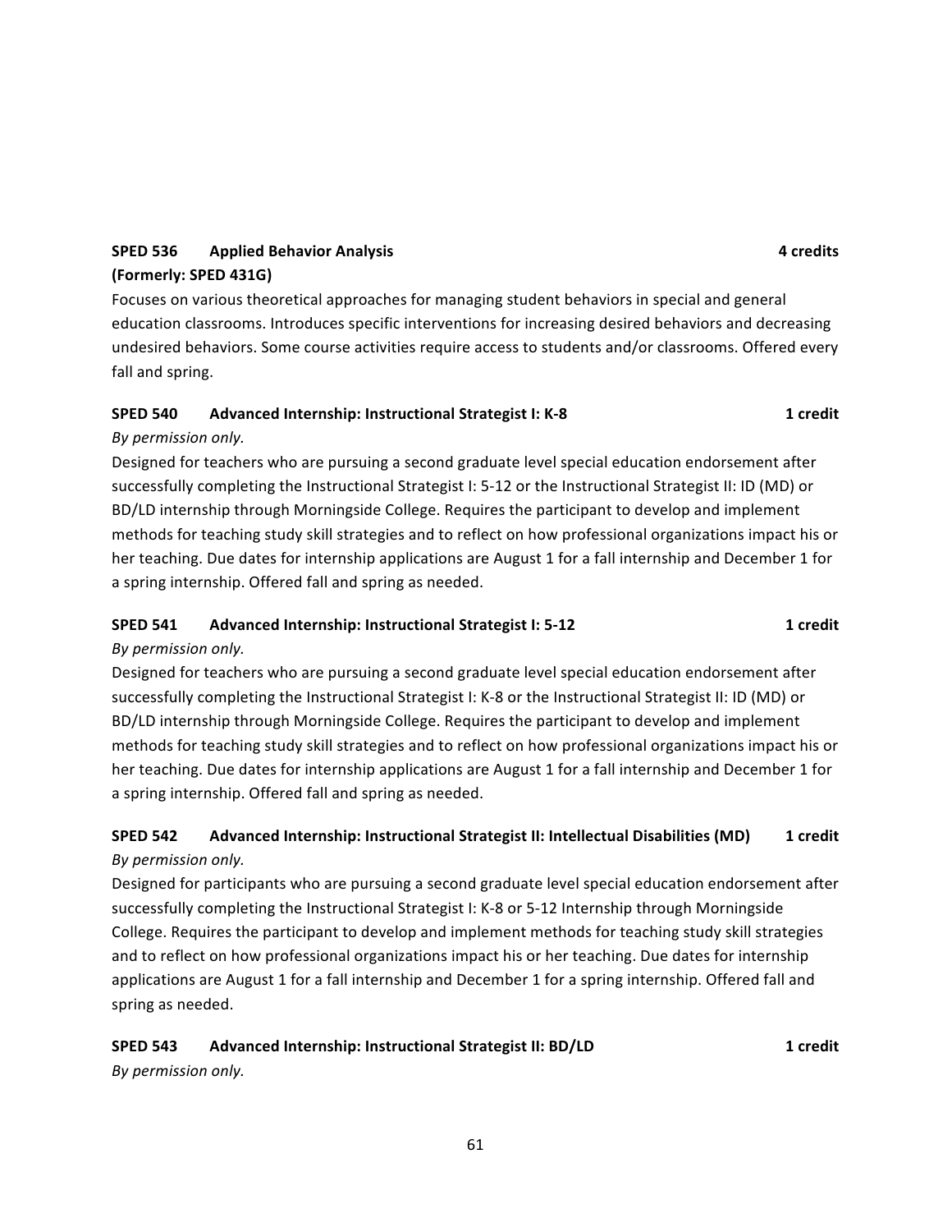**SPED 536 Applied Behavior Analysis 4 credits**
**(Formerly: SPED 431G)**

Focuses on various theoretical approaches for managing student behaviors in special and general education classrooms. Introduces specific interventions for increasing desired behaviors and decreasing undesired behaviors. Some course activities require access to students and/or classrooms. Offered every fall and spring.

**SPED 540 Advanced Internship: Instructional Strategist I: K-8 1 credit**

*By permission only.*

Designed for teachers who are pursuing a second graduate level special education endorsement after successfully completing the Instructional Strategist I: 5-12 or the Instructional Strategist II: ID (MD) or BD/LD internship through Morningside College. Requires the participant to develop and implement methods for teaching study skill strategies and to reflect on how professional organizations impact his or her teaching. Due dates for internship applications are August 1 for a fall internship and December 1 for a spring internship. Offered fall and spring as needed.

**SPED 541 Advanced Internship: Instructional Strategist I: 5-12 1 credit**

*By permission only.*

Designed for teachers who are pursuing a second graduate level special education endorsement after successfully completing the Instructional Strategist I: K-8 or the Instructional Strategist II: ID (MD) or BD/LD internship through Morningside College. Requires the participant to develop and implement methods for teaching study skill strategies and to reflect on how professional organizations impact his or her teaching. Due dates for internship applications are August 1 for a fall internship and December 1 for a spring internship. Offered fall and spring as needed.

**SPED 542 Advanced Internship: Instructional Strategist II: Intellectual Disabilities (MD) 1 credit**

*By permission only.*

Designed for participants who are pursuing a second graduate level special education endorsement after successfully completing the Instructional Strategist I: K-8 or 5-12 Internship through Morningside College. Requires the participant to develop and implement methods for teaching study skill strategies and to reflect on how professional organizations impact his or her teaching. Due dates for internship applications are August 1 for a fall internship and December 1 for a spring internship. Offered fall and spring as needed.

**SPED 543 Advanced Internship: Instructional Strategist II: BD/LD 1 credit**

*By permission only.*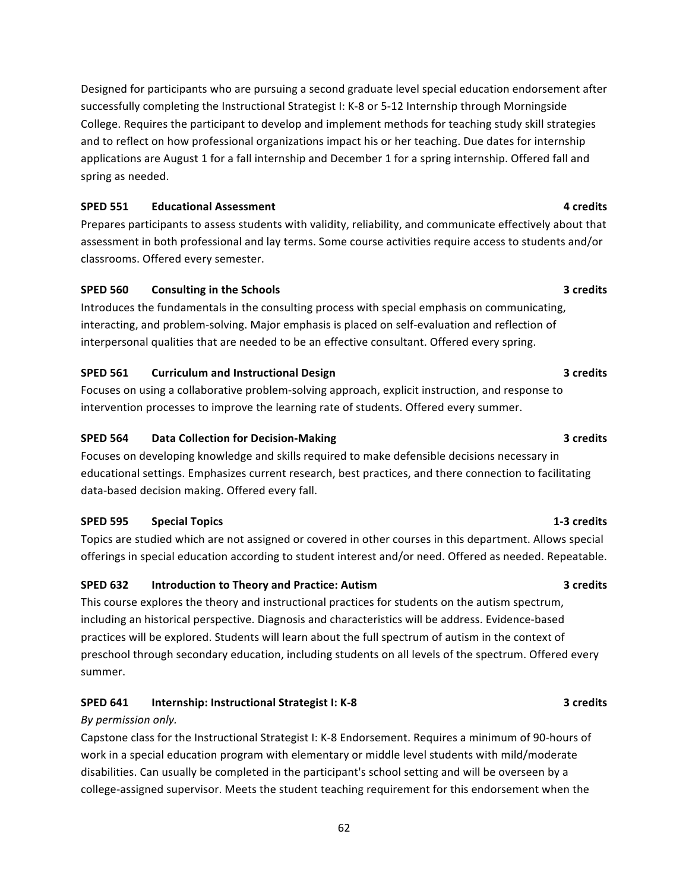Designed for participants who are pursuing a second graduate level special education endorsement after successfully completing the Instructional Strategist I: K-8 or 5-12 Internship through Morningside College. Requires the participant to develop and implement methods for teaching study skill strategies and to reflect on how professional organizations impact his or her teaching. Due dates for internship applications are August 1 for a fall internship and December 1 for a spring internship. Offered fall and spring as needed.

**SPED 551 Educational Assessment 4 credits**

Prepares participants to assess students with validity, reliability, and communicate effectively about that assessment in both professional and lay terms. Some course activities require access to students and/or classrooms. Offered every semester.

**SPED 560 Consulting in the Schools 3 credits**

Introduces the fundamentals in the consulting process with special emphasis on communicating, interacting, and problem-solving. Major emphasis is placed on self-evaluation and reflection of interpersonal qualities that are needed to be an effective consultant. Offered every spring.

**SPED 561 Curriculum and Instructional Design 3 credits**

Focuses on using a collaborative problem-solving approach, explicit instruction, and response to intervention processes to improve the learning rate of students. Offered every summer.

**SPED 564 Data Collection for Decision-Making 3 credits**

Focuses on developing knowledge and skills required to make defensible decisions necessary in educational settings. Emphasizes current research, best practices, and there connection to facilitating data-based decision making. Offered every fall.

**SPED 595 Special Topics 1-3 credits**

Topics are studied which are not assigned or covered in other courses in this department. Allows special offerings in special education according to student interest and/or need. Offered as needed. Repeatable.

**SPED 632 Introduction to Theory and Practice: Autism 3 credits**

This course explores the theory and instructional practices for students on the autism spectrum, including an historical perspective. Diagnosis and characteristics will be address. Evidence-based practices will be explored. Students will learn about the full spectrum of autism in the context of preschool through secondary education, including students on all levels of the spectrum. Offered every summer.

**SPED 641 Internship: Instructional Strategist I: K-8 3 credits**

*By permission only.*

Capstone class for the Instructional Strategist I: K-8 Endorsement. Requires a minimum of 90-hours of work in a special education program with elementary or middle level students with mild/moderate disabilities. Can usually be completed in the participant's school setting and will be overseen by a college-assigned supervisor. Meets the student teaching requirement for this endorsement when the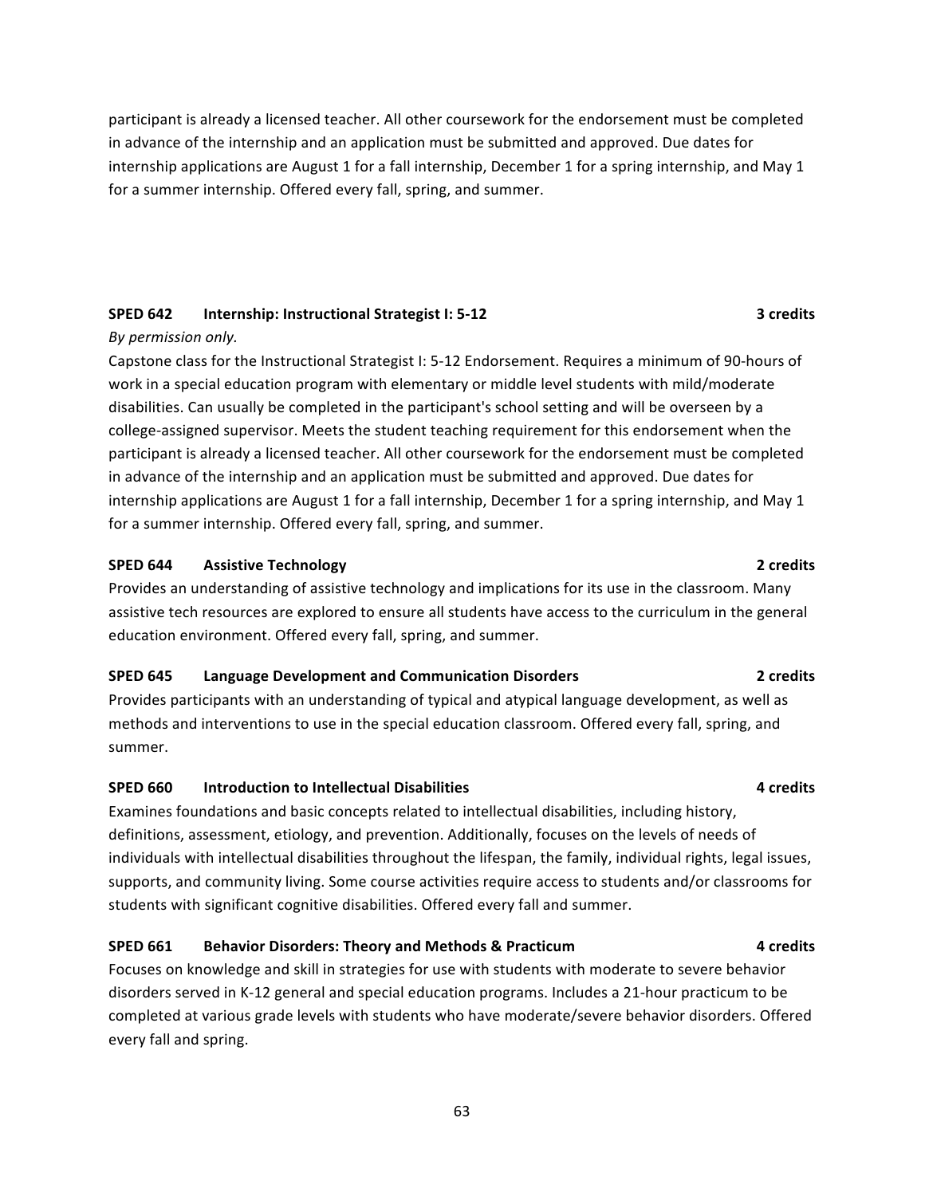participant is already a licensed teacher. All other coursework for the endorsement must be completed in advance of the internship and an application must be submitted and approved. Due dates for internship applications are August 1 for a fall internship, December 1 for a spring internship, and May 1 for a summer internship. Offered every fall, spring, and summer.

**SPED 642 Internship: Instructional Strategist I: 5-12 — 3 credits**

*By permission only.*

Capstone class for the Instructional Strategist I: 5-12 Endorsement. Requires a minimum of 90-hours of work in a special education program with elementary or middle level students with mild/moderate disabilities. Can usually be completed in the participant's school setting and will be overseen by a college-assigned supervisor. Meets the student teaching requirement for this endorsement when the participant is already a licensed teacher. All other coursework for the endorsement must be completed in advance of the internship and an application must be submitted and approved. Due dates for internship applications are August 1 for a fall internship, December 1 for a spring internship, and May 1 for a summer internship. Offered every fall, spring, and summer.

**SPED 644 Assistive Technology — 2 credits**

Provides an understanding of assistive technology and implications for its use in the classroom. Many assistive tech resources are explored to ensure all students have access to the curriculum in the general education environment. Offered every fall, spring, and summer.

**SPED 645 Language Development and Communication Disorders — 2 credits**

Provides participants with an understanding of typical and atypical language development, as well as methods and interventions to use in the special education classroom. Offered every fall, spring, and summer.

**SPED 660 Introduction to Intellectual Disabilities — 4 credits**

Examines foundations and basic concepts related to intellectual disabilities, including history, definitions, assessment, etiology, and prevention. Additionally, focuses on the levels of needs of individuals with intellectual disabilities throughout the lifespan, the family, individual rights, legal issues, supports, and community living. Some course activities require access to students and/or classrooms for students with significant cognitive disabilities. Offered every fall and summer.

**SPED 661 Behavior Disorders: Theory and Methods & Practicum — 4 credits**

Focuses on knowledge and skill in strategies for use with students with moderate to severe behavior disorders served in K-12 general and special education programs. Includes a 21-hour practicum to be completed at various grade levels with students who have moderate/severe behavior disorders. Offered every fall and spring.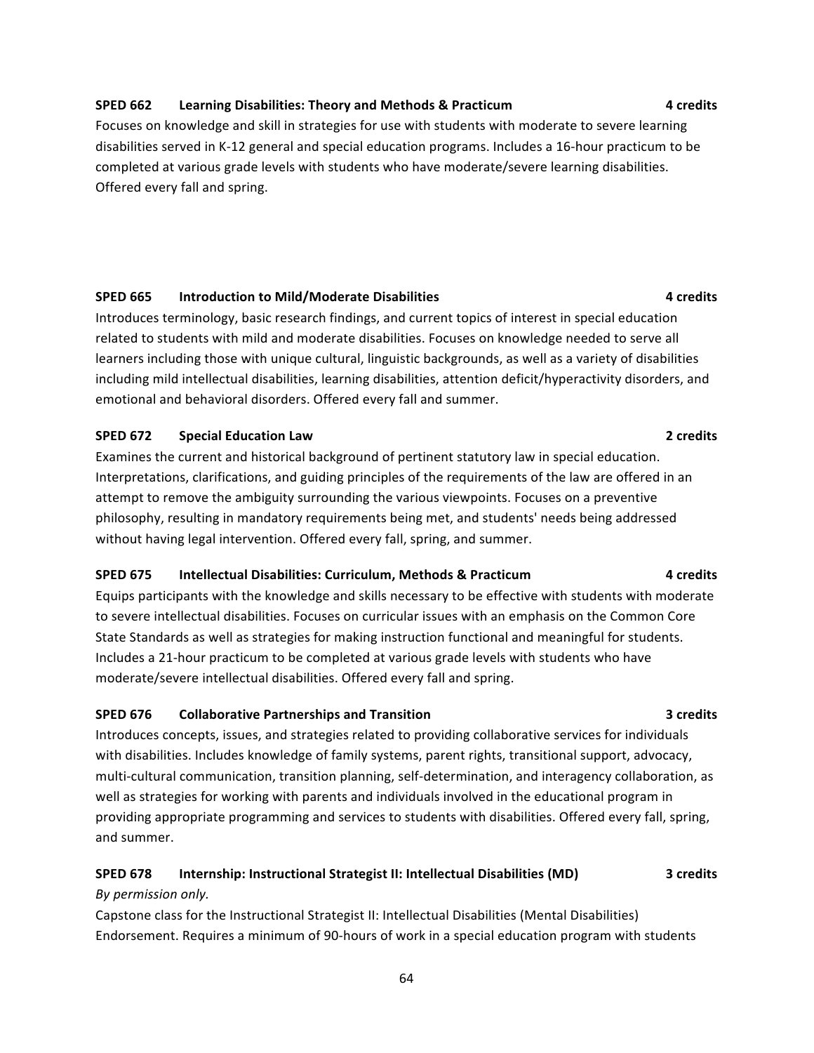**SPED 662 Learning Disabilities: Theory and Methods & Practicum — 4 credits**

Focuses on knowledge and skill in strategies for use with students with moderate to severe learning disabilities served in K-12 general and special education programs. Includes a 16-hour practicum to be completed at various grade levels with students who have moderate/severe learning disabilities. Offered every fall and spring.

**SPED 665 Introduction to Mild/Moderate Disabilities — 4 credits**

Introduces terminology, basic research findings, and current topics of interest in special education related to students with mild and moderate disabilities. Focuses on knowledge needed to serve all learners including those with unique cultural, linguistic backgrounds, as well as a variety of disabilities including mild intellectual disabilities, learning disabilities, attention deficit/hyperactivity disorders, and emotional and behavioral disorders. Offered every fall and summer.

**SPED 672 Special Education Law — 2 credits**

Examines the current and historical background of pertinent statutory law in special education. Interpretations, clarifications, and guiding principles of the requirements of the law are offered in an attempt to remove the ambiguity surrounding the various viewpoints. Focuses on a preventive philosophy, resulting in mandatory requirements being met, and students' needs being addressed without having legal intervention. Offered every fall, spring, and summer.

**SPED 675 Intellectual Disabilities: Curriculum, Methods & Practicum — 4 credits**

Equips participants with the knowledge and skills necessary to be effective with students with moderate to severe intellectual disabilities. Focuses on curricular issues with an emphasis on the Common Core State Standards as well as strategies for making instruction functional and meaningful for students. Includes a 21-hour practicum to be completed at various grade levels with students who have moderate/severe intellectual disabilities. Offered every fall and spring.

**SPED 676 Collaborative Partnerships and Transition — 3 credits**

Introduces concepts, issues, and strategies related to providing collaborative services for individuals with disabilities. Includes knowledge of family systems, parent rights, transitional support, advocacy, multi-cultural communication, transition planning, self-determination, and interagency collaboration, as well as strategies for working with parents and individuals involved in the educational program in providing appropriate programming and services to students with disabilities. Offered every fall, spring, and summer.

**SPED 678 Internship: Instructional Strategist II: Intellectual Disabilities (MD) — 3 credits**

*By permission only.*

Capstone class for the Instructional Strategist II: Intellectual Disabilities (Mental Disabilities) Endorsement. Requires a minimum of 90-hours of work in a special education program with students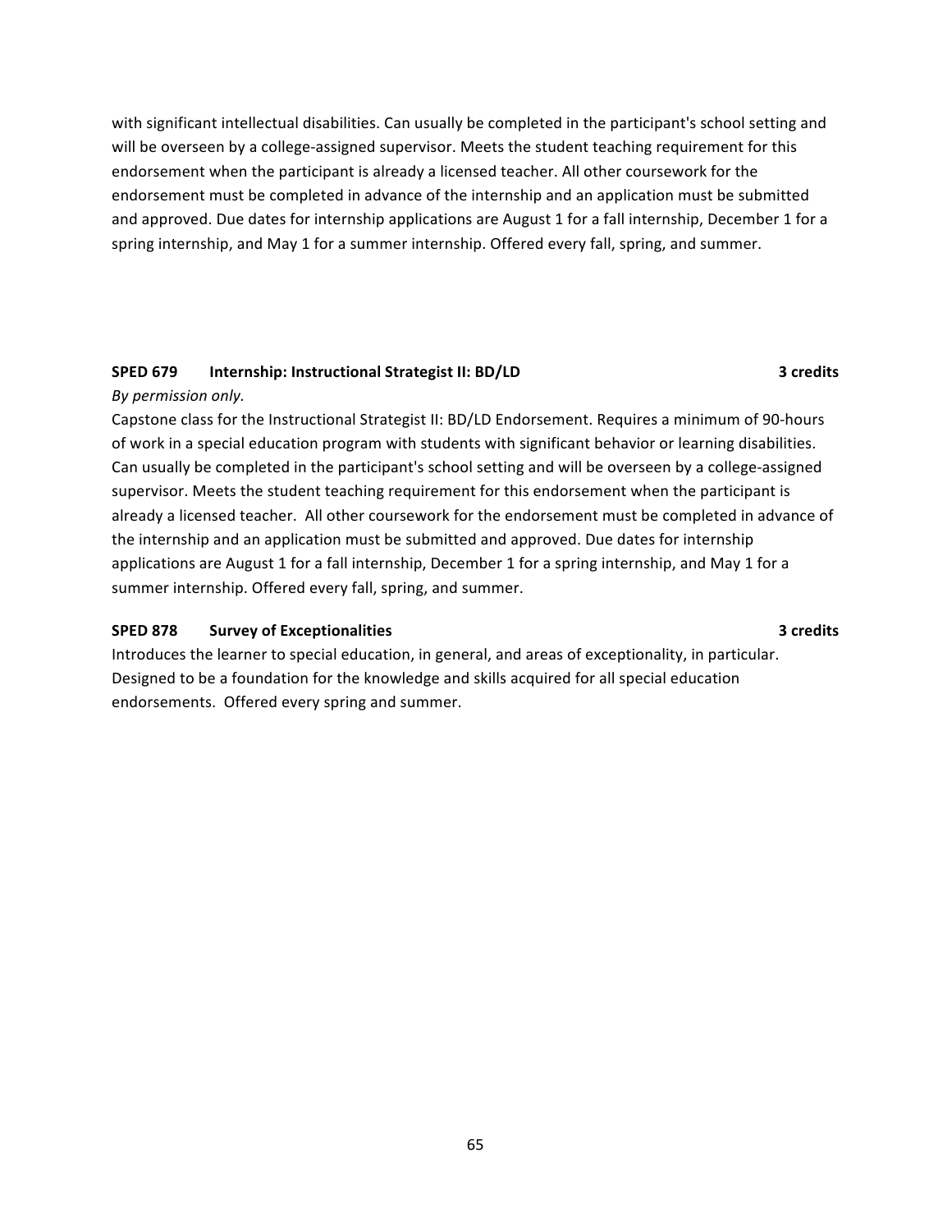with significant intellectual disabilities. Can usually be completed in the participant's school setting and will be overseen by a college-assigned supervisor. Meets the student teaching requirement for this endorsement when the participant is already a licensed teacher. All other coursework for the endorsement must be completed in advance of the internship and an application must be submitted and approved. Due dates for internship applications are August 1 for a fall internship, December 1 for a spring internship, and May 1 for a summer internship. Offered every fall, spring, and summer.

**SPED 679 Internship: Instructional Strategist II: BD/LD 3 credits**

*By permission only.*

Capstone class for the Instructional Strategist II: BD/LD Endorsement. Requires a minimum of 90-hours of work in a special education program with students with significant behavior or learning disabilities. Can usually be completed in the participant's school setting and will be overseen by a college-assigned supervisor. Meets the student teaching requirement for this endorsement when the participant is already a licensed teacher. All other coursework for the endorsement must be completed in advance of the internship and an application must be submitted and approved. Due dates for internship applications are August 1 for a fall internship, December 1 for a spring internship, and May 1 for a summer internship. Offered every fall, spring, and summer.

**SPED 878 Survey of Exceptionalities 3 credits**

Introduces the learner to special education, in general, and areas of exceptionality, in particular. Designed to be a foundation for the knowledge and skills acquired for all special education endorsements. Offered every spring and summer.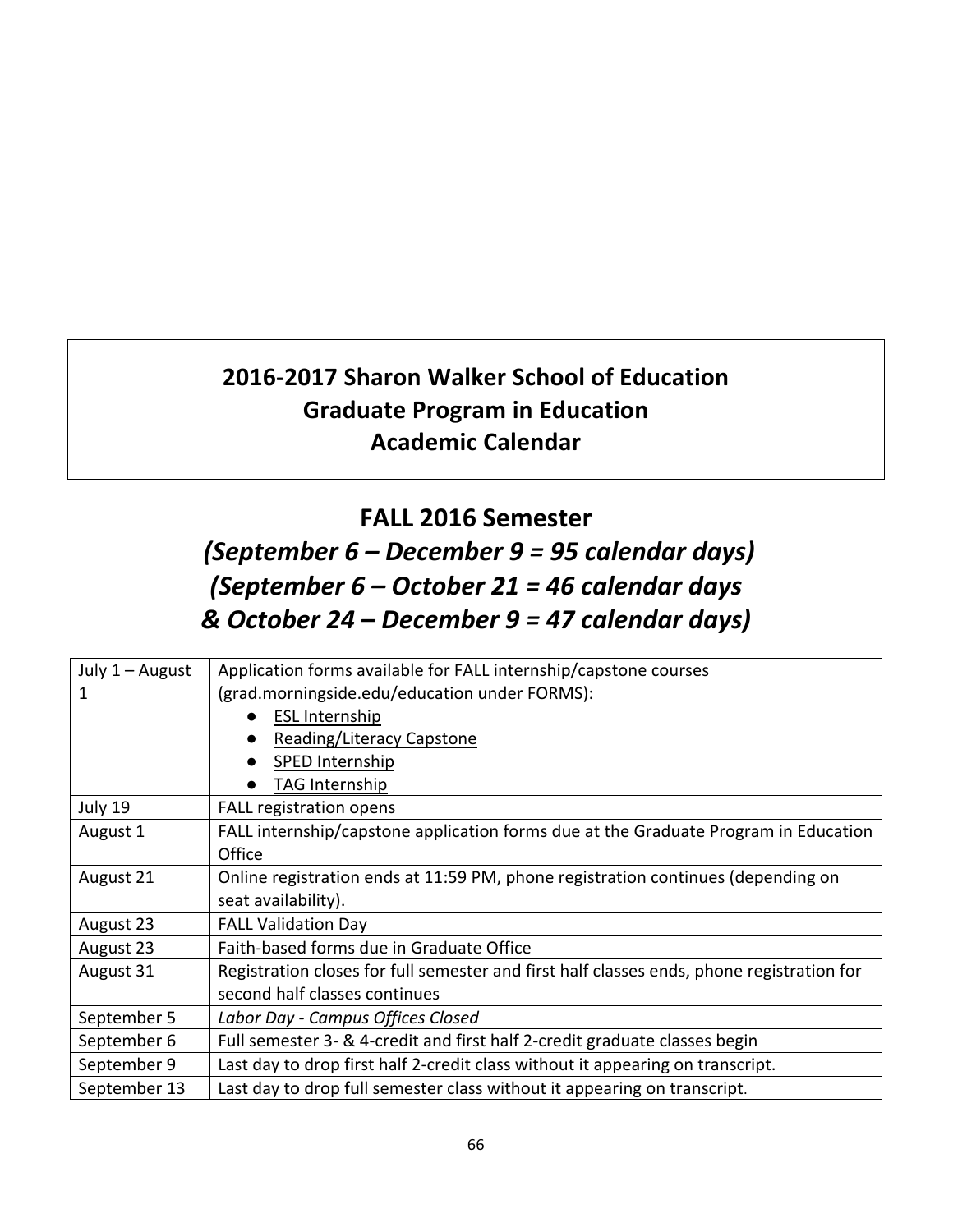# 2016-2017 Sharon Walker School of Education
# Graduate Program in Education
# Academic Calendar

## FALL 2016 Semester

## *(September 6 – December 9 = 95 calendar days)*
## *(September 6 – October 21 = 46 calendar days*
## *& October 24 – December 9 = 47 calendar days)*

| July 1 – August 1 | Application forms available for FALL internship/capstone courses (grad.morningside.edu/education under FORMS): <br>● ESL Internship <br>● Reading/Literacy Capstone <br>● SPED Internship <br>● TAG Internship |
|---|---|
| July 19 | FALL registration opens |
| August 1 | FALL internship/capstone application forms due at the Graduate Program in Education Office |
| August 21 | Online registration ends at 11:59 PM, phone registration continues (depending on seat availability). |
| August 23 | FALL Validation Day |
| August 23 | Faith-based forms due in Graduate Office |
| August 31 | Registration closes for full semester and first half classes ends, phone registration for second half classes continues |
| September 5 | *Labor Day - Campus Offices Closed* |
| September 6 | Full semester 3- & 4-credit and first half 2-credit graduate classes begin |
| September 9 | Last day to drop first half 2-credit class without it appearing on transcript. |
| September 13 | Last day to drop full semester class without it appearing on transcript. |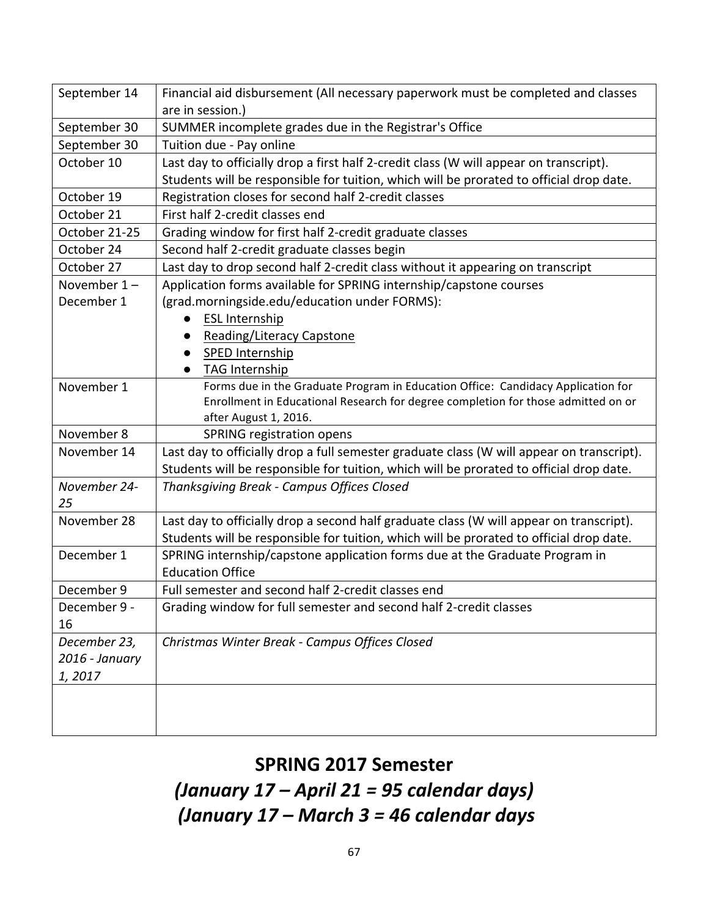| September 14 | Financial aid disbursement (All necessary paperwork must be completed and classes are in session.) |
|---|---|
| September 30 | SUMMER incomplete grades due in the Registrar's Office |
| September 30 | Tuition due - Pay online |
| October 10 | Last day to officially drop a first half 2-credit class (W will appear on transcript). Students will be responsible for tuition, which will be prorated to official drop date. |
| October 19 | Registration closes for second half 2-credit classes |
| October 21 | First half 2-credit classes end |
| October 21-25 | Grading window for first half 2-credit graduate classes |
| October 24 | Second half 2-credit graduate classes begin |
| October 27 | Last day to drop second half 2-credit class without it appearing on transcript |
| November 1 – December 1 | Application forms available for SPRING internship/capstone courses (grad.morningside.edu/education under FORMS): <br>● ESL Internship <br>● Reading/Literacy Capstone <br>● SPED Internship <br>● TAG Internship |
| November 1 | Forms due in the Graduate Program in Education Office: Candidacy Application for Enrollment in Educational Research for degree completion for those admitted on or after August 1, 2016. |
| November 8 | SPRING registration opens |
| November 14 | Last day to officially drop a full semester graduate class (W will appear on transcript). Students will be responsible for tuition, which will be prorated to official drop date. |
| *November 24-25* | *Thanksgiving Break - Campus Offices Closed* |
| November 28 | Last day to officially drop a second half graduate class (W will appear on transcript). Students will be responsible for tuition, which will be prorated to official drop date. |
| December 1 | SPRING internship/capstone application forms due at the Graduate Program in Education Office |
| December 9 | Full semester and second half 2-credit classes end |
| December 9 - 16 | Grading window for full semester and second half 2-credit classes |
| *December 23, 2016 - January 1, 2017* | *Christmas Winter Break - Campus Offices Closed* |
| | |

## SPRING 2017 Semester

## *(January 17 – April 21 = 95 calendar days)*

## *(January 17 – March 3 = 46 calendar days*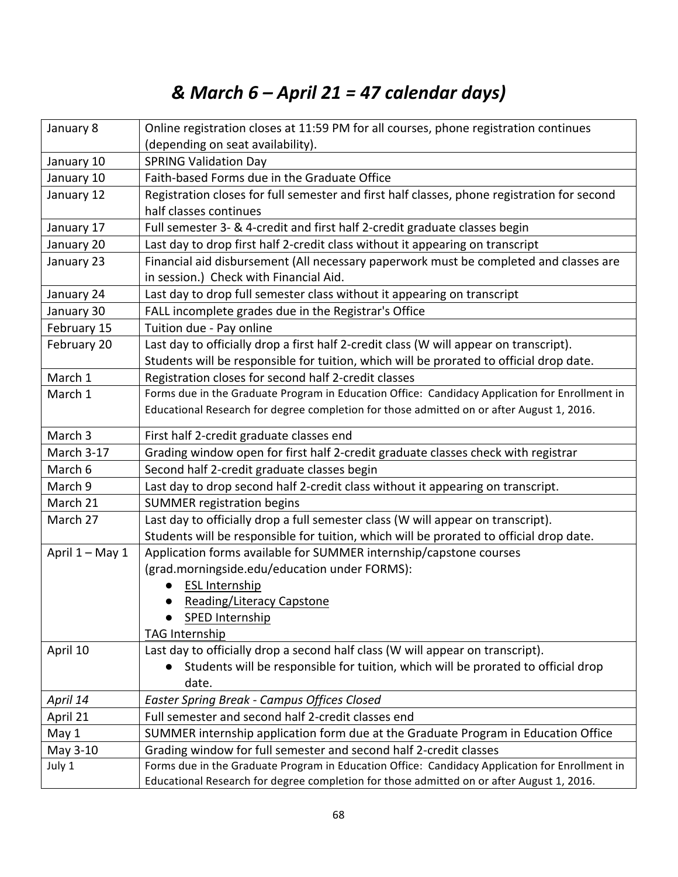## *& March 6 – April 21 = 47 calendar days)*

| | |
|---|---|
| January 8 | Online registration closes at 11:59 PM for all courses, phone registration continues (depending on seat availability). |
| January 10 | SPRING Validation Day |
| January 10 | Faith-based Forms due in the Graduate Office |
| January 12 | Registration closes for full semester and first half classes, phone registration for second half classes continues |
| January 17 | Full semester 3- & 4-credit and first half 2-credit graduate classes begin |
| January 20 | Last day to drop first half 2-credit class without it appearing on transcript |
| January 23 | Financial aid disbursement (All necessary paperwork must be completed and classes are in session.) Check with Financial Aid. |
| January 24 | Last day to drop full semester class without it appearing on transcript |
| January 30 | FALL incomplete grades due in the Registrar's Office |
| February 15 | Tuition due - Pay online |
| February 20 | Last day to officially drop a first half 2-credit class (W will appear on transcript). Students will be responsible for tuition, which will be prorated to official drop date. |
| March 1 | Registration closes for second half 2-credit classes |
| March 1 | Forms due in the Graduate Program in Education Office: Candidacy Application for Enrollment in Educational Research for degree completion for those admitted on or after August 1, 2016. |
| March 3 | First half 2-credit graduate classes end |
| March 3-17 | Grading window open for first half 2-credit graduate classes check with registrar |
| March 6 | Second half 2-credit graduate classes begin |
| March 9 | Last day to drop second half 2-credit class without it appearing on transcript. |
| March 21 | SUMMER registration begins |
| March 27 | Last day to officially drop a full semester class (W will appear on transcript). Students will be responsible for tuition, which will be prorated to official drop date. |
| April 1 – May 1 | Application forms available for SUMMER internship/capstone courses (grad.morningside.edu/education under FORMS): • ESL Internship • Reading/Literacy Capstone • SPED Internship TAG Internship |
| April 10 | Last day to officially drop a second half class (W will appear on transcript). • Students will be responsible for tuition, which will be prorated to official drop date. |
| *April 14* | *Easter Spring Break - Campus Offices Closed* |
| April 21 | Full semester and second half 2-credit classes end |
| May 1 | SUMMER internship application form due at the Graduate Program in Education Office |
| May 3-10 | Grading window for full semester and second half 2-credit classes |
| July 1 | Forms due in the Graduate Program in Education Office: Candidacy Application for Enrollment in Educational Research for degree completion for those admitted on or after August 1, 2016. |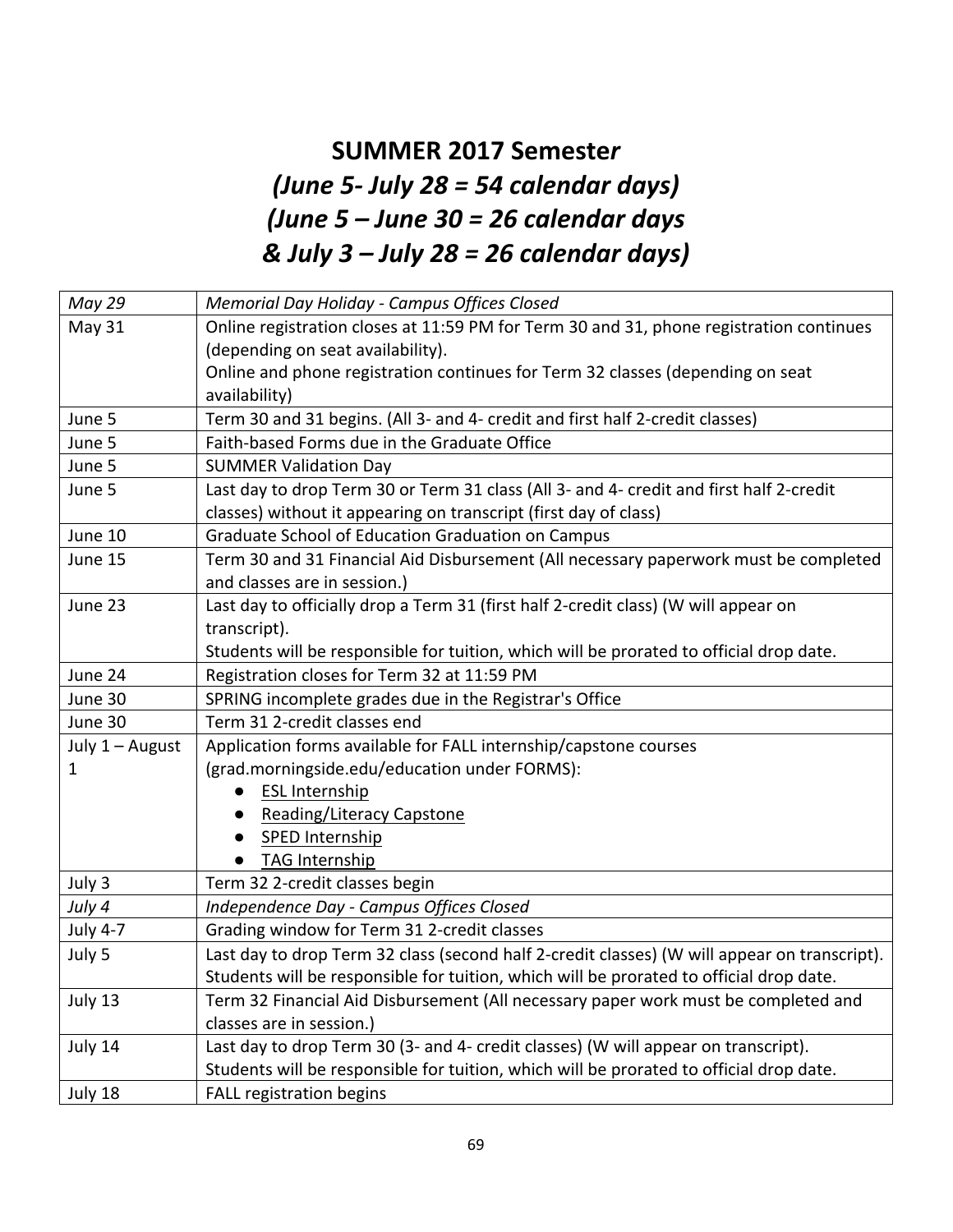# SUMMER 2017 Semester
## *(June 5- July 28 = 54 calendar days)*
## *(June 5 – June 30 = 26 calendar days*
## *& July 3 – July 28 = 26 calendar days)*

| | |
|---|---|
| *May 29* | *Memorial Day Holiday - Campus Offices Closed* |
| May 31 | Online registration closes at 11:59 PM for Term 30 and 31, phone registration continues (depending on seat availability).<br>Online and phone registration continues for Term 32 classes (depending on seat availability) |
| June 5 | Term 30 and 31 begins. (All 3- and 4- credit and first half 2-credit classes) |
| June 5 | Faith-based Forms due in the Graduate Office |
| June 5 | SUMMER Validation Day |
| June 5 | Last day to drop Term 30 or Term 31 class (All 3- and 4- credit and first half 2-credit classes) without it appearing on transcript (first day of class) |
| June 10 | Graduate School of Education Graduation on Campus |
| June 15 | Term 30 and 31 Financial Aid Disbursement (All necessary paperwork must be completed and classes are in session.) |
| June 23 | Last day to officially drop a Term 31 (first half 2-credit class) (W will appear on transcript).<br>Students will be responsible for tuition, which will be prorated to official drop date. |
| June 24 | Registration closes for Term 32 at 11:59 PM |
| June 30 | SPRING incomplete grades due in the Registrar's Office |
| June 30 | Term 31 2-credit classes end |
| July 1 – August 1 | Application forms available for FALL internship/capstone courses (grad.morningside.edu/education under FORMS):<br>• ESL Internship<br>• Reading/Literacy Capstone<br>• SPED Internship<br>• TAG Internship |
| July 3 | Term 32 2-credit classes begin |
| *July 4* | *Independence Day - Campus Offices Closed* |
| July 4-7 | Grading window for Term 31 2-credit classes |
| July 5 | Last day to drop Term 32 class (second half 2-credit classes) (W will appear on transcript).<br>Students will be responsible for tuition, which will be prorated to official drop date. |
| July 13 | Term 32 Financial Aid Disbursement (All necessary paper work must be completed and classes are in session.) |
| July 14 | Last day to drop Term 30 (3- and 4- credit classes) (W will appear on transcript).<br>Students will be responsible for tuition, which will be prorated to official drop date. |
| July 18 | FALL registration begins |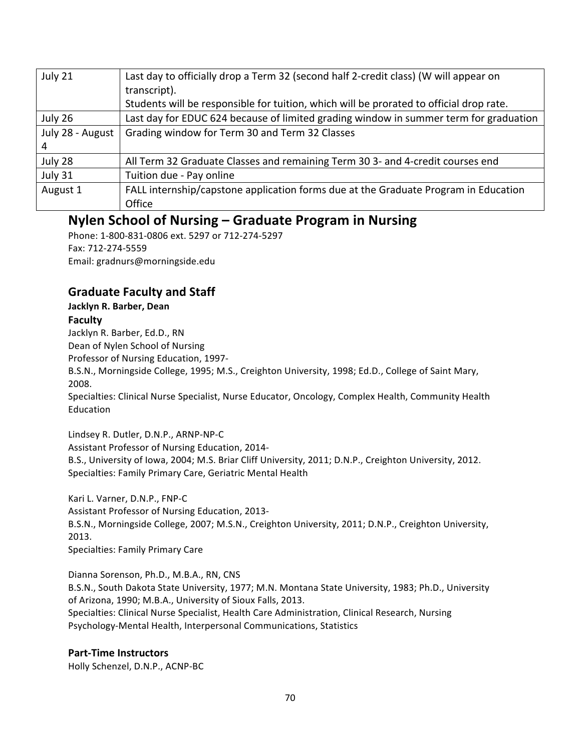| July 21 | Last day to officially drop a Term 32 (second half 2-credit class) (W will appear on transcript). Students will be responsible for tuition, which will be prorated to official drop rate. |
|---|---|
| July 26 | Last day for EDUC 624 because of limited grading window in summer term for graduation |
| July 28 - August 4 | Grading window for Term 30 and Term 32 Classes |
| July 28 | All Term 32 Graduate Classes and remaining Term 30 3- and 4-credit courses end |
| July 31 | Tuition due - Pay online |
| August 1 | FALL internship/capstone application forms due at the Graduate Program in Education Office |

## Nylen School of Nursing – Graduate Program in Nursing

Phone: 1-800-831-0806 ext. 5297 or 712-274-5297
Fax: 712-274-5559
Email: gradnurs@morningside.edu

### Graduate Faculty and Staff

**Jacklyn R. Barber, Dean**

**Faculty**

Jacklyn R. Barber, Ed.D., RN
Dean of Nylen School of Nursing
Professor of Nursing Education, 1997-
B.S.N., Morningside College, 1995; M.S., Creighton University, 1998; Ed.D., College of Saint Mary, 2008.
Specialties: Clinical Nurse Specialist, Nurse Educator, Oncology, Complex Health, Community Health Education

Lindsey R. Dutler, D.N.P., ARNP-NP-C
Assistant Professor of Nursing Education, 2014-
B.S., University of Iowa, 2004; M.S. Briar Cliff University, 2011; D.N.P., Creighton University, 2012.
Specialties: Family Primary Care, Geriatric Mental Health

Kari L. Varner, D.N.P., FNP-C
Assistant Professor of Nursing Education, 2013-
B.S.N., Morningside College, 2007; M.S.N., Creighton University, 2011; D.N.P., Creighton University, 2013.
Specialties: Family Primary Care

Dianna Sorenson, Ph.D., M.B.A., RN, CNS
B.S.N., South Dakota State University, 1977; M.N. Montana State University, 1983; Ph.D., University of Arizona, 1990; M.B.A., University of Sioux Falls, 2013.
Specialties: Clinical Nurse Specialist, Health Care Administration, Clinical Research, Nursing Psychology-Mental Health, Interpersonal Communications, Statistics

**Part-Time Instructors**

Holly Schenzel, D.N.P., ACNP-BC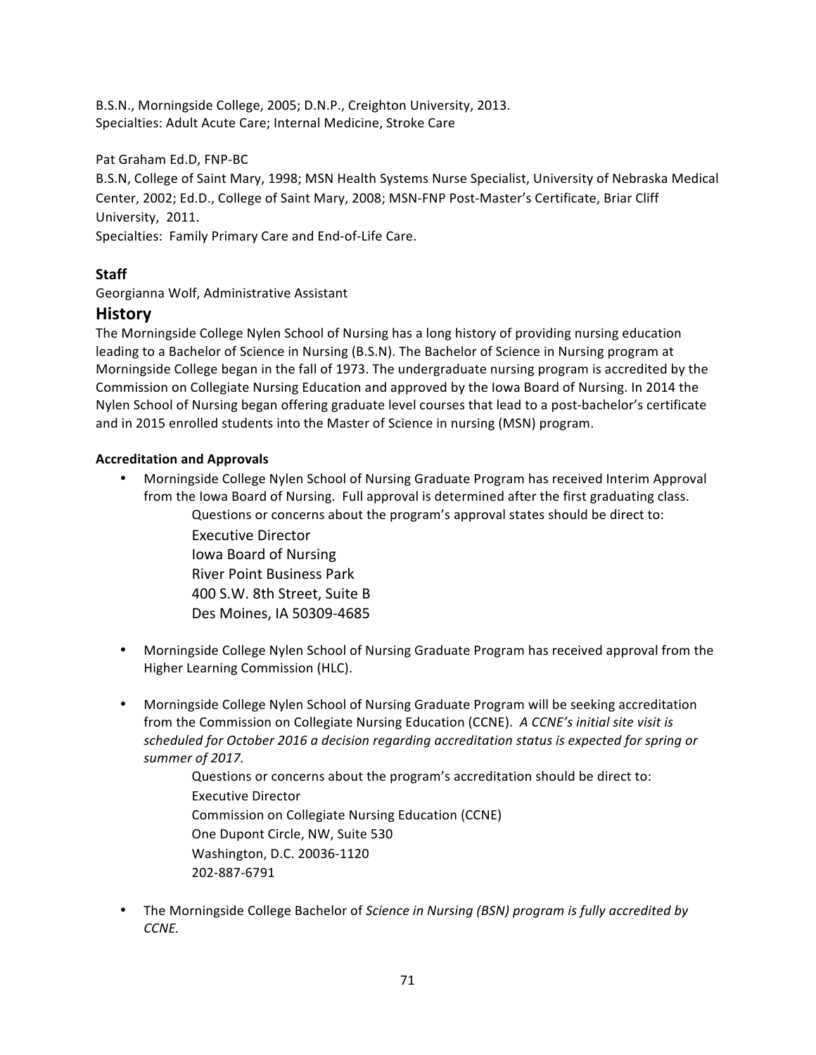B.S.N., Morningside College, 2005; D.N.P., Creighton University, 2013.
Specialties: Adult Acute Care; Internal Medicine, Stroke Care

Pat Graham Ed.D, FNP-BC
B.S.N, College of Saint Mary, 1998; MSN Health Systems Nurse Specialist, University of Nebraska Medical Center, 2002; Ed.D., College of Saint Mary, 2008; MSN-FNP Post-Master's Certificate, Briar Cliff University, 2011.
Specialties: Family Primary Care and End-of-Life Care.

### Staff

Georgianna Wolf, Administrative Assistant

## History

The Morningside College Nylen School of Nursing has a long history of providing nursing education leading to a Bachelor of Science in Nursing (B.S.N). The Bachelor of Science in Nursing program at Morningside College began in the fall of 1973. The undergraduate nursing program is accredited by the Commission on Collegiate Nursing Education and approved by the Iowa Board of Nursing. In 2014 the Nylen School of Nursing began offering graduate level courses that lead to a post-bachelor's certificate and in 2015 enrolled students into the Master of Science in nursing (MSN) program.

#### Accreditation and Approvals

- Morningside College Nylen School of Nursing Graduate Program has received Interim Approval from the Iowa Board of Nursing. Full approval is determined after the first graduating class.

  Questions or concerns about the program's approval states should be direct to:
  Executive Director
  Iowa Board of Nursing
  River Point Business Park
  400 S.W. 8th Street, Suite B
  Des Moines, IA 50309-4685

- Morningside College Nylen School of Nursing Graduate Program has received approval from the Higher Learning Commission (HLC).

- Morningside College Nylen School of Nursing Graduate Program will be seeking accreditation from the Commission on Collegiate Nursing Education (CCNE). *A CCNE's initial site visit is scheduled for October 2016 a decision regarding accreditation status is expected for spring or summer of 2017.*

  Questions or concerns about the program's accreditation should be direct to:
  Executive Director
  Commission on Collegiate Nursing Education (CCNE)
  One Dupont Circle, NW, Suite 530
  Washington, D.C. 20036-1120
  202-887-6791

- The Morningside College Bachelor of *Science in Nursing (BSN) program is fully accredited by CCNE.*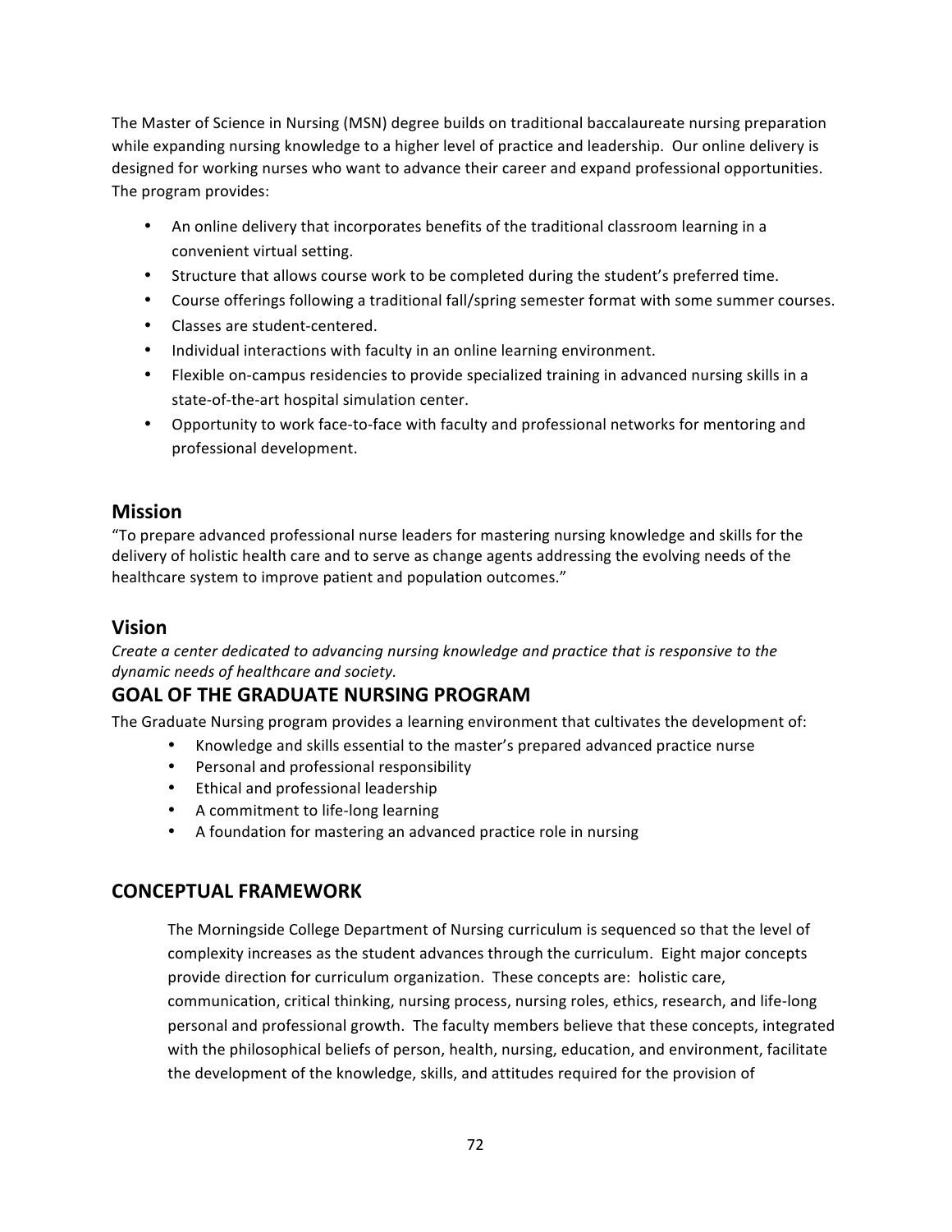The Master of Science in Nursing (MSN) degree builds on traditional baccalaureate nursing preparation while expanding nursing knowledge to a higher level of practice and leadership. Our online delivery is designed for working nurses who want to advance their career and expand professional opportunities. The program provides:

- An online delivery that incorporates benefits of the traditional classroom learning in a convenient virtual setting.
- Structure that allows course work to be completed during the student's preferred time.
- Course offerings following a traditional fall/spring semester format with some summer courses.
- Classes are student-centered.
- Individual interactions with faculty in an online learning environment.
- Flexible on-campus residencies to provide specialized training in advanced nursing skills in a state-of-the-art hospital simulation center.
- Opportunity to work face-to-face with faculty and professional networks for mentoring and professional development.

## Mission

"To prepare advanced professional nurse leaders for mastering nursing knowledge and skills for the delivery of holistic health care and to serve as change agents addressing the evolving needs of the healthcare system to improve patient and population outcomes."

## Vision

*Create a center dedicated to advancing nursing knowledge and practice that is responsive to the dynamic needs of healthcare and society.*

## GOAL OF THE GRADUATE NURSING PROGRAM

The Graduate Nursing program provides a learning environment that cultivates the development of:

- Knowledge and skills essential to the master's prepared advanced practice nurse
- Personal and professional responsibility
- Ethical and professional leadership
- A commitment to life-long learning
- A foundation for mastering an advanced practice role in nursing

## CONCEPTUAL FRAMEWORK

The Morningside College Department of Nursing curriculum is sequenced so that the level of complexity increases as the student advances through the curriculum. Eight major concepts provide direction for curriculum organization. These concepts are: holistic care, communication, critical thinking, nursing process, nursing roles, ethics, research, and life-long personal and professional growth. The faculty members believe that these concepts, integrated with the philosophical beliefs of person, health, nursing, education, and environment, facilitate the development of the knowledge, skills, and attitudes required for the provision of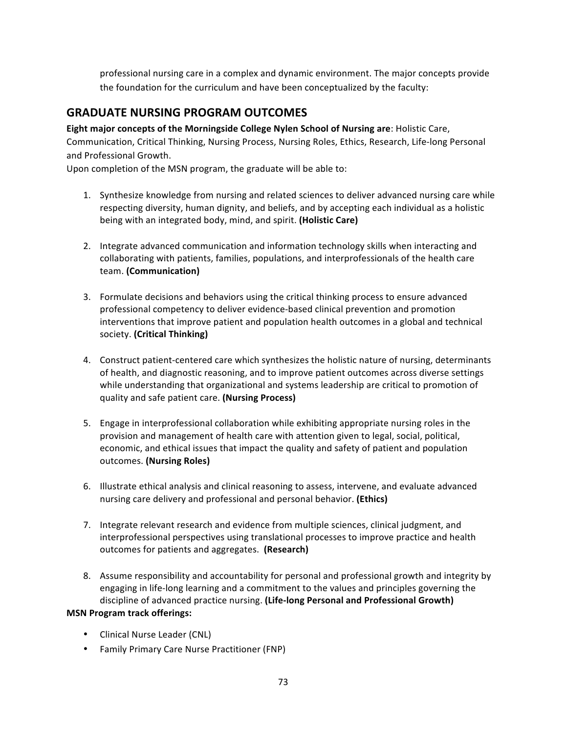professional nursing care in a complex and dynamic environment. The major concepts provide the foundation for the curriculum and have been conceptualized by the faculty:

## GRADUATE NURSING PROGRAM OUTCOMES

**Eight major concepts of the Morningside College Nylen School of Nursing are**: Holistic Care, Communication, Critical Thinking, Nursing Process, Nursing Roles, Ethics, Research, Life-long Personal and Professional Growth.

Upon completion of the MSN program, the graduate will be able to:

1. Synthesize knowledge from nursing and related sciences to deliver advanced nursing care while respecting diversity, human dignity, and beliefs, and by accepting each individual as a holistic being with an integrated body, mind, and spirit. **(Holistic Care)**

2. Integrate advanced communication and information technology skills when interacting and collaborating with patients, families, populations, and interprofessionals of the health care team. **(Communication)**

3. Formulate decisions and behaviors using the critical thinking process to ensure advanced professional competency to deliver evidence-based clinical prevention and promotion interventions that improve patient and population health outcomes in a global and technical society. **(Critical Thinking)**

4. Construct patient-centered care which synthesizes the holistic nature of nursing, determinants of health, and diagnostic reasoning, and to improve patient outcomes across diverse settings while understanding that organizational and systems leadership are critical to promotion of quality and safe patient care. **(Nursing Process)**

5. Engage in interprofessional collaboration while exhibiting appropriate nursing roles in the provision and management of health care with attention given to legal, social, political, economic, and ethical issues that impact the quality and safety of patient and population outcomes. **(Nursing Roles)**

6. Illustrate ethical analysis and clinical reasoning to assess, intervene, and evaluate advanced nursing care delivery and professional and personal behavior. **(Ethics)**

7. Integrate relevant research and evidence from multiple sciences, clinical judgment, and interprofessional perspectives using translational processes to improve practice and health outcomes for patients and aggregates. **(Research)**

8. Assume responsibility and accountability for personal and professional growth and integrity by engaging in life-long learning and a commitment to the values and principles governing the discipline of advanced practice nursing. **(Life-long Personal and Professional Growth)**

**MSN Program track offerings:**

- Clinical Nurse Leader (CNL)
- Family Primary Care Nurse Practitioner (FNP)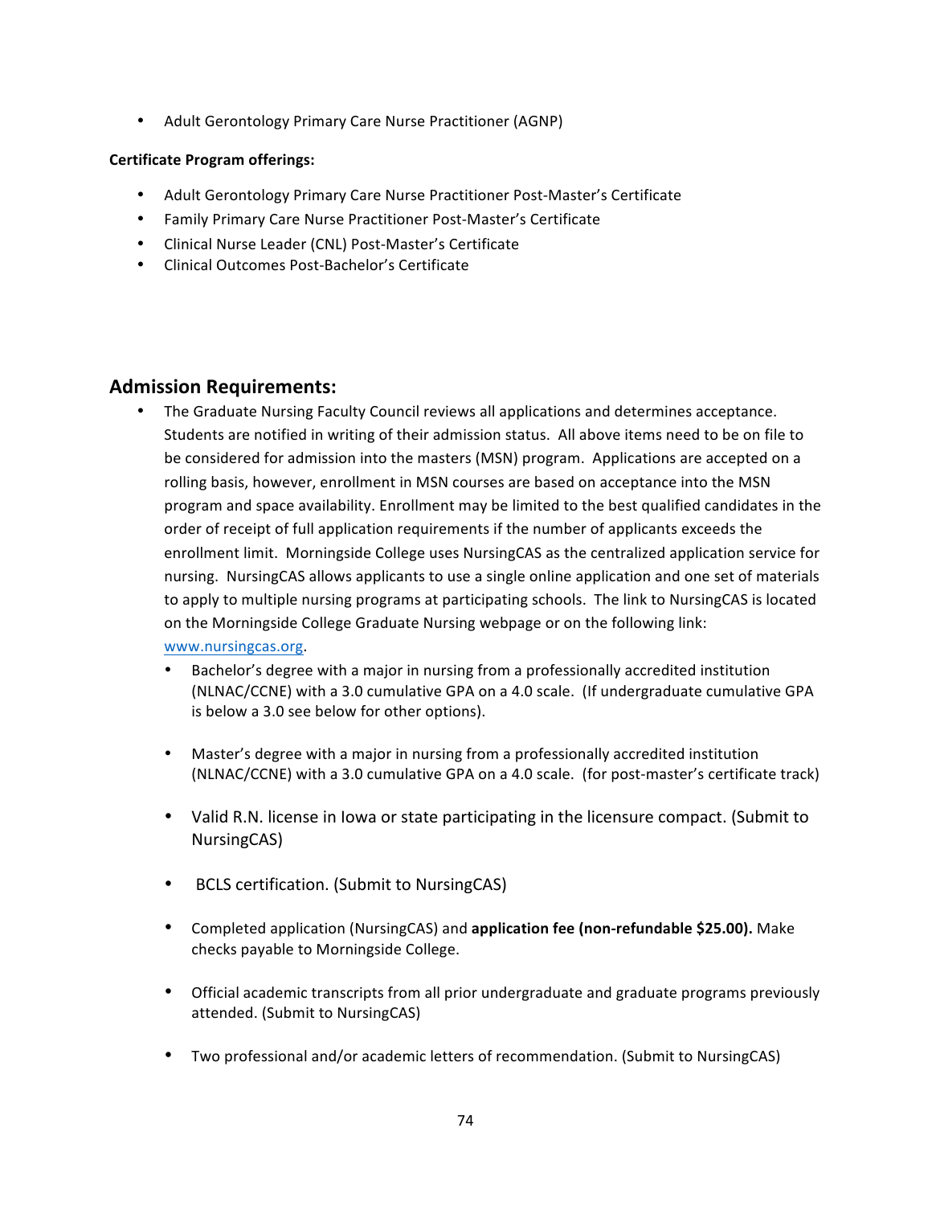- Adult Gerontology Primary Care Nurse Practitioner (AGNP)

**Certificate Program offerings:**

- Adult Gerontology Primary Care Nurse Practitioner Post-Master's Certificate
- Family Primary Care Nurse Practitioner Post-Master's Certificate
- Clinical Nurse Leader (CNL) Post-Master's Certificate
- Clinical Outcomes Post-Bachelor's Certificate

## Admission Requirements:

- The Graduate Nursing Faculty Council reviews all applications and determines acceptance. Students are notified in writing of their admission status. All above items need to be on file to be considered for admission into the masters (MSN) program. Applications are accepted on a rolling basis, however, enrollment in MSN courses are based on acceptance into the MSN program and space availability. Enrollment may be limited to the best qualified candidates in the order of receipt of full application requirements if the number of applicants exceeds the enrollment limit. Morningside College uses NursingCAS as the centralized application service for nursing. NursingCAS allows applicants to use a single online application and one set of materials to apply to multiple nursing programs at participating schools. The link to NursingCAS is located on the Morningside College Graduate Nursing webpage or on the following link: www.nursingcas.org.
  - Bachelor's degree with a major in nursing from a professionally accredited institution (NLNAC/CCNE) with a 3.0 cumulative GPA on a 4.0 scale. (If undergraduate cumulative GPA is below a 3.0 see below for other options).
  - Master's degree with a major in nursing from a professionally accredited institution (NLNAC/CCNE) with a 3.0 cumulative GPA on a 4.0 scale. (for post-master's certificate track)
  - Valid R.N. license in Iowa or state participating in the licensure compact. (Submit to NursingCAS)
  - BCLS certification. (Submit to NursingCAS)
  - Completed application (NursingCAS) and **application fee (non-refundable $25.00).** Make checks payable to Morningside College.
  - Official academic transcripts from all prior undergraduate and graduate programs previously attended. (Submit to NursingCAS)
  - Two professional and/or academic letters of recommendation. (Submit to NursingCAS)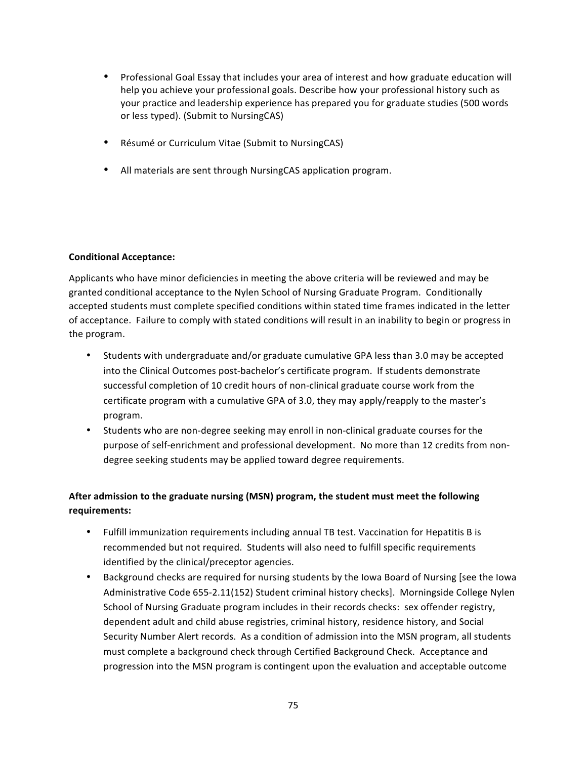- Professional Goal Essay that includes your area of interest and how graduate education will help you achieve your professional goals. Describe how your professional history such as your practice and leadership experience has prepared you for graduate studies (500 words or less typed). (Submit to NursingCAS)

- Résumé or Curriculum Vitae (Submit to NursingCAS)

- All materials are sent through NursingCAS application program.

**Conditional Acceptance:**

Applicants who have minor deficiencies in meeting the above criteria will be reviewed and may be granted conditional acceptance to the Nylen School of Nursing Graduate Program. Conditionally accepted students must complete specified conditions within stated time frames indicated in the letter of acceptance. Failure to comply with stated conditions will result in an inability to begin or progress in the program.

- Students with undergraduate and/or graduate cumulative GPA less than 3.0 may be accepted into the Clinical Outcomes post-bachelor's certificate program. If students demonstrate successful completion of 10 credit hours of non-clinical graduate course work from the certificate program with a cumulative GPA of 3.0, they may apply/reapply to the master's program.
- Students who are non-degree seeking may enroll in non-clinical graduate courses for the purpose of self-enrichment and professional development. No more than 12 credits from non-degree seeking students may be applied toward degree requirements.

**After admission to the graduate nursing (MSN) program, the student must meet the following requirements:**

- Fulfill immunization requirements including annual TB test. Vaccination for Hepatitis B is recommended but not required. Students will also need to fulfill specific requirements identified by the clinical/preceptor agencies.
- Background checks are required for nursing students by the Iowa Board of Nursing [see the Iowa Administrative Code 655-2.11(152) Student criminal history checks]. Morningside College Nylen School of Nursing Graduate program includes in their records checks: sex offender registry, dependent adult and child abuse registries, criminal history, residence history, and Social Security Number Alert records. As a condition of admission into the MSN program, all students must complete a background check through Certified Background Check. Acceptance and progression into the MSN program is contingent upon the evaluation and acceptable outcome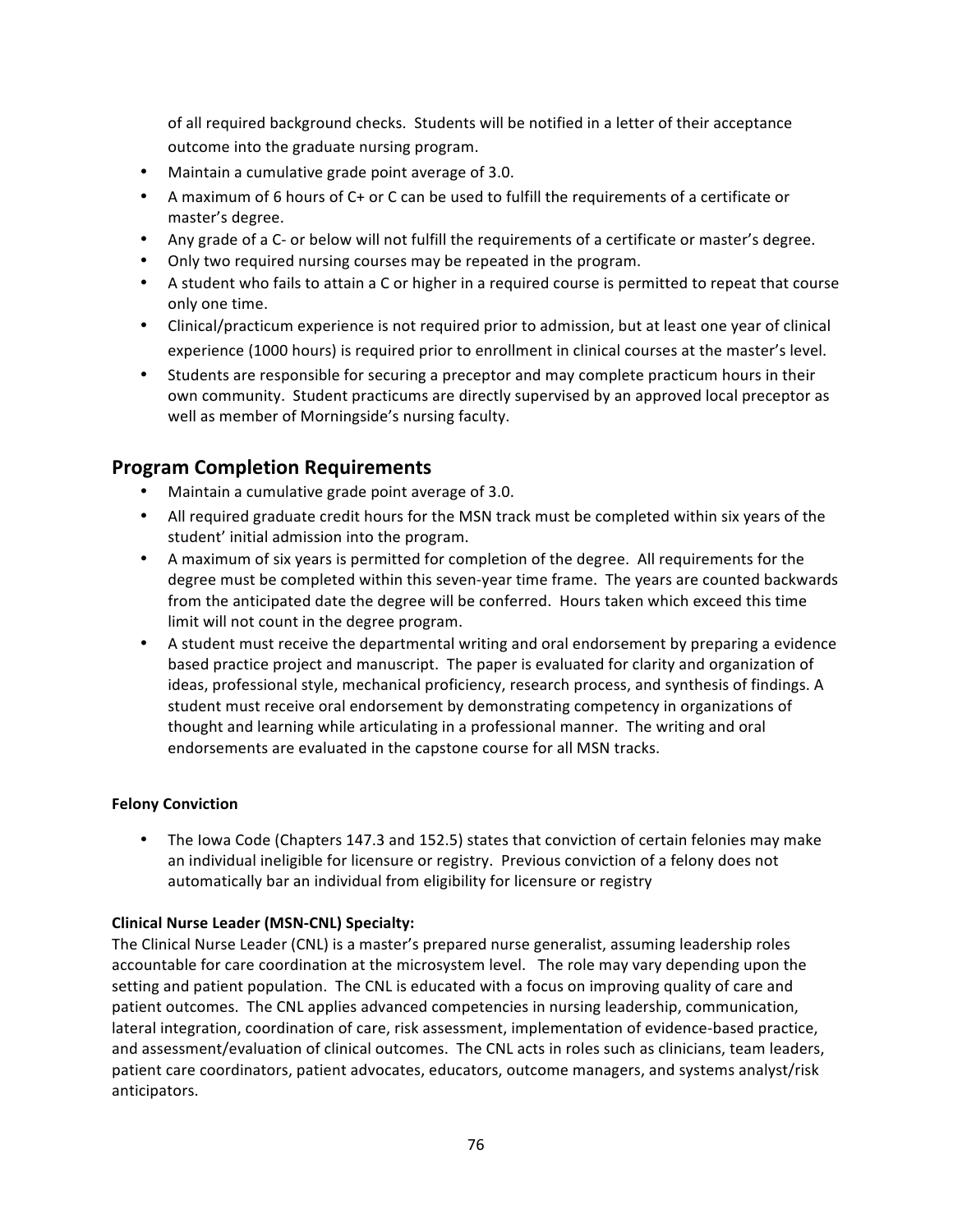of all required background checks. Students will be notified in a letter of their acceptance outcome into the graduate nursing program.

- Maintain a cumulative grade point average of 3.0.
- A maximum of 6 hours of C+ or C can be used to fulfill the requirements of a certificate or master's degree.
- Any grade of a C- or below will not fulfill the requirements of a certificate or master's degree.
- Only two required nursing courses may be repeated in the program.
- A student who fails to attain a C or higher in a required course is permitted to repeat that course only one time.
- Clinical/practicum experience is not required prior to admission, but at least one year of clinical experience (1000 hours) is required prior to enrollment in clinical courses at the master's level.
- Students are responsible for securing a preceptor and may complete practicum hours in their own community. Student practicums are directly supervised by an approved local preceptor as well as member of Morningside's nursing faculty.

## Program Completion Requirements

- Maintain a cumulative grade point average of 3.0.
- All required graduate credit hours for the MSN track must be completed within six years of the student' initial admission into the program.
- A maximum of six years is permitted for completion of the degree. All requirements for the degree must be completed within this seven-year time frame. The years are counted backwards from the anticipated date the degree will be conferred. Hours taken which exceed this time limit will not count in the degree program.
- A student must receive the departmental writing and oral endorsement by preparing a evidence based practice project and manuscript. The paper is evaluated for clarity and organization of ideas, professional style, mechanical proficiency, research process, and synthesis of findings. A student must receive oral endorsement by demonstrating competency in organizations of thought and learning while articulating in a professional manner. The writing and oral endorsements are evaluated in the capstone course for all MSN tracks.

#### Felony Conviction

- The Iowa Code (Chapters 147.3 and 152.5) states that conviction of certain felonies may make an individual ineligible for licensure or registry. Previous conviction of a felony does not automatically bar an individual from eligibility for licensure or registry

**Clinical Nurse Leader (MSN-CNL) Specialty:**
The Clinical Nurse Leader (CNL) is a master's prepared nurse generalist, assuming leadership roles accountable for care coordination at the microsystem level. The role may vary depending upon the setting and patient population. The CNL is educated with a focus on improving quality of care and patient outcomes. The CNL applies advanced competencies in nursing leadership, communication, lateral integration, coordination of care, risk assessment, implementation of evidence-based practice, and assessment/evaluation of clinical outcomes. The CNL acts in roles such as clinicians, team leaders, patient care coordinators, patient advocates, educators, outcome managers, and systems analyst/risk anticipators.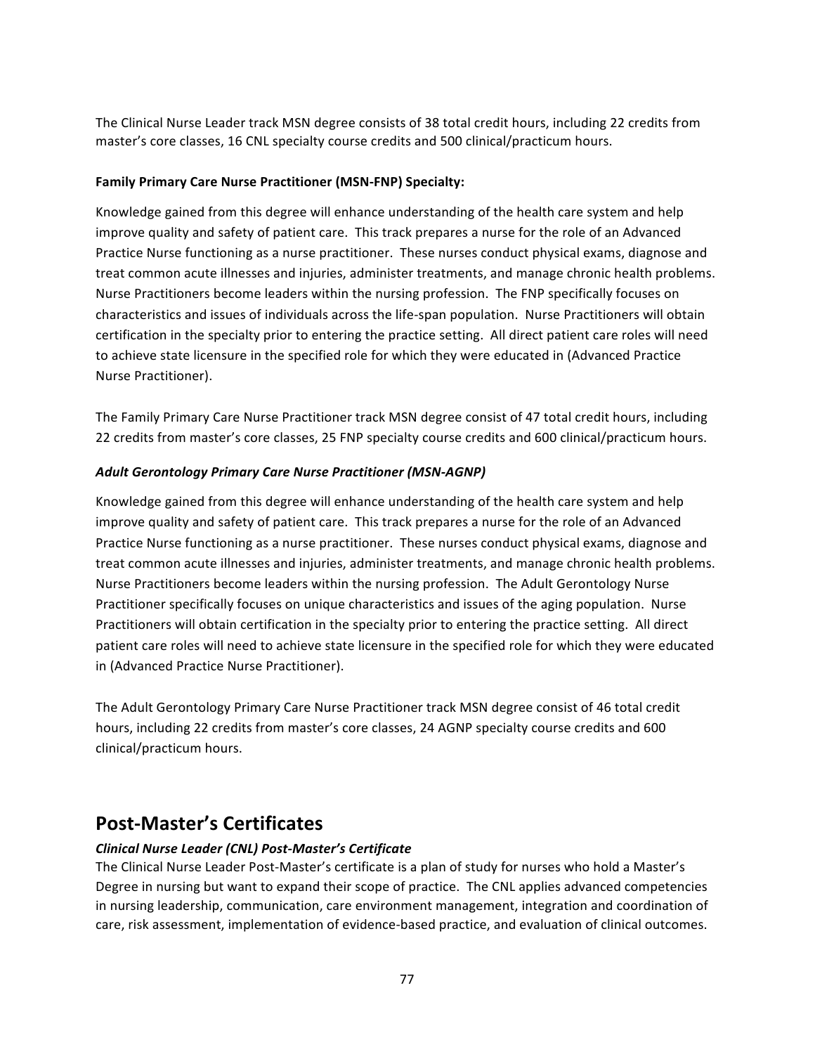The Clinical Nurse Leader track MSN degree consists of 38 total credit hours, including 22 credits from master's core classes, 16 CNL specialty course credits and 500 clinical/practicum hours.

**Family Primary Care Nurse Practitioner (MSN-FNP) Specialty:**

Knowledge gained from this degree will enhance understanding of the health care system and help improve quality and safety of patient care. This track prepares a nurse for the role of an Advanced Practice Nurse functioning as a nurse practitioner. These nurses conduct physical exams, diagnose and treat common acute illnesses and injuries, administer treatments, and manage chronic health problems. Nurse Practitioners become leaders within the nursing profession. The FNP specifically focuses on characteristics and issues of individuals across the life-span population. Nurse Practitioners will obtain certification in the specialty prior to entering the practice setting. All direct patient care roles will need to achieve state licensure in the specified role for which they were educated in (Advanced Practice Nurse Practitioner).

The Family Primary Care Nurse Practitioner track MSN degree consist of 47 total credit hours, including 22 credits from master's core classes, 25 FNP specialty course credits and 600 clinical/practicum hours.

***Adult Gerontology Primary Care Nurse Practitioner (MSN-AGNP)***

Knowledge gained from this degree will enhance understanding of the health care system and help improve quality and safety of patient care. This track prepares a nurse for the role of an Advanced Practice Nurse functioning as a nurse practitioner. These nurses conduct physical exams, diagnose and treat common acute illnesses and injuries, administer treatments, and manage chronic health problems. Nurse Practitioners become leaders within the nursing profession. The Adult Gerontology Nurse Practitioner specifically focuses on unique characteristics and issues of the aging population. Nurse Practitioners will obtain certification in the specialty prior to entering the practice setting. All direct patient care roles will need to achieve state licensure in the specified role for which they were educated in (Advanced Practice Nurse Practitioner).

The Adult Gerontology Primary Care Nurse Practitioner track MSN degree consist of 46 total credit hours, including 22 credits from master's core classes, 24 AGNP specialty course credits and 600 clinical/practicum hours.

## Post-Master's Certificates

***Clinical Nurse Leader (CNL) Post-Master's Certificate***

The Clinical Nurse Leader Post-Master's certificate is a plan of study for nurses who hold a Master's Degree in nursing but want to expand their scope of practice. The CNL applies advanced competencies in nursing leadership, communication, care environment management, integration and coordination of care, risk assessment, implementation of evidence-based practice, and evaluation of clinical outcomes.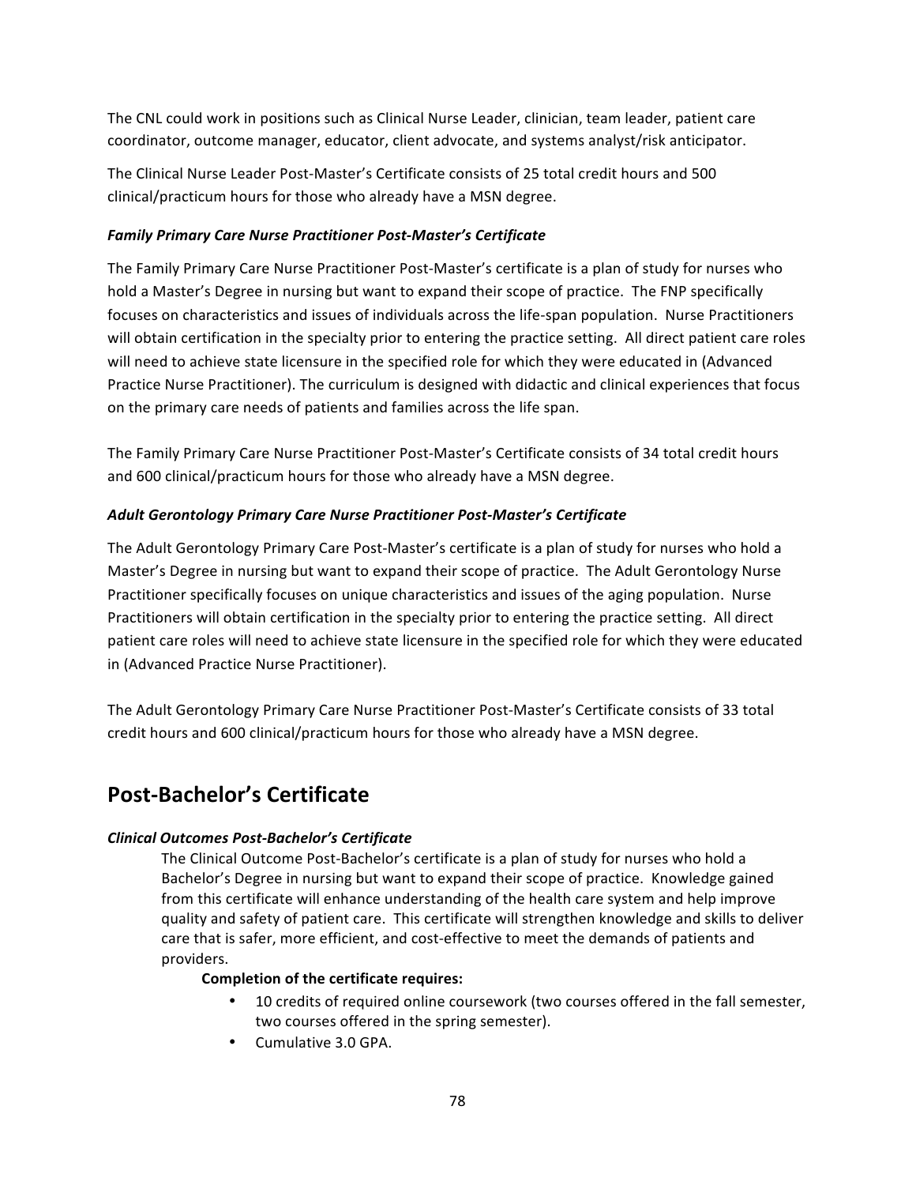The CNL could work in positions such as Clinical Nurse Leader, clinician, team leader, patient care coordinator, outcome manager, educator, client advocate, and systems analyst/risk anticipator.

The Clinical Nurse Leader Post-Master's Certificate consists of 25 total credit hours and 500 clinical/practicum hours for those who already have a MSN degree.

***Family Primary Care Nurse Practitioner Post-Master's Certificate***

The Family Primary Care Nurse Practitioner Post-Master's certificate is a plan of study for nurses who hold a Master's Degree in nursing but want to expand their scope of practice. The FNP specifically focuses on characteristics and issues of individuals across the life-span population. Nurse Practitioners will obtain certification in the specialty prior to entering the practice setting. All direct patient care roles will need to achieve state licensure in the specified role for which they were educated in (Advanced Practice Nurse Practitioner). The curriculum is designed with didactic and clinical experiences that focus on the primary care needs of patients and families across the life span.

The Family Primary Care Nurse Practitioner Post-Master's Certificate consists of 34 total credit hours and 600 clinical/practicum hours for those who already have a MSN degree.

***Adult Gerontology Primary Care Nurse Practitioner Post-Master's Certificate***

The Adult Gerontology Primary Care Post-Master's certificate is a plan of study for nurses who hold a Master's Degree in nursing but want to expand their scope of practice. The Adult Gerontology Nurse Practitioner specifically focuses on unique characteristics and issues of the aging population. Nurse Practitioners will obtain certification in the specialty prior to entering the practice setting. All direct patient care roles will need to achieve state licensure in the specified role for which they were educated in (Advanced Practice Nurse Practitioner).

The Adult Gerontology Primary Care Nurse Practitioner Post-Master's Certificate consists of 33 total credit hours and 600 clinical/practicum hours for those who already have a MSN degree.

## Post-Bachelor's Certificate

***Clinical Outcomes Post-Bachelor's Certificate***

The Clinical Outcome Post-Bachelor's certificate is a plan of study for nurses who hold a Bachelor's Degree in nursing but want to expand their scope of practice. Knowledge gained from this certificate will enhance understanding of the health care system and help improve quality and safety of patient care. This certificate will strengthen knowledge and skills to deliver care that is safer, more efficient, and cost-effective to meet the demands of patients and providers.

**Completion of the certificate requires:**

- 10 credits of required online coursework (two courses offered in the fall semester, two courses offered in the spring semester).
- Cumulative 3.0 GPA.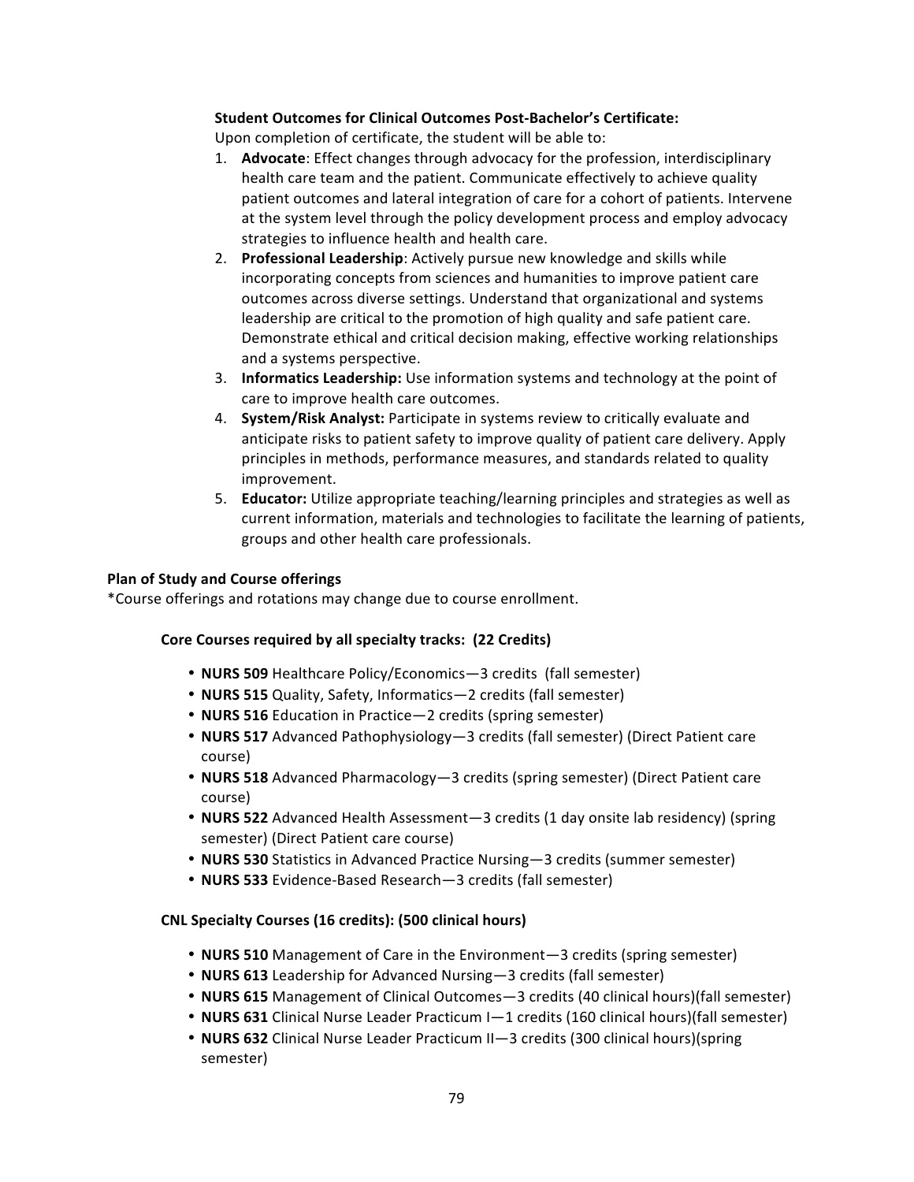**Student Outcomes for Clinical Outcomes Post-Bachelor's Certificate:**

Upon completion of certificate, the student will be able to:

1. **Advocate**: Effect changes through advocacy for the profession, interdisciplinary health care team and the patient. Communicate effectively to achieve quality patient outcomes and lateral integration of care for a cohort of patients. Intervene at the system level through the policy development process and employ advocacy strategies to influence health and health care.
2. **Professional Leadership**: Actively pursue new knowledge and skills while incorporating concepts from sciences and humanities to improve patient care outcomes across diverse settings. Understand that organizational and systems leadership are critical to the promotion of high quality and safe patient care. Demonstrate ethical and critical decision making, effective working relationships and a systems perspective.
3. **Informatics Leadership:** Use information systems and technology at the point of care to improve health care outcomes.
4. **System/Risk Analyst:** Participate in systems review to critically evaluate and anticipate risks to patient safety to improve quality of patient care delivery. Apply principles in methods, performance measures, and standards related to quality improvement.
5. **Educator:** Utilize appropriate teaching/learning principles and strategies as well as current information, materials and technologies to facilitate the learning of patients, groups and other health care professionals.

**Plan of Study and Course offerings**

*Course offerings and rotations may change due to course enrollment.

**Core Courses required by all specialty tracks: (22 Credits)**

- **NURS 509** Healthcare Policy/Economics—3 credits (fall semester)
- **NURS 515** Quality, Safety, Informatics—2 credits (fall semester)
- **NURS 516** Education in Practice—2 credits (spring semester)
- **NURS 517** Advanced Pathophysiology—3 credits (fall semester) (Direct Patient care course)
- **NURS 518** Advanced Pharmacology—3 credits (spring semester) (Direct Patient care course)
- **NURS 522** Advanced Health Assessment—3 credits (1 day onsite lab residency) (spring semester) (Direct Patient care course)
- **NURS 530** Statistics in Advanced Practice Nursing—3 credits (summer semester)
- **NURS 533** Evidence-Based Research—3 credits (fall semester)

**CNL Specialty Courses (16 credits): (500 clinical hours)**

- **NURS 510** Management of Care in the Environment—3 credits (spring semester)
- **NURS 613** Leadership for Advanced Nursing—3 credits (fall semester)
- **NURS 615** Management of Clinical Outcomes—3 credits (40 clinical hours)(fall semester)
- **NURS 631** Clinical Nurse Leader Practicum I—1 credits (160 clinical hours)(fall semester)
- **NURS 632** Clinical Nurse Leader Practicum II—3 credits (300 clinical hours)(spring semester)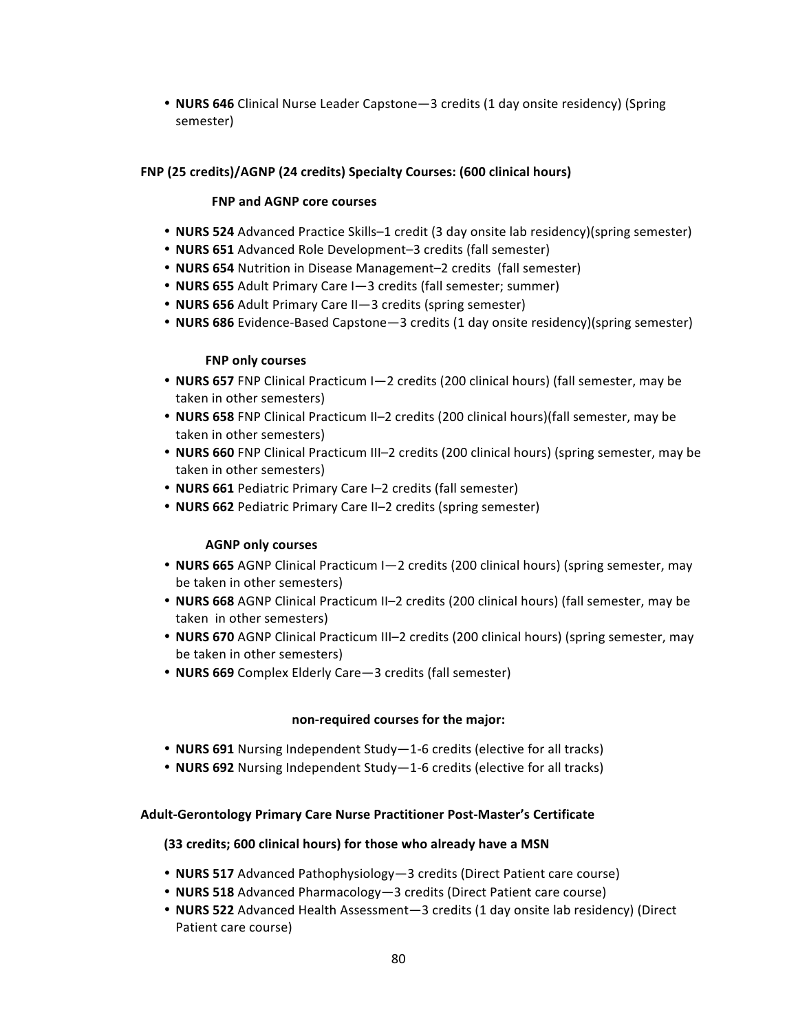- **NURS 646** Clinical Nurse Leader Capstone—3 credits (1 day onsite residency) (Spring semester)

**FNP (25 credits)/AGNP (24 credits) Specialty Courses: (600 clinical hours)**

**FNP and AGNP core courses**

- **NURS 524** Advanced Practice Skills–1 credit (3 day onsite lab residency)(spring semester)
- **NURS 651** Advanced Role Development–3 credits (fall semester)
- **NURS 654** Nutrition in Disease Management–2 credits (fall semester)
- **NURS 655** Adult Primary Care I—3 credits (fall semester; summer)
- **NURS 656** Adult Primary Care II—3 credits (spring semester)
- **NURS 686** Evidence-Based Capstone—3 credits (1 day onsite residency)(spring semester)

**FNP only courses**

- **NURS 657** FNP Clinical Practicum I—2 credits (200 clinical hours) (fall semester, may be taken in other semesters)
- **NURS 658** FNP Clinical Practicum II–2 credits (200 clinical hours)(fall semester, may be taken in other semesters)
- **NURS 660** FNP Clinical Practicum III–2 credits (200 clinical hours) (spring semester, may be taken in other semesters)
- **NURS 661** Pediatric Primary Care I–2 credits (fall semester)
- **NURS 662** Pediatric Primary Care II–2 credits (spring semester)

**AGNP only courses**

- **NURS 665** AGNP Clinical Practicum I—2 credits (200 clinical hours) (spring semester, may be taken in other semesters)
- **NURS 668** AGNP Clinical Practicum II–2 credits (200 clinical hours) (fall semester, may be taken in other semesters)
- **NURS 670** AGNP Clinical Practicum III–2 credits (200 clinical hours) (spring semester, may be taken in other semesters)
- **NURS 669** Complex Elderly Care—3 credits (fall semester)

**non-required courses for the major:**

- **NURS 691** Nursing Independent Study—1-6 credits (elective for all tracks)
- **NURS 692** Nursing Independent Study—1-6 credits (elective for all tracks)

**Adult-Gerontology Primary Care Nurse Practitioner Post-Master's Certificate**

**(33 credits; 600 clinical hours) for those who already have a MSN**

- **NURS 517** Advanced Pathophysiology—3 credits (Direct Patient care course)
- **NURS 518** Advanced Pharmacology—3 credits (Direct Patient care course)
- **NURS 522** Advanced Health Assessment—3 credits (1 day onsite lab residency) (Direct Patient care course)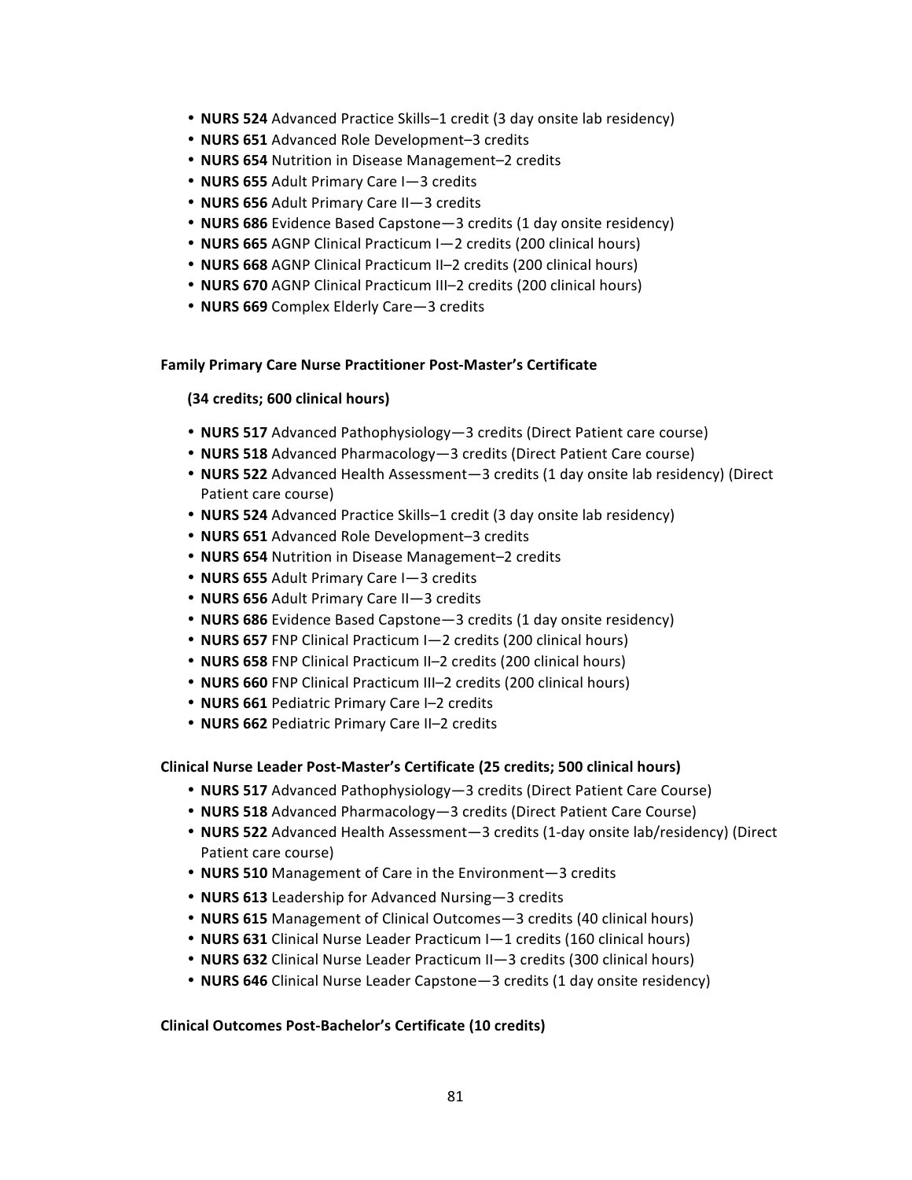- **NURS 524** Advanced Practice Skills–1 credit (3 day onsite lab residency)
- **NURS 651** Advanced Role Development–3 credits
- **NURS 654** Nutrition in Disease Management–2 credits
- **NURS 655** Adult Primary Care I—3 credits
- **NURS 656** Adult Primary Care II—3 credits
- **NURS 686** Evidence Based Capstone—3 credits (1 day onsite residency)
- **NURS 665** AGNP Clinical Practicum I—2 credits (200 clinical hours)
- **NURS 668** AGNP Clinical Practicum II–2 credits (200 clinical hours)
- **NURS 670** AGNP Clinical Practicum III–2 credits (200 clinical hours)
- **NURS 669** Complex Elderly Care—3 credits

**Family Primary Care Nurse Practitioner Post-Master's Certificate**

**(34 credits; 600 clinical hours)**

- **NURS 517** Advanced Pathophysiology—3 credits (Direct Patient care course)
- **NURS 518** Advanced Pharmacology—3 credits (Direct Patient Care course)
- **NURS 522** Advanced Health Assessment—3 credits (1 day onsite lab residency) (Direct Patient care course)
- **NURS 524** Advanced Practice Skills–1 credit (3 day onsite lab residency)
- **NURS 651** Advanced Role Development–3 credits
- **NURS 654** Nutrition in Disease Management–2 credits
- **NURS 655** Adult Primary Care I—3 credits
- **NURS 656** Adult Primary Care II—3 credits
- **NURS 686** Evidence Based Capstone—3 credits (1 day onsite residency)
- **NURS 657** FNP Clinical Practicum I—2 credits (200 clinical hours)
- **NURS 658** FNP Clinical Practicum II–2 credits (200 clinical hours)
- **NURS 660** FNP Clinical Practicum III–2 credits (200 clinical hours)
- **NURS 661** Pediatric Primary Care I–2 credits
- **NURS 662** Pediatric Primary Care II–2 credits

**Clinical Nurse Leader Post-Master's Certificate (25 credits; 500 clinical hours)**

- **NURS 517** Advanced Pathophysiology—3 credits (Direct Patient Care Course)
- **NURS 518** Advanced Pharmacology—3 credits (Direct Patient Care Course)
- **NURS 522** Advanced Health Assessment—3 credits (1-day onsite lab/residency) (Direct Patient care course)
- **NURS 510** Management of Care in the Environment—3 credits
- **NURS 613** Leadership for Advanced Nursing—3 credits
- **NURS 615** Management of Clinical Outcomes—3 credits (40 clinical hours)
- **NURS 631** Clinical Nurse Leader Practicum I—1 credits (160 clinical hours)
- **NURS 632** Clinical Nurse Leader Practicum II—3 credits (300 clinical hours)
- **NURS 646** Clinical Nurse Leader Capstone—3 credits (1 day onsite residency)

**Clinical Outcomes Post-Bachelor's Certificate (10 credits)**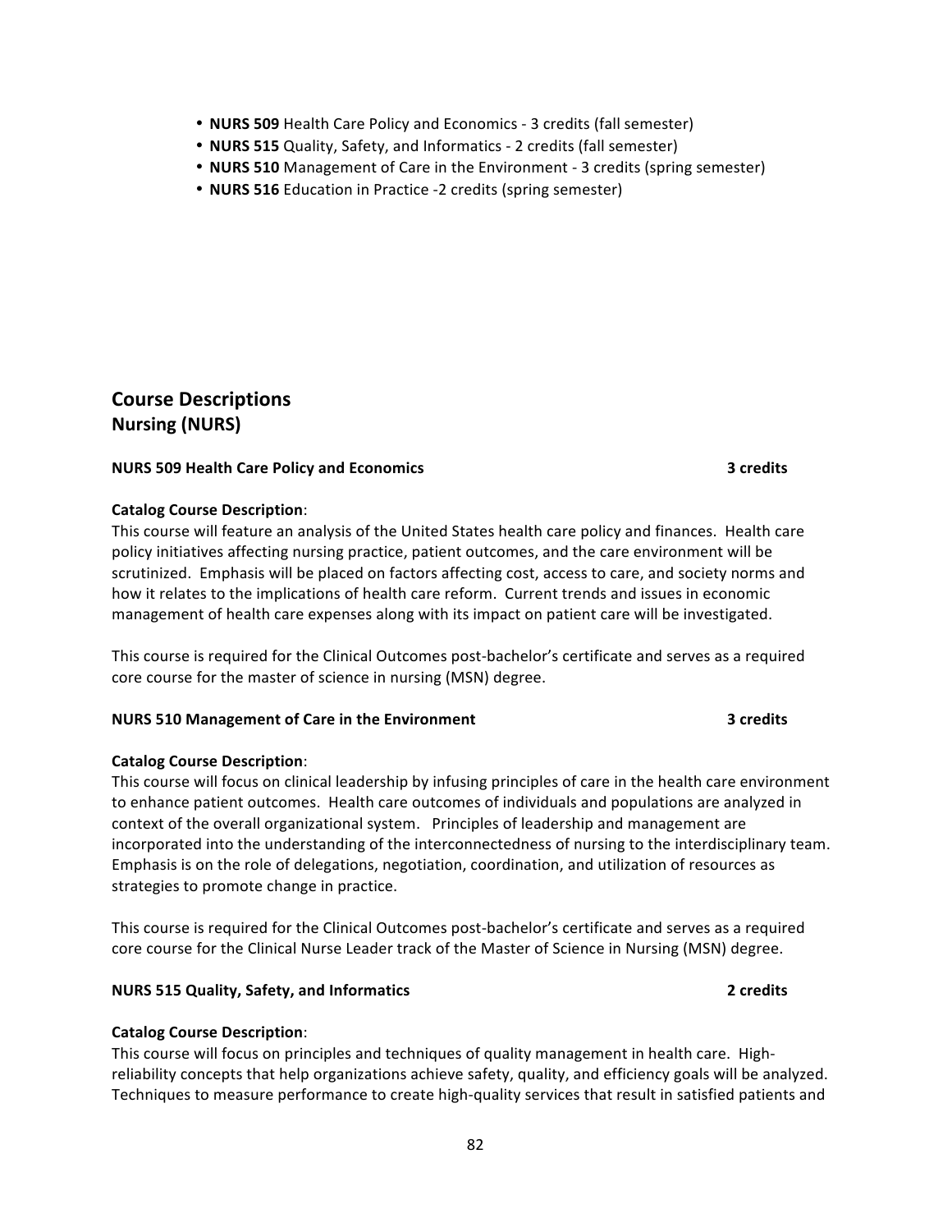- **NURS 509** Health Care Policy and Economics - 3 credits (fall semester)
- **NURS 515** Quality, Safety, and Informatics - 2 credits (fall semester)
- **NURS 510** Management of Care in the Environment - 3 credits (spring semester)
- **NURS 516** Education in Practice -2 credits (spring semester)

## Course Descriptions

### Nursing (NURS)

**NURS 509 Health Care Policy and Economics** **3 credits**

**Catalog Course Description**:
This course will feature an analysis of the United States health care policy and finances. Health care policy initiatives affecting nursing practice, patient outcomes, and the care environment will be scrutinized. Emphasis will be placed on factors affecting cost, access to care, and society norms and how it relates to the implications of health care reform. Current trends and issues in economic management of health care expenses along with its impact on patient care will be investigated.

This course is required for the Clinical Outcomes post-bachelor's certificate and serves as a required core course for the master of science in nursing (MSN) degree.

**NURS 510 Management of Care in the Environment** **3 credits**

**Catalog Course Description**:
This course will focus on clinical leadership by infusing principles of care in the health care environment to enhance patient outcomes. Health care outcomes of individuals and populations are analyzed in context of the overall organizational system. Principles of leadership and management are incorporated into the understanding of the interconnectedness of nursing to the interdisciplinary team. Emphasis is on the role of delegations, negotiation, coordination, and utilization of resources as strategies to promote change in practice.

This course is required for the Clinical Outcomes post-bachelor's certificate and serves as a required core course for the Clinical Nurse Leader track of the Master of Science in Nursing (MSN) degree.

**NURS 515 Quality, Safety, and Informatics** **2 credits**

**Catalog Course Description**:
This course will focus on principles and techniques of quality management in health care. High-reliability concepts that help organizations achieve safety, quality, and efficiency goals will be analyzed. Techniques to measure performance to create high-quality services that result in satisfied patients and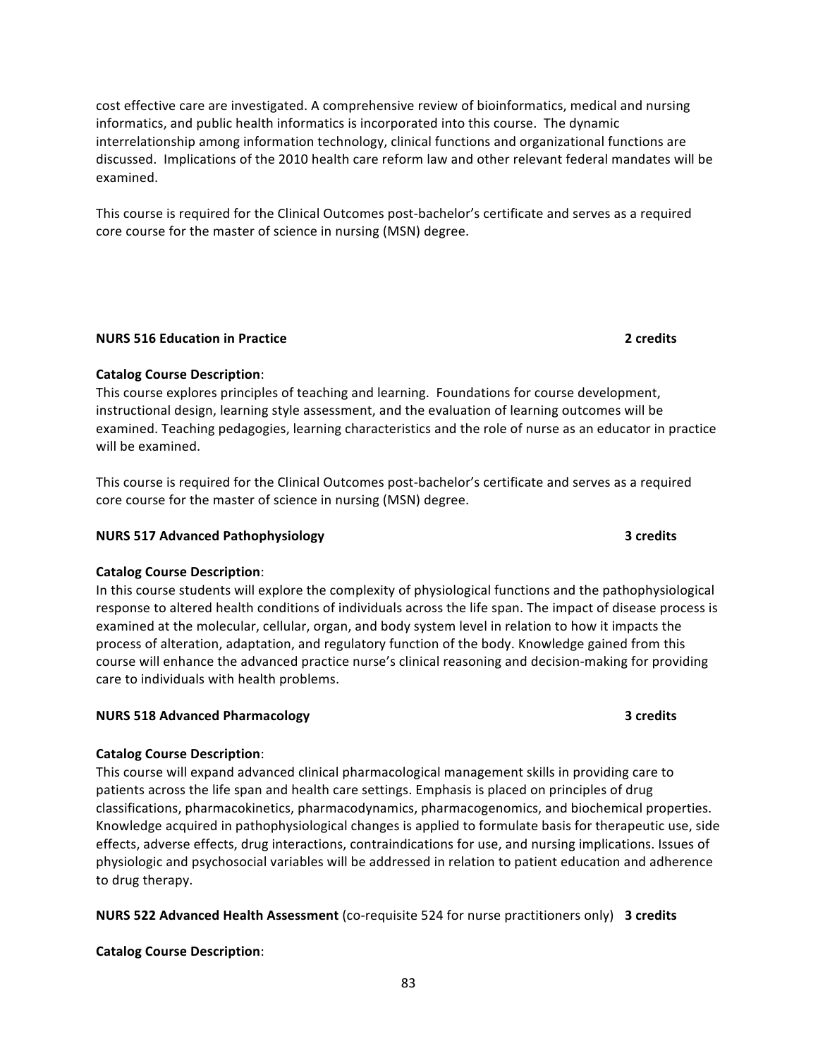cost effective care are investigated. A comprehensive review of bioinformatics, medical and nursing informatics, and public health informatics is incorporated into this course. The dynamic interrelationship among information technology, clinical functions and organizational functions are discussed. Implications of the 2010 health care reform law and other relevant federal mandates will be examined.

This course is required for the Clinical Outcomes post-bachelor's certificate and serves as a required core course for the master of science in nursing (MSN) degree.

**NURS 516 Education in Practice** **2 credits**

**Catalog Course Description**:
This course explores principles of teaching and learning. Foundations for course development, instructional design, learning style assessment, and the evaluation of learning outcomes will be examined. Teaching pedagogies, learning characteristics and the role of nurse as an educator in practice will be examined.

This course is required for the Clinical Outcomes post-bachelor's certificate and serves as a required core course for the master of science in nursing (MSN) degree.

**NURS 517 Advanced Pathophysiology** **3 credits**

**Catalog Course Description**:
In this course students will explore the complexity of physiological functions and the pathophysiological response to altered health conditions of individuals across the life span. The impact of disease process is examined at the molecular, cellular, organ, and body system level in relation to how it impacts the process of alteration, adaptation, and regulatory function of the body. Knowledge gained from this course will enhance the advanced practice nurse's clinical reasoning and decision-making for providing care to individuals with health problems.

**NURS 518 Advanced Pharmacology** **3 credits**

**Catalog Course Description**:
This course will expand advanced clinical pharmacological management skills in providing care to patients across the life span and health care settings. Emphasis is placed on principles of drug classifications, pharmacokinetics, pharmacodynamics, pharmacogenomics, and biochemical properties. Knowledge acquired in pathophysiological changes is applied to formulate basis for therapeutic use, side effects, adverse effects, drug interactions, contraindications for use, and nursing implications. Issues of physiologic and psychosocial variables will be addressed in relation to patient education and adherence to drug therapy.

**NURS 522 Advanced Health Assessment** (co-requisite 524 for nurse practitioners only) **3 credits**

**Catalog Course Description**: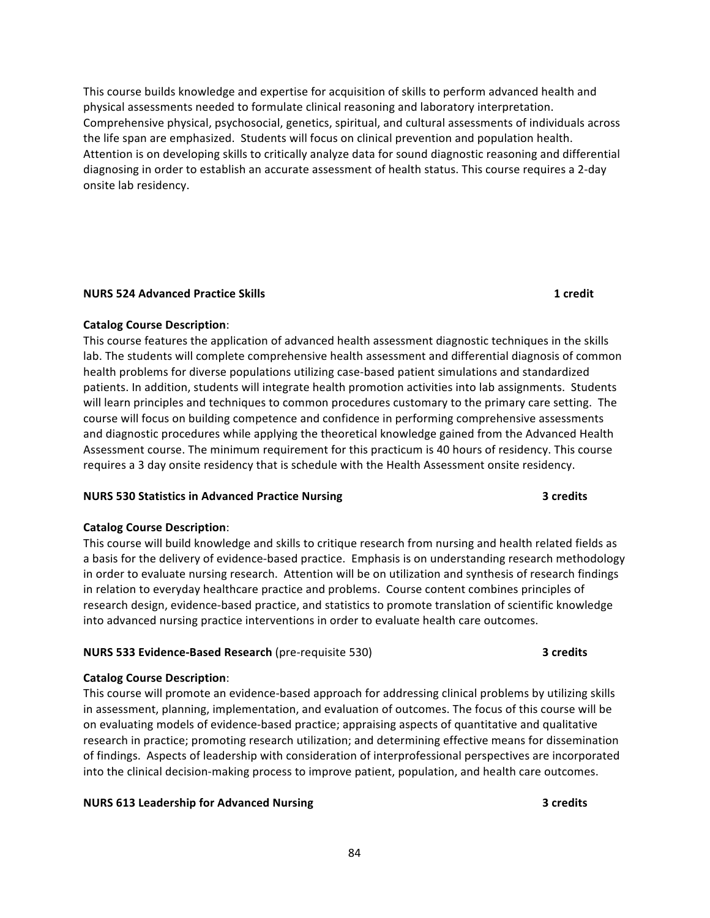This course builds knowledge and expertise for acquisition of skills to perform advanced health and physical assessments needed to formulate clinical reasoning and laboratory interpretation. Comprehensive physical, psychosocial, genetics, spiritual, and cultural assessments of individuals across the life span are emphasized. Students will focus on clinical prevention and population health. Attention is on developing skills to critically analyze data for sound diagnostic reasoning and differential diagnosing in order to establish an accurate assessment of health status. This course requires a 2-day onsite lab residency.

**NURS 524 Advanced Practice Skills** **1 credit**

**Catalog Course Description**:
This course features the application of advanced health assessment diagnostic techniques in the skills lab. The students will complete comprehensive health assessment and differential diagnosis of common health problems for diverse populations utilizing case-based patient simulations and standardized patients. In addition, students will integrate health promotion activities into lab assignments. Students will learn principles and techniques to common procedures customary to the primary care setting. The course will focus on building competence and confidence in performing comprehensive assessments and diagnostic procedures while applying the theoretical knowledge gained from the Advanced Health Assessment course. The minimum requirement for this practicum is 40 hours of residency. This course requires a 3 day onsite residency that is schedule with the Health Assessment onsite residency.

**NURS 530 Statistics in Advanced Practice Nursing** **3 credits**

**Catalog Course Description**:
This course will build knowledge and skills to critique research from nursing and health related fields as a basis for the delivery of evidence-based practice. Emphasis is on understanding research methodology in order to evaluate nursing research. Attention will be on utilization and synthesis of research findings in relation to everyday healthcare practice and problems. Course content combines principles of research design, evidence-based practice, and statistics to promote translation of scientific knowledge into advanced nursing practice interventions in order to evaluate health care outcomes.

**NURS 533 Evidence-Based Research** (pre-requisite 530) **3 credits**

**Catalog Course Description**:
This course will promote an evidence-based approach for addressing clinical problems by utilizing skills in assessment, planning, implementation, and evaluation of outcomes. The focus of this course will be on evaluating models of evidence-based practice; appraising aspects of quantitative and qualitative research in practice; promoting research utilization; and determining effective means for dissemination of findings. Aspects of leadership with consideration of interprofessional perspectives are incorporated into the clinical decision-making process to improve patient, population, and health care outcomes.

**NURS 613 Leadership for Advanced Nursing** **3 credits**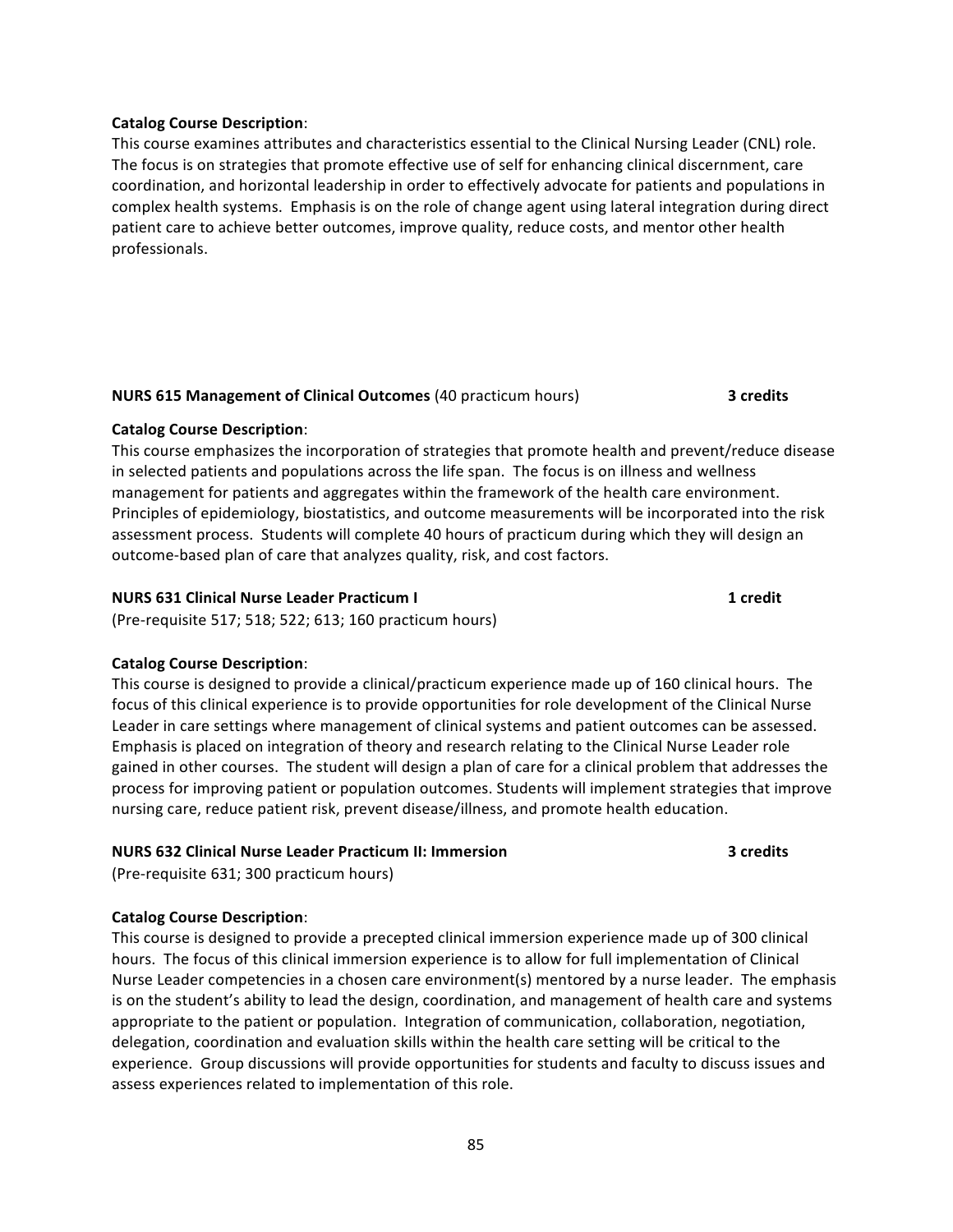**Catalog Course Description**:
This course examines attributes and characteristics essential to the Clinical Nursing Leader (CNL) role. The focus is on strategies that promote effective use of self for enhancing clinical discernment, care coordination, and horizontal leadership in order to effectively advocate for patients and populations in complex health systems. Emphasis is on the role of change agent using lateral integration during direct patient care to achieve better outcomes, improve quality, reduce costs, and mentor other health professionals.

**NURS 615 Management of Clinical Outcomes** (40 practicum hours) **3 credits**

**Catalog Course Description**:
This course emphasizes the incorporation of strategies that promote health and prevent/reduce disease in selected patients and populations across the life span. The focus is on illness and wellness management for patients and aggregates within the framework of the health care environment. Principles of epidemiology, biostatistics, and outcome measurements will be incorporated into the risk assessment process. Students will complete 40 hours of practicum during which they will design an outcome-based plan of care that analyzes quality, risk, and cost factors.

**NURS 631 Clinical Nurse Leader Practicum I** **1 credit**
(Pre-requisite 517; 518; 522; 613; 160 practicum hours)

**Catalog Course Description**:
This course is designed to provide a clinical/practicum experience made up of 160 clinical hours. The focus of this clinical experience is to provide opportunities for role development of the Clinical Nurse Leader in care settings where management of clinical systems and patient outcomes can be assessed. Emphasis is placed on integration of theory and research relating to the Clinical Nurse Leader role gained in other courses. The student will design a plan of care for a clinical problem that addresses the process for improving patient or population outcomes. Students will implement strategies that improve nursing care, reduce patient risk, prevent disease/illness, and promote health education.

**NURS 632 Clinical Nurse Leader Practicum II: Immersion** **3 credits**
(Pre-requisite 631; 300 practicum hours)

**Catalog Course Description**:
This course is designed to provide a precepted clinical immersion experience made up of 300 clinical hours. The focus of this clinical immersion experience is to allow for full implementation of Clinical Nurse Leader competencies in a chosen care environment(s) mentored by a nurse leader. The emphasis is on the student's ability to lead the design, coordination, and management of health care and systems appropriate to the patient or population. Integration of communication, collaboration, negotiation, delegation, coordination and evaluation skills within the health care setting will be critical to the experience. Group discussions will provide opportunities for students and faculty to discuss issues and assess experiences related to implementation of this role.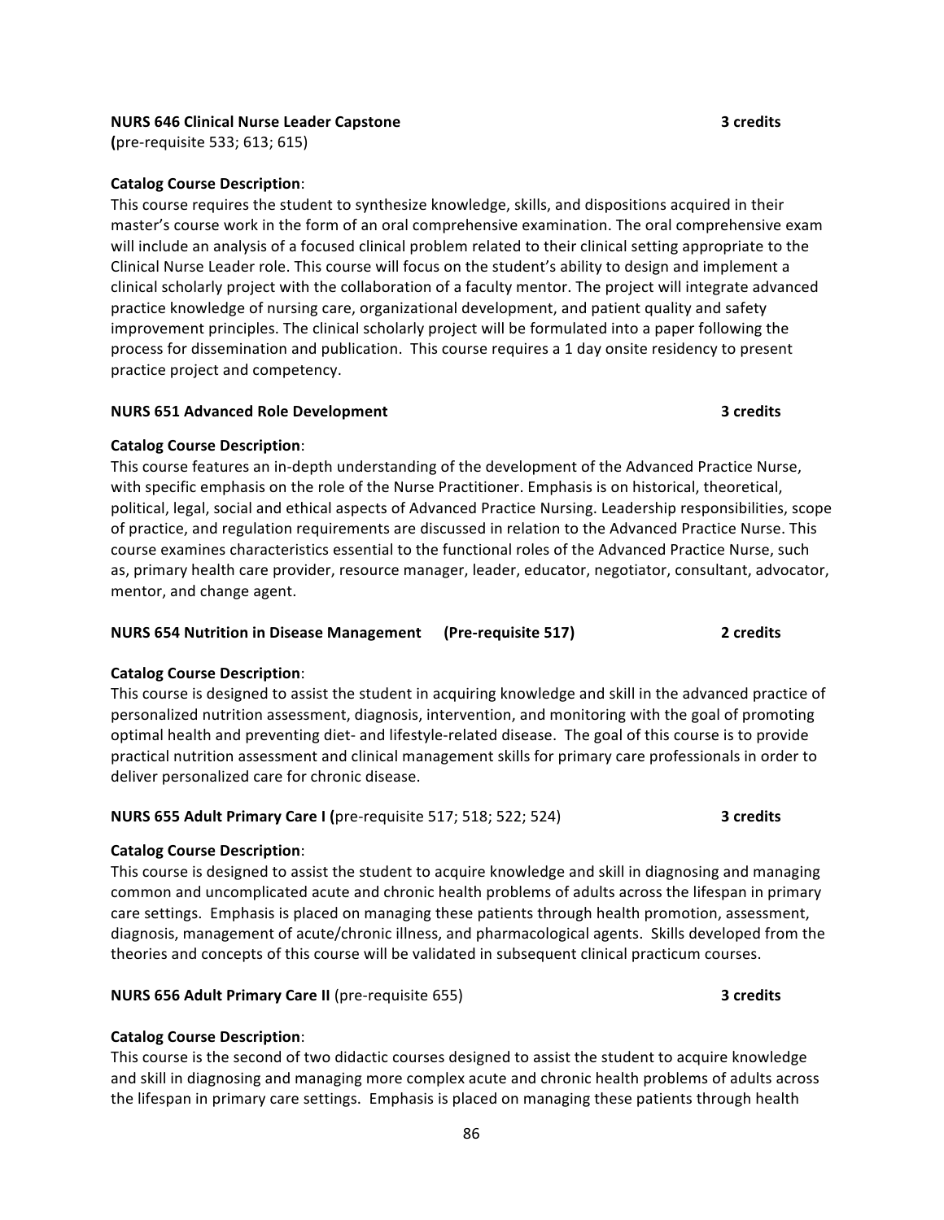**NURS 646 Clinical Nurse Leader Capstone** **3 credits**
**(**pre-requisite 533; 613; 615)

**Catalog Course Description**:
This course requires the student to synthesize knowledge, skills, and dispositions acquired in their master's course work in the form of an oral comprehensive examination. The oral comprehensive exam will include an analysis of a focused clinical problem related to their clinical setting appropriate to the Clinical Nurse Leader role. This course will focus on the student's ability to design and implement a clinical scholarly project with the collaboration of a faculty mentor. The project will integrate advanced practice knowledge of nursing care, organizational development, and patient quality and safety improvement principles. The clinical scholarly project will be formulated into a paper following the process for dissemination and publication. This course requires a 1 day onsite residency to present practice project and competency.

**NURS 651 Advanced Role Development** **3 credits**

**Catalog Course Description**:
This course features an in-depth understanding of the development of the Advanced Practice Nurse, with specific emphasis on the role of the Nurse Practitioner. Emphasis is on historical, theoretical, political, legal, social and ethical aspects of Advanced Practice Nursing. Leadership responsibilities, scope of practice, and regulation requirements are discussed in relation to the Advanced Practice Nurse. This course examines characteristics essential to the functional roles of the Advanced Practice Nurse, such as, primary health care provider, resource manager, leader, educator, negotiator, consultant, advocator, mentor, and change agent.

**NURS 654 Nutrition in Disease Management (Pre-requisite 517)** **2 credits**

**Catalog Course Description**:
This course is designed to assist the student in acquiring knowledge and skill in the advanced practice of personalized nutrition assessment, diagnosis, intervention, and monitoring with the goal of promoting optimal health and preventing diet- and lifestyle-related disease. The goal of this course is to provide practical nutrition assessment and clinical management skills for primary care professionals in order to deliver personalized care for chronic disease.

**NURS 655 Adult Primary Care I (**pre-requisite 517; 518; 522; 524) **3 credits**

**Catalog Course Description**:
This course is designed to assist the student to acquire knowledge and skill in diagnosing and managing common and uncomplicated acute and chronic health problems of adults across the lifespan in primary care settings. Emphasis is placed on managing these patients through health promotion, assessment, diagnosis, management of acute/chronic illness, and pharmacological agents. Skills developed from the theories and concepts of this course will be validated in subsequent clinical practicum courses.

**NURS 656 Adult Primary Care II** (pre-requisite 655) **3 credits**

**Catalog Course Description**:
This course is the second of two didactic courses designed to assist the student to acquire knowledge and skill in diagnosing and managing more complex acute and chronic health problems of adults across the lifespan in primary care settings. Emphasis is placed on managing these patients through health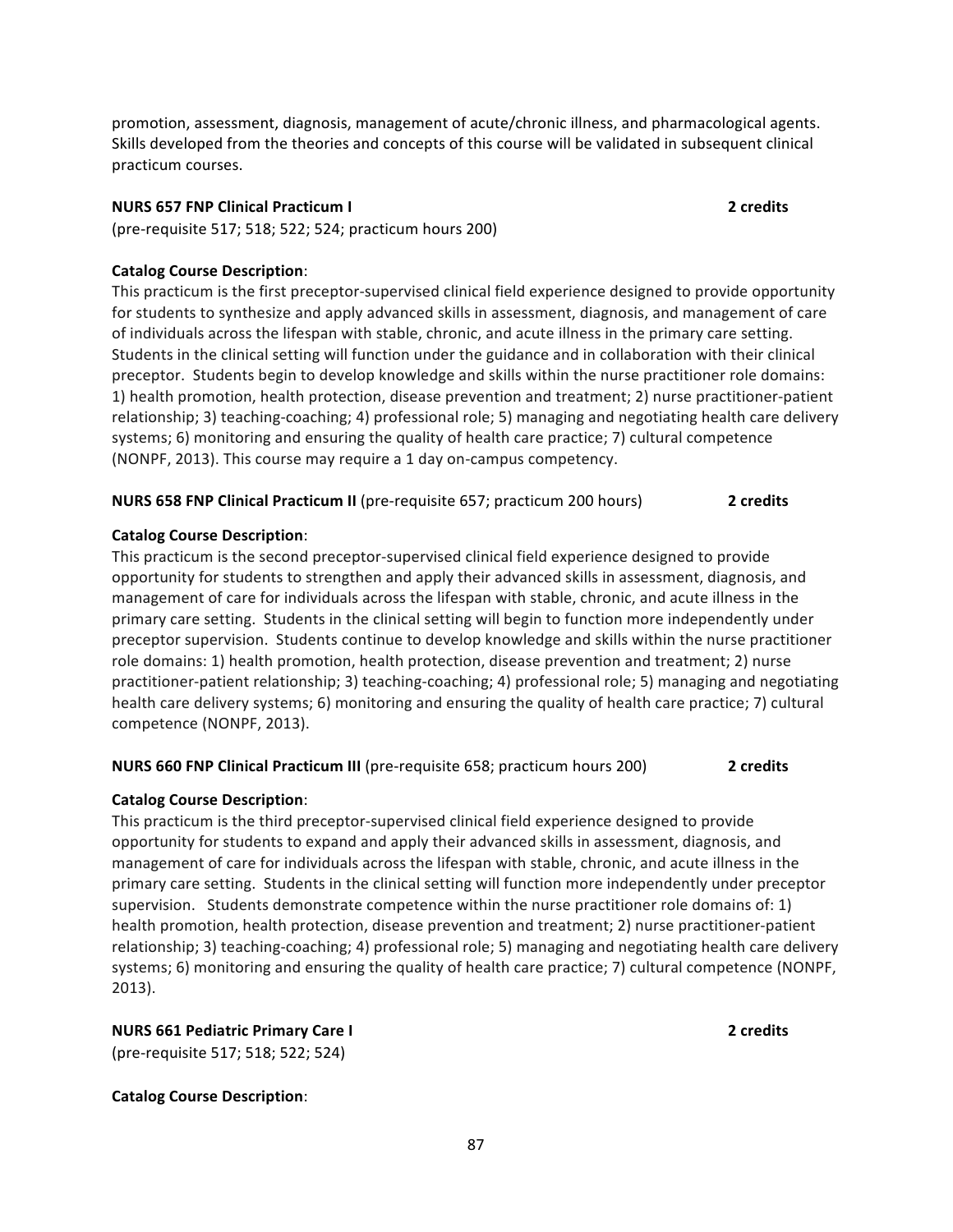promotion, assessment, diagnosis, management of acute/chronic illness, and pharmacological agents. Skills developed from the theories and concepts of this course will be validated in subsequent clinical practicum courses.

**NURS 657 FNP Clinical Practicum I** **2 credits**
(pre-requisite 517; 518; 522; 524; practicum hours 200)

**Catalog Course Description**:
This practicum is the first preceptor-supervised clinical field experience designed to provide opportunity for students to synthesize and apply advanced skills in assessment, diagnosis, and management of care of individuals across the lifespan with stable, chronic, and acute illness in the primary care setting. Students in the clinical setting will function under the guidance and in collaboration with their clinical preceptor. Students begin to develop knowledge and skills within the nurse practitioner role domains: 1) health promotion, health protection, disease prevention and treatment; 2) nurse practitioner-patient relationship; 3) teaching-coaching; 4) professional role; 5) managing and negotiating health care delivery systems; 6) monitoring and ensuring the quality of health care practice; 7) cultural competence (NONPF, 2013). This course may require a 1 day on-campus competency.

**NURS 658 FNP Clinical Practicum II** (pre-requisite 657; practicum 200 hours) **2 credits**

**Catalog Course Description**:
This practicum is the second preceptor-supervised clinical field experience designed to provide opportunity for students to strengthen and apply their advanced skills in assessment, diagnosis, and management of care for individuals across the lifespan with stable, chronic, and acute illness in the primary care setting. Students in the clinical setting will begin to function more independently under preceptor supervision. Students continue to develop knowledge and skills within the nurse practitioner role domains: 1) health promotion, health protection, disease prevention and treatment; 2) nurse practitioner-patient relationship; 3) teaching-coaching; 4) professional role; 5) managing and negotiating health care delivery systems; 6) monitoring and ensuring the quality of health care practice; 7) cultural competence (NONPF, 2013).

**NURS 660 FNP Clinical Practicum III** (pre-requisite 658; practicum hours 200) **2 credits**

**Catalog Course Description**:
This practicum is the third preceptor-supervised clinical field experience designed to provide opportunity for students to expand and apply their advanced skills in assessment, diagnosis, and management of care for individuals across the lifespan with stable, chronic, and acute illness in the primary care setting. Students in the clinical setting will function more independently under preceptor supervision. Students demonstrate competence within the nurse practitioner role domains of: 1) health promotion, health protection, disease prevention and treatment; 2) nurse practitioner-patient relationship; 3) teaching-coaching; 4) professional role; 5) managing and negotiating health care delivery systems; 6) monitoring and ensuring the quality of health care practice; 7) cultural competence (NONPF, 2013).

**NURS 661 Pediatric Primary Care I** **2 credits**
(pre-requisite 517; 518; 522; 524)

**Catalog Course Description**: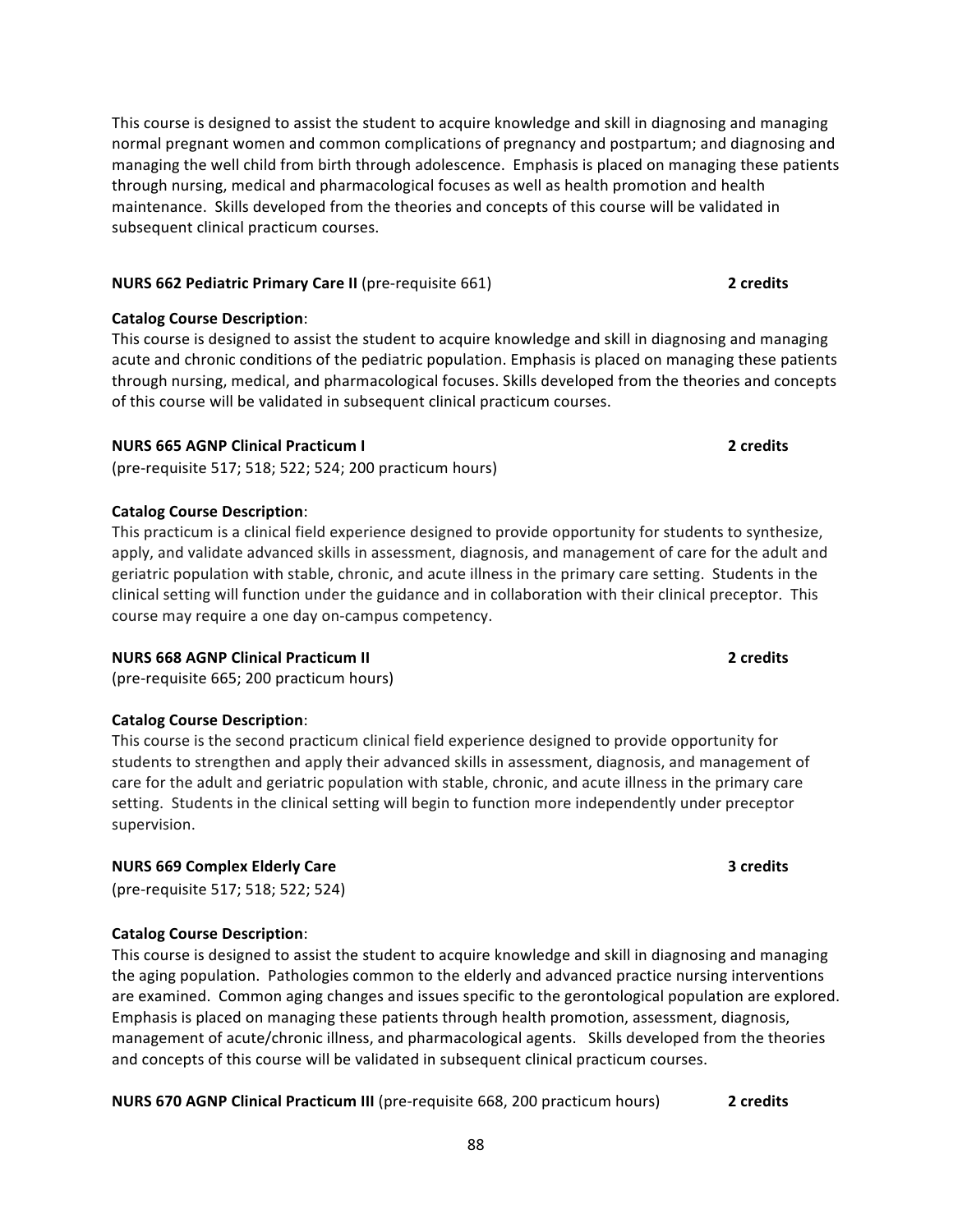This course is designed to assist the student to acquire knowledge and skill in diagnosing and managing normal pregnant women and common complications of pregnancy and postpartum; and diagnosing and managing the well child from birth through adolescence. Emphasis is placed on managing these patients through nursing, medical and pharmacological focuses as well as health promotion and health maintenance. Skills developed from the theories and concepts of this course will be validated in subsequent clinical practicum courses.

**NURS 662 Pediatric Primary Care II** (pre-requisite 661) **2 credits**

**Catalog Course Description**:
This course is designed to assist the student to acquire knowledge and skill in diagnosing and managing acute and chronic conditions of the pediatric population. Emphasis is placed on managing these patients through nursing, medical, and pharmacological focuses. Skills developed from the theories and concepts of this course will be validated in subsequent clinical practicum courses.

**NURS 665 AGNP Clinical Practicum I** **2 credits**
(pre-requisite 517; 518; 522; 524; 200 practicum hours)

**Catalog Course Description**:
This practicum is a clinical field experience designed to provide opportunity for students to synthesize, apply, and validate advanced skills in assessment, diagnosis, and management of care for the adult and geriatric population with stable, chronic, and acute illness in the primary care setting. Students in the clinical setting will function under the guidance and in collaboration with their clinical preceptor. This course may require a one day on-campus competency.

**NURS 668 AGNP Clinical Practicum II** **2 credits**
(pre-requisite 665; 200 practicum hours)

**Catalog Course Description**:
This course is the second practicum clinical field experience designed to provide opportunity for students to strengthen and apply their advanced skills in assessment, diagnosis, and management of care for the adult and geriatric population with stable, chronic, and acute illness in the primary care setting. Students in the clinical setting will begin to function more independently under preceptor supervision.

**NURS 669 Complex Elderly Care** **3 credits**
(pre-requisite 517; 518; 522; 524)

**Catalog Course Description**:
This course is designed to assist the student to acquire knowledge and skill in diagnosing and managing the aging population. Pathologies common to the elderly and advanced practice nursing interventions are examined. Common aging changes and issues specific to the gerontological population are explored. Emphasis is placed on managing these patients through health promotion, assessment, diagnosis, management of acute/chronic illness, and pharmacological agents. Skills developed from the theories and concepts of this course will be validated in subsequent clinical practicum courses.

**NURS 670 AGNP Clinical Practicum III** (pre-requisite 668, 200 practicum hours) **2 credits**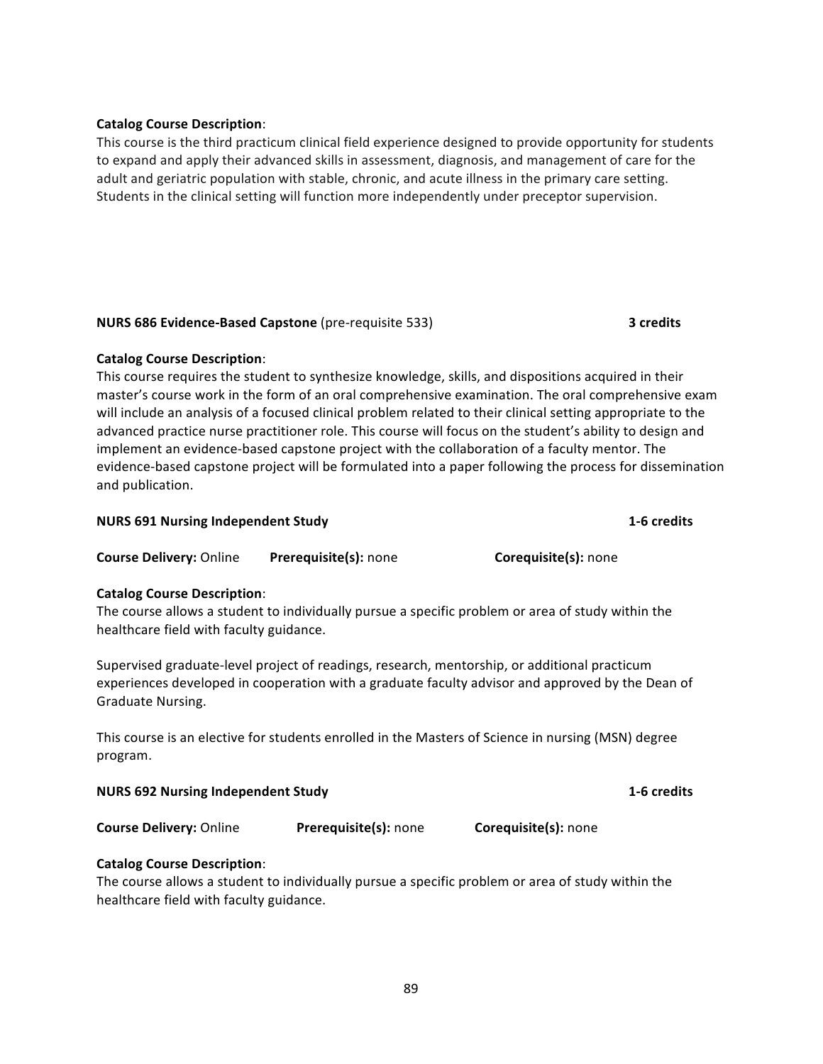**Catalog Course Description**:
This course is the third practicum clinical field experience designed to provide opportunity for students to expand and apply their advanced skills in assessment, diagnosis, and management of care for the adult and geriatric population with stable, chronic, and acute illness in the primary care setting. Students in the clinical setting will function more independently under preceptor supervision.

**NURS 686 Evidence-Based Capstone** (pre-requisite 533) **3 credits**

**Catalog Course Description**:
This course requires the student to synthesize knowledge, skills, and dispositions acquired in their master's course work in the form of an oral comprehensive examination. The oral comprehensive exam will include an analysis of a focused clinical problem related to their clinical setting appropriate to the advanced practice nurse practitioner role. This course will focus on the student's ability to design and implement an evidence-based capstone project with the collaboration of a faculty mentor. The evidence-based capstone project will be formulated into a paper following the process for dissemination and publication.

**NURS 691 Nursing Independent Study** **1-6 credits**

**Course Delivery:** Online **Prerequisite(s):** none **Corequisite(s):** none

**Catalog Course Description**:
The course allows a student to individually pursue a specific problem or area of study within the healthcare field with faculty guidance.

Supervised graduate-level project of readings, research, mentorship, or additional practicum experiences developed in cooperation with a graduate faculty advisor and approved by the Dean of Graduate Nursing.

This course is an elective for students enrolled in the Masters of Science in nursing (MSN) degree program.

**NURS 692 Nursing Independent Study** **1-6 credits**

**Course Delivery:** Online **Prerequisite(s):** none **Corequisite(s):** none

**Catalog Course Description**:
The course allows a student to individually pursue a specific problem or area of study within the healthcare field with faculty guidance.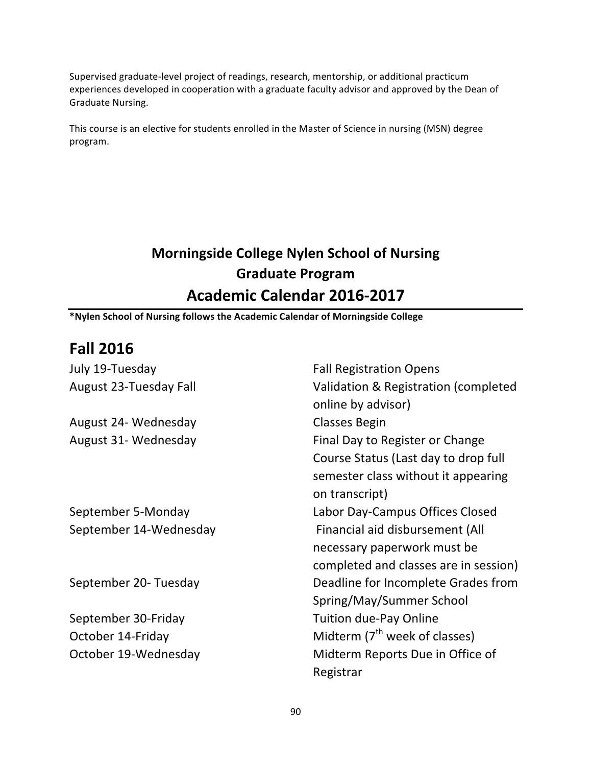Supervised graduate-level project of readings, research, mentorship, or additional practicum experiences developed in cooperation with a graduate faculty advisor and approved by the Dean of Graduate Nursing.

This course is an elective for students enrolled in the Master of Science in nursing (MSN) degree program.

# Morningside College Nylen School of Nursing
## Graduate Program
## Academic Calendar 2016-2017

**\*Nylen School of Nursing follows the Academic Calendar of Morningside College**

## Fall 2016

| | |
|---|---|
| July 19-Tuesday | Fall Registration Opens |
| August 23-Tuesday Fall | Validation & Registration (completed online by advisor) |
| August 24- Wednesday | Classes Begin |
| August 31- Wednesday | Final Day to Register or Change Course Status (Last day to drop full semester class without it appearing on transcript) |
| September 5-Monday | Labor Day-Campus Offices Closed |
| September 14-Wednesday | Financial aid disbursement (All necessary paperwork must be completed and classes are in session) |
| September 20- Tuesday | Deadline for Incomplete Grades from Spring/May/Summer School |
| September 30-Friday | Tuition due-Pay Online |
| October 14-Friday | Midterm (7th week of classes) |
| October 19-Wednesday | Midterm Reports Due in Office of Registrar |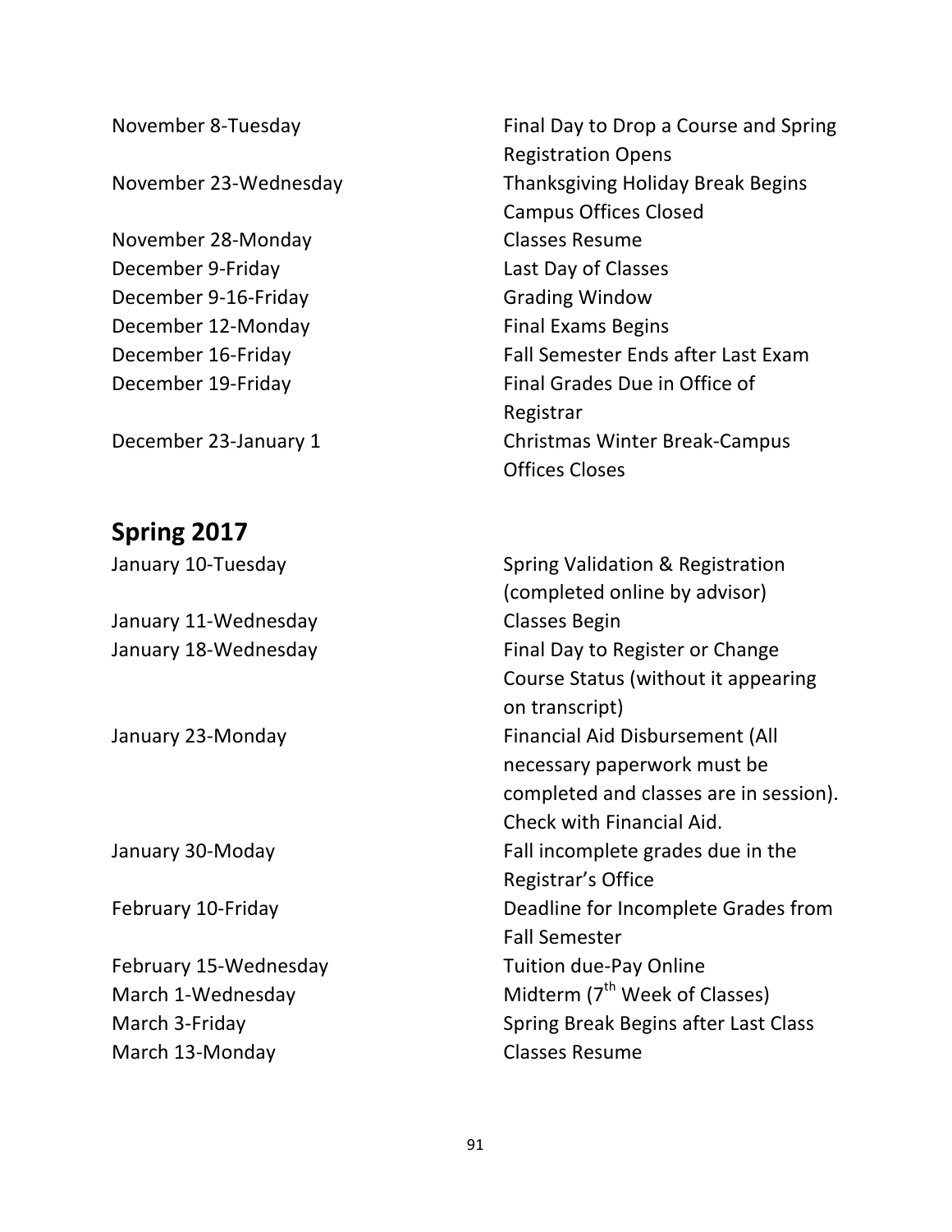| | |
|---|---|
| November 8-Tuesday | Final Day to Drop a Course and Spring Registration Opens |
| November 23-Wednesday | Thanksgiving Holiday Break Begins Campus Offices Closed |
| November 28-Monday | Classes Resume |
| December 9-Friday | Last Day of Classes |
| December 9-16-Friday | Grading Window |
| December 12-Monday | Final Exams Begins |
| December 16-Friday | Fall Semester Ends after Last Exam |
| December 19-Friday | Final Grades Due in Office of Registrar |
| December 23-January 1 | Christmas Winter Break-Campus Offices Closes |

## Spring 2017

| | |
|---|---|
| January 10-Tuesday | Spring Validation & Registration (completed online by advisor) |
| January 11-Wednesday | Classes Begin |
| January 18-Wednesday | Final Day to Register or Change Course Status (without it appearing on transcript) |
| January 23-Monday | Financial Aid Disbursement (All necessary paperwork must be completed and classes are in session). Check with Financial Aid. |
| January 30-Moday | Fall incomplete grades due in the Registrar's Office |
| February 10-Friday | Deadline for Incomplete Grades from Fall Semester |
| February 15-Wednesday | Tuition due-Pay Online |
| March 1-Wednesday | Midterm (7th Week of Classes) |
| March 3-Friday | Spring Break Begins after Last Class |
| March 13-Monday | Classes Resume |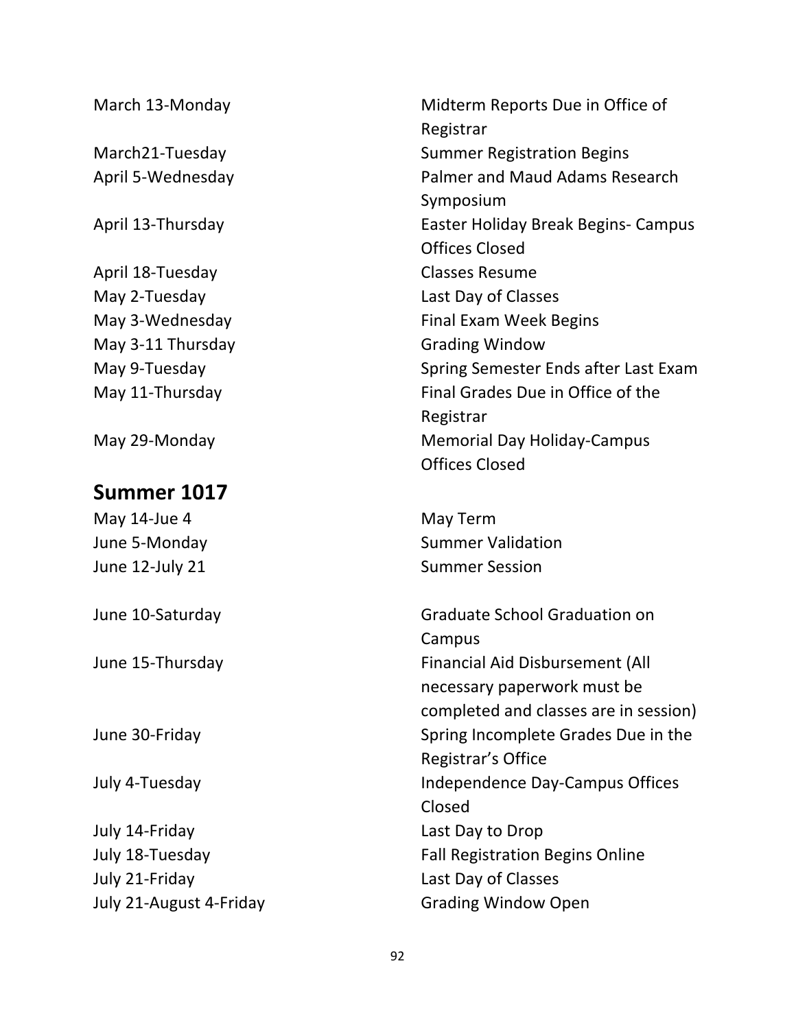| | |
|---|---|
| March 13-Monday | Midterm Reports Due in Office of Registrar |
| March21-Tuesday | Summer Registration Begins |
| April 5-Wednesday | Palmer and Maud Adams Research Symposium |
| April 13-Thursday | Easter Holiday Break Begins- Campus Offices Closed |
| April 18-Tuesday | Classes Resume |
| May 2-Tuesday | Last Day of Classes |
| May 3-Wednesday | Final Exam Week Begins |
| May 3-11 Thursday | Grading Window |
| May 9-Tuesday | Spring Semester Ends after Last Exam |
| May 11-Thursday | Final Grades Due in Office of the Registrar |
| May 29-Monday | Memorial Day Holiday-Campus Offices Closed |

## Summer 1017

| | |
|---|---|
| May 14-Jue 4 | May Term |
| June 5-Monday | Summer Validation |
| June 12-July 21 | Summer Session |
| June 10-Saturday | Graduate School Graduation on Campus |
| June 15-Thursday | Financial Aid Disbursement (All necessary paperwork must be completed and classes are in session) |
| June 30-Friday | Spring Incomplete Grades Due in the Registrar's Office |
| July 4-Tuesday | Independence Day-Campus Offices Closed |
| July 14-Friday | Last Day to Drop |
| July 18-Tuesday | Fall Registration Begins Online |
| July 21-Friday | Last Day of Classes |
| July 21-August 4-Friday | Grading Window Open |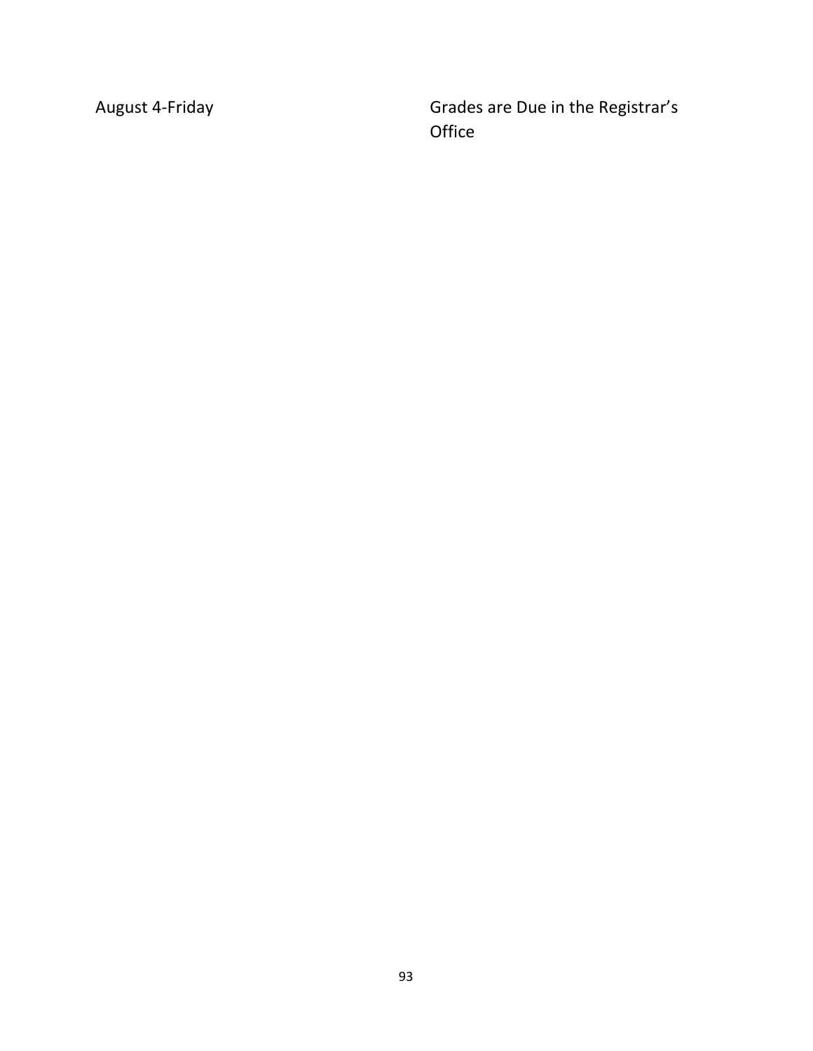| | |
|---|---|
| August 4-Friday | Grades are Due in the Registrar's Office |